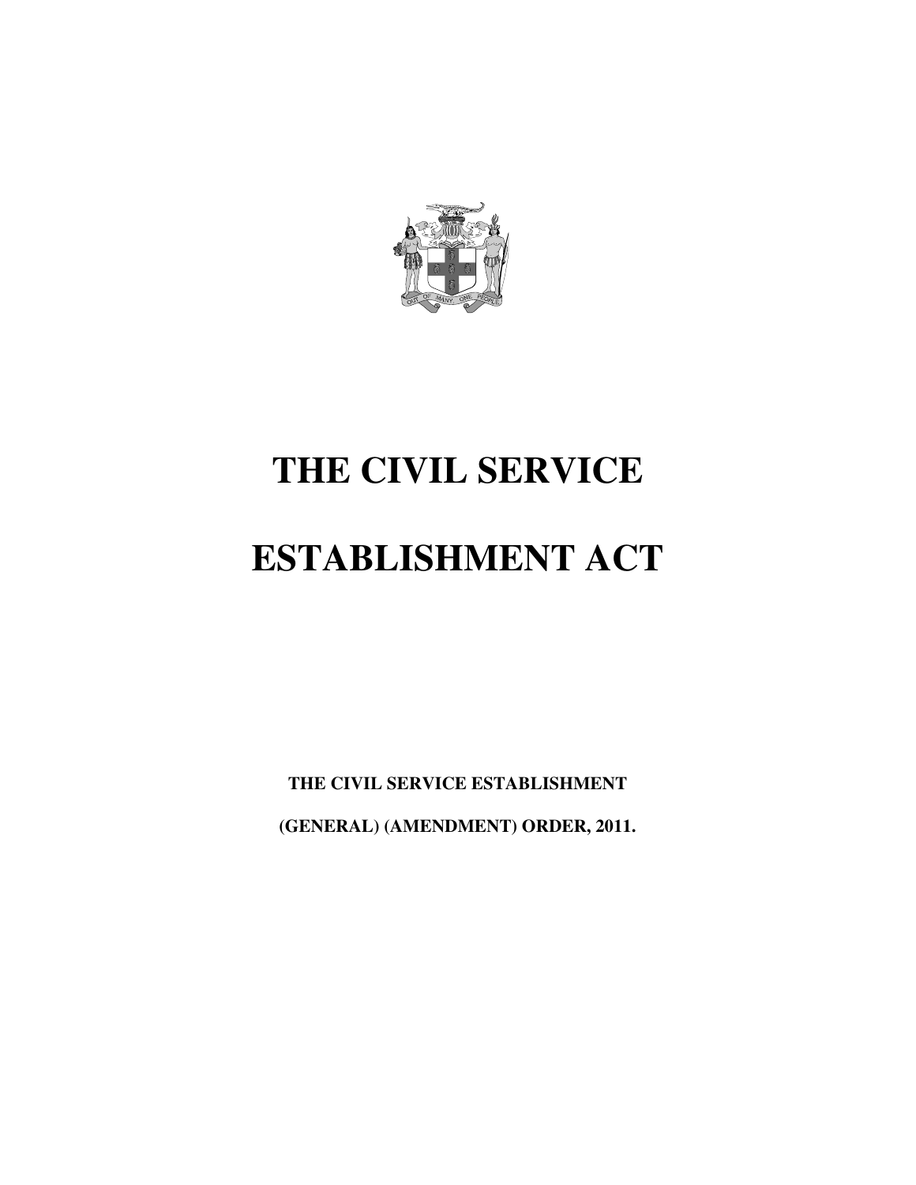# THE CIVIL SERVICE

# ESTABLISHMENT ACT

**THE CIVIL SERVICE ESTABLISHMENT**

**(GENERAL) (AMENDMENT) ORDER, 2011.**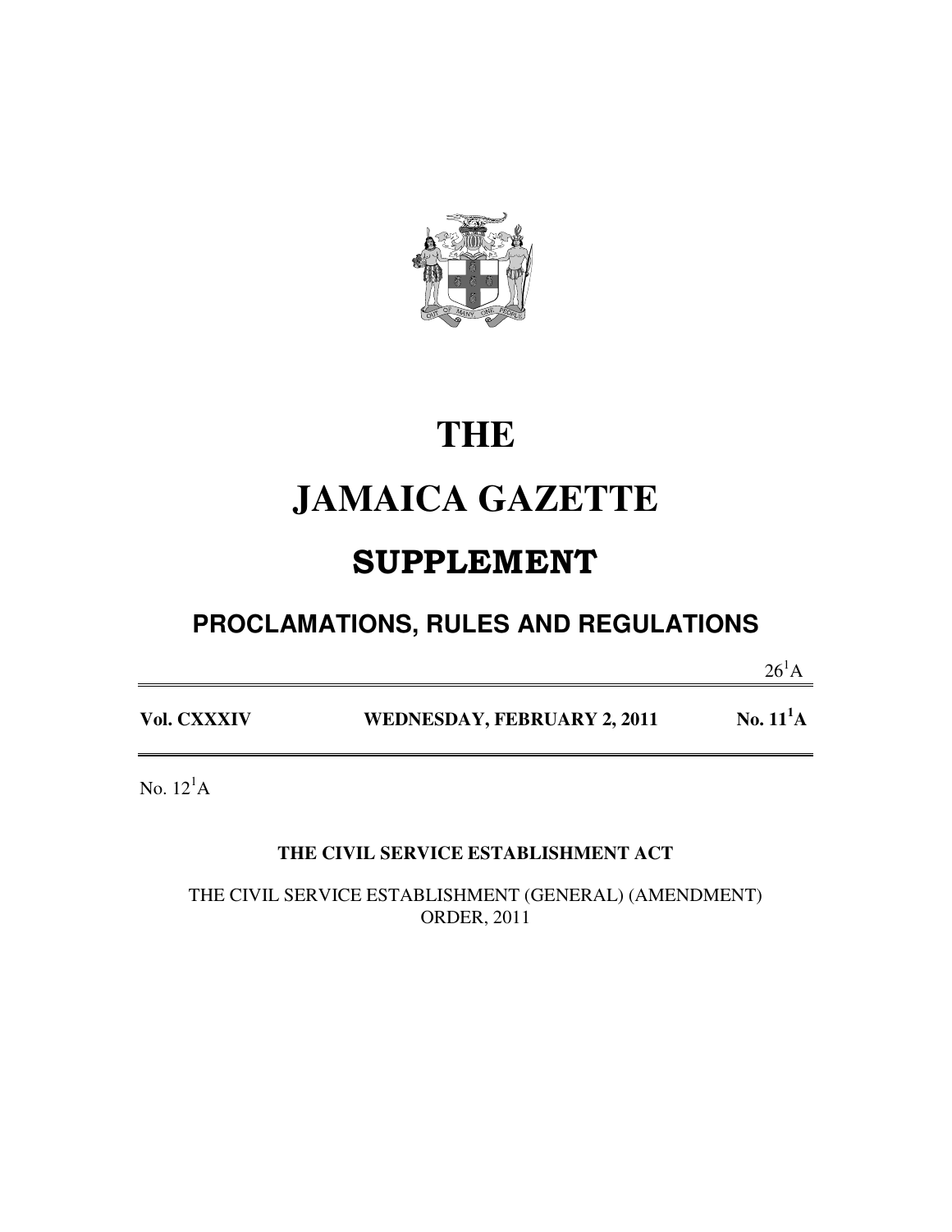# THE

# JAMAICA GAZETTE

## SUPPLEMENT

### PROCLAMATIONS, RULES AND REGULATIONS

26[1]A

| **Vol. CXXXIV** | **WEDNESDAY, FEBRUARY 2, 2011** | **No. 11[1]A** |
|---|---|---|

No. 12[1]A

**THE CIVIL SERVICE ESTABLISHMENT ACT**

THE CIVIL SERVICE ESTABLISHMENT (GENERAL) (AMENDMENT) ORDER, 2011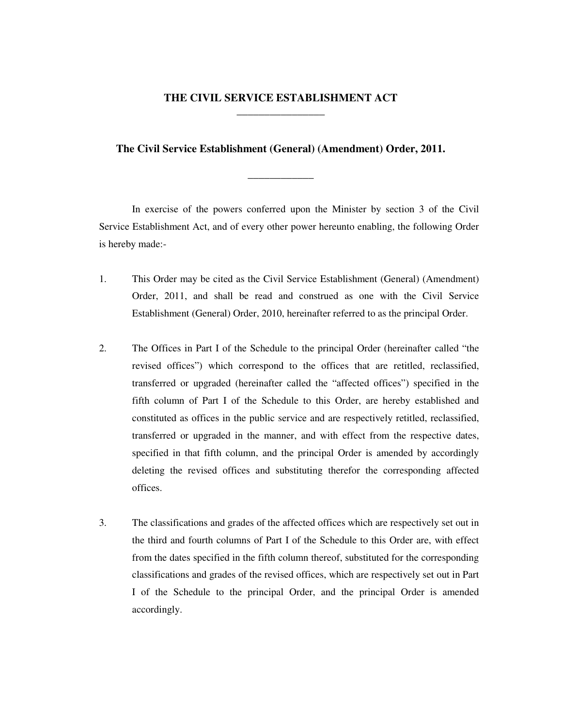# THE CIVIL SERVICE ESTABLISHMENT ACT

## The Civil Service Establishment (General) (Amendment) Order, 2011.

In exercise of the powers conferred upon the Minister by section 3 of the Civil Service Establishment Act, and of every other power hereunto enabling, the following Order is hereby made:-

1. This Order may be cited as the Civil Service Establishment (General) (Amendment) Order, 2011, and shall be read and construed as one with the Civil Service Establishment (General) Order, 2010, hereinafter referred to as the principal Order.

2. The Offices in Part I of the Schedule to the principal Order (hereinafter called "the revised offices") which correspond to the offices that are retitled, reclassified, transferred or upgraded (hereinafter called the "affected offices") specified in the fifth column of Part I of the Schedule to this Order, are hereby established and constituted as offices in the public service and are respectively retitled, reclassified, transferred or upgraded in the manner, and with effect from the respective dates, specified in that fifth column, and the principal Order is amended by accordingly deleting the revised offices and substituting therefor the corresponding affected offices.

3. The classifications and grades of the affected offices which are respectively set out in the third and fourth columns of Part I of the Schedule to this Order are, with effect from the dates specified in the fifth column thereof, substituted for the corresponding classifications and grades of the revised offices, which are respectively set out in Part I of the Schedule to the principal Order, and the principal Order is amended accordingly.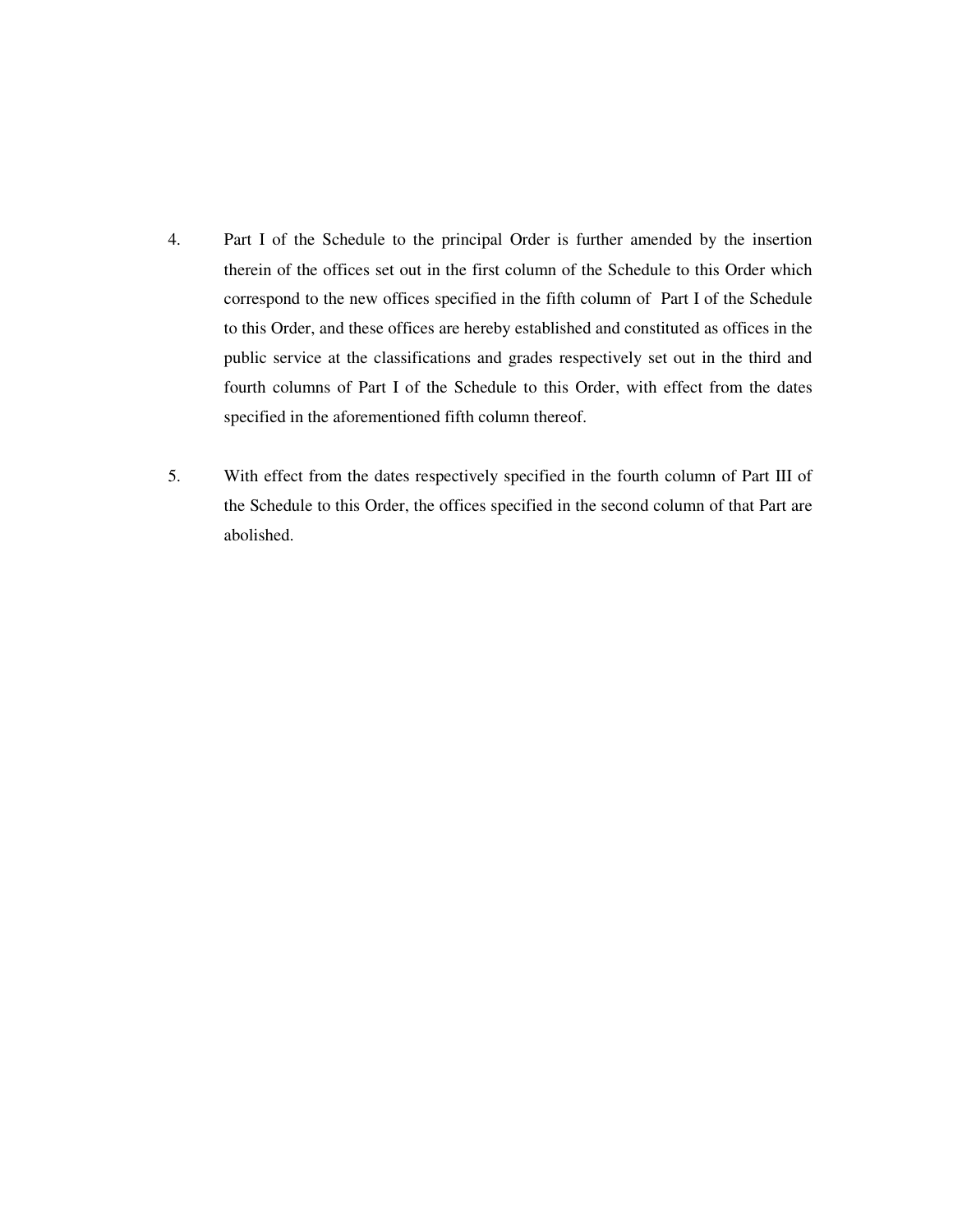4. Part I of the Schedule to the principal Order is further amended by the insertion therein of the offices set out in the first column of the Schedule to this Order which correspond to the new offices specified in the fifth column of Part I of the Schedule to this Order, and these offices are hereby established and constituted as offices in the public service at the classifications and grades respectively set out in the third and fourth columns of Part I of the Schedule to this Order, with effect from the dates specified in the aforementioned fifth column thereof.

5. With effect from the dates respectively specified in the fourth column of Part III of the Schedule to this Order, the offices specified in the second column of that Part are abolished.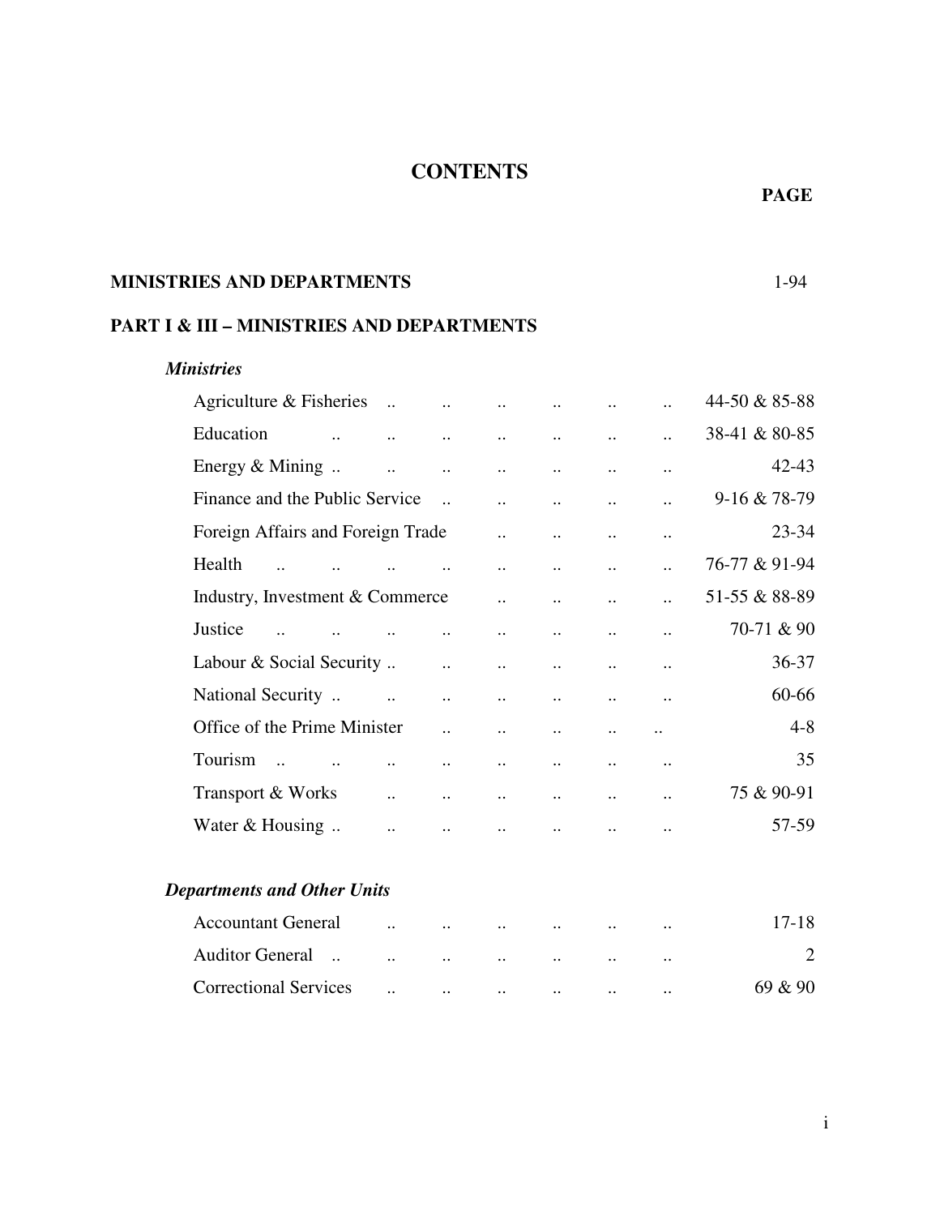# CONTENTS

| | PAGE |
|---|---|
| **MINISTRIES AND DEPARTMENTS** | 1-94 |

## PART I & III – MINISTRIES AND DEPARTMENTS

### *Ministries*

| | |
|---|---|
| Agriculture & Fisheries | 44-50 & 85-88 |
| Education | 38-41 & 80-85 |
| Energy & Mining | 42-43 |
| Finance and the Public Service | 9-16 & 78-79 |
| Foreign Affairs and Foreign Trade | 23-34 |
| Health | 76-77 & 91-94 |
| Industry, Investment & Commerce | 51-55 & 88-89 |
| Justice | 70-71 & 90 |
| Labour & Social Security | 36-37 |
| National Security | 60-66 |
| Office of the Prime Minister | 4-8 |
| Tourism | 35 |
| Transport & Works | 75 & 90-91 |
| Water & Housing | 57-59 |

### *Departments and Other Units*

| | |
|---|---|
| Accountant General | 17-18 |
| Auditor General | 2 |
| Correctional Services | 69 & 90 |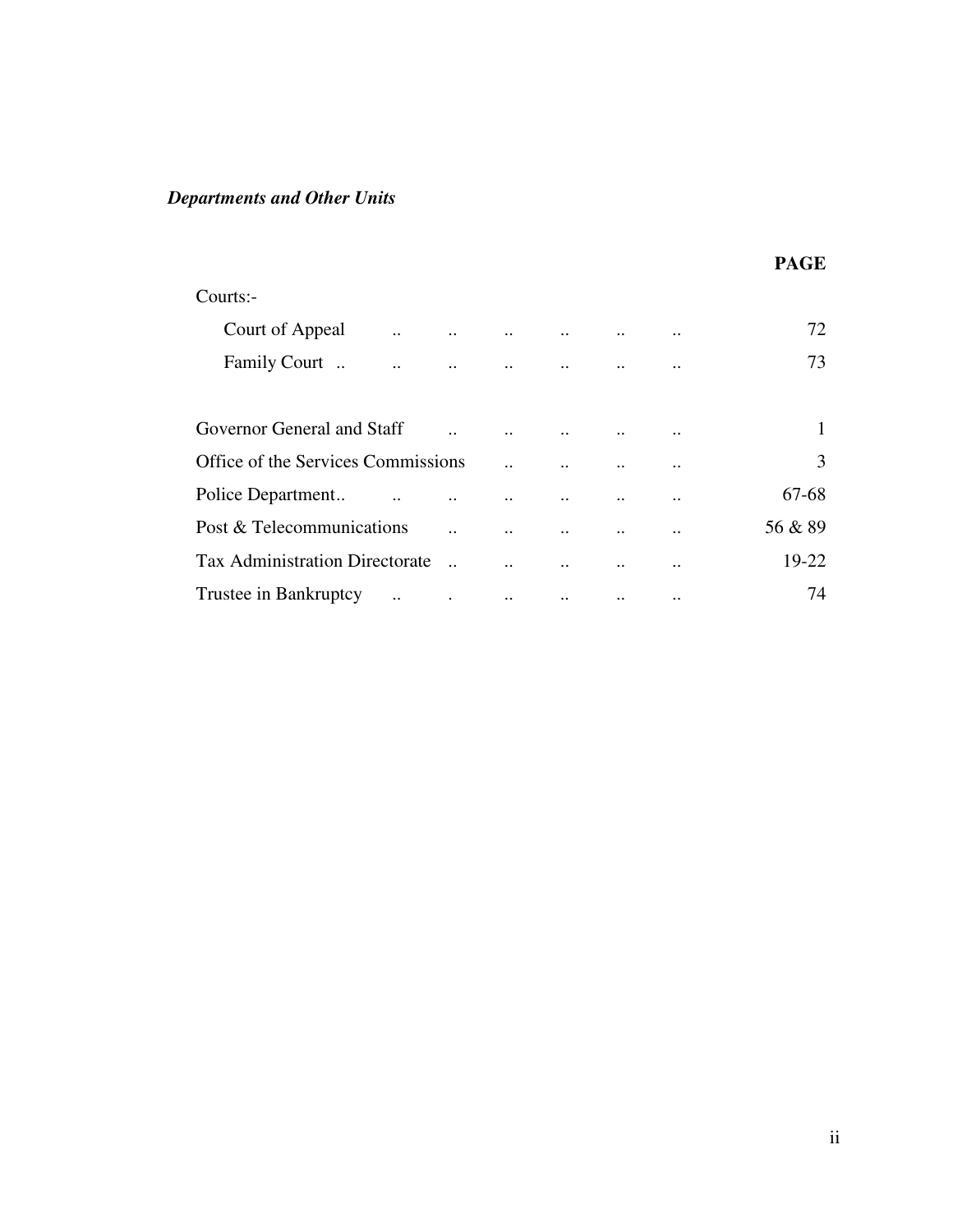*Departments and Other Units*

| | PAGE |
|---|---|
| Courts:- | |
| Court of Appeal | 72 |
| Family Court | 73 |
| | |
| Governor General and Staff | 1 |
| Office of the Services Commissions | 3 |
| Police Department | 67-68 |
| Post & Telecommunications | 56 & 89 |
| Tax Administration Directorate | 19-22 |
| Trustee in Bankruptcy | 74 |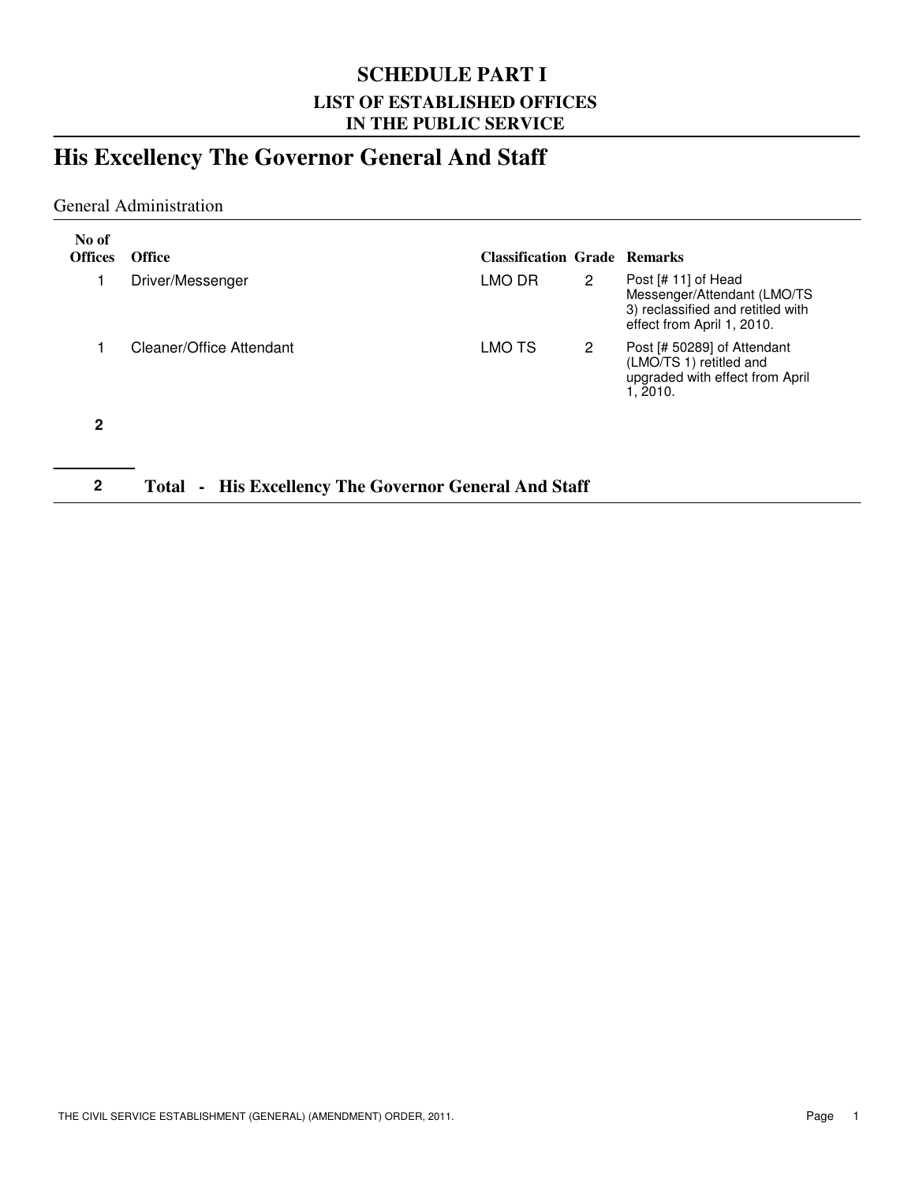## SCHEDULE PART I

### LIST OF ESTABLISHED OFFICES IN THE PUBLIC SERVICE

# His Excellency The Governor General And Staff

General Administration

| No of Offices | Office | Classification | Grade | Remarks |
|---|---|---|---|---|
| 1 | Driver/Messenger | LMO DR | 2 | Post [# 11] of Head Messenger/Attendant (LMO/TS 3) reclassified and retitled with effect from April 1, 2010. |
| 1 | Cleaner/Office Attendant | LMO TS | 2 | Post [# 50289] of Attendant (LMO/TS 1) retitled and upgraded with effect from April 1, 2010. |
| **2** | | | | |

**2** **Total - His Excellency The Governor General And Staff**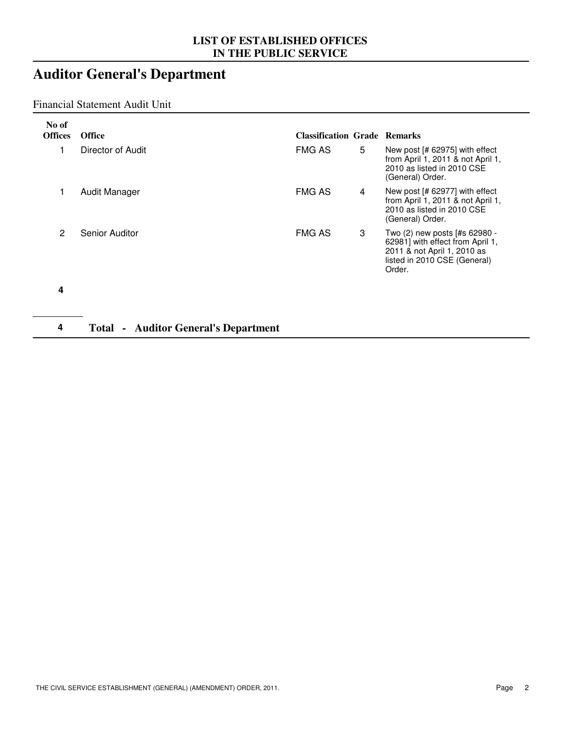**LIST OF ESTABLISHED OFFICES
IN THE PUBLIC SERVICE**

# Auditor General's Department

Financial Statement Audit Unit

| No of Offices | Office | Classification | Grade | Remarks |
|---|---|---|---|---|
| 1 | Director of Audit | FMG AS | 5 | New post [# 62975] with effect from April 1, 2011 & not April 1, 2010 as listed in 2010 CSE (General) Order. |
| 1 | Audit Manager | FMG AS | 4 | New post [# 62977] with effect from April 1, 2011 & not April 1, 2010 as listed in 2010 CSE (General) Order. |
| 2 | Senior Auditor | FMG AS | 3 | Two (2) new posts [#s 62980 - 62981] with effect from April 1, 2011 & not April 1, 2010 as listed in 2010 CSE (General) Order. |
| **4** | | | | |

**4 Total - Auditor General's Department**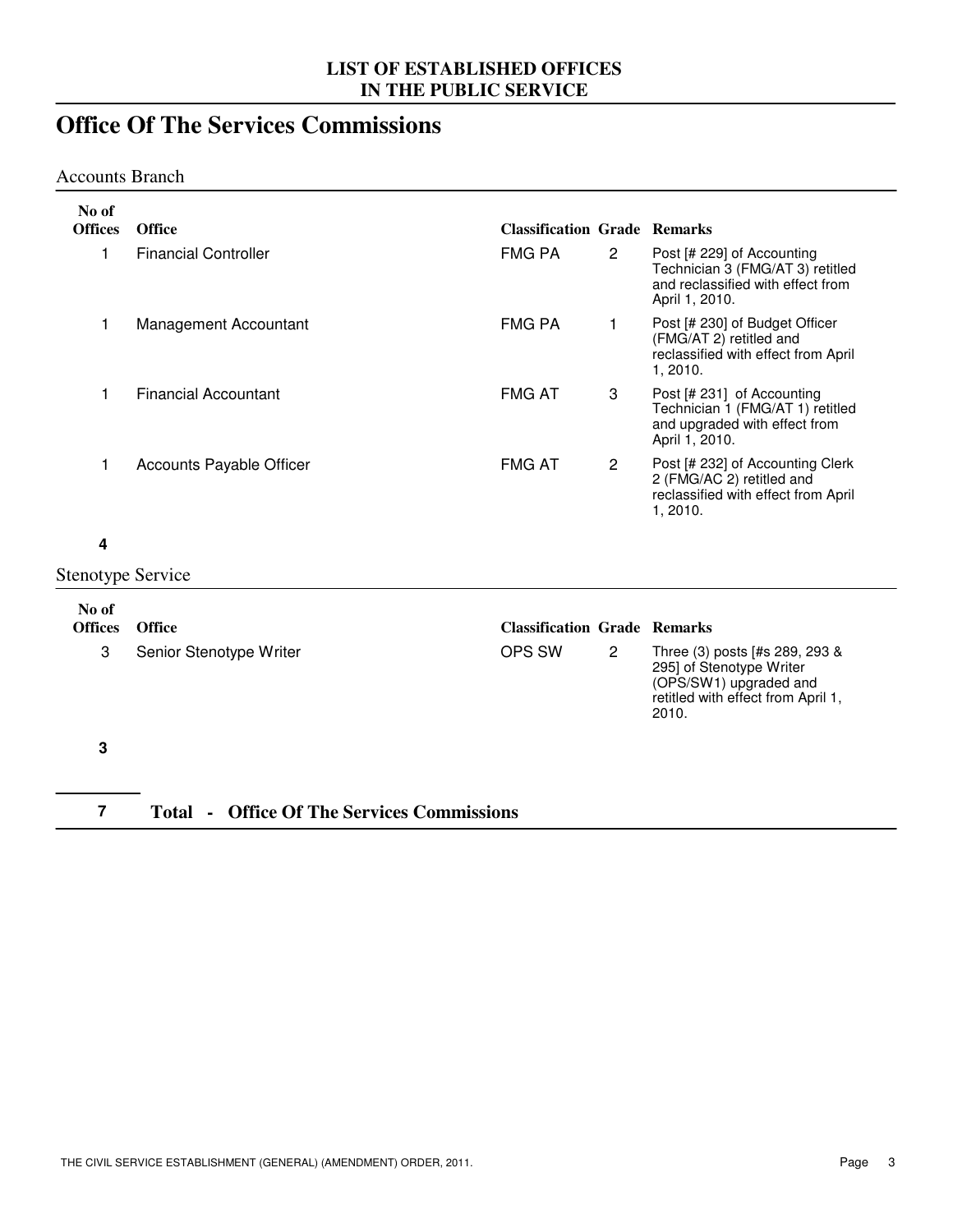**LIST OF ESTABLISHED OFFICES IN THE PUBLIC SERVICE**

# Office Of The Services Commissions

## Accounts Branch

| No of Offices | Office | Classification | Grade | Remarks |
|---|---|---|---|---|
| 1 | Financial Controller | FMG PA | 2 | Post [# 229] of Accounting Technician 3 (FMG/AT 3) retitled and reclassified with effect from April 1, 2010. |
| 1 | Management Accountant | FMG PA | 1 | Post [# 230] of Budget Officer (FMG/AT 2) retitled and reclassified with effect from April 1, 2010. |
| 1 | Financial Accountant | FMG AT | 3 | Post [# 231] of Accounting Technician 1 (FMG/AT 1) retitled and upgraded with effect from April 1, 2010. |
| 1 | Accounts Payable Officer | FMG AT | 2 | Post [# 232] of Accounting Clerk 2 (FMG/AC 2) retitled and reclassified with effect from April 1, 2010. |
| **4** | | | | |

## Stenotype Service

| No of Offices | Office | Classification | Grade | Remarks |
|---|---|---|---|---|
| 3 | Senior Stenotype Writer | OPS SW | 2 | Three (3) posts [#s 289, 293 & 295] of Stenotype Writer (OPS/SW1) upgraded and retitled with effect from April 1, 2010. |
| **3** | | | | |

**7 Total - Office Of The Services Commissions**

THE CIVIL SERVICE ESTABLISHMENT (GENERAL) (AMENDMENT) ORDER, 2011.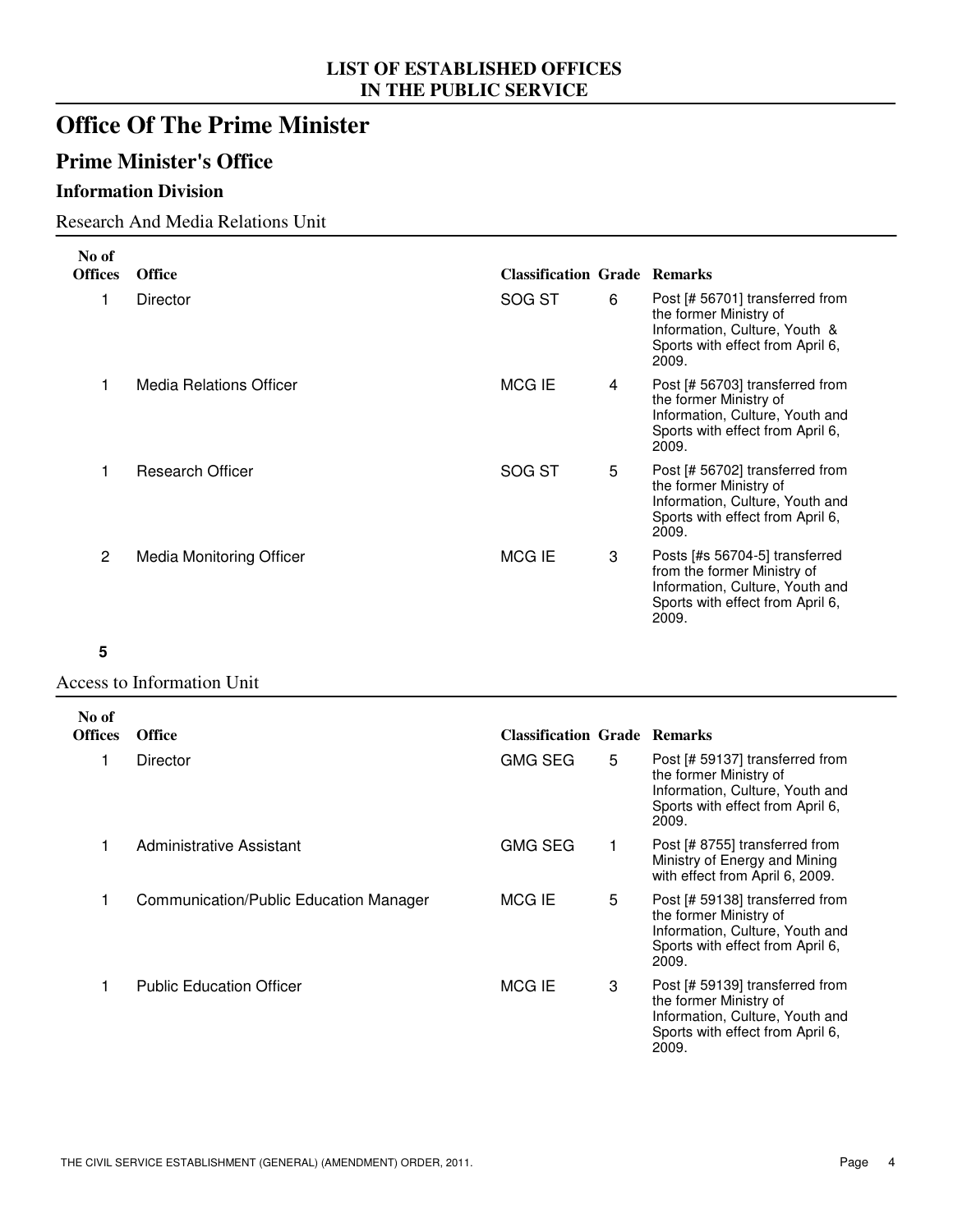# Office Of The Prime Minister

## Prime Minister's Office

### Information Division

Research And Media Relations Unit

| No of Offices | Office | Classification | Grade | Remarks |
|---|---|---|---|---|
| 1 | Director | SOG ST | 6 | Post [# 56701] transferred from the former Ministry of Information, Culture, Youth & Sports with effect from April 6, 2009. |
| 1 | Media Relations Officer | MCG IE | 4 | Post [# 56703] transferred from the former Ministry of Information, Culture, Youth and Sports with effect from April 6, 2009. |
| 1 | Research Officer | SOG ST | 5 | Post [# 56702] transferred from the former Ministry of Information, Culture, Youth and Sports with effect from April 6, 2009. |
| 2 | Media Monitoring Officer | MCG IE | 3 | Posts [#s 56704-5] transferred from the former Ministry of Information, Culture, Youth and Sports with effect from April 6, 2009. |

**5**

Access to Information Unit

| No of Offices | Office | Classification | Grade | Remarks |
|---|---|---|---|---|
| 1 | Director | GMG SEG | 5 | Post [# 59137] transferred from the former Ministry of Information, Culture, Youth and Sports with effect from April 6, 2009. |
| 1 | Administrative Assistant | GMG SEG | 1 | Post [# 8755] transferred from Ministry of Energy and Mining with effect from April 6, 2009. |
| 1 | Communication/Public Education Manager | MCG IE | 5 | Post [# 59138] transferred from the former Ministry of Information, Culture, Youth and Sports with effect from April 6, 2009. |
| 1 | Public Education Officer | MCG IE | 3 | Post [# 59139] transferred from the former Ministry of Information, Culture, Youth and Sports with effect from April 6, 2009. |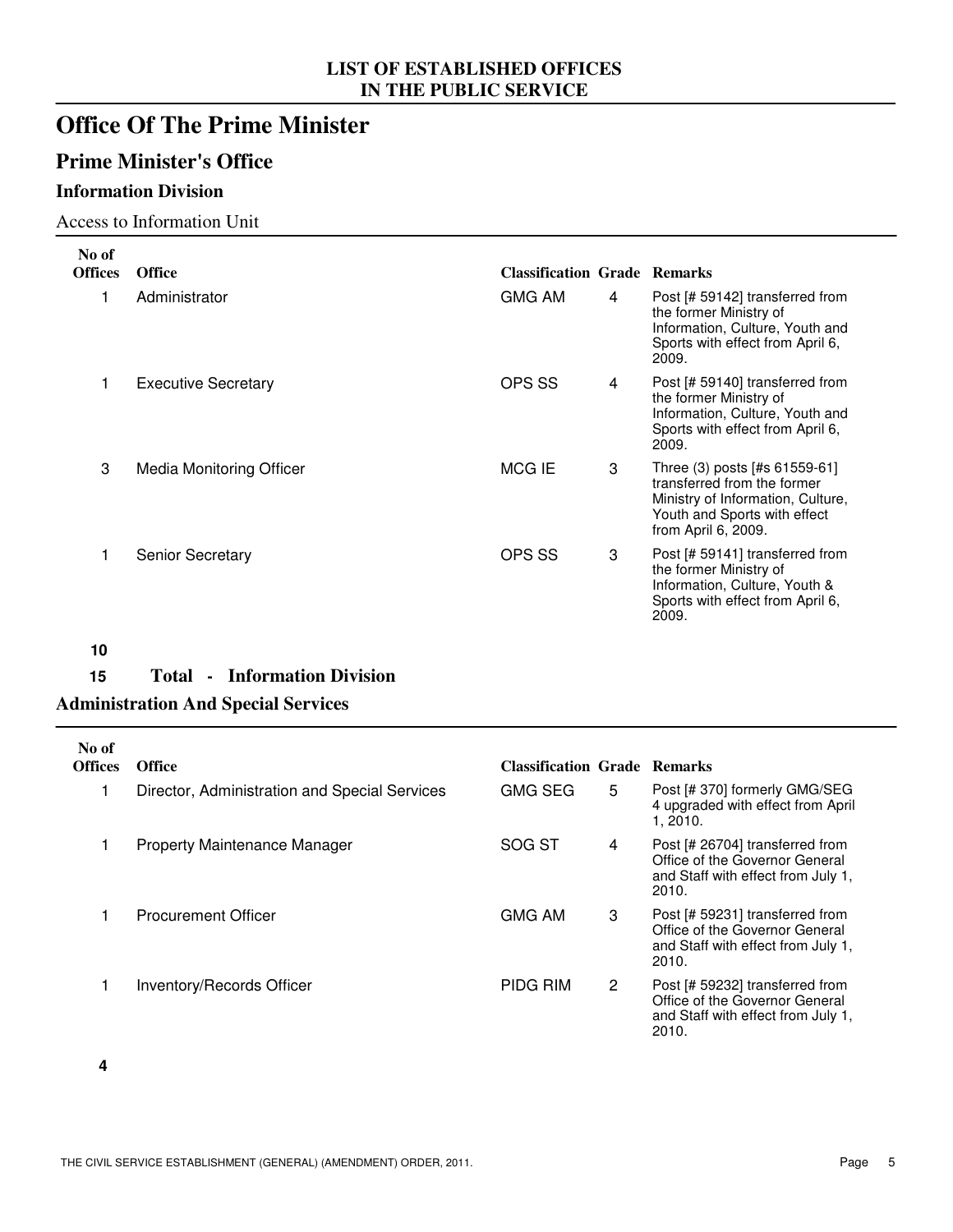# Office Of The Prime Minister

## Prime Minister's Office

### Information Division

Access to Information Unit

| No of Offices | Office | Classification | Grade | Remarks |
|---|---|---|---|---|
| 1 | Administrator | GMG AM | 4 | Post [# 59142] transferred from the former Ministry of Information, Culture, Youth and Sports with effect from April 6, 2009. |
| 1 | Executive Secretary | OPS SS | 4 | Post [# 59140] transferred from the former Ministry of Information, Culture, Youth and Sports with effect from April 6, 2009. |
| 3 | Media Monitoring Officer | MCG IE | 3 | Three (3) posts [#s 61559-61] transferred from the former Ministry of Information, Culture, Youth and Sports with effect from April 6, 2009. |
| 1 | Senior Secretary | OPS SS | 3 | Post [# 59141] transferred from the former Ministry of Information, Culture, Youth & Sports with effect from April 6, 2009. |

**10**

**15 Total - Information Division**

### Administration And Special Services

| No of Offices | Office | Classification | Grade | Remarks |
|---|---|---|---|---|
| 1 | Director, Administration and Special Services | GMG SEG | 5 | Post [# 370] formerly GMG/SEG 4 upgraded with effect from April 1, 2010. |
| 1 | Property Maintenance Manager | SOG ST | 4 | Post [# 26704] transferred from Office of the Governor General and Staff with effect from July 1, 2010. |
| 1 | Procurement Officer | GMG AM | 3 | Post [# 59231] transferred from Office of the Governor General and Staff with effect from July 1, 2010. |
| 1 | Inventory/Records Officer | PIDG RIM | 2 | Post [# 59232] transferred from Office of the Governor General and Staff with effect from July 1, 2010. |

**4**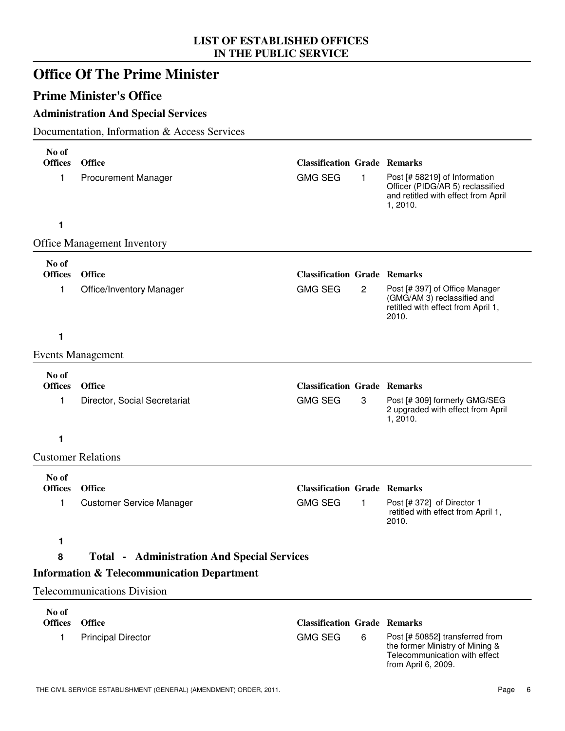LIST OF ESTABLISHED OFFICES
IN THE PUBLIC SERVICE

# Office Of The Prime Minister

## Prime Minister's Office

### Administration And Special Services

Documentation, Information & Access Services

| No of Offices | Office | Classification | Grade | Remarks |
|---|---|---|---|---|
| 1 | Procurement Manager | GMG SEG | 1 | Post [# 58219] of Information Officer (PIDG/AR 5) reclassified and retitled with effect from April 1, 2010. |
| **1** | | | | |

Office Management Inventory

| No of Offices | Office | Classification | Grade | Remarks |
|---|---|---|---|---|
| 1 | Office/Inventory Manager | GMG SEG | 2 | Post [# 397] of Office Manager (GMG/AM 3) reclassified and retitled with effect from April 1, 2010. |
| **1** | | | | |

Events Management

| No of Offices | Office | Classification | Grade | Remarks |
|---|---|---|---|---|
| 1 | Director, Social Secretariat | GMG SEG | 3 | Post [# 309] formerly GMG/SEG 2 upgraded with effect from April 1, 2010. |
| **1** | | | | |

Customer Relations

| No of Offices | Office | Classification | Grade | Remarks |
|---|---|---|---|---|
| 1 | Customer Service Manager | GMG SEG | 1 | Post [# 372] of Director 1 retitled with effect from April 1, 2010. |
| **1** | | | | |

**8 Total - Administration And Special Services**

### Information & Telecommunication Department

Telecommunications Division

| No of Offices | Office | Classification | Grade | Remarks |
|---|---|---|---|---|
| 1 | Principal Director | GMG SEG | 6 | Post [# 50852] transferred from the former Ministry of Mining & Telecommunication with effect from April 6, 2009. |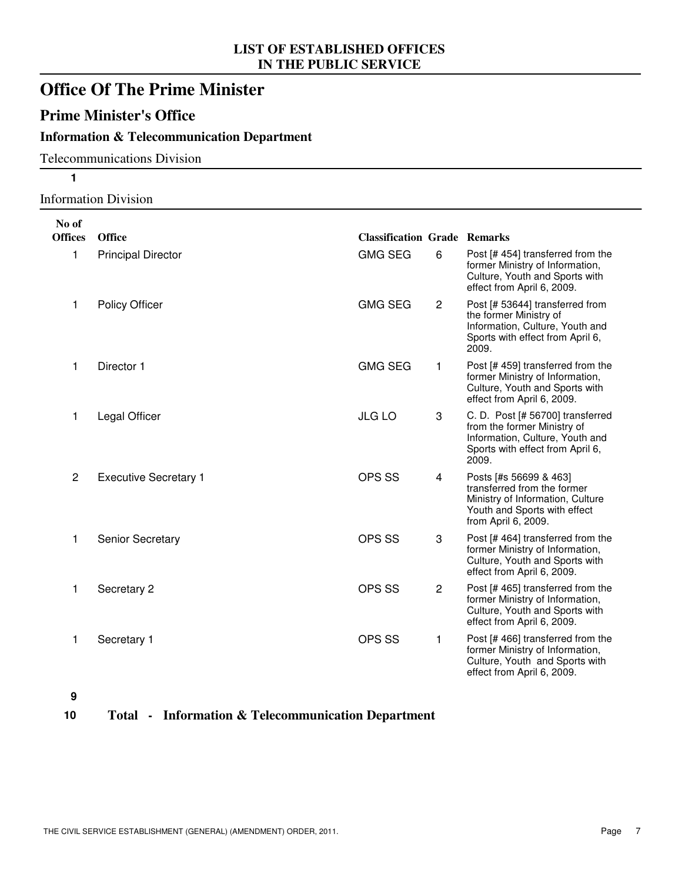**LIST OF ESTABLISHED OFFICES IN THE PUBLIC SERVICE**

# Office Of The Prime Minister

## Prime Minister's Office

### Information & Telecommunication Department

Telecommunications Division

**1**

Information Division

| No of Offices | Office | Classification | Grade | Remarks |
|---|---|---|---|---|
| 1 | Principal Director | GMG SEG | 6 | Post [# 454] transferred from the former Ministry of Information, Culture, Youth and Sports with effect from April 6, 2009. |
| 1 | Policy Officer | GMG SEG | 2 | Post [# 53644] transferred from the former Ministry of Information, Culture, Youth and Sports with effect from April 6, 2009. |
| 1 | Director 1 | GMG SEG | 1 | Post [# 459] transferred from the former Ministry of Information, Culture, Youth and Sports with effect from April 6, 2009. |
| 1 | Legal Officer | JLG LO | 3 | C. D. Post [# 56700] transferred from the former Ministry of Information, Culture, Youth and Sports with effect from April 6, 2009. |
| 2 | Executive Secretary 1 | OPS SS | 4 | Posts [#s 56699 & 463] transferred from the former Ministry of Information, Culture Youth and Sports with effect from April 6, 2009. |
| 1 | Senior Secretary | OPS SS | 3 | Post [# 464] transferred from the former Ministry of Information, Culture, Youth and Sports with effect from April 6, 2009. |
| 1 | Secretary 2 | OPS SS | 2 | Post [# 465] transferred from the former Ministry of Information, Culture, Youth and Sports with effect from April 6, 2009. |
| 1 | Secretary 1 | OPS SS | 1 | Post [# 466] transferred from the former Ministry of Information, Culture, Youth and Sports with effect from April 6, 2009. |

**9**

**10 Total - Information & Telecommunication Department**

THE CIVIL SERVICE ESTABLISHMENT (GENERAL) (AMENDMENT) ORDER, 2011.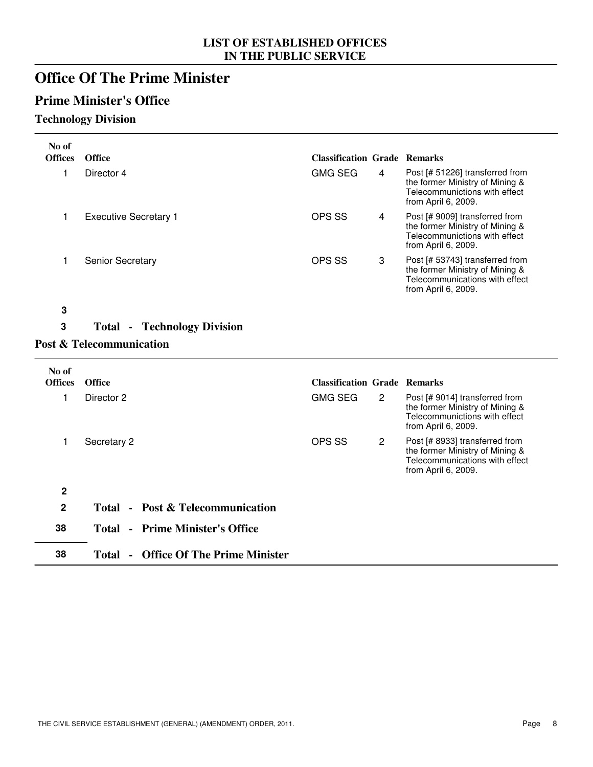# Office Of The Prime Minister

## Prime Minister's Office

### Technology Division

| No of Offices | Office | Classification | Grade | Remarks |
|---|---|---|---|---|
| 1 | Director 4 | GMG SEG | 4 | Post [# 51226] transferred from the former Ministry of Mining & Telecommunictions with effect from April 6, 2009. |
| 1 | Executive Secretary 1 | OPS SS | 4 | Post [# 9009] transferred from the former Ministry of Mining & Telecommunictions with effect from April 6, 2009. |
| 1 | Senior Secretary | OPS SS | 3 | Post [# 53743] transferred from the former Ministry of Mining & Telecommunications with effect from April 6, 2009. |
| **3** | | | | |
| **3** | **Total - Technology Division** | | | |

### Post & Telecommunication

| No of Offices | Office | Classification | Grade | Remarks |
|---|---|---|---|---|
| 1 | Director 2 | GMG SEG | 2 | Post [# 9014] transferred from the former Ministry of Mining & Telecommunictions with effect from April 6, 2009. |
| 1 | Secretary 2 | OPS SS | 2 | Post [# 8933] transferred from the former Ministry of Mining & Telecommunications with effect from April 6, 2009. |
| **2** | | | | |
| **2** | **Total - Post & Telecommunication** | | | |
| **38** | **Total - Prime Minister's Office** | | | |
| **38** | **Total - Office Of The Prime Minister** | | | |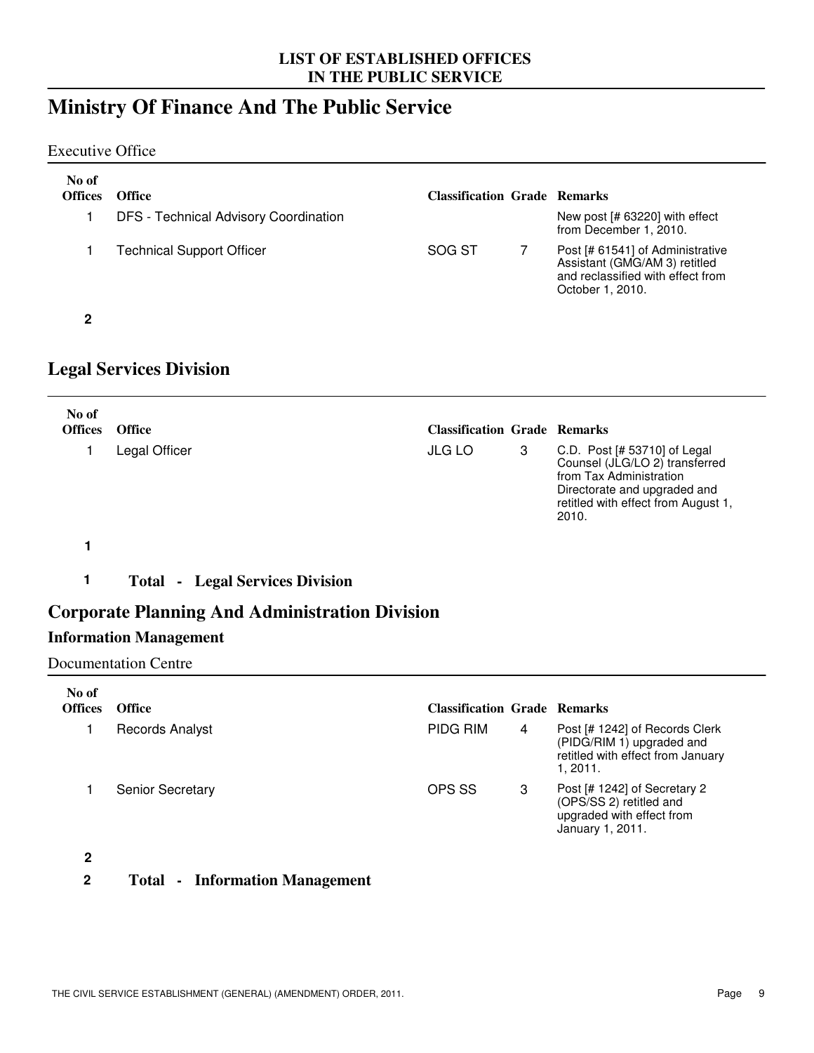LIST OF ESTABLISHED OFFICES
IN THE PUBLIC SERVICE

# Ministry Of Finance And The Public Service

Executive Office

| No of Offices | Office | Classification | Grade | Remarks |
|---|---|---|---|---|
| 1 | DFS - Technical Advisory Coordination | | | New post [# 63220] with effect from December 1, 2010. |
| 1 | Technical Support Officer | SOG ST | 7 | Post [# 61541] of Administrative Assistant (GMG/AM 3) retitled and reclassified with effect from October 1, 2010. |
| **2** | | | | |

## Legal Services Division

| No of Offices | Office | Classification | Grade | Remarks |
|---|---|---|---|---|
| 1 | Legal Officer | JLG LO | 3 | C.D. Post [# 53710] of Legal Counsel (JLG/LO 2) transferred from Tax Administration Directorate and upgraded and retitled with effect from August 1, 2010. |
| **1** | | | | |

**1 Total - Legal Services Division**

## Corporate Planning And Administration Division

### Information Management

Documentation Centre

| No of Offices | Office | Classification | Grade | Remarks |
|---|---|---|---|---|
| 1 | Records Analyst | PIDG RIM | 4 | Post [# 1242] of Records Clerk (PIDG/RIM 1) upgraded and retitled with effect from January 1, 2011. |
| 1 | Senior Secretary | OPS SS | 3 | Post [# 1242] of Secretary 2 (OPS/SS 2) retitled and upgraded with effect from January 1, 2011. |
| **2** | | | | |

**2 Total - Information Management**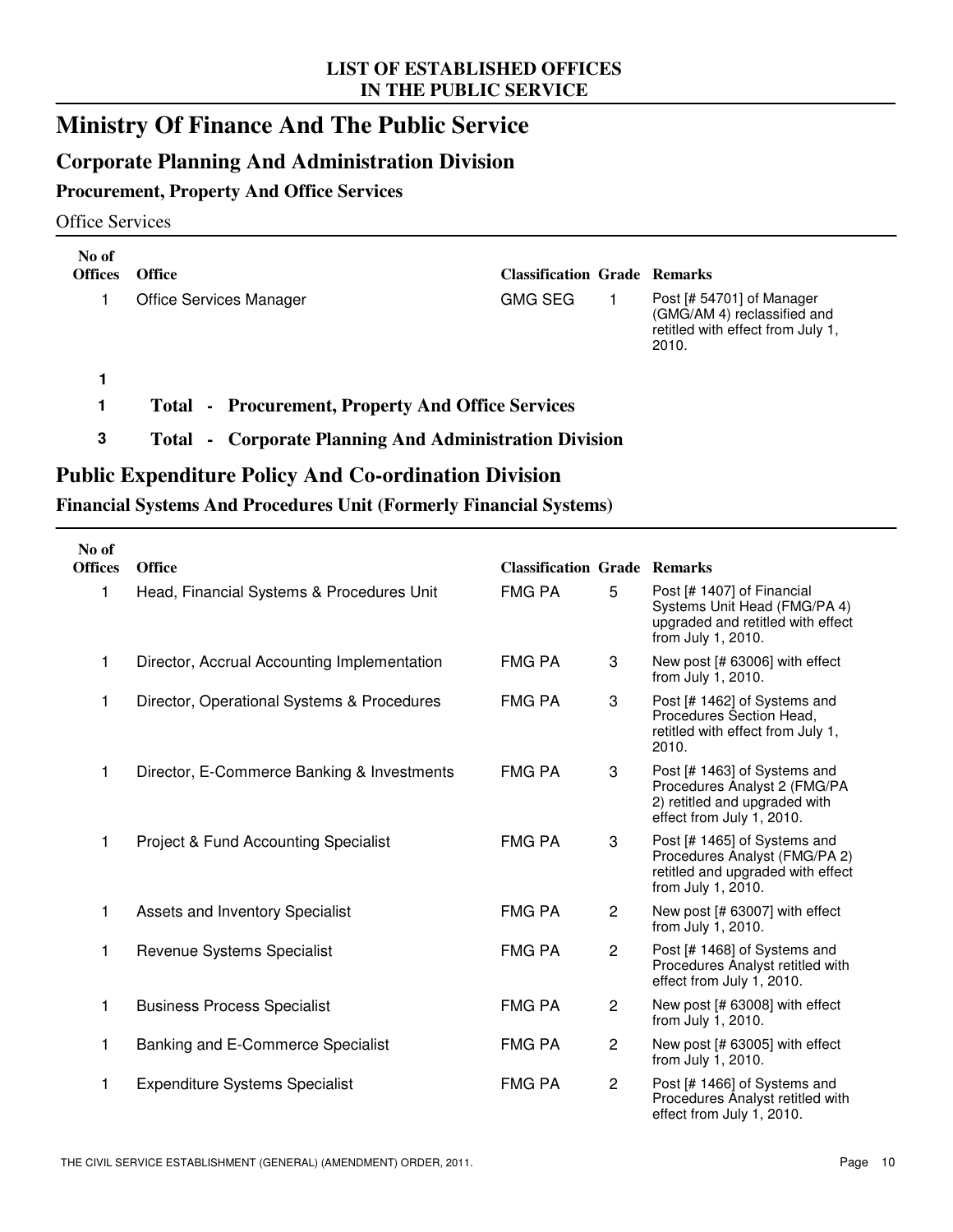# Ministry Of Finance And The Public Service

## Corporate Planning And Administration Division

### Procurement, Property And Office Services

Office Services

| No of Offices | Office | Classification | Grade | Remarks |
|---|---|---|---|---|
| 1 | Office Services Manager | GMG SEG | 1 | Post [# 54701] of Manager (GMG/AM 4) reclassified and retitled with effect from July 1, 2010. |
| **1** | | | | |

**1 Total - Procurement, Property And Office Services**

**3 Total - Corporate Planning And Administration Division**

## Public Expenditure Policy And Co-ordination Division

### Financial Systems And Procedures Unit (Formerly Financial Systems)

| No of Offices | Office | Classification | Grade | Remarks |
|---|---|---|---|---|
| 1 | Head, Financial Systems & Procedures Unit | FMG PA | 5 | Post [# 1407] of Financial Systems Unit Head (FMG/PA 4) upgraded and retitled with effect from July 1, 2010. |
| 1 | Director, Accrual Accounting Implementation | FMG PA | 3 | New post [# 63006] with effect from July 1, 2010. |
| 1 | Director, Operational Systems & Procedures | FMG PA | 3 | Post [# 1462] of Systems and Procedures Section Head, retitled with effect from July 1, 2010. |
| 1 | Director, E-Commerce Banking & Investments | FMG PA | 3 | Post [# 1463] of Systems and Procedures Analyst 2 (FMG/PA 2) retitled and upgraded with effect from July 1, 2010. |
| 1 | Project & Fund Accounting Specialist | FMG PA | 3 | Post [# 1465] of Systems and Procedures Analyst (FMG/PA 2) retitled and upgraded with effect from July 1, 2010. |
| 1 | Assets and Inventory Specialist | FMG PA | 2 | New post [# 63007] with effect from July 1, 2010. |
| 1 | Revenue Systems Specialist | FMG PA | 2 | Post [# 1468] of Systems and Procedures Analyst retitled with effect from July 1, 2010. |
| 1 | Business Process Specialist | FMG PA | 2 | New post [# 63008] with effect from July 1, 2010. |
| 1 | Banking and E-Commerce Specialist | FMG PA | 2 | New post [# 63005] with effect from July 1, 2010. |
| 1 | Expenditure Systems Specialist | FMG PA | 2 | Post [# 1466] of Systems and Procedures Analyst retitled with effect from July 1, 2010. |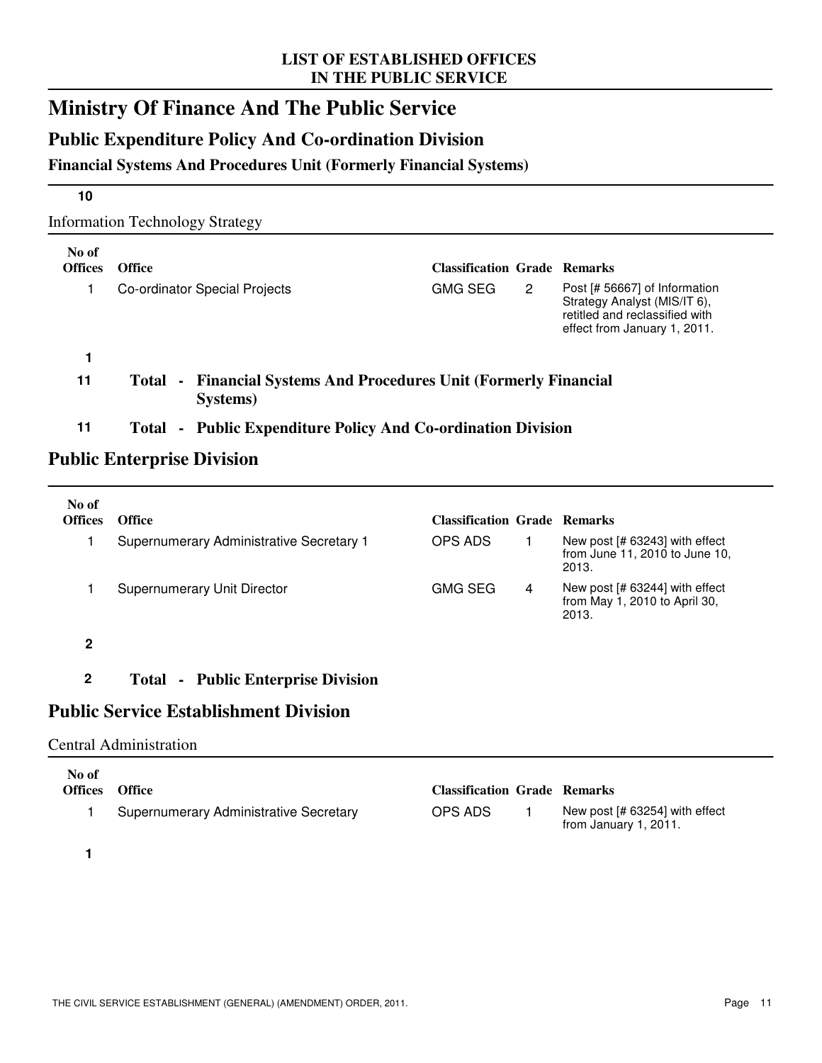**LIST OF ESTABLISHED OFFICES**
**IN THE PUBLIC SERVICE**

# Ministry Of Finance And The Public Service

## Public Expenditure Policy And Co-ordination Division

### Financial Systems And Procedures Unit (Formerly Financial Systems)

**10**

Information Technology Strategy

| No of Offices | Office | Classification | Grade | Remarks |
|---|---|---|---|---|
| 1 | Co-ordinator Special Projects | GMG SEG | 2 | Post [# 56667] of Information Strategy Analyst (MIS/IT 6), retitled and reclassified with effect from January 1, 2011. |

**1**

**11 Total - Financial Systems And Procedures Unit (Formerly Financial Systems)**

**11 Total - Public Expenditure Policy And Co-ordination Division**

## Public Enterprise Division

| No of Offices | Office | Classification | Grade | Remarks |
|---|---|---|---|---|
| 1 | Supernumerary Administrative Secretary 1 | OPS ADS | 1 | New post [# 63243] with effect from June 11, 2010 to June 10, 2013. |
| 1 | Supernumerary Unit Director | GMG SEG | 4 | New post [# 63244] with effect from May 1, 2010 to April 30, 2013. |

**2**

**2 Total - Public Enterprise Division**

## Public Service Establishment Division

Central Administration

| No of Offices | Office | Classification | Grade | Remarks |
|---|---|---|---|---|
| 1 | Supernumerary Administrative Secretary | OPS ADS | 1 | New post [# 63254] with effect from January 1, 2011. |

**1**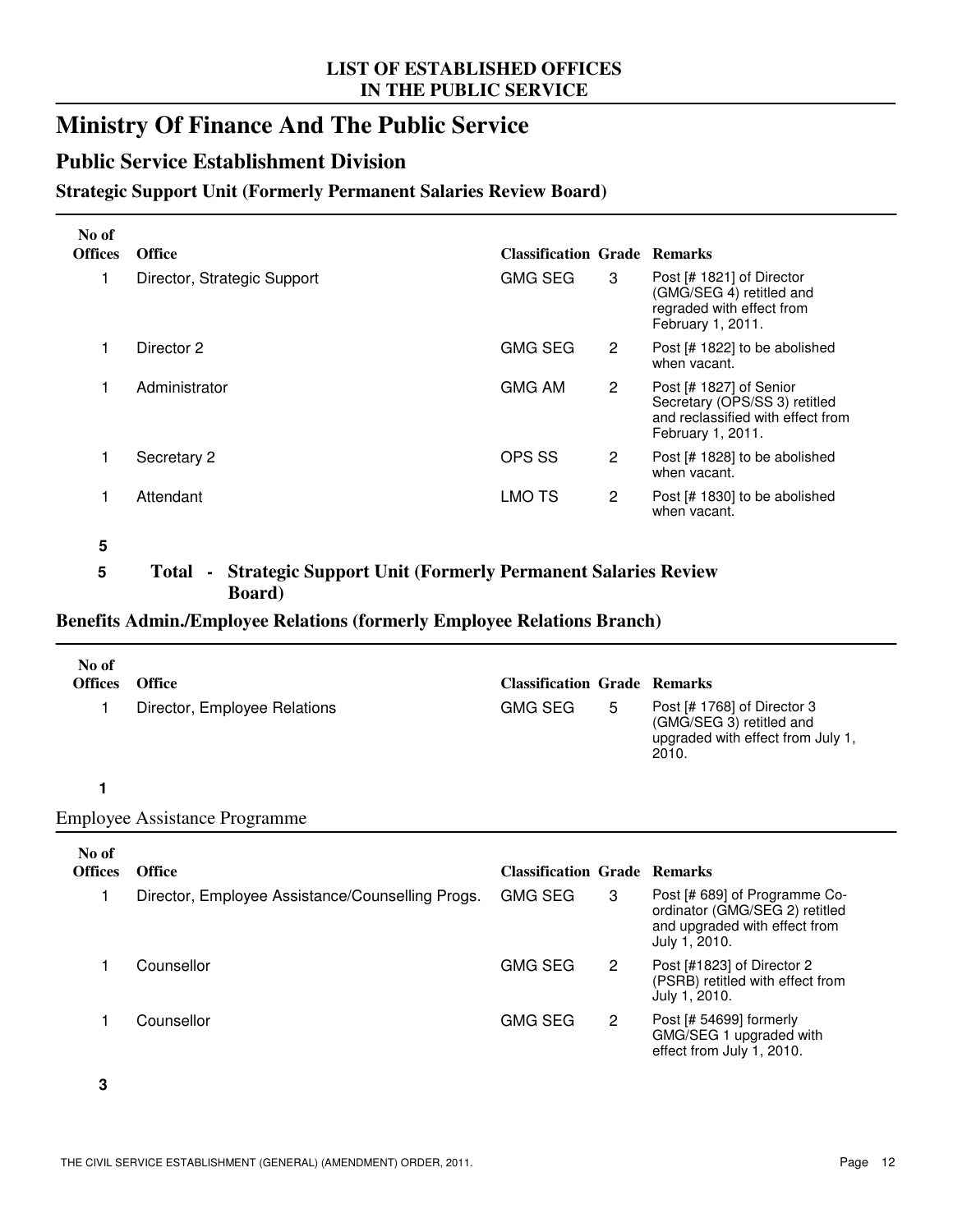# Ministry Of Finance And The Public Service

## Public Service Establishment Division

### Strategic Support Unit (Formerly Permanent Salaries Review Board)

| No of Offices | Office | Classification | Grade | Remarks |
|---|---|---|---|---|
| 1 | Director, Strategic Support | GMG SEG | 3 | Post [# 1821] of Director (GMG/SEG 4) retitled and regraded with effect from February 1, 2011. |
| 1 | Director 2 | GMG SEG | 2 | Post [# 1822] to be abolished when vacant. |
| 1 | Administrator | GMG AM | 2 | Post [# 1827] of Senior Secretary (OPS/SS 3) retitled and reclassified with effect from February 1, 2011. |
| 1 | Secretary 2 | OPS SS | 2 | Post [# 1828] to be abolished when vacant. |
| 1 | Attendant | LMO TS | 2 | Post [# 1830] to be abolished when vacant. |
| **5** | | | | |

**5 Total - Strategic Support Unit (Formerly Permanent Salaries Review Board)**

### Benefits Admin./Employee Relations (formerly Employee Relations Branch)

| No of Offices | Office | Classification | Grade | Remarks |
|---|---|---|---|---|
| 1 | Director, Employee Relations | GMG SEG | 5 | Post [# 1768] of Director 3 (GMG/SEG 3) retitled and upgraded with effect from July 1, 2010. |
| **1** | | | | |

Employee Assistance Programme

| No of Offices | Office | Classification | Grade | Remarks |
|---|---|---|---|---|
| 1 | Director, Employee Assistance/Counselling Progs. | GMG SEG | 3 | Post [# 689] of Programme Co-ordinator (GMG/SEG 2) retitled and upgraded with effect from July 1, 2010. |
| 1 | Counsellor | GMG SEG | 2 | Post [#1823] of Director 2 (PSRB) retitled with effect from July 1, 2010. |
| 1 | Counsellor | GMG SEG | 2 | Post [# 54699] formerly GMG/SEG 1 upgraded with effect from July 1, 2010. |
| **3** | | | | |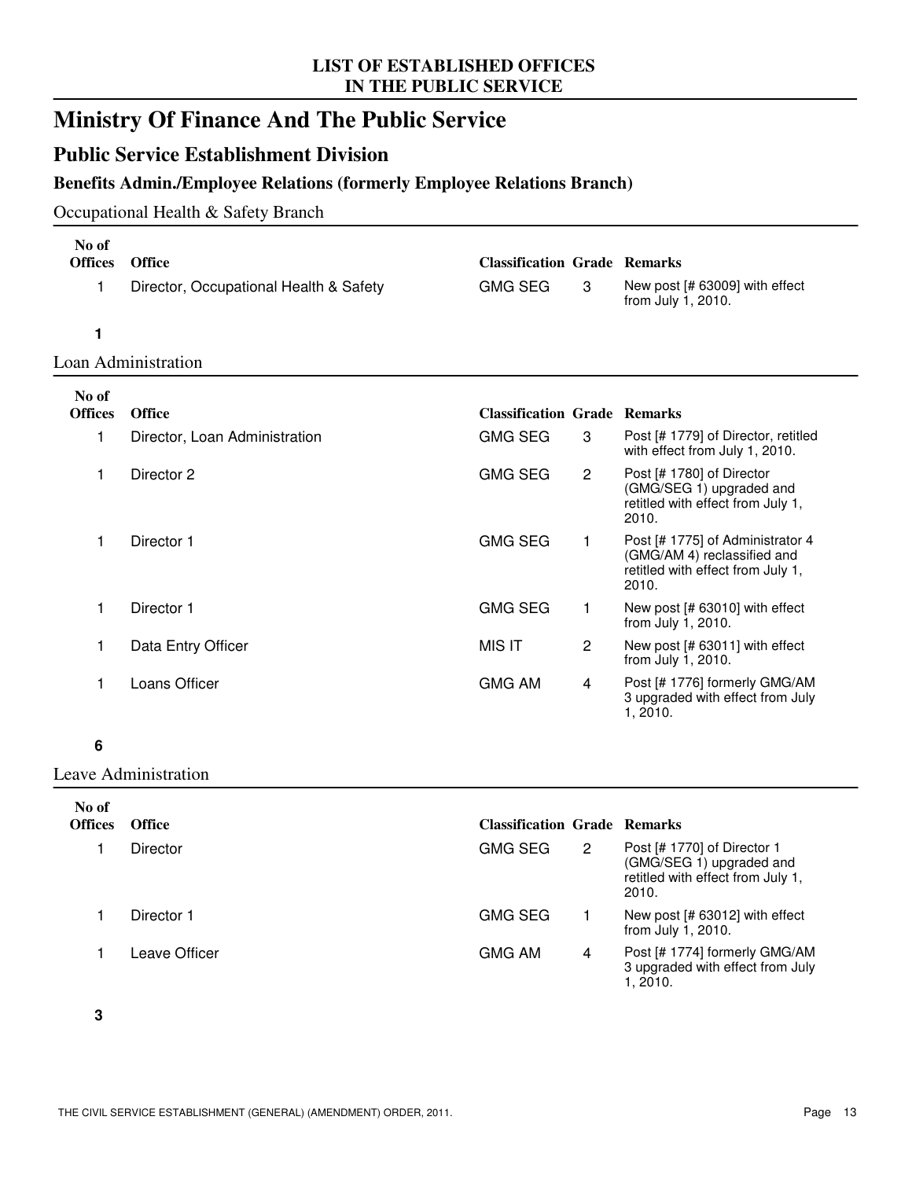# LIST OF ESTABLISHED OFFICES IN THE PUBLIC SERVICE

# Ministry Of Finance And The Public Service

## Public Service Establishment Division

### Benefits Admin./Employee Relations (formerly Employee Relations Branch)

#### Occupational Health & Safety Branch

| No of Offices | Office | Classification | Grade | Remarks |
|---|---|---|---|---|
| 1 | Director, Occupational Health & Safety | GMG SEG | 3 | New post [# 63009] with effect from July 1, 2010. |

**1**

#### Loan Administration

| No of Offices | Office | Classification | Grade | Remarks |
|---|---|---|---|---|
| 1 | Director, Loan Administration | GMG SEG | 3 | Post [# 1779] of Director, retitled with effect from July 1, 2010. |
| 1 | Director 2 | GMG SEG | 2 | Post [# 1780] of Director (GMG/SEG 1) upgraded and retitled with effect from July 1, 2010. |
| 1 | Director 1 | GMG SEG | 1 | Post [# 1775] of Administrator 4 (GMG/AM 4) reclassified and retitled with effect from July 1, 2010. |
| 1 | Director 1 | GMG SEG | 1 | New post [# 63010] with effect from July 1, 2010. |
| 1 | Data Entry Officer | MIS IT | 2 | New post [# 63011] with effect from July 1, 2010. |
| 1 | Loans Officer | GMG AM | 4 | Post [# 1776] formerly GMG/AM 3 upgraded with effect from July 1, 2010. |

**6**

#### Leave Administration

| No of Offices | Office | Classification | Grade | Remarks |
|---|---|---|---|---|
| 1 | Director | GMG SEG | 2 | Post [# 1770] of Director 1 (GMG/SEG 1) upgraded and retitled with effect from July 1, 2010. |
| 1 | Director 1 | GMG SEG | 1 | New post [# 63012] with effect from July 1, 2010. |
| 1 | Leave Officer | GMG AM | 4 | Post [# 1774] formerly GMG/AM 3 upgraded with effect from July 1, 2010. |

**3**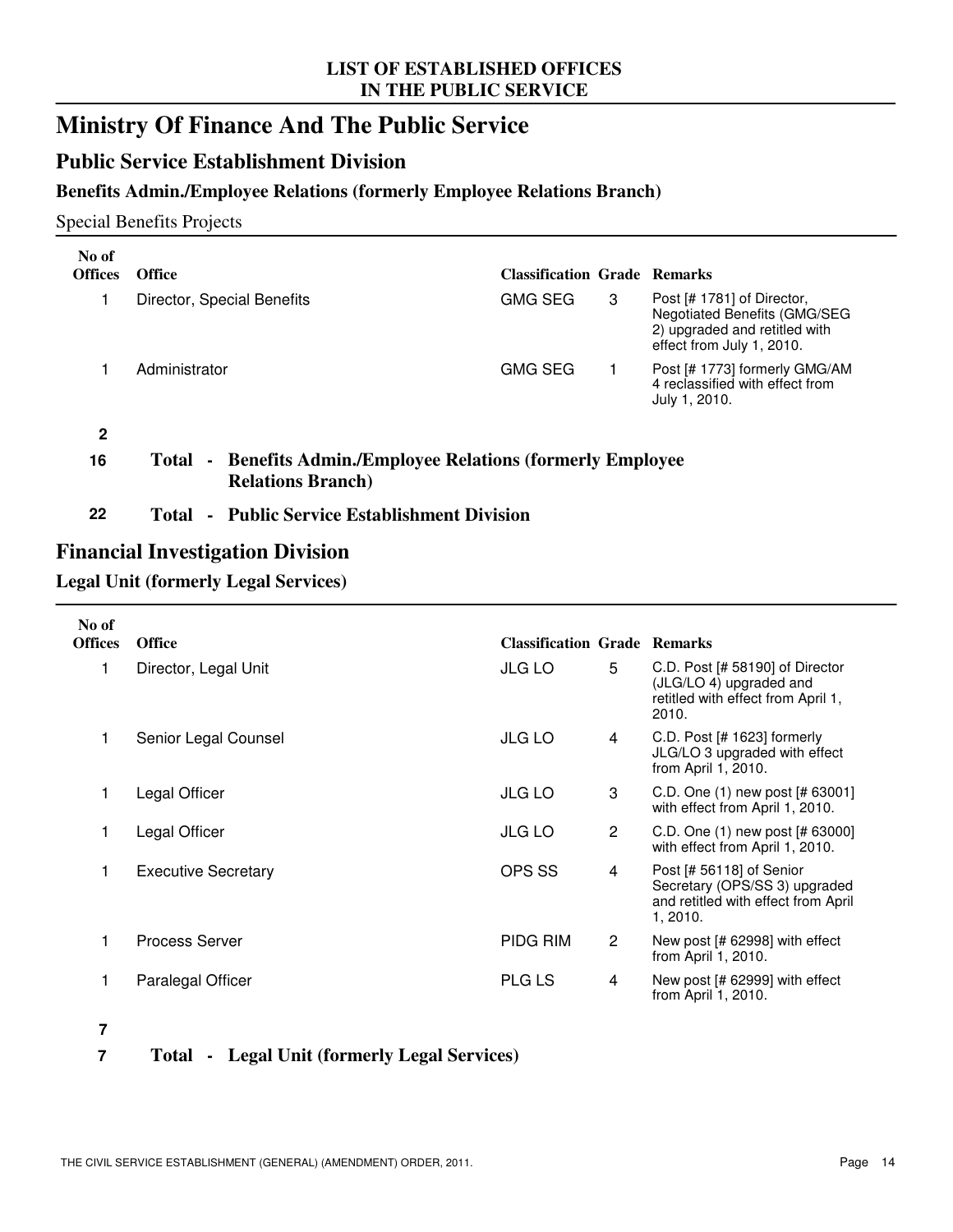# Ministry Of Finance And The Public Service

## Public Service Establishment Division

### Benefits Admin./Employee Relations (formerly Employee Relations Branch)

Special Benefits Projects

| No of Offices | Office | Classification | Grade | Remarks |
|---|---|---|---|---|
| 1 | Director, Special Benefits | GMG SEG | 3 | Post [# 1781] of Director, Negotiated Benefits (GMG/SEG 2) upgraded and retitled with effect from July 1, 2010. |
| 1 | Administrator | GMG SEG | 1 | Post [# 1773] formerly GMG/AM 4 reclassified with effect from July 1, 2010. |
| **2** | | | | |

**16 Total - Benefits Admin./Employee Relations (formerly Employee Relations Branch)**

**22 Total - Public Service Establishment Division**

## Financial Investigation Division

### Legal Unit (formerly Legal Services)

| No of Offices | Office | Classification | Grade | Remarks |
|---|---|---|---|---|
| 1 | Director, Legal Unit | JLG LO | 5 | C.D. Post [# 58190] of Director (JLG/LO 4) upgraded and retitled with effect from April 1, 2010. |
| 1 | Senior Legal Counsel | JLG LO | 4 | C.D. Post [# 1623] formerly JLG/LO 3 upgraded with effect from April 1, 2010. |
| 1 | Legal Officer | JLG LO | 3 | C.D. One (1) new post [# 63001] with effect from April 1, 2010. |
| 1 | Legal Officer | JLG LO | 2 | C.D. One (1) new post [# 63000] with effect from April 1, 2010. |
| 1 | Executive Secretary | OPS SS | 4 | Post [# 56118] of Senior Secretary (OPS/SS 3) upgraded and retitled with effect from April 1, 2010. |
| 1 | Process Server | PIDG RIM | 2 | New post [# 62998] with effect from April 1, 2010. |
| 1 | Paralegal Officer | PLG LS | 4 | New post [# 62999] with effect from April 1, 2010. |
| **7** | | | | |

**7 Total - Legal Unit (formerly Legal Services)**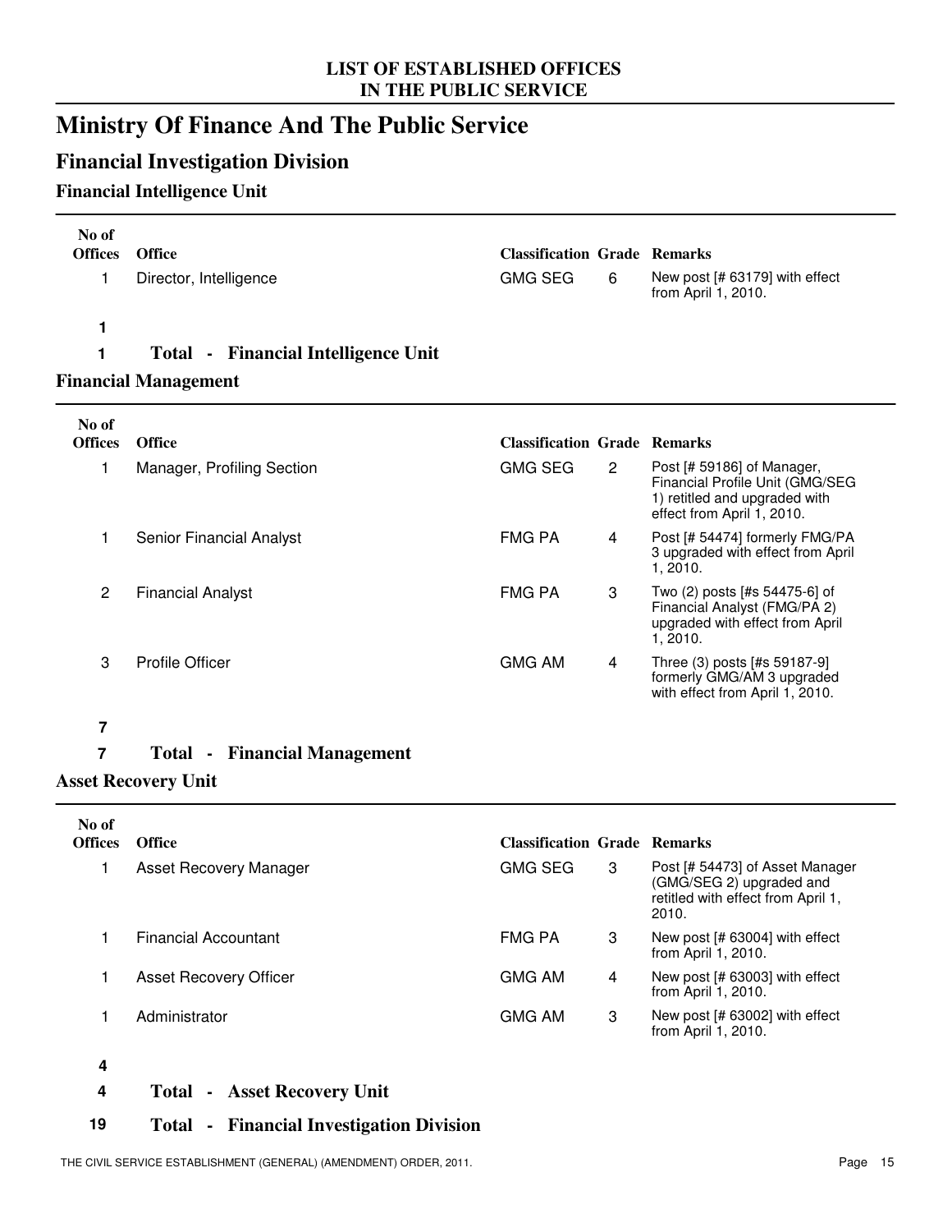# Ministry Of Finance And The Public Service

## Financial Investigation Division

### Financial Intelligence Unit

| No of Offices | Office | Classification | Grade | Remarks |
|---|---|---|---|---|
| 1 | Director, Intelligence | GMG SEG | 6 | New post [# 63179] with effect from April 1, 2010. |
| 1 | | | | |

**1 Total - Financial Intelligence Unit**

### Financial Management

| No of Offices | Office | Classification | Grade | Remarks |
|---|---|---|---|---|
| 1 | Manager, Profiling Section | GMG SEG | 2 | Post [# 59186] of Manager, Financial Profile Unit (GMG/SEG 1) retitled and upgraded with effect from April 1, 2010. |
| 1 | Senior Financial Analyst | FMG PA | 4 | Post [# 54474] formerly FMG/PA 3 upgraded with effect from April 1, 2010. |
| 2 | Financial Analyst | FMG PA | 3 | Two (2) posts [#s 54475-6] of Financial Analyst (FMG/PA 2) upgraded with effect from April 1, 2010. |
| 3 | Profile Officer | GMG AM | 4 | Three (3) posts [#s 59187-9] formerly GMG/AM 3 upgraded with effect from April 1, 2010. |
| 7 | | | | |

**7 Total - Financial Management**

### Asset Recovery Unit

| No of Offices | Office | Classification | Grade | Remarks |
|---|---|---|---|---|
| 1 | Asset Recovery Manager | GMG SEG | 3 | Post [# 54473] of Asset Manager (GMG/SEG 2) upgraded and retitled with effect from April 1, 2010. |
| 1 | Financial Accountant | FMG PA | 3 | New post [# 63004] with effect from April 1, 2010. |
| 1 | Asset Recovery Officer | GMG AM | 4 | New post [# 63003] with effect from April 1, 2010. |
| 1 | Administrator | GMG AM | 3 | New post [# 63002] with effect from April 1, 2010. |
| 4 | | | | |

**4 Total - Asset Recovery Unit**

**19 Total - Financial Investigation Division**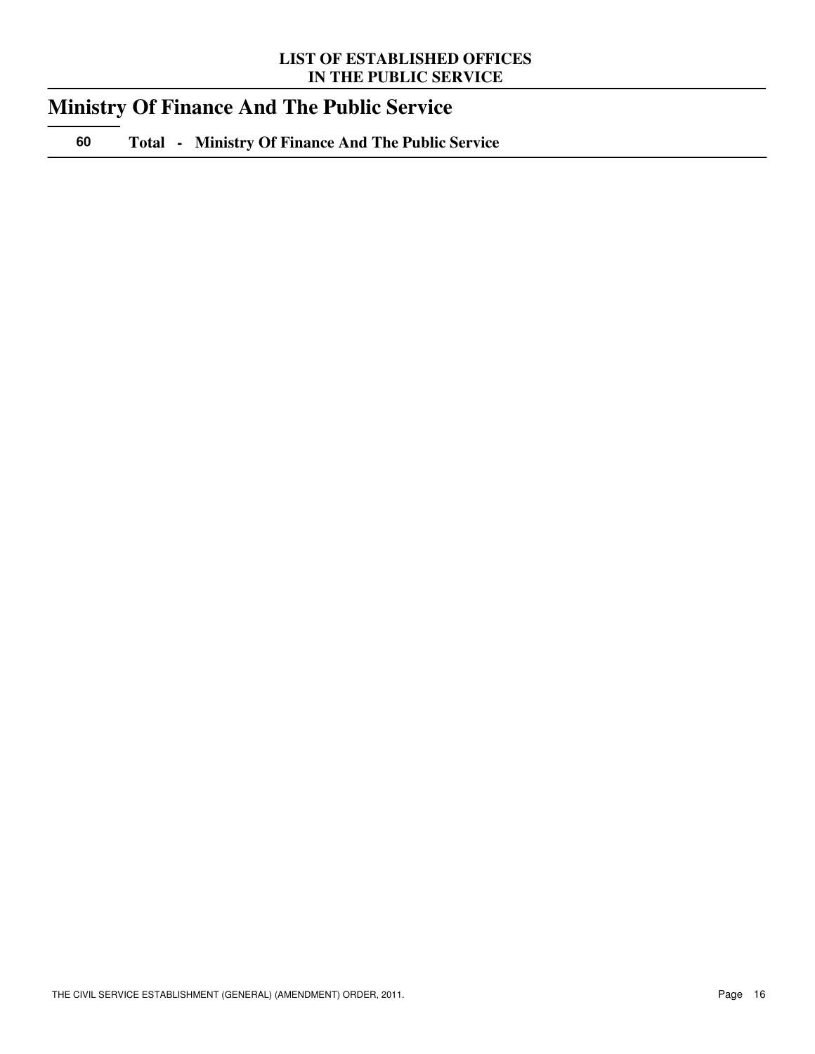# Ministry Of Finance And The Public Service

| | |
|---|---|
| **60** | **Total - Ministry Of Finance And The Public Service** |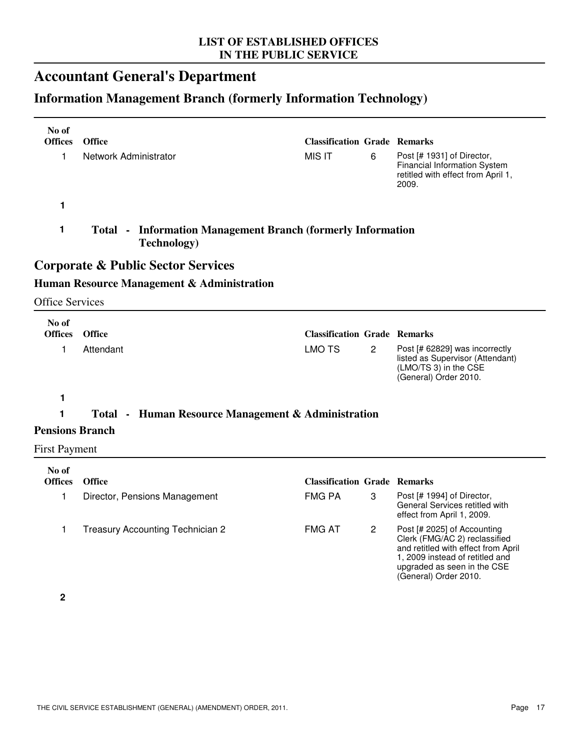# Accountant General's Department

## Information Management Branch (formerly Information Technology)

| No of Offices | Office | Classification | Grade | Remarks |
|---|---|---|---|---|
| 1 | Network Administrator | MIS IT | 6 | Post [# 1931] of Director, Financial Information System retitled with effect from April 1, 2009. |
| **1** | | | | |

**1 Total - Information Management Branch (formerly Information Technology)**

## Corporate & Public Sector Services

### Human Resource Management & Administration

Office Services

| No of Offices | Office | Classification | Grade | Remarks |
|---|---|---|---|---|
| 1 | Attendant | LMO TS | 2 | Post [# 62829] was incorrectly listed as Supervisor (Attendant) (LMO/TS 3) in the CSE (General) Order 2010. |
| **1** | | | | |

**1 Total - Human Resource Management & Administration**

### Pensions Branch

First Payment

| No of Offices | Office | Classification | Grade | Remarks |
|---|---|---|---|---|
| 1 | Director, Pensions Management | FMG PA | 3 | Post [# 1994] of Director, General Services retitled with effect from April 1, 2009. |
| 1 | Treasury Accounting Technician 2 | FMG AT | 2 | Post [# 2025] of Accounting Clerk (FMG/AC 2) reclassified and retitled with effect from April 1, 2009 instead of retitled and upgraded as seen in the CSE (General) Order 2010. |
| **2** | | | | |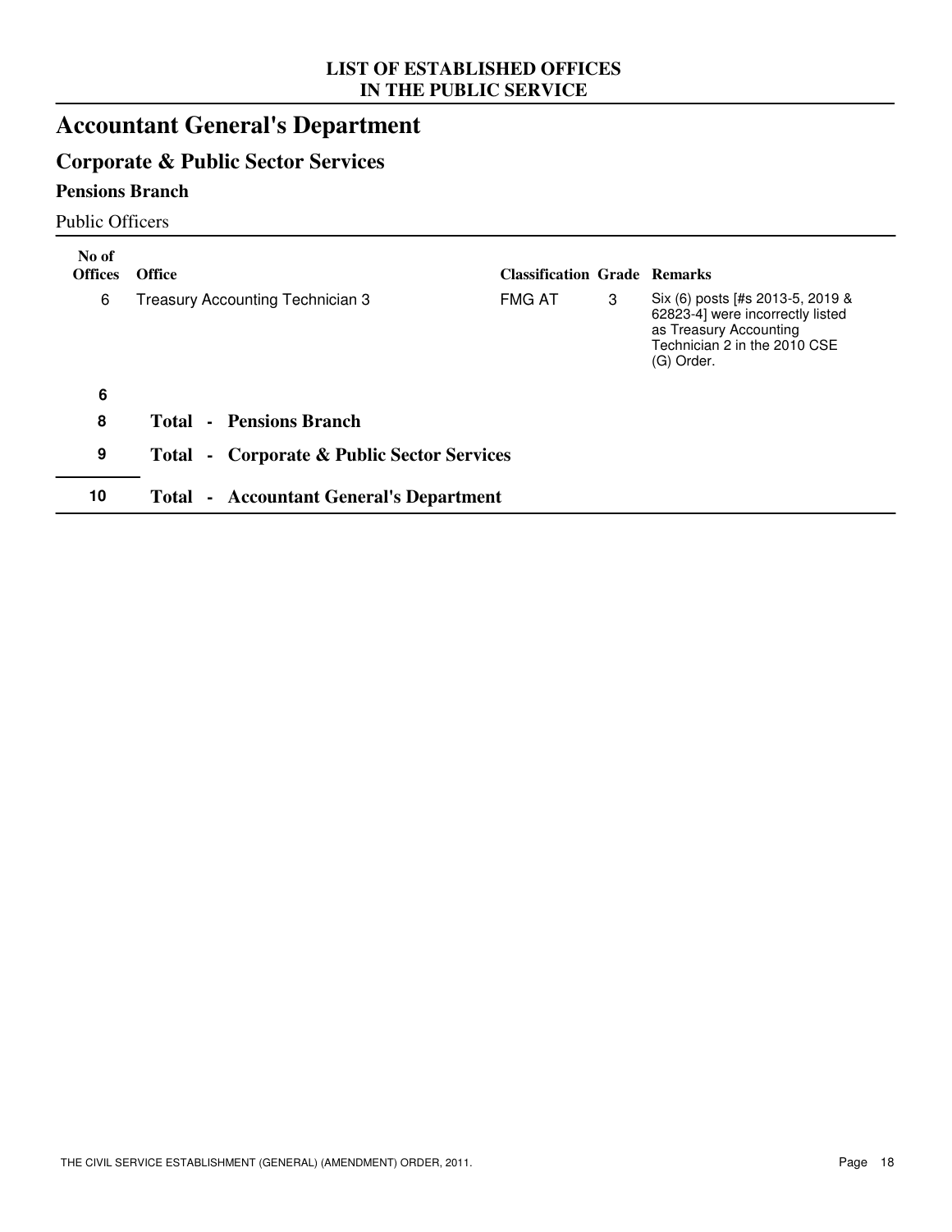**LIST OF ESTABLISHED OFFICES**
**IN THE PUBLIC SERVICE**

# Accountant General's Department

## Corporate & Public Sector Services

### Pensions Branch

Public Officers

| No of Offices | Office | Classification | Grade | Remarks |
|---|---|---|---|---|
| 6 | Treasury Accounting Technician 3 | FMG AT | 3 | Six (6) posts [#s 2013-5, 2019 & 62823-4] were incorrectly listed as Treasury Accounting Technician 2 in the 2010 CSE (G) Order. |
| **6** | | | | |
| **8** | **Total - Pensions Branch** | | | |
| **9** | **Total - Corporate & Public Sector Services** | | | |
| **10** | **Total - Accountant General's Department** | | | |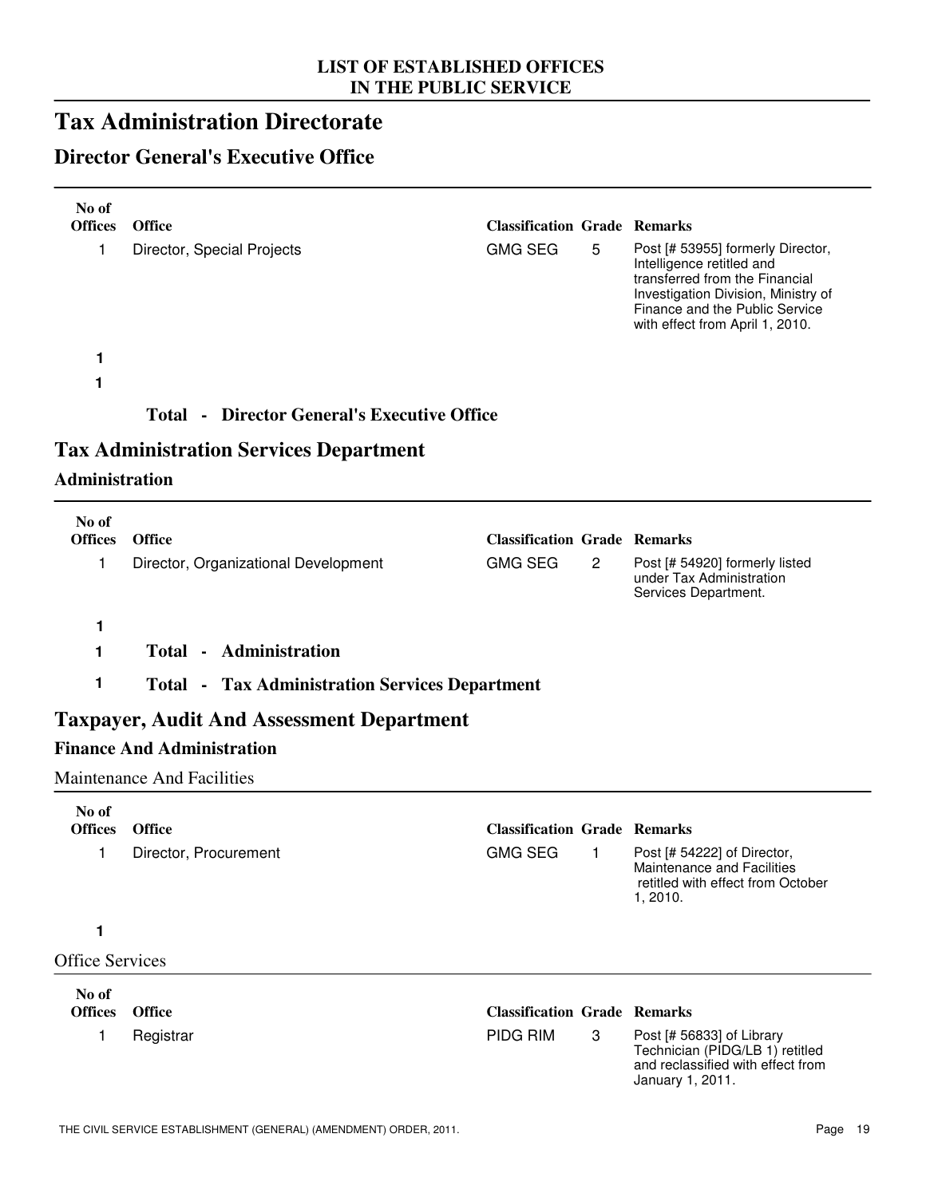## Tax Administration Directorate

### Director General's Executive Office

| No of Offices | Office | Classification | Grade | Remarks |
|---|---|---|---|---|
| 1 | Director, Special Projects | GMG SEG | 5 | Post [# 53955] formerly Director, Intelligence retitled and transferred from the Financial Investigation Division, Ministry of Finance and the Public Service with effect from April 1, 2010. |

**1**

**1** **Total - Director General's Executive Office**

## Tax Administration Services Department

### Administration

| No of Offices | Office | Classification | Grade | Remarks |
|---|---|---|---|---|
| 1 | Director, Organizational Development | GMG SEG | 2 | Post [# 54920] formerly listed under Tax Administration Services Department. |

**1**

**1** **Total - Administration**

**1** **Total - Tax Administration Services Department**

## Taxpayer, Audit And Assessment Department

### Finance And Administration

Maintenance And Facilities

| No of Offices | Office | Classification | Grade | Remarks |
|---|---|---|---|---|
| 1 | Director, Procurement | GMG SEG | 1 | Post [# 54222] of Director, Maintenance and Facilities retitled with effect from October 1, 2010. |

**1**

Office Services

| No of Offices | Office | Classification | Grade | Remarks |
|---|---|---|---|---|
| 1 | Registrar | PIDG RIM | 3 | Post [# 56833] of Library Technician (PIDG/LB 1) retitled and reclassified with effect from January 1, 2011. |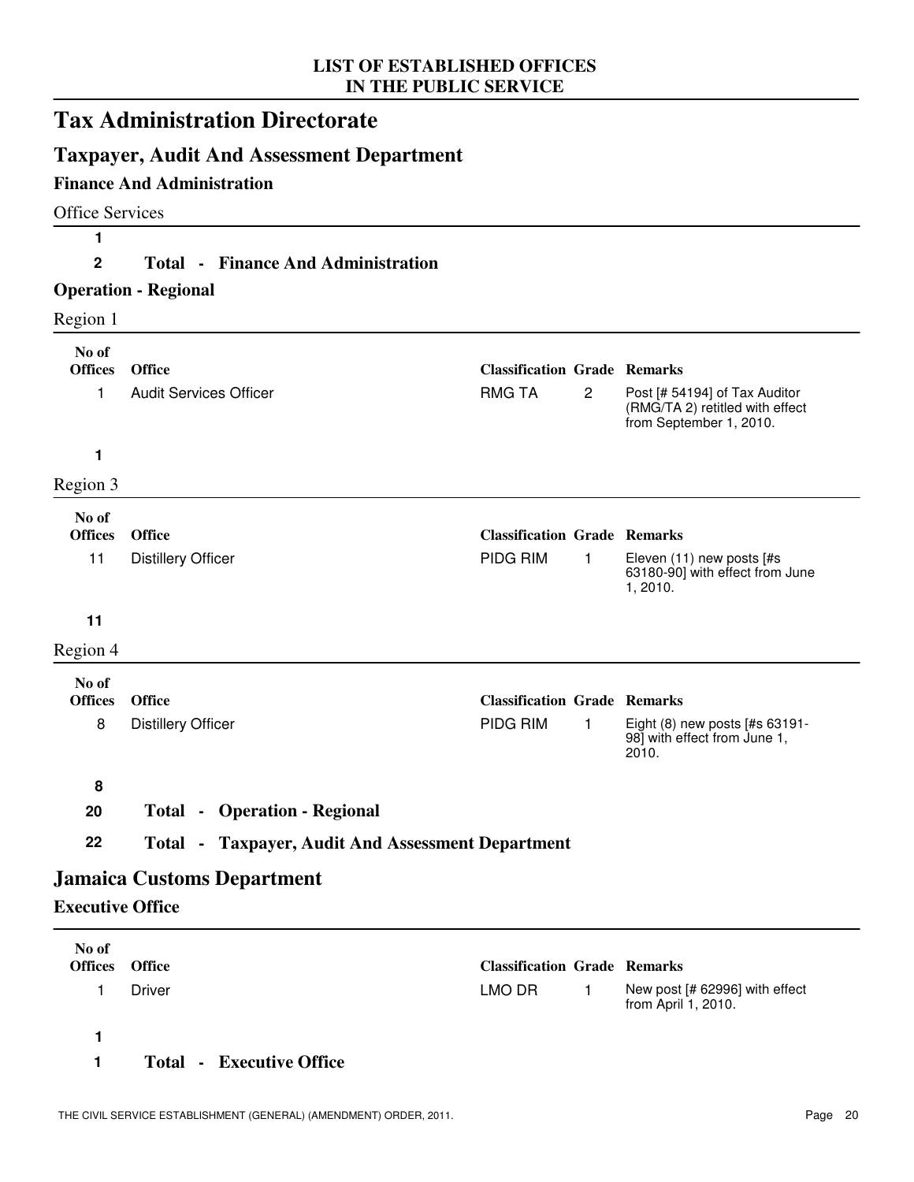## Tax Administration Directorate

### Taxpayer, Audit And Assessment Department

#### Finance And Administration

Office Services

**1**

**2** **Total - Finance And Administration**

#### Operation - Regional

Region 1

| No of Offices | Office | Classification | Grade | Remarks |
|---|---|---|---|---|
| 1 | Audit Services Officer | RMG TA | 2 | Post [# 54194] of Tax Auditor (RMG/TA 2) retitled with effect from September 1, 2010. |

**1**

Region 3

| No of Offices | Office | Classification | Grade | Remarks |
|---|---|---|---|---|
| 11 | Distillery Officer | PIDG RIM | 1 | Eleven (11) new posts [#s 63180-90] with effect from June 1, 2010. |

**11**

Region 4

| No of Offices | Office | Classification | Grade | Remarks |
|---|---|---|---|---|
| 8 | Distillery Officer | PIDG RIM | 1 | Eight (8) new posts [#s 63191-98] with effect from June 1, 2010. |

**8**

**20** **Total - Operation - Regional**

**22** **Total - Taxpayer, Audit And Assessment Department**

### Jamaica Customs Department

#### Executive Office

| No of Offices | Office | Classification | Grade | Remarks |
|---|---|---|---|---|
| 1 | Driver | LMO DR | 1 | New post [# 62996] with effect from April 1, 2010. |

**1**

**1** **Total - Executive Office**

THE CIVIL SERVICE ESTABLISHMENT (GENERAL) (AMENDMENT) ORDER, 2011.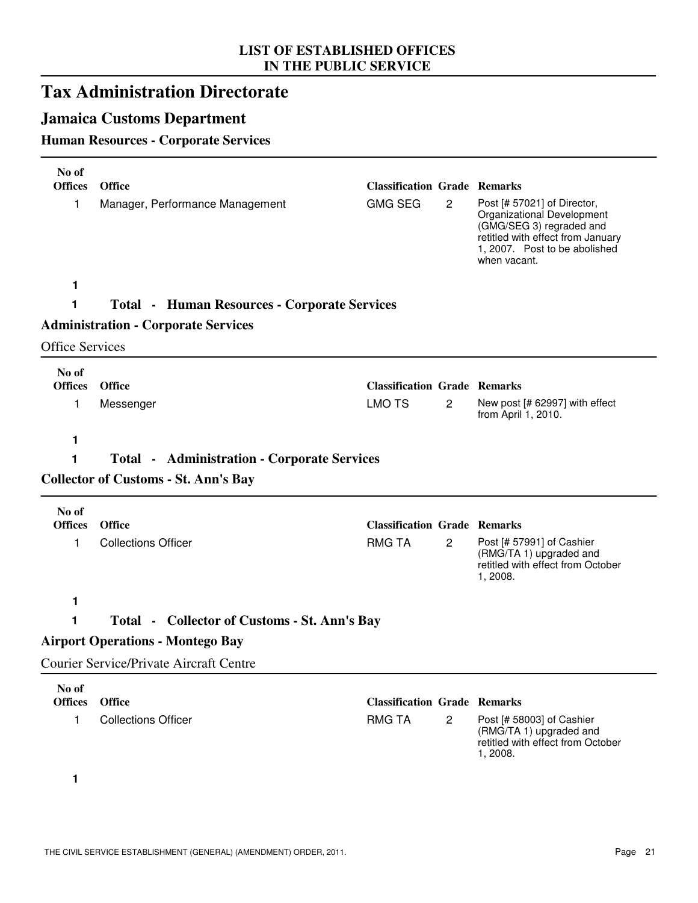# Tax Administration Directorate

## Jamaica Customs Department

### Human Resources - Corporate Services

| No of Offices | Office | Classification | Grade | Remarks |
|---|---|---|---|---|
| 1 | Manager, Performance Management | GMG SEG | 2 | Post [# 57021] of Director, Organizational Development (GMG/SEG 3) regraded and retitled with effect from January 1, 2007. Post to be abolished when vacant. |

**1**

**1 Total - Human Resources - Corporate Services**

### Administration - Corporate Services

Office Services

| No of Offices | Office | Classification | Grade | Remarks |
|---|---|---|---|---|
| 1 | Messenger | LMO TS | 2 | New post [# 62997] with effect from April 1, 2010. |

**1**

**1 Total - Administration - Corporate Services**

### Collector of Customs - St. Ann's Bay

| No of Offices | Office | Classification | Grade | Remarks |
|---|---|---|---|---|
| 1 | Collections Officer | RMG TA | 2 | Post [# 57991] of Cashier (RMG/TA 1) upgraded and retitled with effect from October 1, 2008. |

**1**

**1 Total - Collector of Customs - St. Ann's Bay**

### Airport Operations - Montego Bay

Courier Service/Private Aircraft Centre

| No of Offices | Office | Classification | Grade | Remarks |
|---|---|---|---|---|
| 1 | Collections Officer | RMG TA | 2 | Post [# 58003] of Cashier (RMG/TA 1) upgraded and retitled with effect from October 1, 2008. |

**1**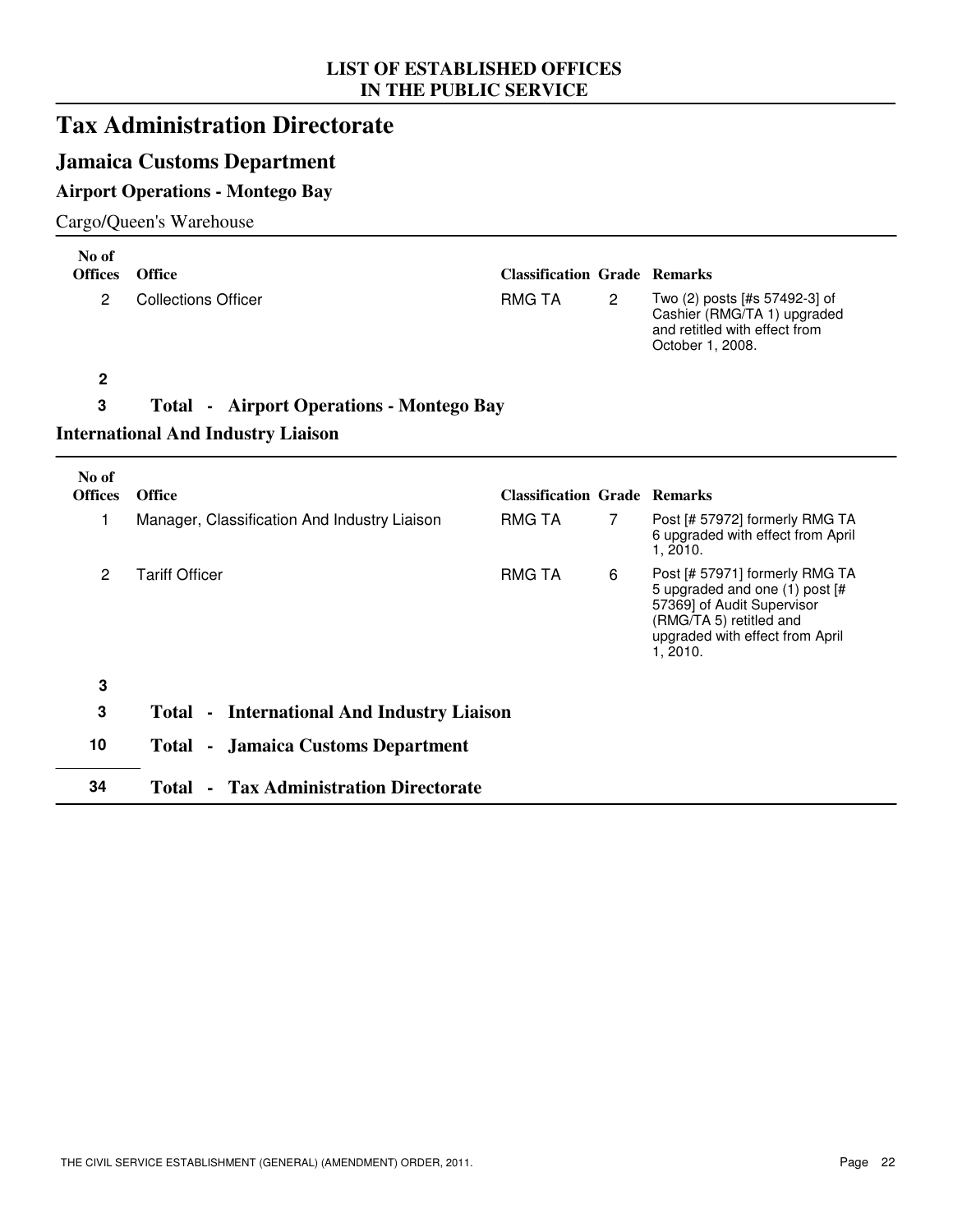**LIST OF ESTABLISHED OFFICES IN THE PUBLIC SERVICE**

# Tax Administration Directorate

## Jamaica Customs Department

### Airport Operations - Montego Bay

Cargo/Queen's Warehouse

| No of Offices | Office | Classification | Grade | Remarks |
|---|---|---|---|---|
| 2 | Collections Officer | RMG TA | 2 | Two (2) posts [#s 57492-3] of Cashier (RMG/TA 1) upgraded and retitled with effect from October 1, 2008. |
| **2** | | | | |

**3 Total - Airport Operations - Montego Bay**

### International And Industry Liaison

| No of Offices | Office | Classification | Grade | Remarks |
|---|---|---|---|---|
| 1 | Manager, Classification And Industry Liaison | RMG TA | 7 | Post [# 57972] formerly RMG TA 6 upgraded with effect from April 1, 2010. |
| 2 | Tariff Officer | RMG TA | 6 | Post [# 57971] formerly RMG TA 5 upgraded and one (1) post [# 57369] of Audit Supervisor (RMG/TA 5) retitled and upgraded with effect from April 1, 2010. |
| **3** | | | | |

**3 Total - International And Industry Liaison**

**10 Total - Jamaica Customs Department**

**34 Total - Tax Administration Directorate**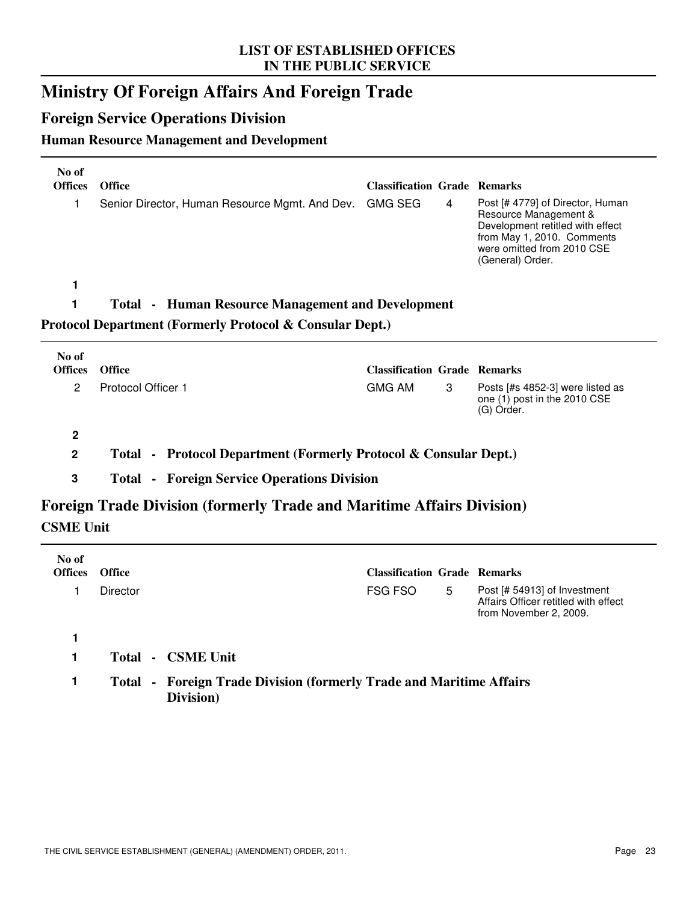# Ministry Of Foreign Affairs And Foreign Trade

## Foreign Service Operations Division

### Human Resource Management and Development

| No of Offices | Office | Classification | Grade | Remarks |
|---|---|---|---|---|
| 1 | Senior Director, Human Resource Mgmt. And Dev. | GMG SEG | 4 | Post [# 4779] of Director, Human Resource Management & Development retitled with effect from May 1, 2010. Comments were omitted from 2010 CSE (General) Order. |

**1**

**1 Total - Human Resource Management and Development**

### Protocol Department (Formerly Protocol & Consular Dept.)

| No of Offices | Office | Classification | Grade | Remarks |
|---|---|---|---|---|
| 2 | Protocol Officer 1 | GMG AM | 3 | Posts [#s 4852-3] were listed as one (1) post in the 2010 CSE (G) Order. |

**2**

**2 Total - Protocol Department (Formerly Protocol & Consular Dept.)**

**3 Total - Foreign Service Operations Division**

## Foreign Trade Division (formerly Trade and Maritime Affairs Division)

### CSME Unit

| No of Offices | Office | Classification | Grade | Remarks |
|---|---|---|---|---|
| 1 | Director | FSG FSO | 5 | Post [# 54913] of Investment Affairs Officer retitled with effect from November 2, 2009. |

**1**

**1 Total - CSME Unit**

**1 Total - Foreign Trade Division (formerly Trade and Maritime Affairs Division)**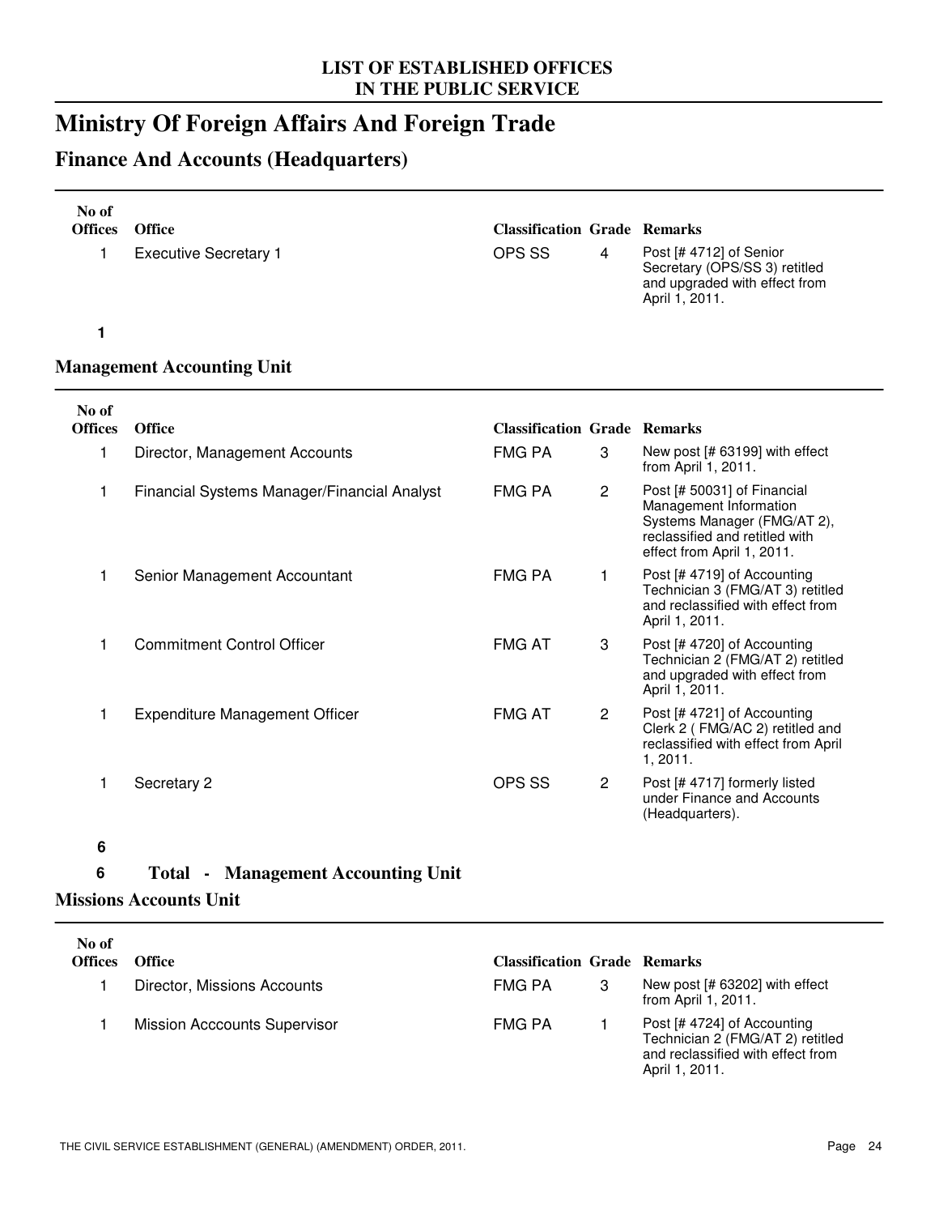LIST OF ESTABLISHED OFFICES
IN THE PUBLIC SERVICE

# Ministry Of Foreign Affairs And Foreign Trade

## Finance And Accounts (Headquarters)

| No of Offices | Office | Classification | Grade | Remarks |
|---|---|---|---|---|
| 1 | Executive Secretary 1 | OPS SS | 4 | Post [# 4712] of Senior Secretary (OPS/SS 3) retitled and upgraded with effect from April 1, 2011. |

**1**

## Management Accounting Unit

| No of Offices | Office | Classification | Grade | Remarks |
|---|---|---|---|---|
| 1 | Director, Management Accounts | FMG PA | 3 | New post [# 63199] with effect from April 1, 2011. |
| 1 | Financial Systems Manager/Financial Analyst | FMG PA | 2 | Post [# 50031] of Financial Management Information Systems Manager (FMG/AT 2), reclassified and retitled with effect from April 1, 2011. |
| 1 | Senior Management Accountant | FMG PA | 1 | Post [# 4719] of Accounting Technician 3 (FMG/AT 3) retitled and reclassified with effect from April 1, 2011. |
| 1 | Commitment Control Officer | FMG AT | 3 | Post [# 4720] of Accounting Technician 2 (FMG/AT 2) retitled and upgraded with effect from April 1, 2011. |
| 1 | Expenditure Management Officer | FMG AT | 2 | Post [# 4721] of Accounting Clerk 2 ( FMG/AC 2) retitled and reclassified with effect from April 1, 2011. |
| 1 | Secretary 2 | OPS SS | 2 | Post [# 4717] formerly listed under Finance and Accounts (Headquarters). |

**6**

**6 Total - Management Accounting Unit**

## Missions Accounts Unit

| No of Offices | Office | Classification | Grade | Remarks |
|---|---|---|---|---|
| 1 | Director, Missions Accounts | FMG PA | 3 | New post [# 63202] with effect from April 1, 2011. |
| 1 | Mission Acccounts Supervisor | FMG PA | 1 | Post [# 4724] of Accounting Technician 2 (FMG/AT 2) retitled and reclassified with effect from April 1, 2011. |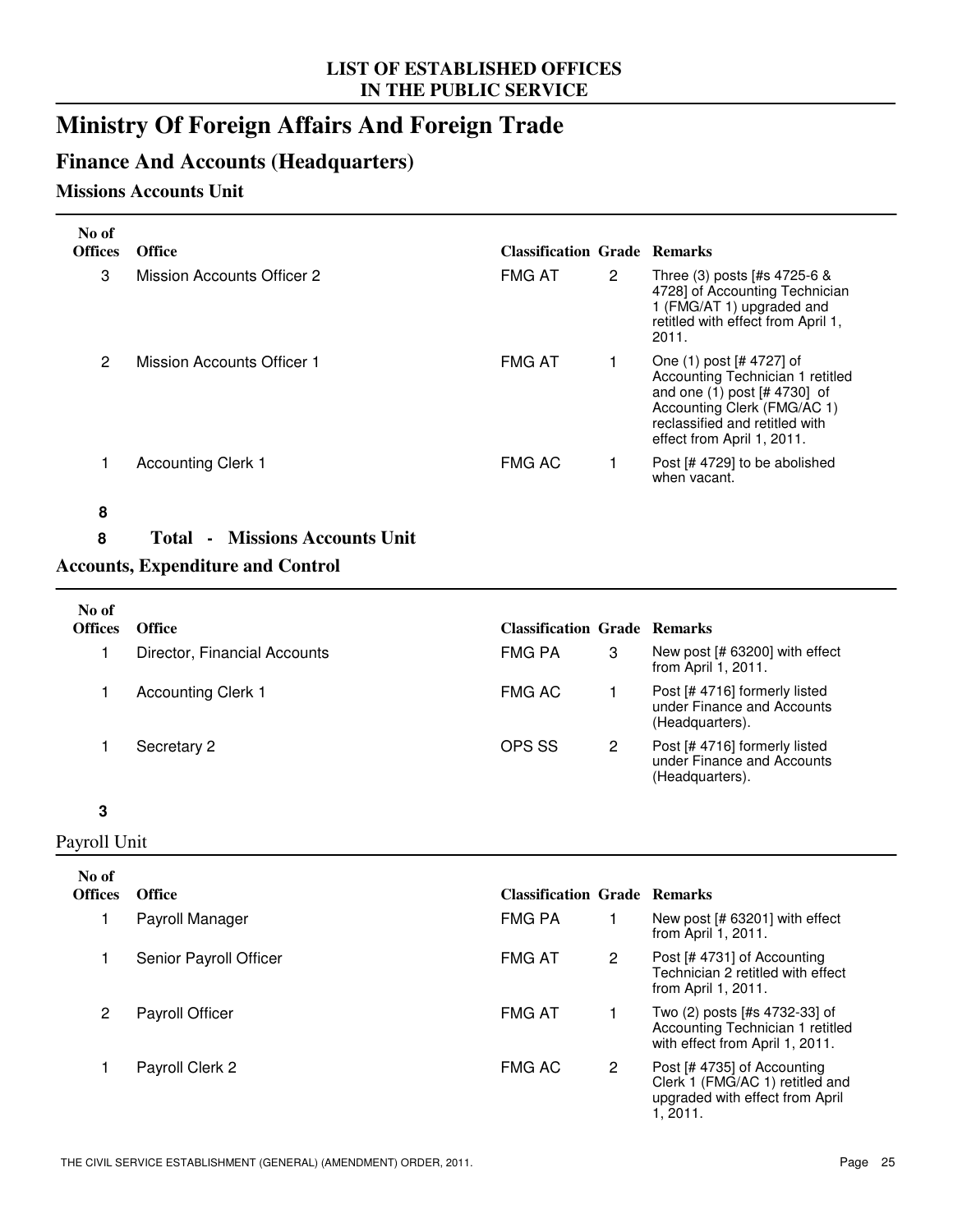## LIST OF ESTABLISHED OFFICES IN THE PUBLIC SERVICE

# Ministry Of Foreign Affairs And Foreign Trade

## Finance And Accounts (Headquarters)

### Missions Accounts Unit

| No of Offices | Office | Classification | Grade | Remarks |
|---|---|---|---|---|
| 3 | Mission Accounts Officer 2 | FMG AT | 2 | Three (3) posts [#s 4725-6 & 4728] of Accounting Technician 1 (FMG/AT 1) upgraded and retitled with effect from April 1, 2011. |
| 2 | Mission Accounts Officer 1 | FMG AT | 1 | One (1) post [# 4727] of Accounting Technician 1 retitled and one (1) post [# 4730] of Accounting Clerk (FMG/AC 1) reclassified and retitled with effect from April 1, 2011. |
| 1 | Accounting Clerk 1 | FMG AC | 1 | Post [# 4729] to be abolished when vacant. |
| **8** | | | | |

**8 Total - Missions Accounts Unit**

### Accounts, Expenditure and Control

| No of Offices | Office | Classification | Grade | Remarks |
|---|---|---|---|---|
| 1 | Director, Financial Accounts | FMG PA | 3 | New post [# 63200] with effect from April 1, 2011. |
| 1 | Accounting Clerk 1 | FMG AC | 1 | Post [# 4716] formerly listed under Finance and Accounts (Headquarters). |
| 1 | Secretary 2 | OPS SS | 2 | Post [# 4716] formerly listed under Finance and Accounts (Headquarters). |
| **3** | | | | |

Payroll Unit

| No of Offices | Office | Classification | Grade | Remarks |
|---|---|---|---|---|
| 1 | Payroll Manager | FMG PA | 1 | New post [# 63201] with effect from April 1, 2011. |
| 1 | Senior Payroll Officer | FMG AT | 2 | Post [# 4731] of Accounting Technician 2 retitled with effect from April 1, 2011. |
| 2 | Payroll Officer | FMG AT | 1 | Two (2) posts [#s 4732-33] of Accounting Technician 1 retitled with effect from April 1, 2011. |
| 1 | Payroll Clerk 2 | FMG AC | 2 | Post [# 4735] of Accounting Clerk 1 (FMG/AC 1) retitled and upgraded with effect from April 1, 2011. |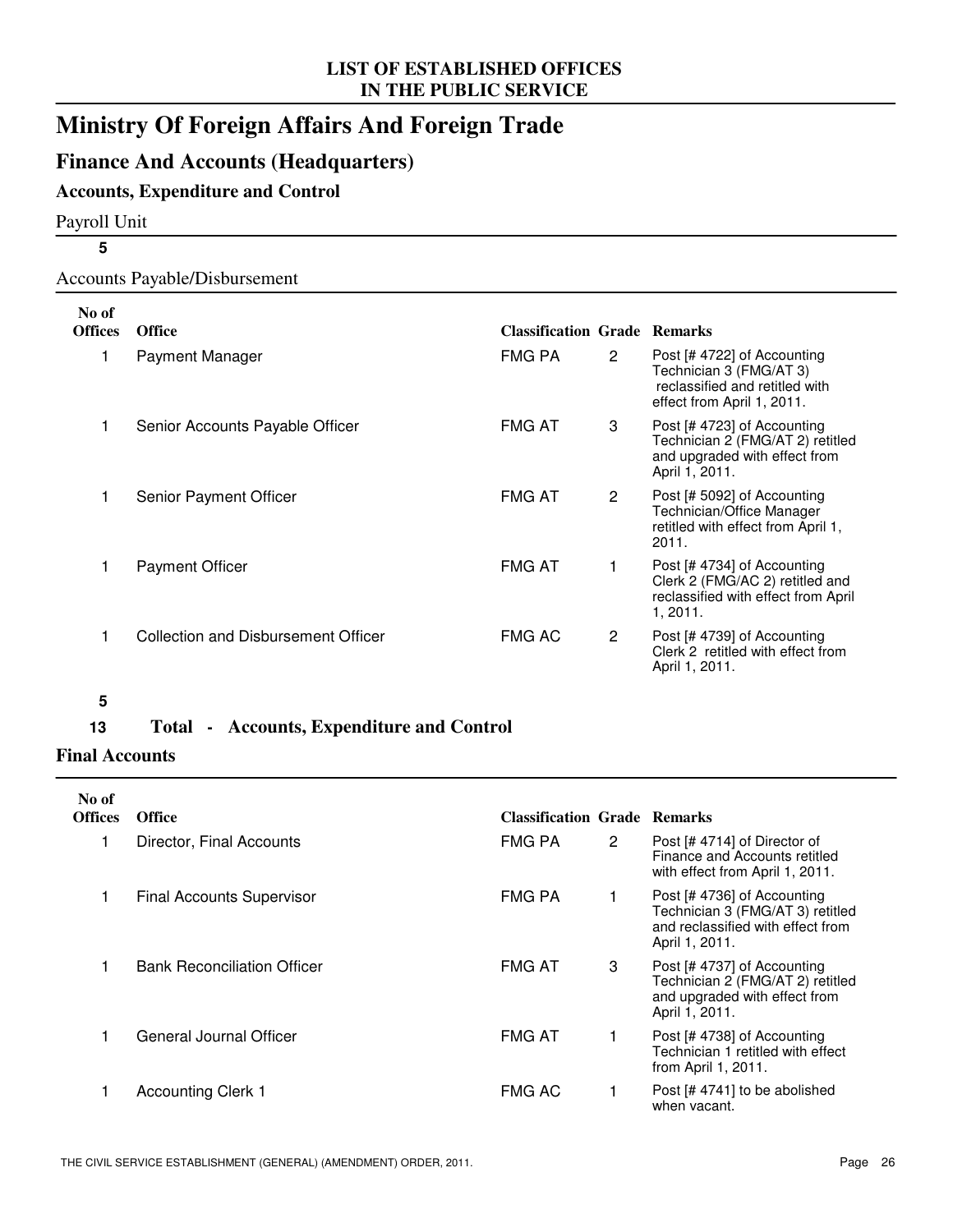# Ministry Of Foreign Affairs And Foreign Trade

## Finance And Accounts (Headquarters)

### Accounts, Expenditure and Control

Payroll Unit

**5**

Accounts Payable/Disbursement

| No of Offices | Office | Classification | Grade | Remarks |
|---|---|---|---|---|
| 1 | Payment Manager | FMG PA | 2 | Post [# 4722] of Accounting Technician 3 (FMG/AT 3) reclassified and retitled with effect from April 1, 2011. |
| 1 | Senior Accounts Payable Officer | FMG AT | 3 | Post [# 4723] of Accounting Technician 2 (FMG/AT 2) retitled and upgraded with effect from April 1, 2011. |
| 1 | Senior Payment Officer | FMG AT | 2 | Post [# 5092] of Accounting Technician/Office Manager retitled with effect from April 1, 2011. |
| 1 | Payment Officer | FMG AT | 1 | Post [# 4734] of Accounting Clerk 2 (FMG/AC 2) retitled and reclassified with effect from April 1, 2011. |
| 1 | Collection and Disbursement Officer | FMG AC | 2 | Post [# 4739] of Accounting Clerk 2 retitled with effect from April 1, 2011. |

**5**

**13 Total - Accounts, Expenditure and Control**

### Final Accounts

| No of Offices | Office | Classification | Grade | Remarks |
|---|---|---|---|---|
| 1 | Director, Final Accounts | FMG PA | 2 | Post [# 4714] of Director of Finance and Accounts retitled with effect from April 1, 2011. |
| 1 | Final Accounts Supervisor | FMG PA | 1 | Post [# 4736] of Accounting Technician 3 (FMG/AT 3) retitled and reclassified with effect from April 1, 2011. |
| 1 | Bank Reconciliation Officer | FMG AT | 3 | Post [# 4737] of Accounting Technician 2 (FMG/AT 2) retitled and upgraded with effect from April 1, 2011. |
| 1 | General Journal Officer | FMG AT | 1 | Post [# 4738] of Accounting Technician 1 retitled with effect from April 1, 2011. |
| 1 | Accounting Clerk 1 | FMG AC | 1 | Post [# 4741] to be abolished when vacant. |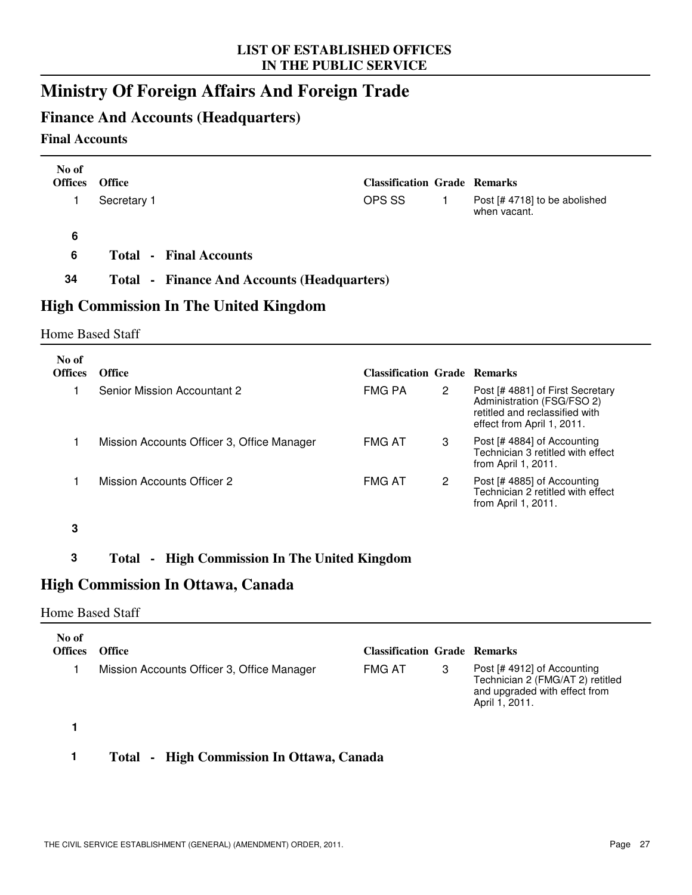# Ministry Of Foreign Affairs And Foreign Trade

## Finance And Accounts (Headquarters)

### Final Accounts

| No of Offices | Office | Classification | Grade | Remarks |
|---|---|---|---|---|
| 1 | Secretary 1 | OPS SS | 1 | Post [# 4718] to be abolished when vacant. |
| **6** | | | | |
| **6** | **Total - Final Accounts** | | | |
| **34** | **Total - Finance And Accounts (Headquarters)** | | | |

## High Commission In The United Kingdom

Home Based Staff

| No of Offices | Office | Classification | Grade | Remarks |
|---|---|---|---|---|
| 1 | Senior Mission Accountant 2 | FMG PA | 2 | Post [# 4881] of First Secretary Administration (FSG/FSO 2) retitled and reclassified with effect from April 1, 2011. |
| 1 | Mission Accounts Officer 3, Office Manager | FMG AT | 3 | Post [# 4884] of Accounting Technician 3 retitled with effect from April 1, 2011. |
| 1 | Mission Accounts Officer 2 | FMG AT | 2 | Post [# 4885] of Accounting Technician 2 retitled with effect from April 1, 2011. |
| **3** | | | | |
| **3** | **Total - High Commission In The United Kingdom** | | | |

## High Commission In Ottawa, Canada

Home Based Staff

| No of Offices | Office | Classification | Grade | Remarks |
|---|---|---|---|---|
| 1 | Mission Accounts Officer 3, Office Manager | FMG AT | 3 | Post [# 4912] of Accounting Technician 2 (FMG/AT 2) retitled and upgraded with effect from April 1, 2011. |
| **1** | | | | |
| **1** | **Total - High Commission In Ottawa, Canada** | | | |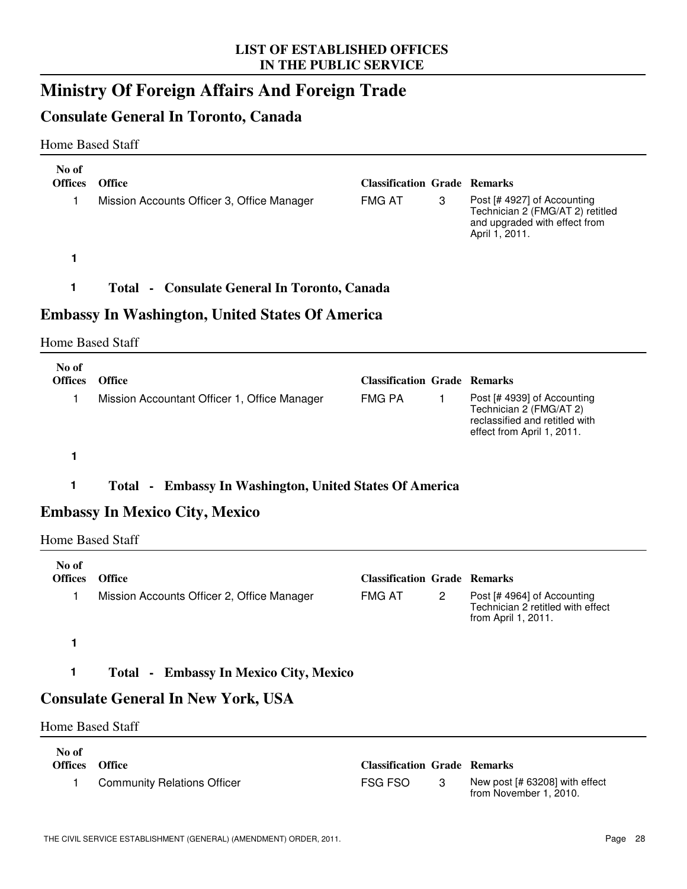LIST OF ESTABLISHED OFFICES
IN THE PUBLIC SERVICE

# Ministry Of Foreign Affairs And Foreign Trade

## Consulate General In Toronto, Canada

Home Based Staff

| No of Offices | Office | Classification | Grade | Remarks |
|---|---|---|---|---|
| 1 | Mission Accounts Officer 3, Office Manager | FMG AT | 3 | Post [# 4927] of Accounting Technician 2 (FMG/AT 2) retitled and upgraded with effect from April 1, 2011. |
| **1** | | | | |

**1 Total - Consulate General In Toronto, Canada**

## Embassy In Washington, United States Of America

Home Based Staff

| No of Offices | Office | Classification | Grade | Remarks |
|---|---|---|---|---|
| 1 | Mission Accountant Officer 1, Office Manager | FMG PA | 1 | Post [# 4939] of Accounting Technician 2 (FMG/AT 2) reclassified and retitled with effect from April 1, 2011. |
| **1** | | | | |

**1 Total - Embassy In Washington, United States Of America**

## Embassy In Mexico City, Mexico

Home Based Staff

| No of Offices | Office | Classification | Grade | Remarks |
|---|---|---|---|---|
| 1 | Mission Accounts Officer 2, Office Manager | FMG AT | 2 | Post [# 4964] of Accounting Technician 2 retitled with effect from April 1, 2011. |
| **1** | | | | |

**1 Total - Embassy In Mexico City, Mexico**

## Consulate General In New York, USA

Home Based Staff

| No of Offices | Office | Classification | Grade | Remarks |
|---|---|---|---|---|
| 1 | Community Relations Officer | FSG FSO | 3 | New post [# 63208] with effect from November 1, 2010. |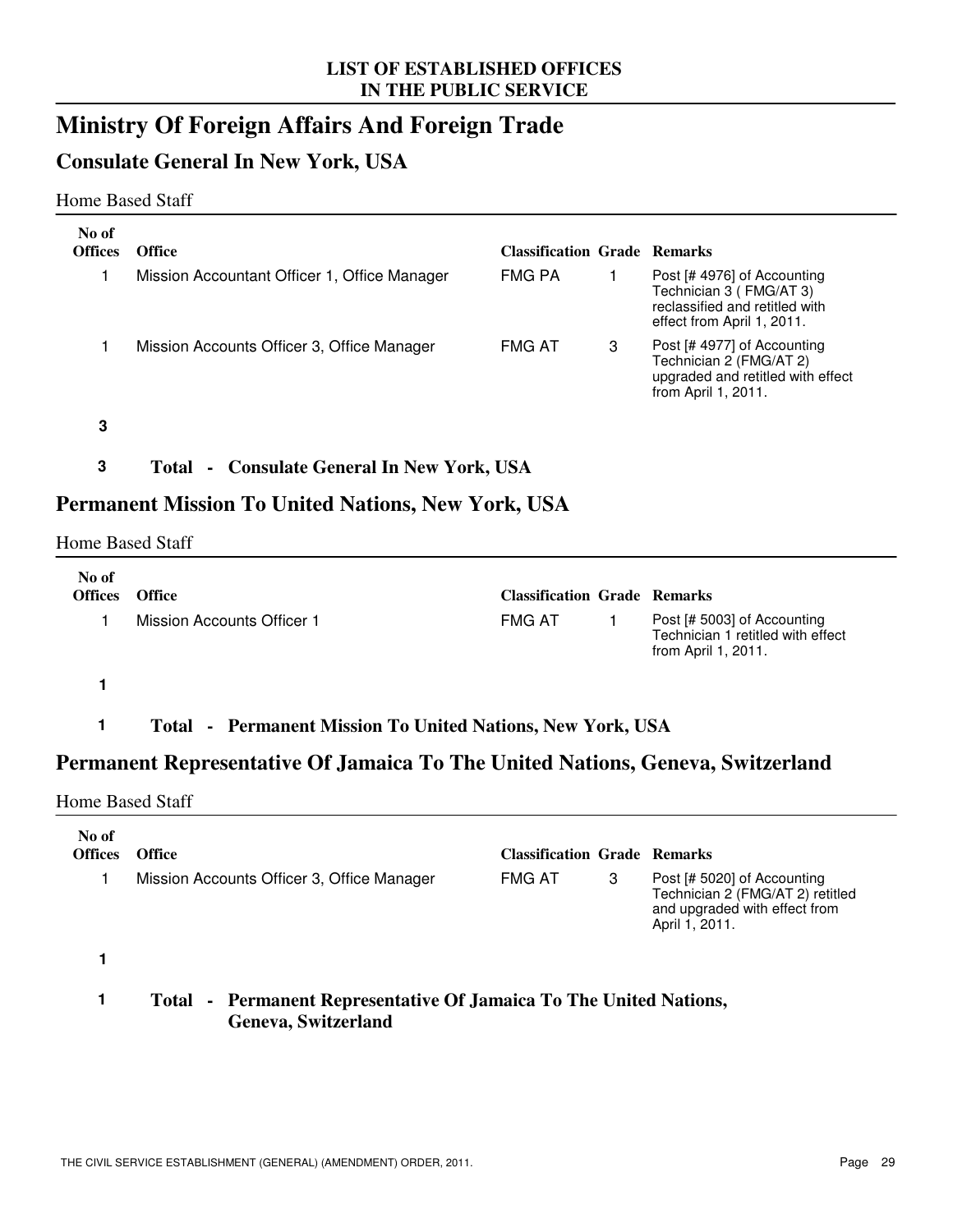**LIST OF ESTABLISHED OFFICES IN THE PUBLIC SERVICE**

# Ministry Of Foreign Affairs And Foreign Trade

## Consulate General In New York, USA

Home Based Staff

| No of Offices | Office | Classification | Grade | Remarks |
|---|---|---|---|---|
| 1 | Mission Accountant Officer 1, Office Manager | FMG PA | 1 | Post [# 4976] of Accounting Technician 3 ( FMG/AT 3) reclassified and retitled with effect from April 1, 2011. |
| 1 | Mission Accounts Officer 3, Office Manager | FMG AT | 3 | Post [# 4977] of Accounting Technician 2 (FMG/AT 2) upgraded and retitled with effect from April 1, 2011. |
| **3** | | | | |

**3 Total - Consulate General In New York, USA**

## Permanent Mission To United Nations, New York, USA

Home Based Staff

| No of Offices | Office | Classification | Grade | Remarks |
|---|---|---|---|---|
| 1 | Mission Accounts Officer 1 | FMG AT | 1 | Post [# 5003] of Accounting Technician 1 retitled with effect from April 1, 2011. |
| **1** | | | | |

**1 Total - Permanent Mission To United Nations, New York, USA**

## Permanent Representative Of Jamaica To The United Nations, Geneva, Switzerland

Home Based Staff

| No of Offices | Office | Classification | Grade | Remarks |
|---|---|---|---|---|
| 1 | Mission Accounts Officer 3, Office Manager | FMG AT | 3 | Post [# 5020] of Accounting Technician 2 (FMG/AT 2) retitled and upgraded with effect from April 1, 2011. |
| **1** | | | | |

**1 Total - Permanent Representative Of Jamaica To The United Nations, Geneva, Switzerland**

THE CIVIL SERVICE ESTABLISHMENT (GENERAL) (AMENDMENT) ORDER, 2011.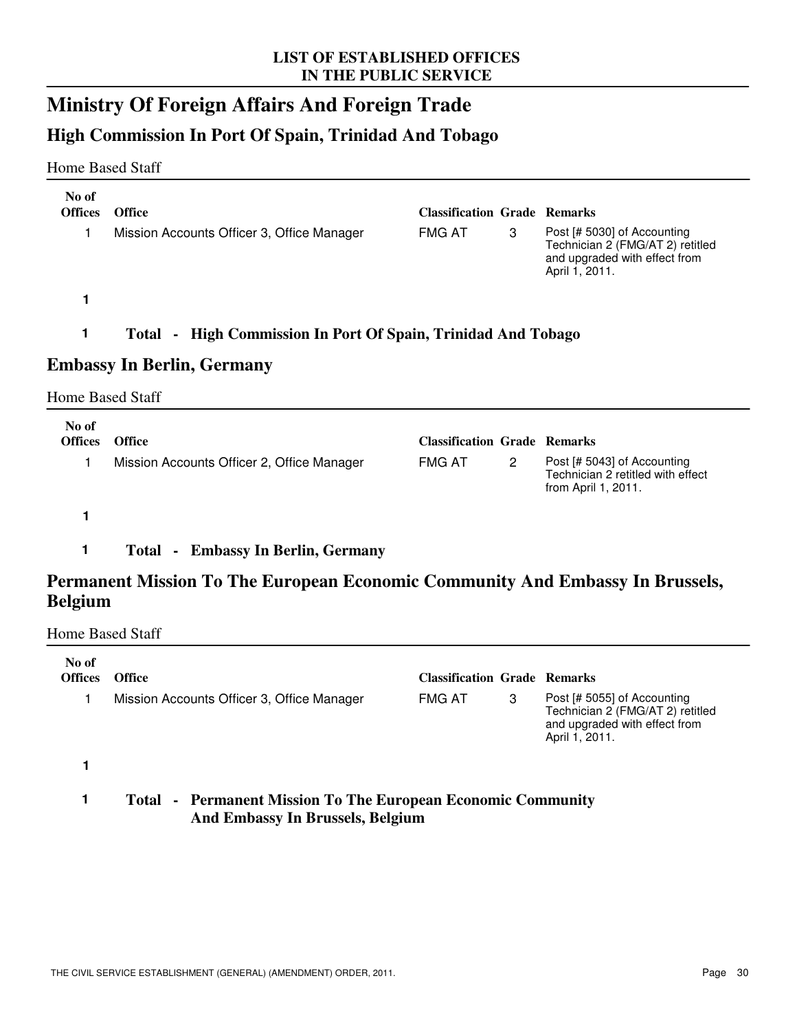# Ministry Of Foreign Affairs And Foreign Trade

## High Commission In Port Of Spain, Trinidad And Tobago

Home Based Staff

| No of Offices | Office | Classification | Grade | Remarks |
|---|---|---|---|---|
| 1 | Mission Accounts Officer 3, Office Manager | FMG AT | 3 | Post [# 5030] of Accounting Technician 2 (FMG/AT 2) retitled and upgraded with effect from April 1, 2011. |
| 1 | | | | |

**1 Total - High Commission In Port Of Spain, Trinidad And Tobago**

## Embassy In Berlin, Germany

Home Based Staff

| No of Offices | Office | Classification | Grade | Remarks |
|---|---|---|---|---|
| 1 | Mission Accounts Officer 2, Office Manager | FMG AT | 2 | Post [# 5043] of Accounting Technician 2 retitled with effect from April 1, 2011. |
| 1 | | | | |

**1 Total - Embassy In Berlin, Germany**

## Permanent Mission To The European Economic Community And Embassy In Brussels, Belgium

Home Based Staff

| No of Offices | Office | Classification | Grade | Remarks |
|---|---|---|---|---|
| 1 | Mission Accounts Officer 3, Office Manager | FMG AT | 3 | Post [# 5055] of Accounting Technician 2 (FMG/AT 2) retitled and upgraded with effect from April 1, 2011. |
| 1 | | | | |

**1 Total - Permanent Mission To The European Economic Community And Embassy In Brussels, Belgium**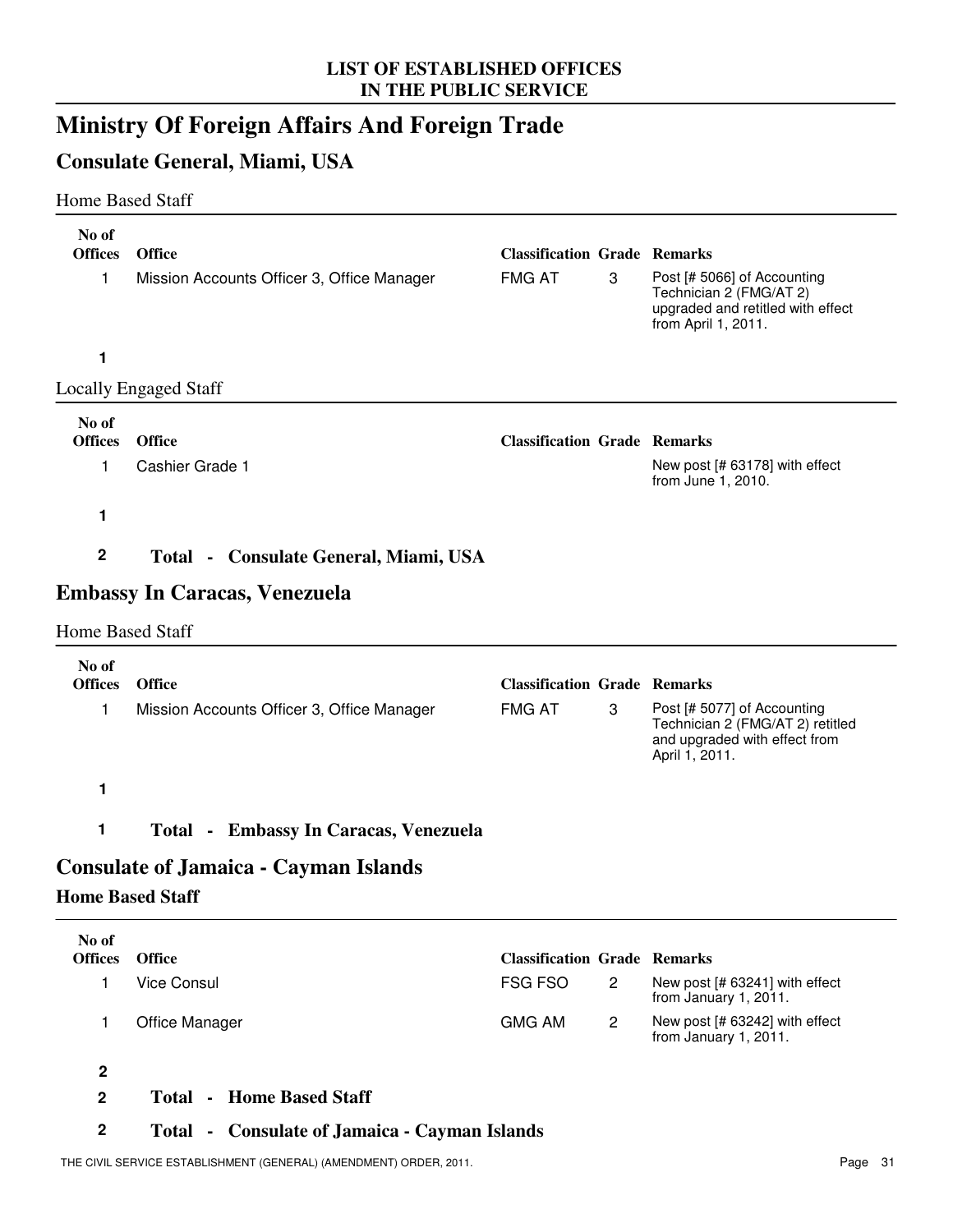# Ministry Of Foreign Affairs And Foreign Trade

## Consulate General, Miami, USA

Home Based Staff

| No of Offices | Office | Classification | Grade | Remarks |
|---|---|---|---|---|
| 1 | Mission Accounts Officer 3, Office Manager | FMG AT | 3 | Post [# 5066] of Accounting Technician 2 (FMG/AT 2) upgraded and retitled with effect from April 1, 2011. |
| **1** | | | | |

Locally Engaged Staff

| No of Offices | Office | Classification | Grade | Remarks |
|---|---|---|---|---|
| 1 | Cashier Grade 1 | | | New post [# 63178] with effect from June 1, 2010. |
| **1** | | | | |

**2 Total - Consulate General, Miami, USA**

## Embassy In Caracas, Venezuela

Home Based Staff

| No of Offices | Office | Classification | Grade | Remarks |
|---|---|---|---|---|
| 1 | Mission Accounts Officer 3, Office Manager | FMG AT | 3 | Post [# 5077] of Accounting Technician 2 (FMG/AT 2) retitled and upgraded with effect from April 1, 2011. |
| **1** | | | | |

**1 Total - Embassy In Caracas, Venezuela**

## Consulate of Jamaica - Cayman Islands

### Home Based Staff

| No of Offices | Office | Classification | Grade | Remarks |
|---|---|---|---|---|
| 1 | Vice Consul | FSG FSO | 2 | New post [# 63241] with effect from January 1, 2011. |
| 1 | Office Manager | GMG AM | 2 | New post [# 63242] with effect from January 1, 2011. |
| **2** | | | | |

**2 Total - Home Based Staff**

**2 Total - Consulate of Jamaica - Cayman Islands**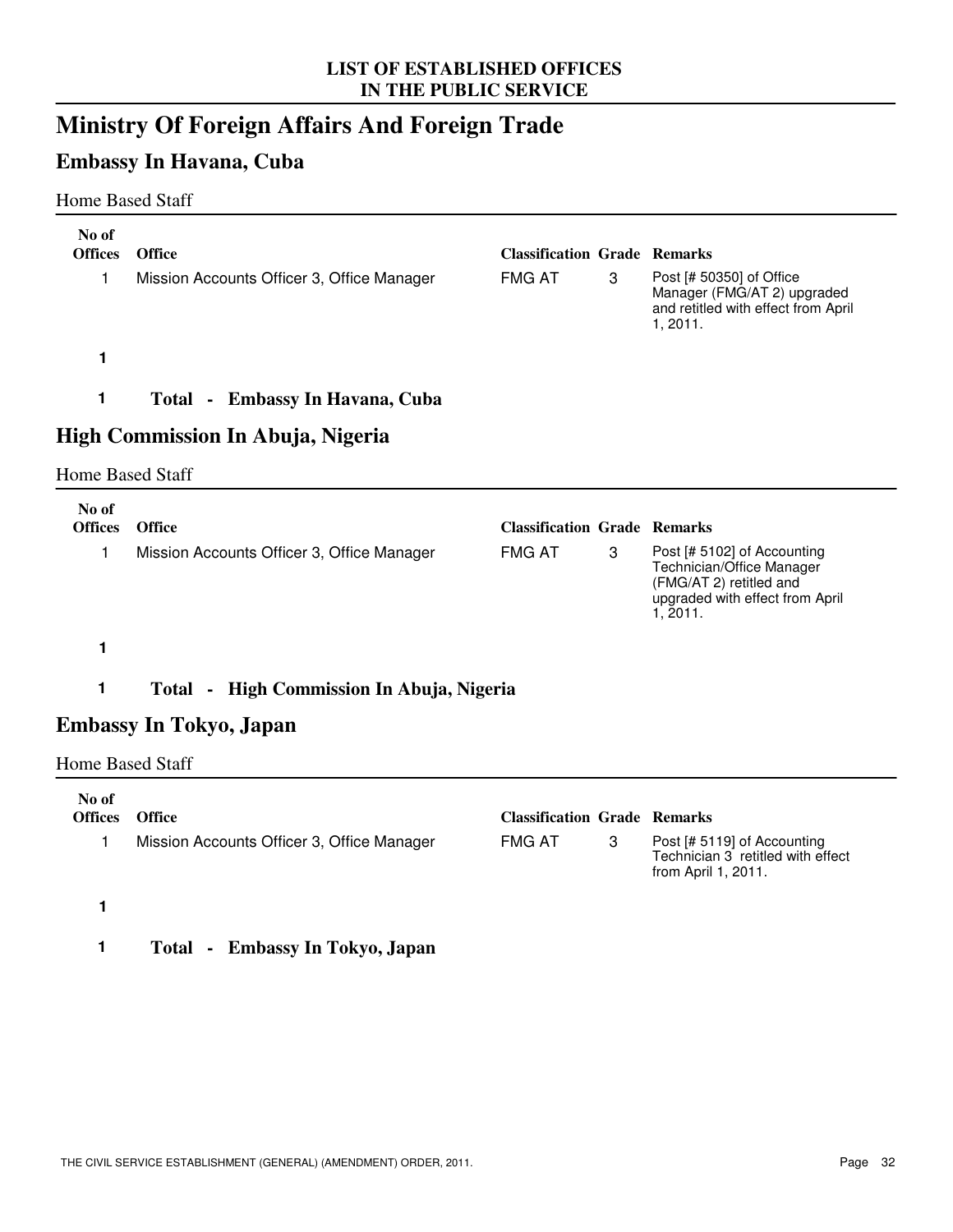# Ministry Of Foreign Affairs And Foreign Trade

## Embassy In Havana, Cuba

Home Based Staff

| No of Offices | Office | Classification | Grade | Remarks |
|---|---|---|---|---|
| 1 | Mission Accounts Officer 3, Office Manager | FMG AT | 3 | Post [# 50350] of Office Manager (FMG/AT 2) upgraded and retitled with effect from April 1, 2011. |
| **1** | | | | |

**1 Total - Embassy In Havana, Cuba**

## High Commission In Abuja, Nigeria

Home Based Staff

| No of Offices | Office | Classification | Grade | Remarks |
|---|---|---|---|---|
| 1 | Mission Accounts Officer 3, Office Manager | FMG AT | 3 | Post [# 5102] of Accounting Technician/Office Manager (FMG/AT 2) retitled and upgraded with effect from April 1, 2011. |
| **1** | | | | |

**1 Total - High Commission In Abuja, Nigeria**

## Embassy In Tokyo, Japan

Home Based Staff

| No of Offices | Office | Classification | Grade | Remarks |
|---|---|---|---|---|
| 1 | Mission Accounts Officer 3, Office Manager | FMG AT | 3 | Post [# 5119] of Accounting Technician 3 retitled with effect from April 1, 2011. |
| **1** | | | | |

**1 Total - Embassy In Tokyo, Japan**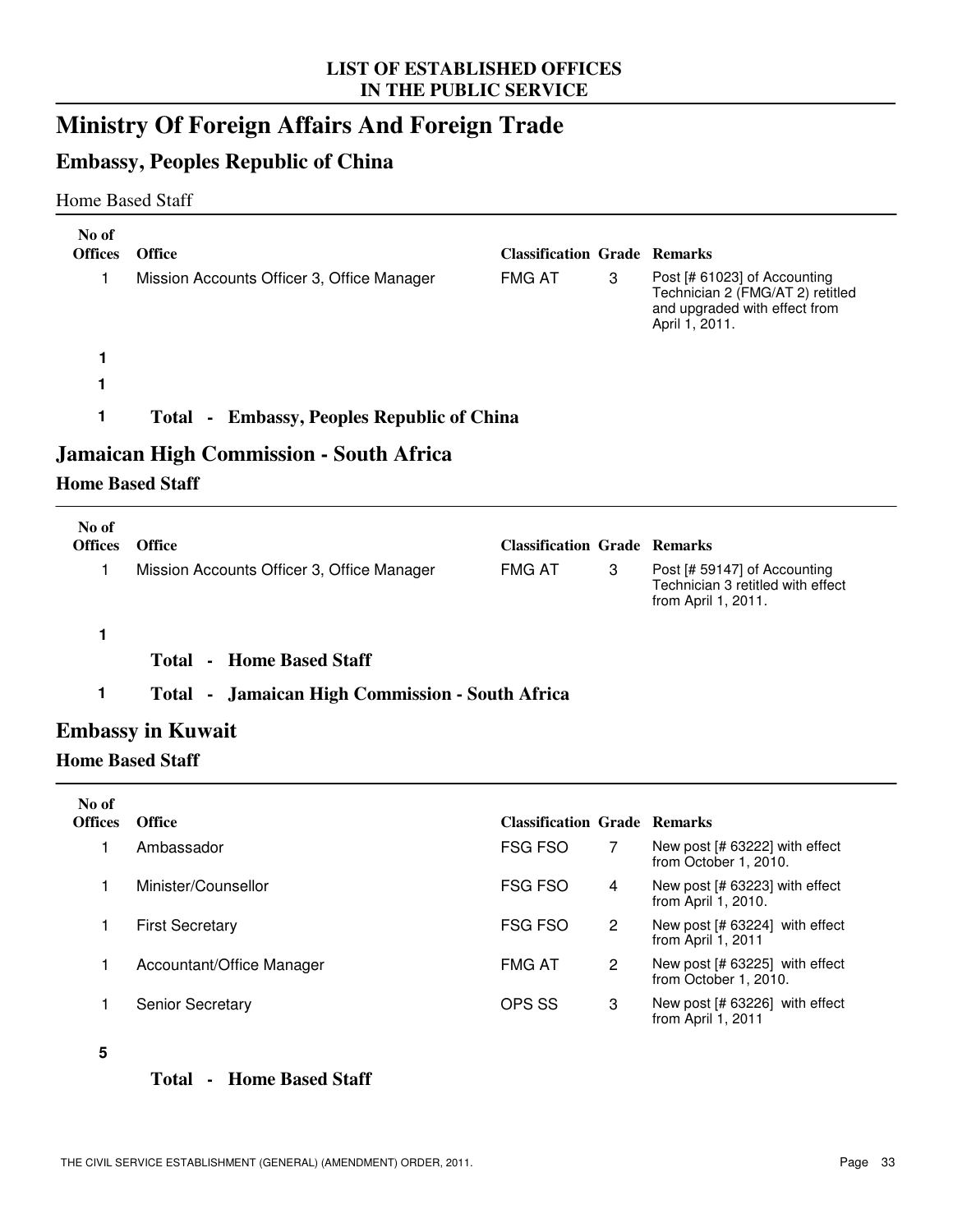# Ministry Of Foreign Affairs And Foreign Trade

## Embassy, Peoples Republic of China

Home Based Staff

| No of Offices | Office | Classification | Grade | Remarks |
|---|---|---|---|---|
| 1 | Mission Accounts Officer 3, Office Manager | FMG AT | 3 | Post [# 61023] of Accounting Technician 2 (FMG/AT 2) retitled and upgraded with effect from April 1, 2011. |

**1**

**1**

**1** **Total - Embassy, Peoples Republic of China**

## Jamaican High Commission - South Africa

### Home Based Staff

| No of Offices | Office | Classification | Grade | Remarks |
|---|---|---|---|---|
| 1 | Mission Accounts Officer 3, Office Manager | FMG AT | 3 | Post [# 59147] of Accounting Technician 3 retitled with effect from April 1, 2011. |

**1**

**Total - Home Based Staff**

**1** **Total - Jamaican High Commission - South Africa**

## Embassy in Kuwait

### Home Based Staff

| No of Offices | Office | Classification | Grade | Remarks |
|---|---|---|---|---|
| 1 | Ambassador | FSG FSO | 7 | New post [# 63222] with effect from October 1, 2010. |
| 1 | Minister/Counsellor | FSG FSO | 4 | New post [# 63223] with effect from April 1, 2010. |
| 1 | First Secretary | FSG FSO | 2 | New post [# 63224] with effect from April 1, 2011 |
| 1 | Accountant/Office Manager | FMG AT | 2 | New post [# 63225] with effect from October 1, 2010. |
| 1 | Senior Secretary | OPS SS | 3 | New post [# 63226] with effect from April 1, 2011 |

**5**

**Total - Home Based Staff**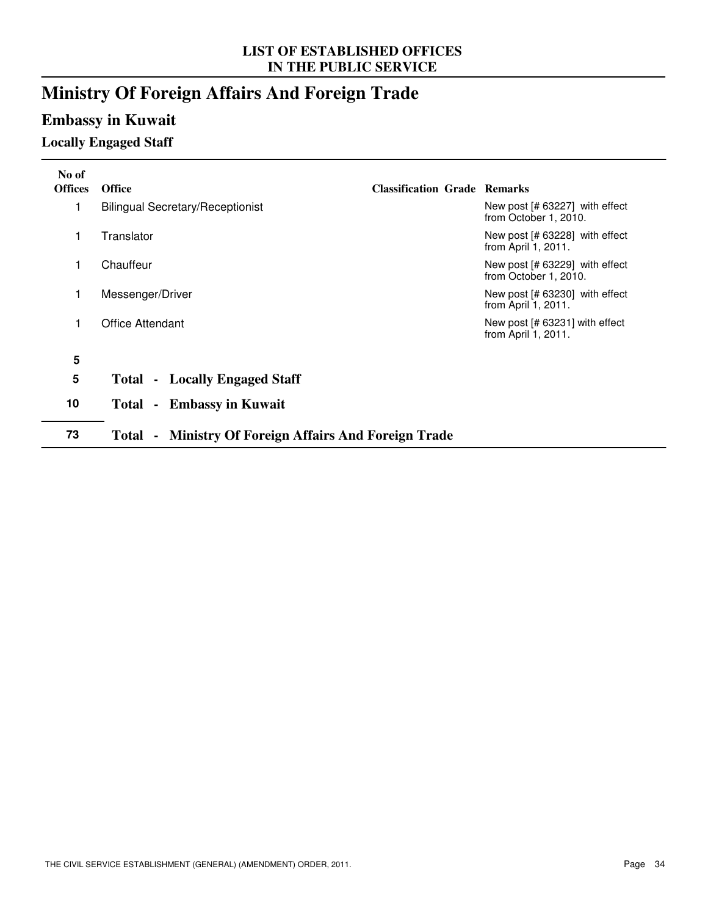# LIST OF ESTABLISHED OFFICES IN THE PUBLIC SERVICE

# Ministry Of Foreign Affairs And Foreign Trade

## Embassy in Kuwait

### Locally Engaged Staff

| No of Offices | Office | Classification | Grade | Remarks |
|---|---|---|---|---|
| 1 | Bilingual Secretary/Receptionist | | | New post [# 63227] with effect from October 1, 2010. |
| 1 | Translator | | | New post [# 63228] with effect from April 1, 2011. |
| 1 | Chauffeur | | | New post [# 63229] with effect from October 1, 2010. |
| 1 | Messenger/Driver | | | New post [# 63230] with effect from April 1, 2011. |
| 1 | Office Attendant | | | New post [# 63231] with effect from April 1, 2011. |
| **5** | | | | |
| **5** | **Total - Locally Engaged Staff** | | | |
| **10** | **Total - Embassy in Kuwait** | | | |
| **73** | **Total - Ministry Of Foreign Affairs And Foreign Trade** | | | |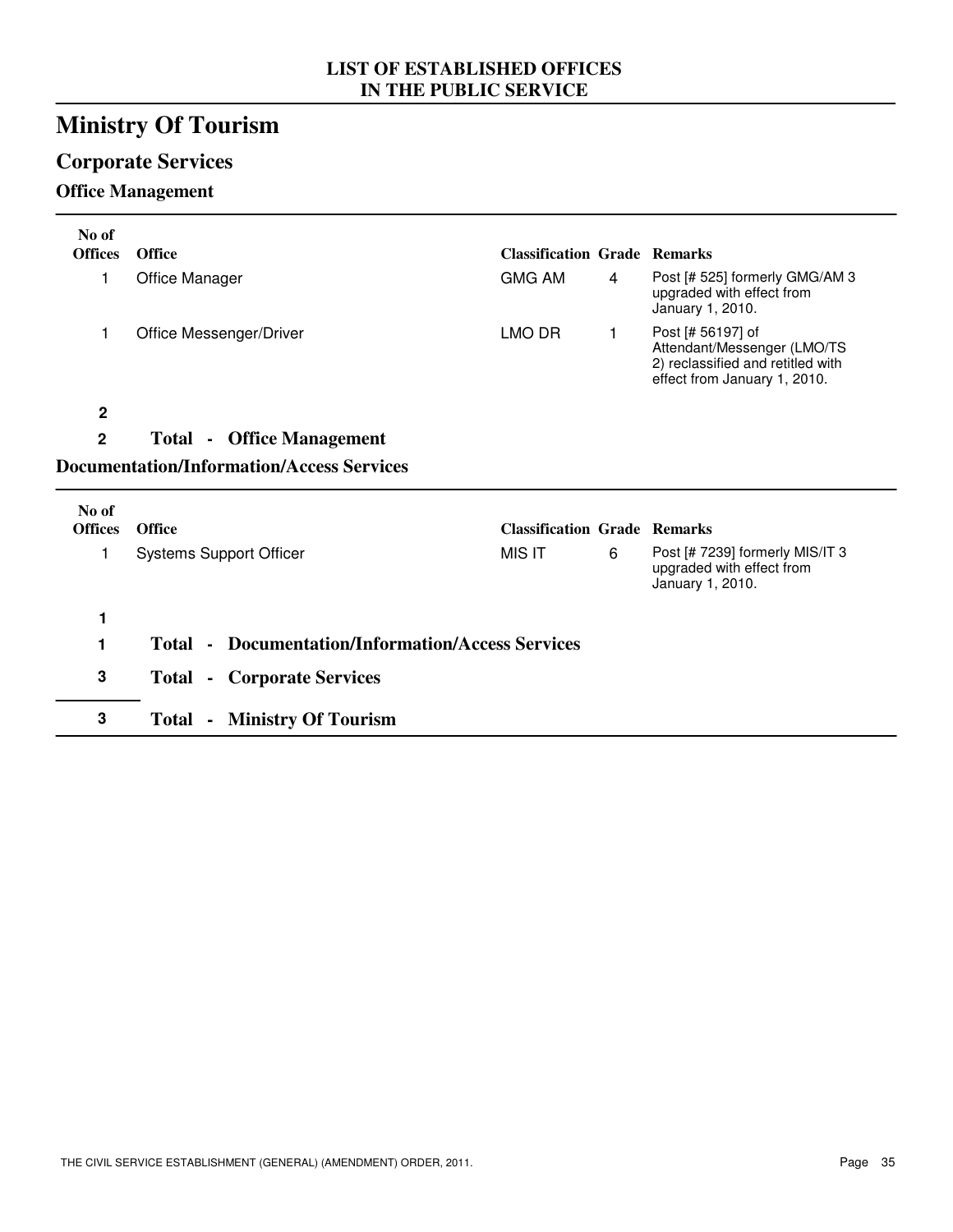LIST OF ESTABLISHED OFFICES
IN THE PUBLIC SERVICE

# Ministry Of Tourism

## Corporate Services

### Office Management

| No of Offices | Office | Classification | Grade | Remarks |
|---|---|---|---|---|
| 1 | Office Manager | GMG AM | 4 | Post [# 525] formerly GMG/AM 3 upgraded with effect from January 1, 2010. |
| 1 | Office Messenger/Driver | LMO DR | 1 | Post [# 56197] of Attendant/Messenger (LMO/TS 2) reclassified and retitled with effect from January 1, 2010. |
| **2** | | | | |
| **2** | **Total - Office Management** | | | |

### Documentation/Information/Access Services

| No of Offices | Office | Classification | Grade | Remarks |
|---|---|---|---|---|
| 1 | Systems Support Officer | MIS IT | 6 | Post [# 7239] formerly MIS/IT 3 upgraded with effect from January 1, 2010. |
| **1** | | | | |
| **1** | **Total - Documentation/Information/Access Services** | | | |
| **3** | **Total - Corporate Services** | | | |
| **3** | **Total - Ministry Of Tourism** | | | |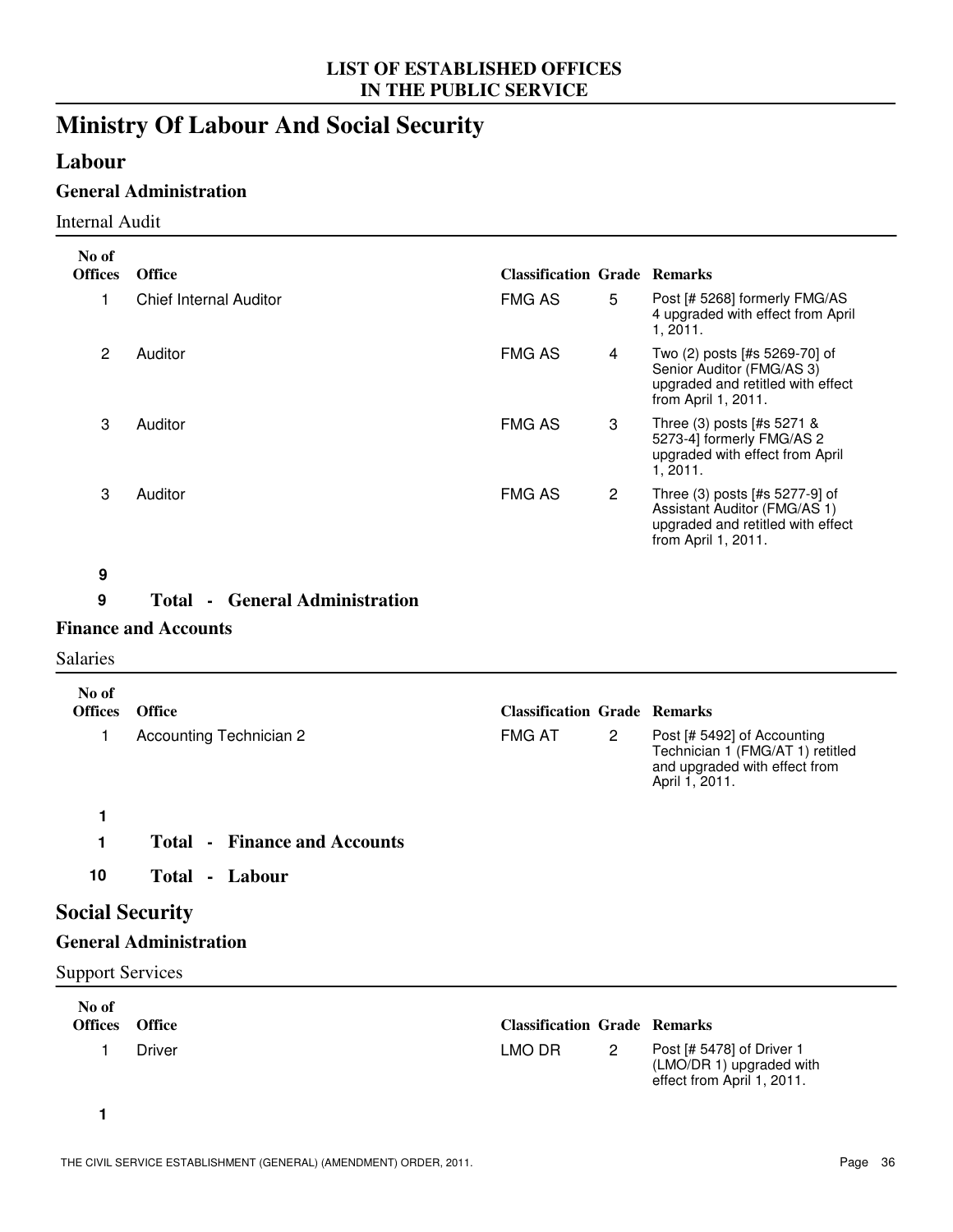**LIST OF ESTABLISHED OFFICES**
**IN THE PUBLIC SERVICE**

# Ministry Of Labour And Social Security

## Labour

### General Administration

Internal Audit

| No of Offices | Office | Classification | Grade | Remarks |
|---|---|---|---|---|
| 1 | Chief Internal Auditor | FMG AS | 5 | Post [# 5268] formerly FMG/AS 4 upgraded with effect from April 1, 2011. |
| 2 | Auditor | FMG AS | 4 | Two (2) posts [#s 5269-70] of Senior Auditor (FMG/AS 3) upgraded and retitled with effect from April 1, 2011. |
| 3 | Auditor | FMG AS | 3 | Three (3) posts [#s 5271 & 5273-4] formerly FMG/AS 2 upgraded with effect from April 1, 2011. |
| 3 | Auditor | FMG AS | 2 | Three (3) posts [#s 5277-9] of Assistant Auditor (FMG/AS 1) upgraded and retitled with effect from April 1, 2011. |

**9**

**9 Total - General Administration**

### Finance and Accounts

Salaries

| No of Offices | Office | Classification | Grade | Remarks |
|---|---|---|---|---|
| 1 | Accounting Technician 2 | FMG AT | 2 | Post [# 5492] of Accounting Technician 1 (FMG/AT 1) retitled and upgraded with effect from April 1, 2011. |

**1**

**1 Total - Finance and Accounts**

**10 Total - Labour**

## Social Security

### General Administration

Support Services

| No of Offices | Office | Classification | Grade | Remarks |
|---|---|---|---|---|
| 1 | Driver | LMO DR | 2 | Post [# 5478] of Driver 1 (LMO/DR 1) upgraded with effect from April 1, 2011. |

**1**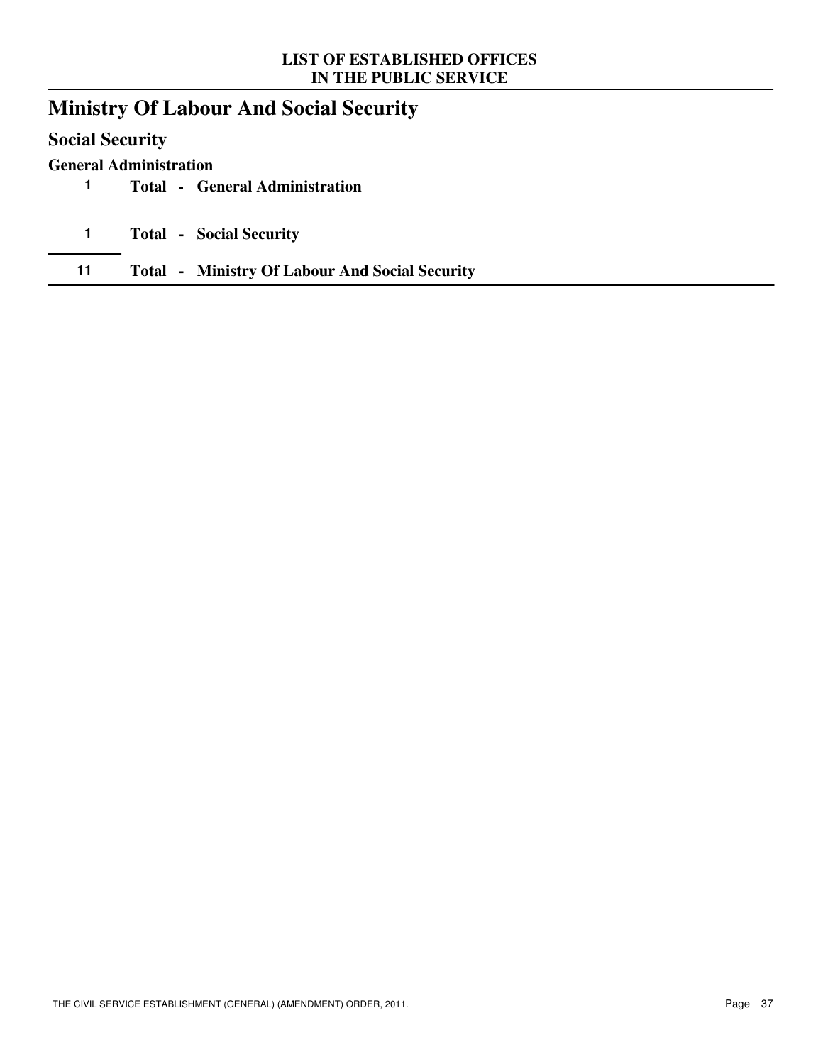# Ministry Of Labour And Social Security

## Social Security

### General Administration

| | |
|---|---|
| 1 | **Total - General Administration** |
| 1 | **Total - Social Security** |
| 11 | **Total - Ministry Of Labour And Social Security** |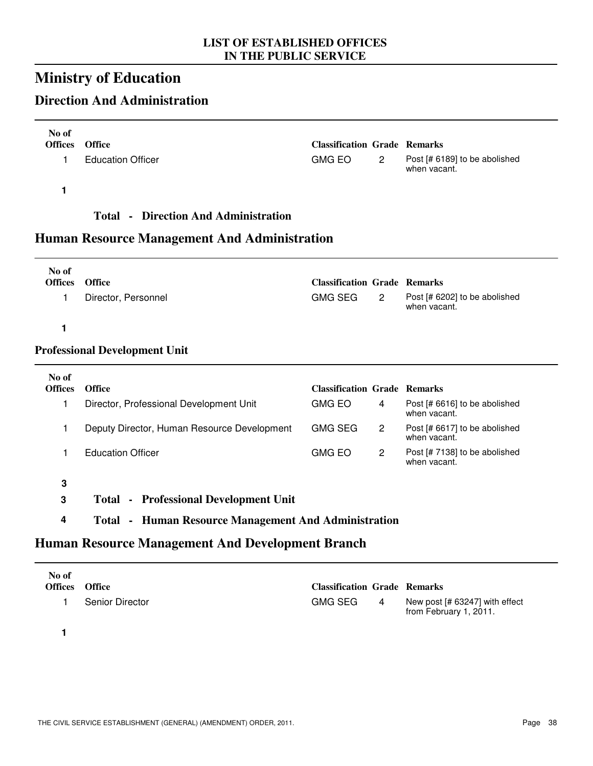LIST OF ESTABLISHED OFFICES
IN THE PUBLIC SERVICE

# Ministry of Education

## Direction And Administration

| No of Offices | Office | Classification | Grade | Remarks |
|---|---|---|---|---|
| 1 | Education Officer | GMG EO | 2 | Post [# 6189] to be abolished when vacant. |
| **1** | | | | |

**Total - Direction And Administration**

## Human Resource Management And Administration

| No of Offices | Office | Classification | Grade | Remarks |
|---|---|---|---|---|
| 1 | Director, Personnel | GMG SEG | 2 | Post [# 6202] to be abolished when vacant. |
| **1** | | | | |

### Professional Development Unit

| No of Offices | Office | Classification | Grade | Remarks |
|---|---|---|---|---|
| 1 | Director, Professional Development Unit | GMG EO | 4 | Post [# 6616] to be abolished when vacant. |
| 1 | Deputy Director, Human Resource Development | GMG SEG | 2 | Post [# 6617] to be abolished when vacant. |
| 1 | Education Officer | GMG EO | 2 | Post [# 7138] to be abolished when vacant. |
| **3** | | | | |

**3 Total - Professional Development Unit**

**4 Total - Human Resource Management And Administration**

## Human Resource Management And Development Branch

| No of Offices | Office | Classification | Grade | Remarks |
|---|---|---|---|---|
| 1 | Senior Director | GMG SEG | 4 | New post [# 63247] with effect from February 1, 2011. |
| **1** | | | | |

THE CIVIL SERVICE ESTABLISHMENT (GENERAL) (AMENDMENT) ORDER, 2011.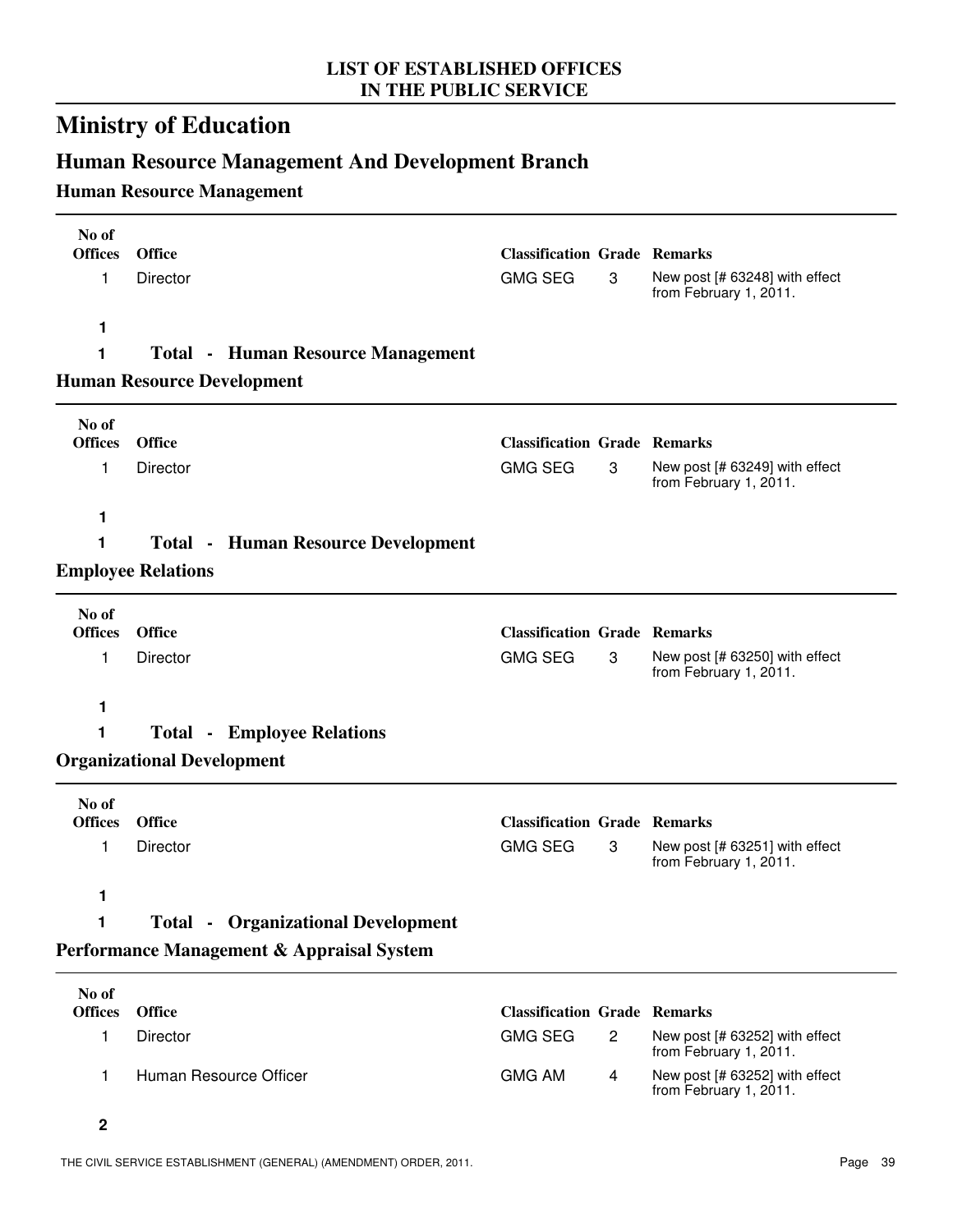**LIST OF ESTABLISHED OFFICES IN THE PUBLIC SERVICE**

# Ministry of Education

## Human Resource Management And Development Branch

### Human Resource Management

| No of Offices | Office | Classification | Grade | Remarks |
|---|---|---|---|---|
| 1 | Director | GMG SEG | 3 | New post [# 63248] with effect from February 1, 2011. |
| **1** | | | | |
| **1** | **Total - Human Resource Management** | | | |

### Human Resource Development

| No of Offices | Office | Classification | Grade | Remarks |
|---|---|---|---|---|
| 1 | Director | GMG SEG | 3 | New post [# 63249] with effect from February 1, 2011. |
| **1** | | | | |
| **1** | **Total - Human Resource Development** | | | |

### Employee Relations

| No of Offices | Office | Classification | Grade | Remarks |
|---|---|---|---|---|
| 1 | Director | GMG SEG | 3 | New post [# 63250] with effect from February 1, 2011. |
| **1** | | | | |
| **1** | **Total - Employee Relations** | | | |

### Organizational Development

| No of Offices | Office | Classification | Grade | Remarks |
|---|---|---|---|---|
| 1 | Director | GMG SEG | 3 | New post [# 63251] with effect from February 1, 2011. |
| **1** | | | | |
| **1** | **Total - Organizational Development** | | | |

### Performance Management & Appraisal System

| No of Offices | Office | Classification | Grade | Remarks |
|---|---|---|---|---|
| 1 | Director | GMG SEG | 2 | New post [# 63252] with effect from February 1, 2011. |
| 1 | Human Resource Officer | GMG AM | 4 | New post [# 63252] with effect from February 1, 2011. |
| **2** | | | | |

THE CIVIL SERVICE ESTABLISHMENT (GENERAL) (AMENDMENT) ORDER, 2011.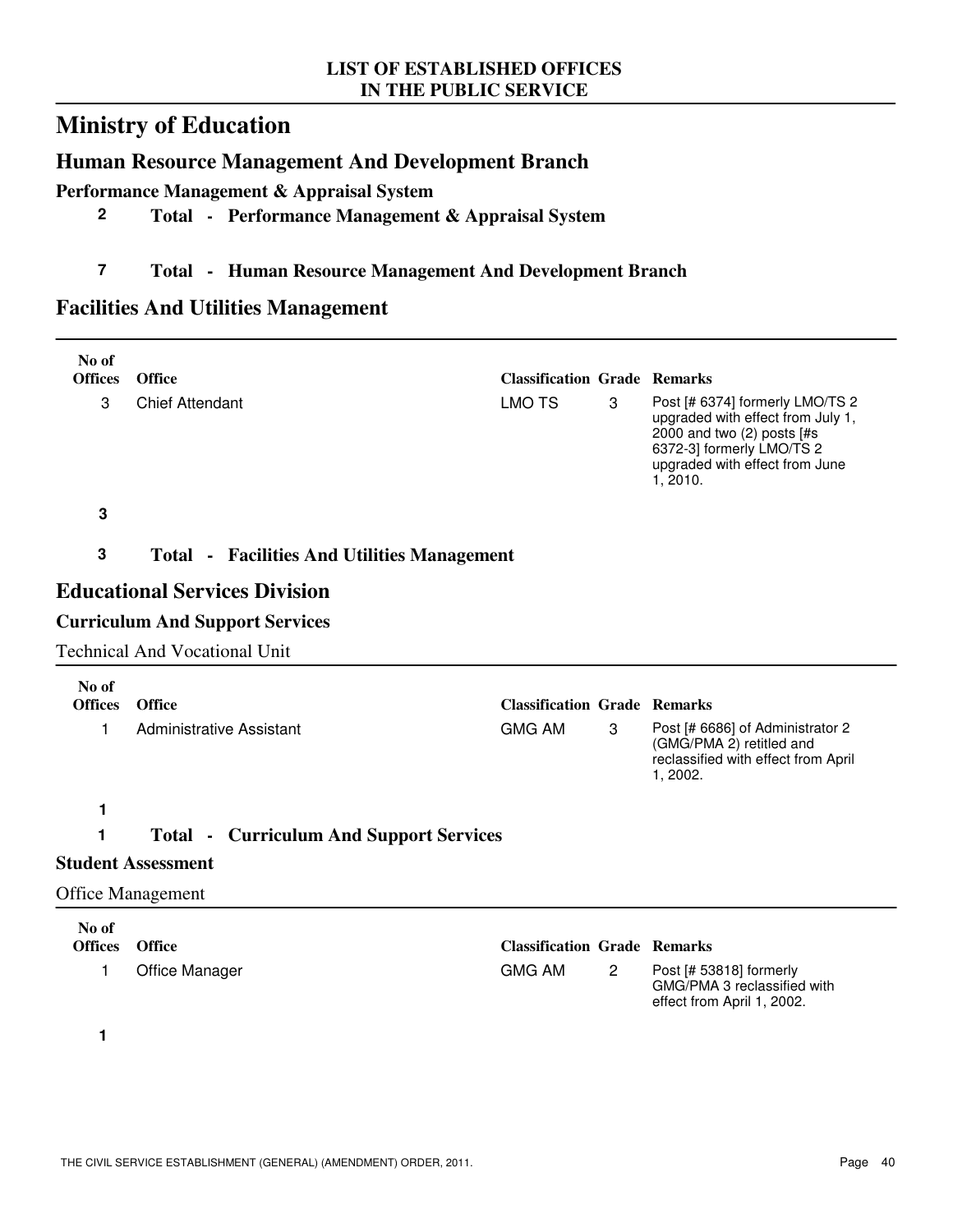# Ministry of Education

## Human Resource Management And Development Branch

### Performance Management & Appraisal System

**2 Total - Performance Management & Appraisal System**

**7 Total - Human Resource Management And Development Branch**

## Facilities And Utilities Management

| No of Offices | Office | Classification | Grade | Remarks |
|---|---|---|---|---|
| 3 | Chief Attendant | LMO TS | 3 | Post [# 6374] formerly LMO/TS 2 upgraded with effect from July 1, 2000 and two (2) posts [#s 6372-3] formerly LMO/TS 2 upgraded with effect from June 1, 2010. |
| **3** | | | | |

**3 Total - Facilities And Utilities Management**

## Educational Services Division

### Curriculum And Support Services

Technical And Vocational Unit

| No of Offices | Office | Classification | Grade | Remarks |
|---|---|---|---|---|
| 1 | Administrative Assistant | GMG AM | 3 | Post [# 6686] of Administrator 2 (GMG/PMA 2) retitled and reclassified with effect from April 1, 2002. |
| **1** | | | | |

**1 Total - Curriculum And Support Services**

### Student Assessment

Office Management

| No of Offices | Office | Classification | Grade | Remarks |
|---|---|---|---|---|
| 1 | Office Manager | GMG AM | 2 | Post [# 53818] formerly GMG/PMA 3 reclassified with effect from April 1, 2002. |
| **1** | | | | |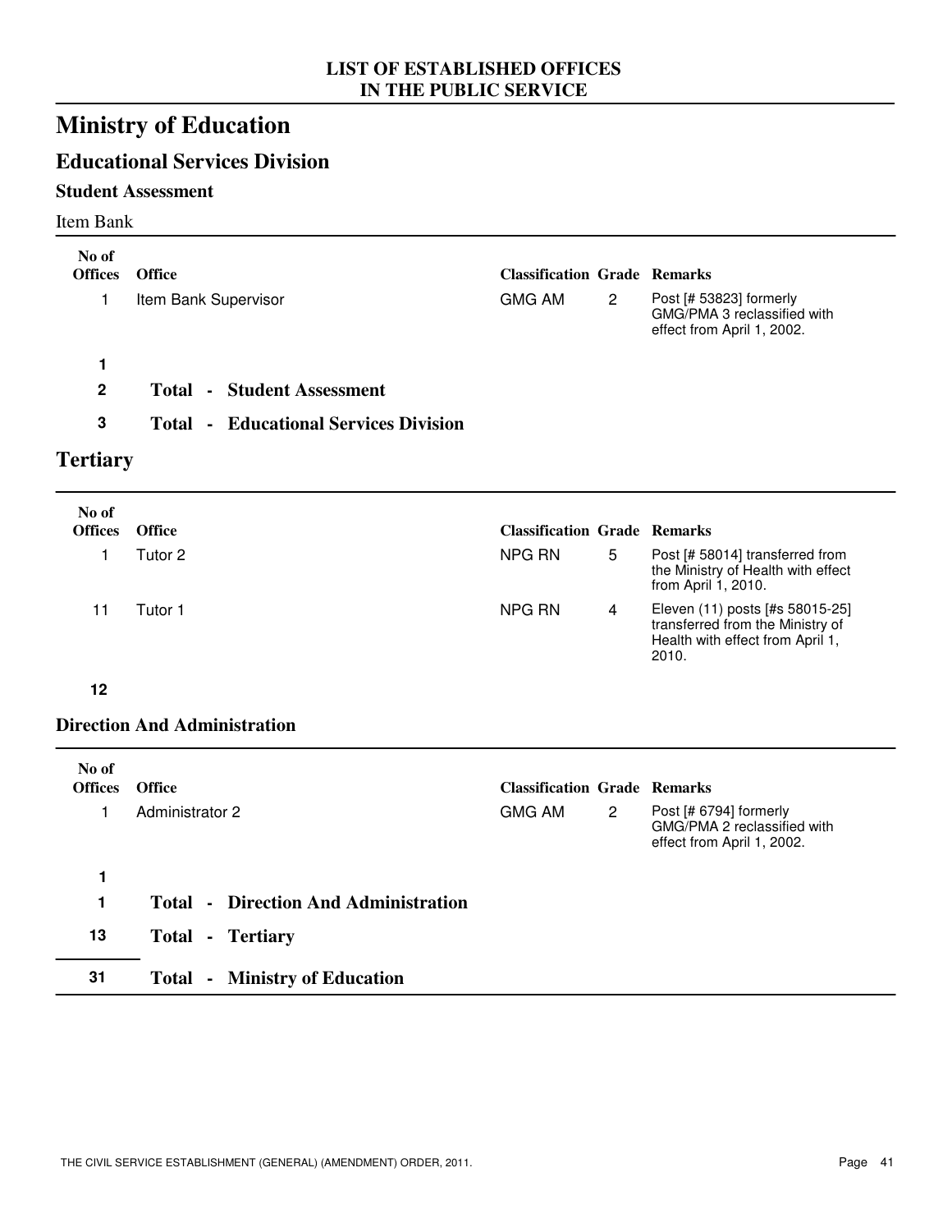LIST OF ESTABLISHED OFFICES
IN THE PUBLIC SERVICE

# Ministry of Education

## Educational Services Division

### Student Assessment

Item Bank

| No of Offices | Office | Classification | Grade | Remarks |
|---|---|---|---|---|
| 1 | Item Bank Supervisor | GMG AM | 2 | Post [# 53823] formerly GMG/PMA 3 reclassified with effect from April 1, 2002. |
| **1** | | | | |
| **2** | **Total - Student Assessment** | | | |
| **3** | **Total - Educational Services Division** | | | |

## Tertiary

| No of Offices | Office | Classification | Grade | Remarks |
|---|---|---|---|---|
| 1 | Tutor 2 | NPG RN | 5 | Post [# 58014] transferred from the Ministry of Health with effect from April 1, 2010. |
| 11 | Tutor 1 | NPG RN | 4 | Eleven (11) posts [#s 58015-25] transferred from the Ministry of Health with effect from April 1, 2010. |
| **12** | | | | |

### Direction And Administration

| No of Offices | Office | Classification | Grade | Remarks |
|---|---|---|---|---|
| 1 | Administrator 2 | GMG AM | 2 | Post [# 6794] formerly GMG/PMA 2 reclassified with effect from April 1, 2002. |
| **1** | | | | |
| **1** | **Total - Direction And Administration** | | | |
| **13** | **Total - Tertiary** | | | |
| **31** | **Total - Ministry of Education** | | | |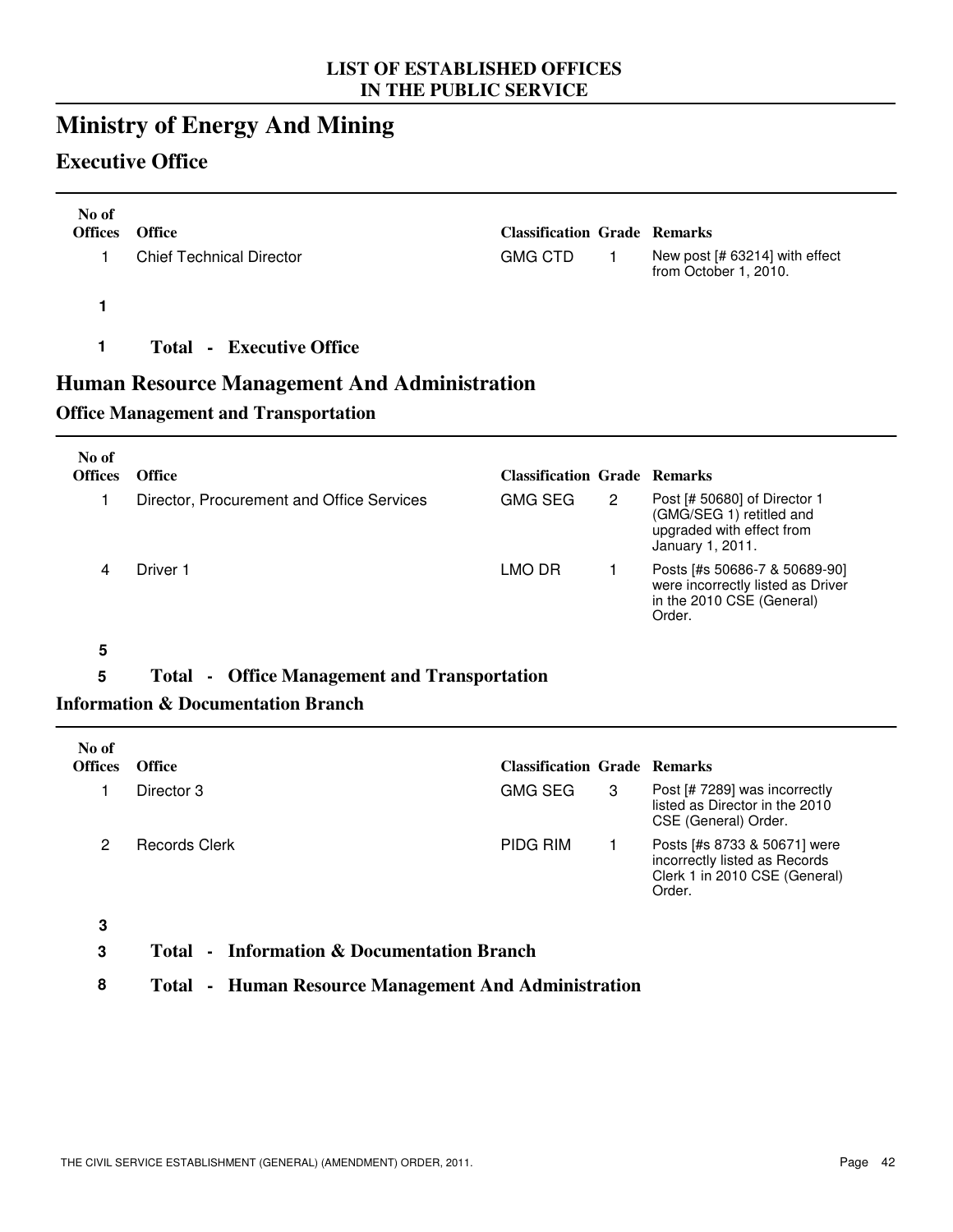**LIST OF ESTABLISHED OFFICES IN THE PUBLIC SERVICE**

# Ministry of Energy And Mining

## Executive Office

| No of Offices | Office | Classification | Grade | Remarks |
|---|---|---|---|---|
| 1 | Chief Technical Director | GMG CTD | 1 | New post [# 63214] with effect from October 1, 2010. |
| **1** | | | | |

**1 Total - Executive Office**

## Human Resource Management And Administration

### Office Management and Transportation

| No of Offices | Office | Classification | Grade | Remarks |
|---|---|---|---|---|
| 1 | Director, Procurement and Office Services | GMG SEG | 2 | Post [# 50680] of Director 1 (GMG/SEG 1) retitled and upgraded with effect from January 1, 2011. |
| 4 | Driver 1 | LMO DR | 1 | Posts [#s 50686-7 & 50689-90] were incorrectly listed as Driver in the 2010 CSE (General) Order. |
| **5** | | | | |

**5 Total - Office Management and Transportation**

### Information & Documentation Branch

| No of Offices | Office | Classification | Grade | Remarks |
|---|---|---|---|---|
| 1 | Director 3 | GMG SEG | 3 | Post [# 7289] was incorrectly listed as Director in the 2010 CSE (General) Order. |
| 2 | Records Clerk | PIDG RIM | 1 | Posts [#s 8733 & 50671] were incorrectly listed as Records Clerk 1 in 2010 CSE (General) Order. |
| **3** | | | | |

**3 Total - Information & Documentation Branch**

**8 Total - Human Resource Management And Administration**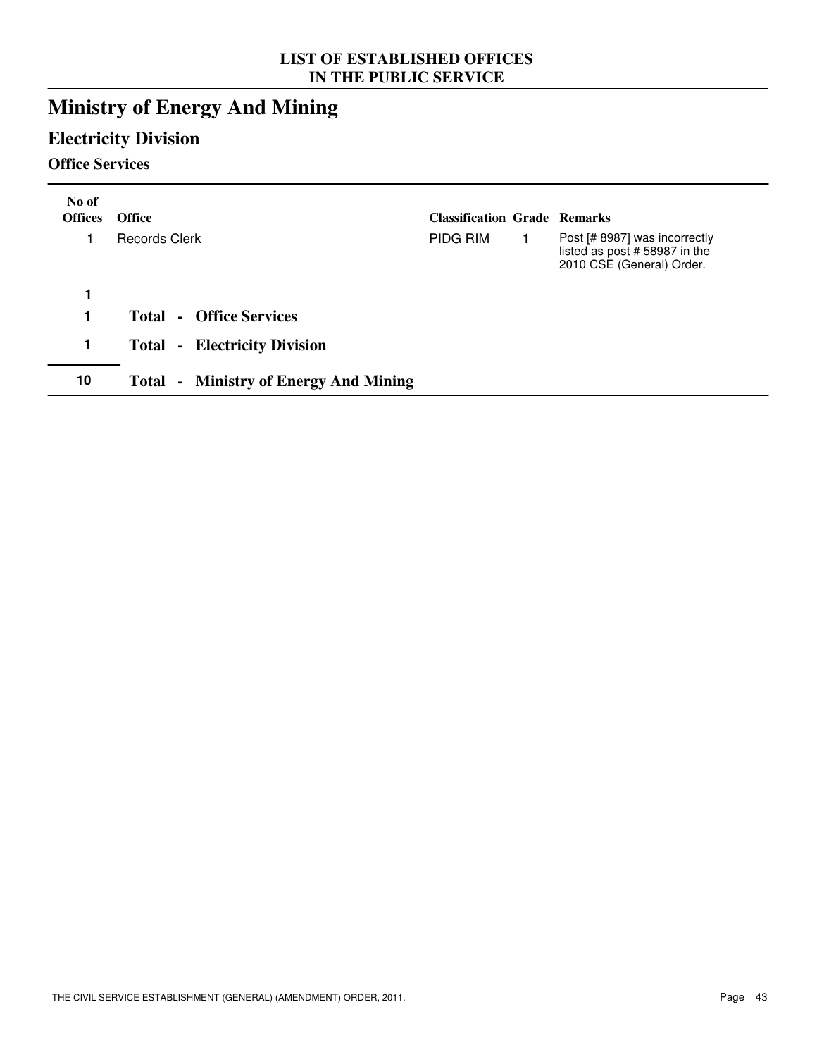# Ministry of Energy And Mining

## Electricity Division

### Office Services

| No of Offices | Office | Classification | Grade | Remarks |
|---|---|---|---|---|
| 1 | Records Clerk | PIDG RIM | 1 | Post [# 8987] was incorrectly listed as post # 58987 in the 2010 CSE (General) Order. |
| **1** | | | | |
| **1** | **Total - Office Services** | | | |
| **1** | **Total - Electricity Division** | | | |
| **10** | **Total - Ministry of Energy And Mining** | | | |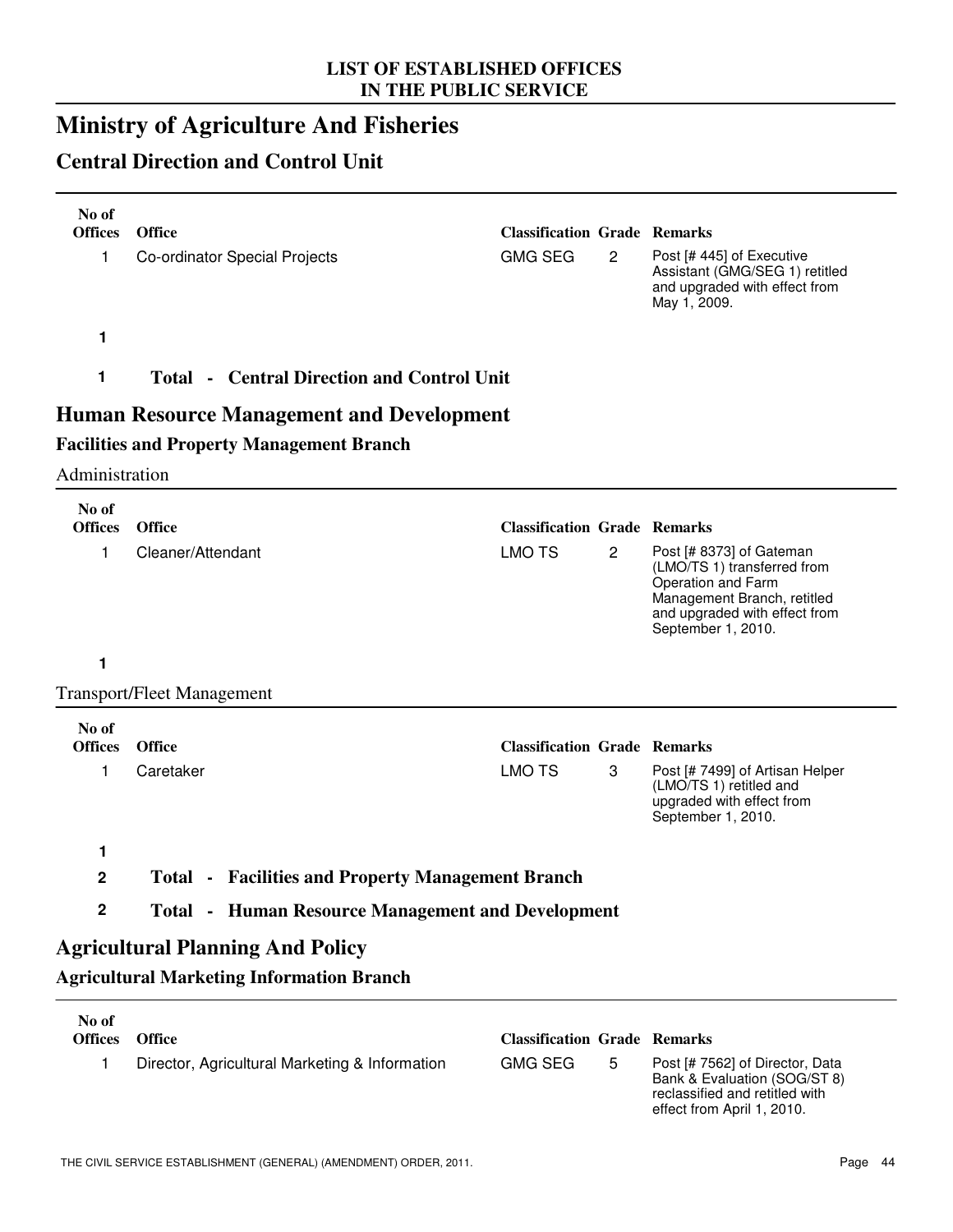# Ministry of Agriculture And Fisheries

## Central Direction and Control Unit

| No of Offices | Office | Classification | Grade | Remarks |
|---|---|---|---|---|
| 1 | Co-ordinator Special Projects | GMG SEG | 2 | Post [# 445] of Executive Assistant (GMG/SEG 1) retitled and upgraded with effect from May 1, 2009. |
| **1** | | | | |

**1 Total - Central Direction and Control Unit**

## Human Resource Management and Development

### Facilities and Property Management Branch

Administration

| No of Offices | Office | Classification | Grade | Remarks |
|---|---|---|---|---|
| 1 | Cleaner/Attendant | LMO TS | 2 | Post [# 8373] of Gateman (LMO/TS 1) transferred from Operation and Farm Management Branch, retitled and upgraded with effect from September 1, 2010. |
| **1** | | | | |

Transport/Fleet Management

| No of Offices | Office | Classification | Grade | Remarks |
|---|---|---|---|---|
| 1 | Caretaker | LMO TS | 3 | Post [# 7499] of Artisan Helper (LMO/TS 1) retitled and upgraded with effect from September 1, 2010. |
| **1** | | | | |

**2 Total - Facilities and Property Management Branch**

**2 Total - Human Resource Management and Development**

## Agricultural Planning And Policy

### Agricultural Marketing Information Branch

| No of Offices | Office | Classification | Grade | Remarks |
|---|---|---|---|---|
| 1 | Director, Agricultural Marketing & Information | GMG SEG | 5 | Post [# 7562] of Director, Data Bank & Evaluation (SOG/ST 8) reclassified and retitled with effect from April 1, 2010. |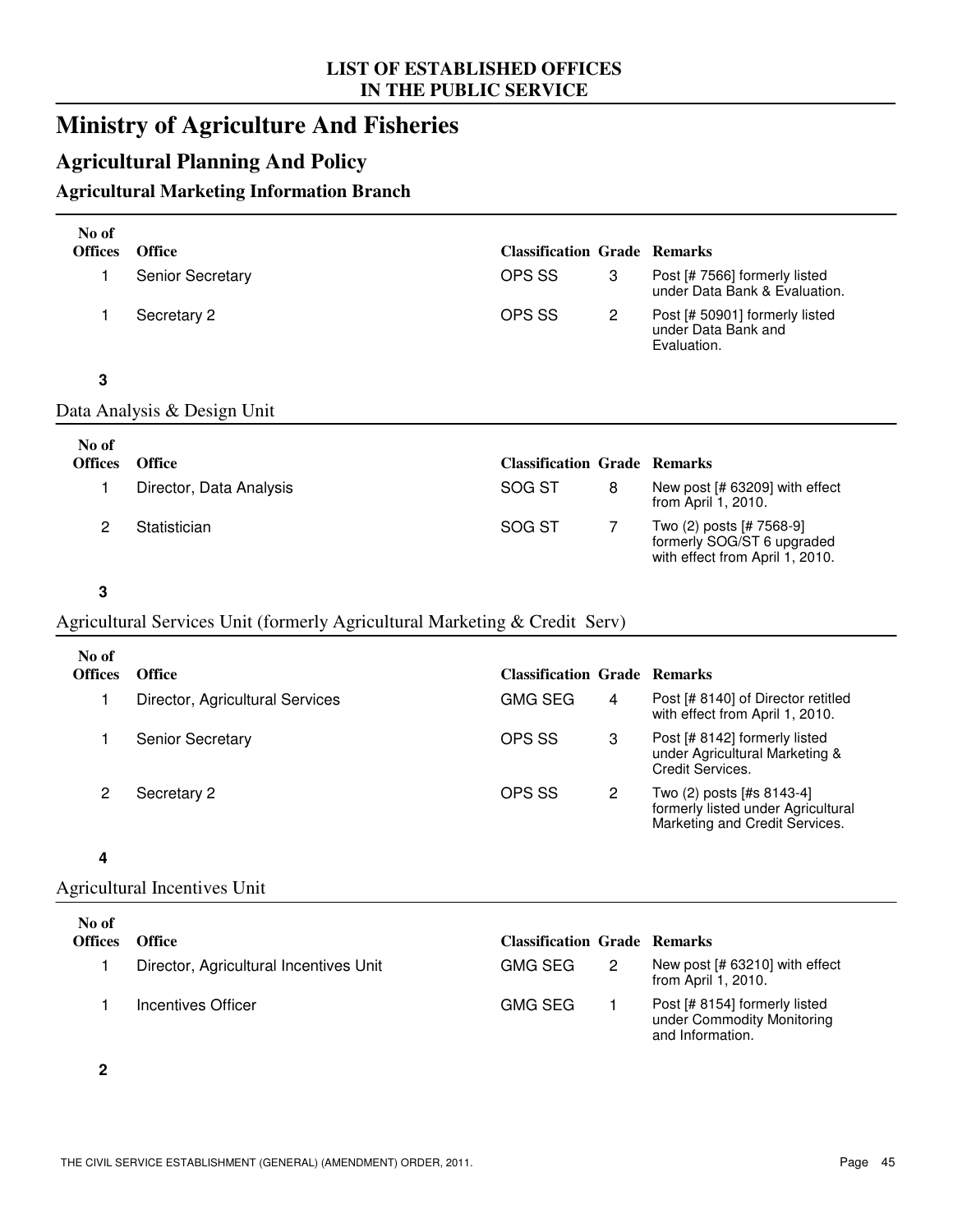# Ministry of Agriculture And Fisheries

## Agricultural Planning And Policy

### Agricultural Marketing Information Branch

| No of Offices | Office | Classification | Grade | Remarks |
|---|---|---|---|---|
| 1 | Senior Secretary | OPS SS | 3 | Post [# 7566] formerly listed under Data Bank & Evaluation. |
| 1 | Secretary 2 | OPS SS | 2 | Post [# 50901] formerly listed under Data Bank and Evaluation. |
| **3** | | | | |

Data Analysis & Design Unit

| No of Offices | Office | Classification | Grade | Remarks |
|---|---|---|---|---|
| 1 | Director, Data Analysis | SOG ST | 8 | New post [# 63209] with effect from April 1, 2010. |
| 2 | Statistician | SOG ST | 7 | Two (2) posts [# 7568-9] formerly SOG/ST 6 upgraded with effect from April 1, 2010. |
| **3** | | | | |

Agricultural Services Unit (formerly Agricultural Marketing & Credit Serv)

| No of Offices | Office | Classification | Grade | Remarks |
|---|---|---|---|---|
| 1 | Director, Agricultural Services | GMG SEG | 4 | Post [# 8140] of Director retitled with effect from April 1, 2010. |
| 1 | Senior Secretary | OPS SS | 3 | Post [# 8142] formerly listed under Agricultural Marketing & Credit Services. |
| 2 | Secretary 2 | OPS SS | 2 | Two (2) posts [#s 8143-4] formerly listed under Agricultural Marketing and Credit Services. |
| **4** | | | | |

Agricultural Incentives Unit

| No of Offices | Office | Classification | Grade | Remarks |
|---|---|---|---|---|
| 1 | Director, Agricultural Incentives Unit | GMG SEG | 2 | New post [# 63210] with effect from April 1, 2010. |
| 1 | Incentives Officer | GMG SEG | 1 | Post [# 8154] formerly listed under Commodity Monitoring and Information. |
| **2** | | | | |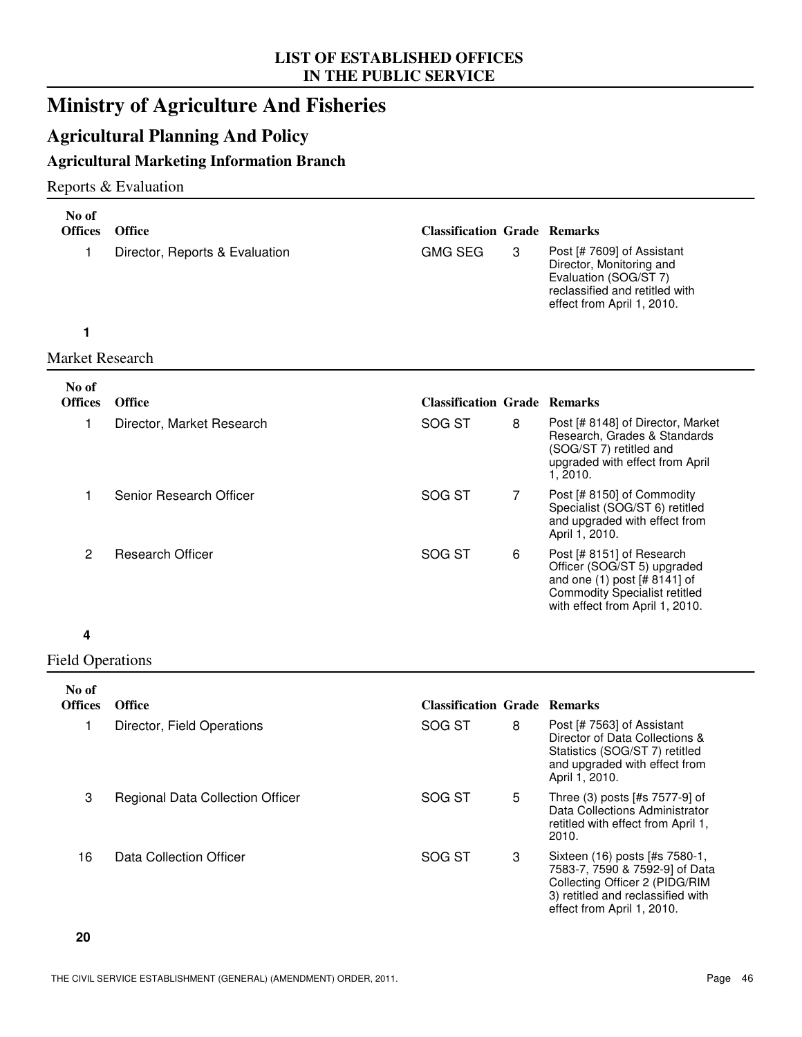LIST OF ESTABLISHED OFFICES
IN THE PUBLIC SERVICE

# Ministry of Agriculture And Fisheries

## Agricultural Planning And Policy

### Agricultural Marketing Information Branch

Reports & Evaluation

| No of Offices | Office | Classification | Grade | Remarks |
|---|---|---|---|---|
| 1 | Director, Reports & Evaluation | GMG SEG | 3 | Post [# 7609] of Assistant Director, Monitoring and Evaluation (SOG/ST 7) reclassified and retitled with effect from April 1, 2010. |
| **1** | | | | |

Market Research

| No of Offices | Office | Classification | Grade | Remarks |
|---|---|---|---|---|
| 1 | Director, Market Research | SOG ST | 8 | Post [# 8148] of Director, Market Research, Grades & Standards (SOG/ST 7) retitled and upgraded with effect from April 1, 2010. |
| 1 | Senior Research Officer | SOG ST | 7 | Post [# 8150] of Commodity Specialist (SOG/ST 6) retitled and upgraded with effect from April 1, 2010. |
| 2 | Research Officer | SOG ST | 6 | Post [# 8151] of Research Officer (SOG/ST 5) upgraded and one (1) post [# 8141] of Commodity Specialist retitled with effect from April 1, 2010. |
| **4** | | | | |

Field Operations

| No of Offices | Office | Classification | Grade | Remarks |
|---|---|---|---|---|
| 1 | Director, Field Operations | SOG ST | 8 | Post [# 7563] of Assistant Director of Data Collections & Statistics (SOG/ST 7) retitled and upgraded with effect from April 1, 2010. |
| 3 | Regional Data Collection Officer | SOG ST | 5 | Three (3) posts [#s 7577-9] of Data Collections Administrator retitled with effect from April 1, 2010. |
| 16 | Data Collection Officer | SOG ST | 3 | Sixteen (16) posts [#s 7580-1, 7583-7, 7590 & 7592-9] of Data Collecting Officer 2 (PIDG/RIM 3) retitled and reclassified with effect from April 1, 2010. |
| **20** | | | | |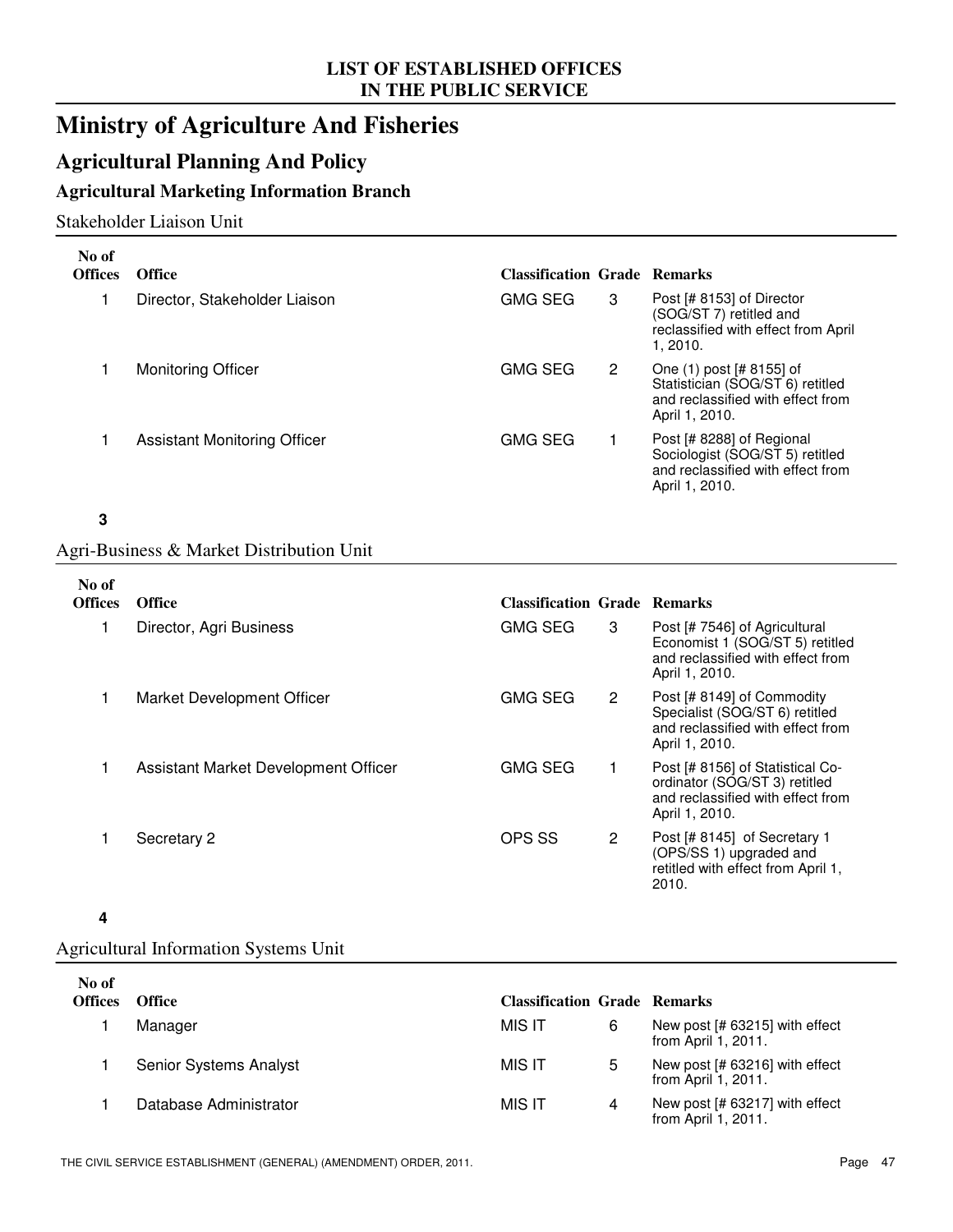**LIST OF ESTABLISHED OFFICES IN THE PUBLIC SERVICE**

# Ministry of Agriculture And Fisheries

## Agricultural Planning And Policy

### Agricultural Marketing Information Branch

Stakeholder Liaison Unit

| No of Offices | Office | Classification | Grade | Remarks |
|---|---|---|---|---|
| 1 | Director, Stakeholder Liaison | GMG SEG | 3 | Post [# 8153] of Director (SOG/ST 7) retitled and reclassified with effect from April 1, 2010. |
| 1 | Monitoring Officer | GMG SEG | 2 | One (1) post [# 8155] of Statistician (SOG/ST 6) retitled and reclassified with effect from April 1, 2010. |
| 1 | Assistant Monitoring Officer | GMG SEG | 1 | Post [# 8288] of Regional Sociologist (SOG/ST 5) retitled and reclassified with effect from April 1, 2010. |
| **3** | | | | |

Agri-Business & Market Distribution Unit

| No of Offices | Office | Classification | Grade | Remarks |
|---|---|---|---|---|
| 1 | Director, Agri Business | GMG SEG | 3 | Post [# 7546] of Agricultural Economist 1 (SOG/ST 5) retitled and reclassified with effect from April 1, 2010. |
| 1 | Market Development Officer | GMG SEG | 2 | Post [# 8149] of Commodity Specialist (SOG/ST 6) retitled and reclassified with effect from April 1, 2010. |
| 1 | Assistant Market Development Officer | GMG SEG | 1 | Post [# 8156] of Statistical Co-ordinator (SOG/ST 3) retitled and reclassified with effect from April 1, 2010. |
| 1 | Secretary 2 | OPS SS | 2 | Post [# 8145] of Secretary 1 (OPS/SS 1) upgraded and retitled with effect from April 1, 2010. |
| **4** | | | | |

Agricultural Information Systems Unit

| No of Offices | Office | Classification | Grade | Remarks |
|---|---|---|---|---|
| 1 | Manager | MIS IT | 6 | New post [# 63215] with effect from April 1, 2011. |
| 1 | Senior Systems Analyst | MIS IT | 5 | New post [# 63216] with effect from April 1, 2011. |
| 1 | Database Administrator | MIS IT | 4 | New post [# 63217] with effect from April 1, 2011. |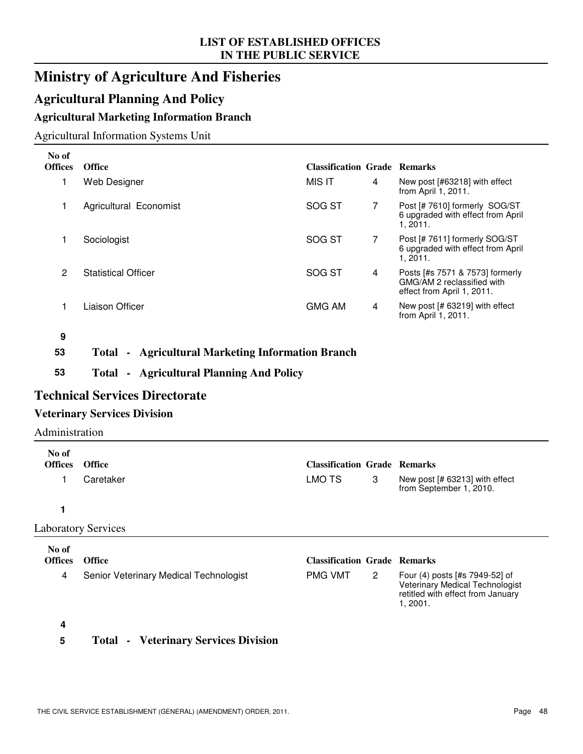# Ministry of Agriculture And Fisheries

## Agricultural Planning And Policy

### Agricultural Marketing Information Branch

Agricultural Information Systems Unit

| No of Offices | Office | Classification | Grade | Remarks |
|---|---|---|---|---|
| 1 | Web Designer | MIS IT | 4 | New post [#63218] with effect from April 1, 2011. |
| 1 | Agricultural Economist | SOG ST | 7 | Post [# 7610] formerly SOG/ST 6 upgraded with effect from April 1, 2011. |
| 1 | Sociologist | SOG ST | 7 | Post [# 7611] formerly SOG/ST 6 upgraded with effect from April 1, 2011. |
| 2 | Statistical Officer | SOG ST | 4 | Posts [#s 7571 & 7573] formerly GMG/AM 2 reclassified with effect from April 1, 2011. |
| 1 | Liaison Officer | GMG AM | 4 | New post [# 63219] with effect from April 1, 2011. |
| **9** | | | | |

**53 Total - Agricultural Marketing Information Branch**

**53 Total - Agricultural Planning And Policy**

## Technical Services Directorate

### Veterinary Services Division

Administration

| No of Offices | Office | Classification | Grade | Remarks |
|---|---|---|---|---|
| 1 | Caretaker | LMO TS | 3 | New post [# 63213] with effect from September 1, 2010. |
| **1** | | | | |

Laboratory Services

| No of Offices | Office | Classification | Grade | Remarks |
|---|---|---|---|---|
| 4 | Senior Veterinary Medical Technologist | PMG VMT | 2 | Four (4) posts [#s 7949-52] of Veterinary Medical Technologist retitled with effect from January 1, 2001. |
| **4** | | | | |

**5 Total - Veterinary Services Division**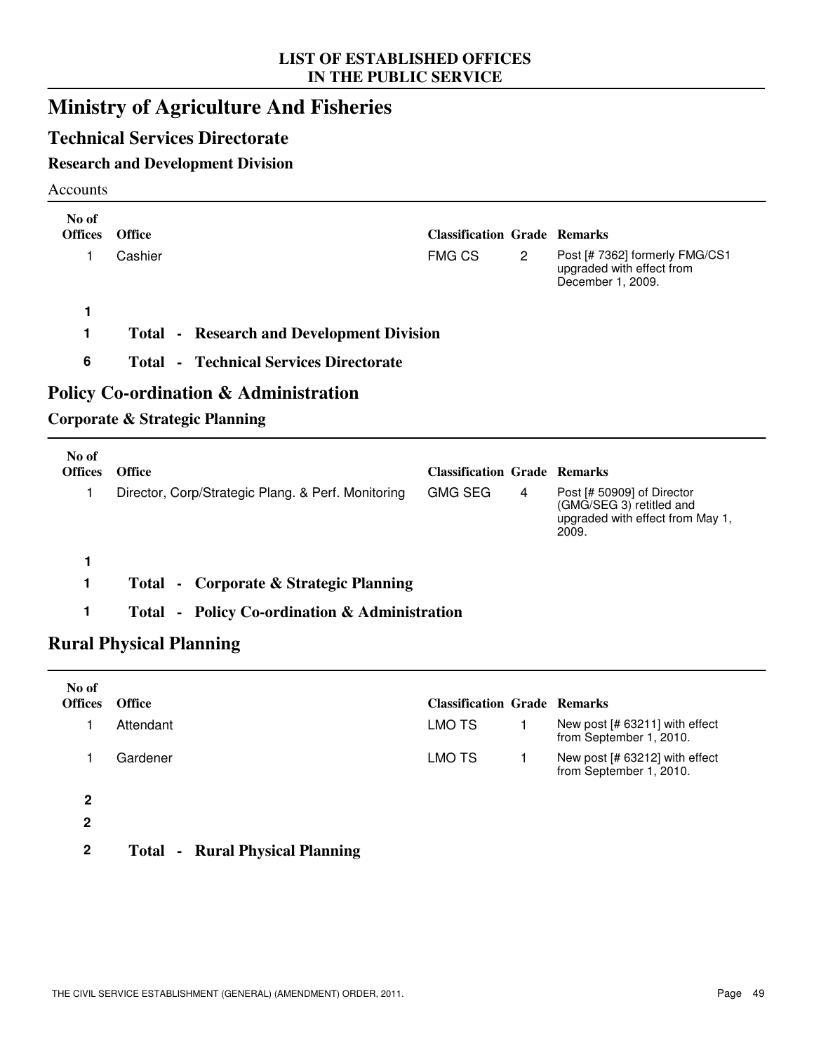**LIST OF ESTABLISHED OFFICES IN THE PUBLIC SERVICE**

# Ministry of Agriculture And Fisheries

## Technical Services Directorate

### Research and Development Division

Accounts

| No of Offices | Office | Classification | Grade | Remarks |
|---|---|---|---|---|
| 1 | Cashier | FMG CS | 2 | Post [# 7362] formerly FMG/CS1 upgraded with effect from December 1, 2009. |

**1**

**1 Total - Research and Development Division**

**6 Total - Technical Services Directorate**

## Policy Co-ordination & Administration

### Corporate & Strategic Planning

| No of Offices | Office | Classification | Grade | Remarks |
|---|---|---|---|---|
| 1 | Director, Corp/Strategic Plang. & Perf. Monitoring | GMG SEG | 4 | Post [# 50909] of Director (GMG/SEG 3) retitled and upgraded with effect from May 1, 2009. |

**1**

**1 Total - Corporate & Strategic Planning**

**1 Total - Policy Co-ordination & Administration**

## Rural Physical Planning

| No of Offices | Office | Classification | Grade | Remarks |
|---|---|---|---|---|
| 1 | Attendant | LMO TS | 1 | New post [# 63211] with effect from September 1, 2010. |
| 1 | Gardener | LMO TS | 1 | New post [# 63212] with effect from September 1, 2010. |

**2**

**2**

**2 Total - Rural Physical Planning**

THE CIVIL SERVICE ESTABLISHMENT (GENERAL) (AMENDMENT) ORDER, 2011.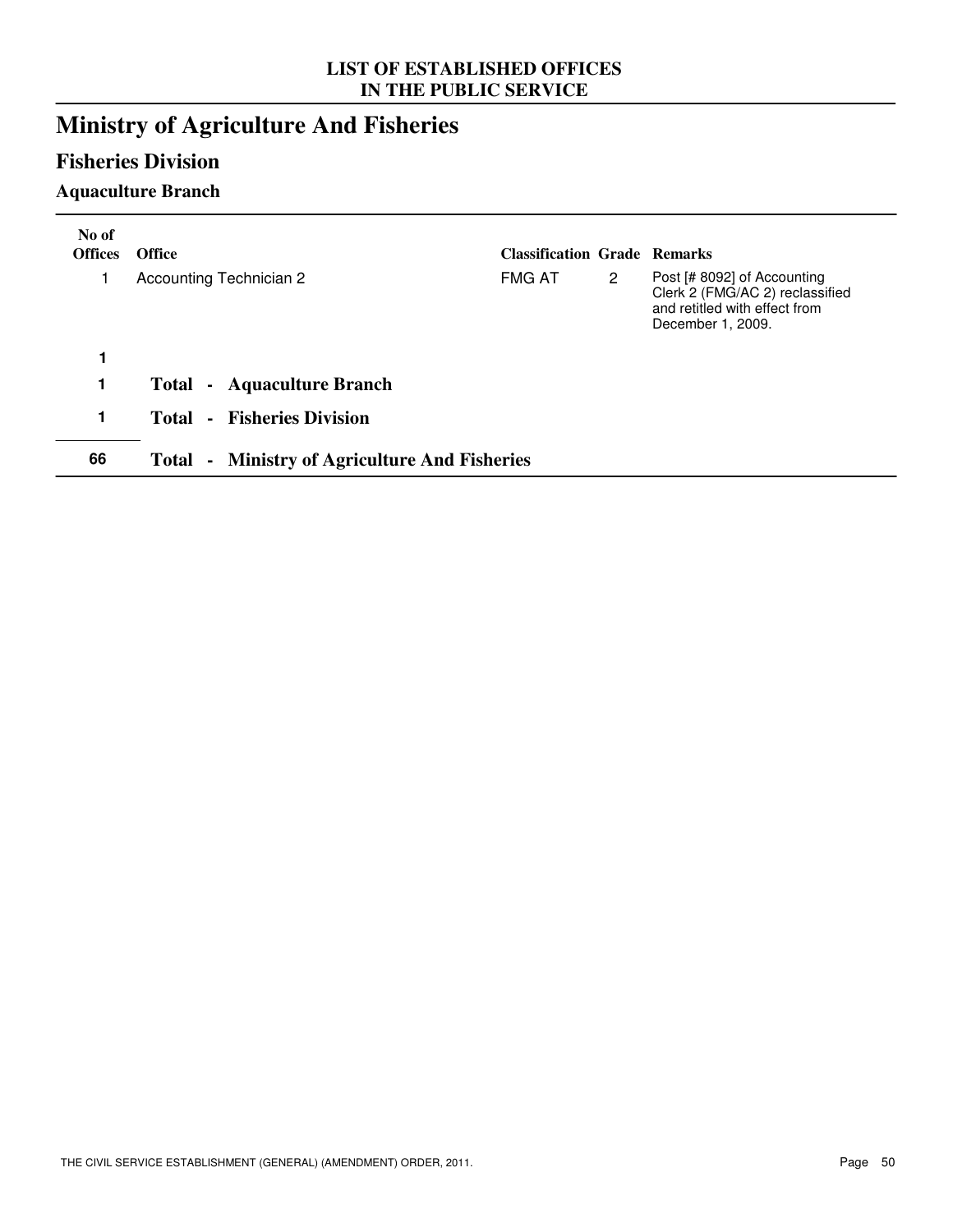**LIST OF ESTABLISHED OFFICES IN THE PUBLIC SERVICE**

# Ministry of Agriculture And Fisheries

## Fisheries Division

### Aquaculture Branch

| No of Offices | Office | Classification | Grade | Remarks |
|---|---|---|---|---|
| 1 | Accounting Technician 2 | FMG AT | 2 | Post [# 8092] of Accounting Clerk 2 (FMG/AC 2) reclassified and retitled with effect from December 1, 2009. |
| **1** | | | | |
| **1** | **Total - Aquaculture Branch** | | | |
| **1** | **Total - Fisheries Division** | | | |
| **66** | **Total - Ministry of Agriculture And Fisheries** | | | |

THE CIVIL SERVICE ESTABLISHMENT (GENERAL) (AMENDMENT) ORDER, 2011.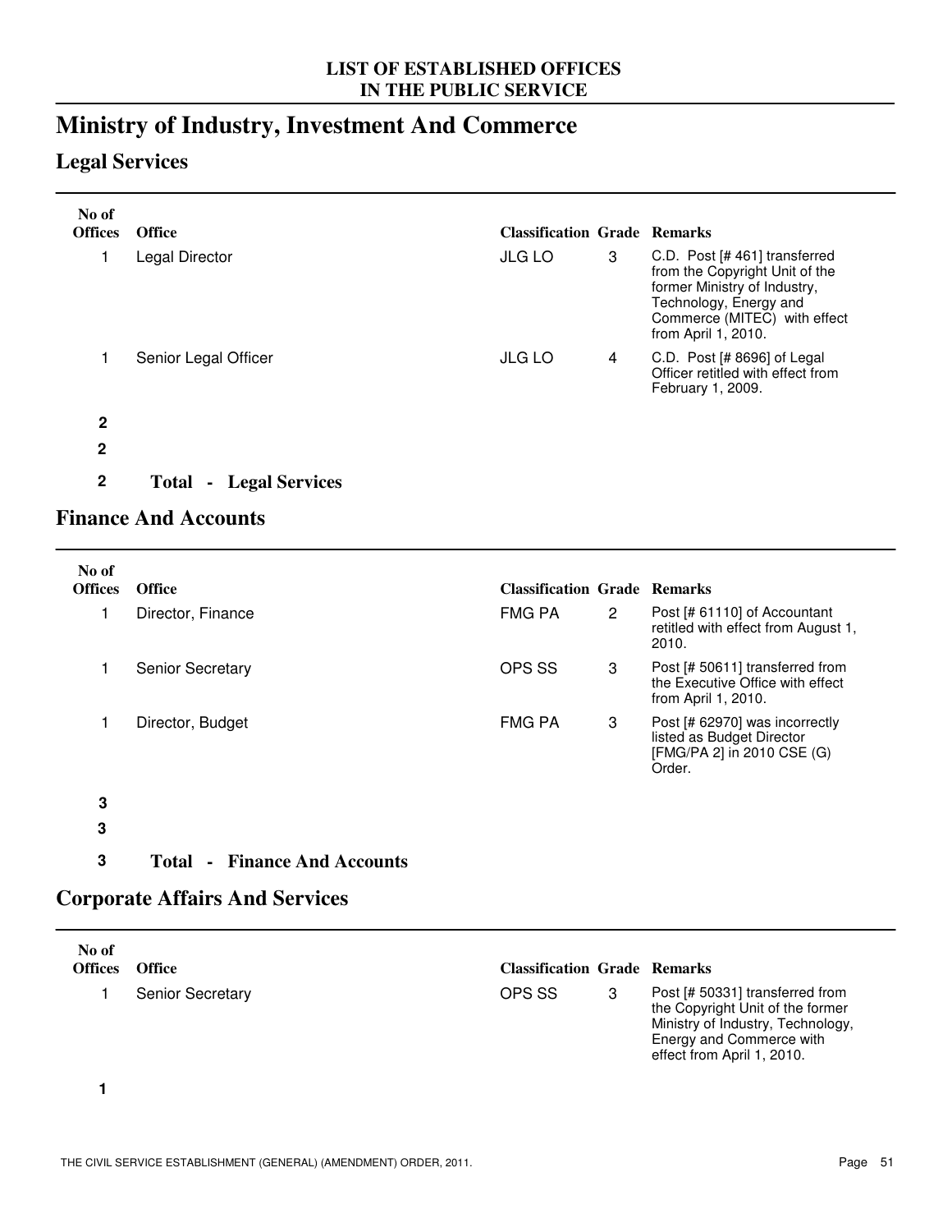# Ministry of Industry, Investment And Commerce

## Legal Services

| No of Offices | Office | Classification | Grade | Remarks |
|---|---|---|---|---|
| 1 | Legal Director | JLG LO | 3 | C.D. Post [# 461] transferred from the Copyright Unit of the former Ministry of Industry, Technology, Energy and Commerce (MITEC) with effect from April 1, 2010. |
| 1 | Senior Legal Officer | JLG LO | 4 | C.D. Post [# 8696] of Legal Officer retitled with effect from February 1, 2009. |
| **2** | | | | |
| **2** | | | | |
| **2** | **Total - Legal Services** | | | |

## Finance And Accounts

| No of Offices | Office | Classification | Grade | Remarks |
|---|---|---|---|---|
| 1 | Director, Finance | FMG PA | 2 | Post [# 61110] of Accountant retitled with effect from August 1, 2010. |
| 1 | Senior Secretary | OPS SS | 3 | Post [# 50611] transferred from the Executive Office with effect from April 1, 2010. |
| 1 | Director, Budget | FMG PA | 3 | Post [# 62970] was incorrectly listed as Budget Director [FMG/PA 2] in 2010 CSE (G) Order. |
| **3** | | | | |
| **3** | | | | |
| **3** | **Total - Finance And Accounts** | | | |

## Corporate Affairs And Services

| No of Offices | Office | Classification | Grade | Remarks |
|---|---|---|---|---|
| 1 | Senior Secretary | OPS SS | 3 | Post [# 50331] transferred from the Copyright Unit of the former Ministry of Industry, Technology, Energy and Commerce with effect from April 1, 2010. |
| **1** | | | | |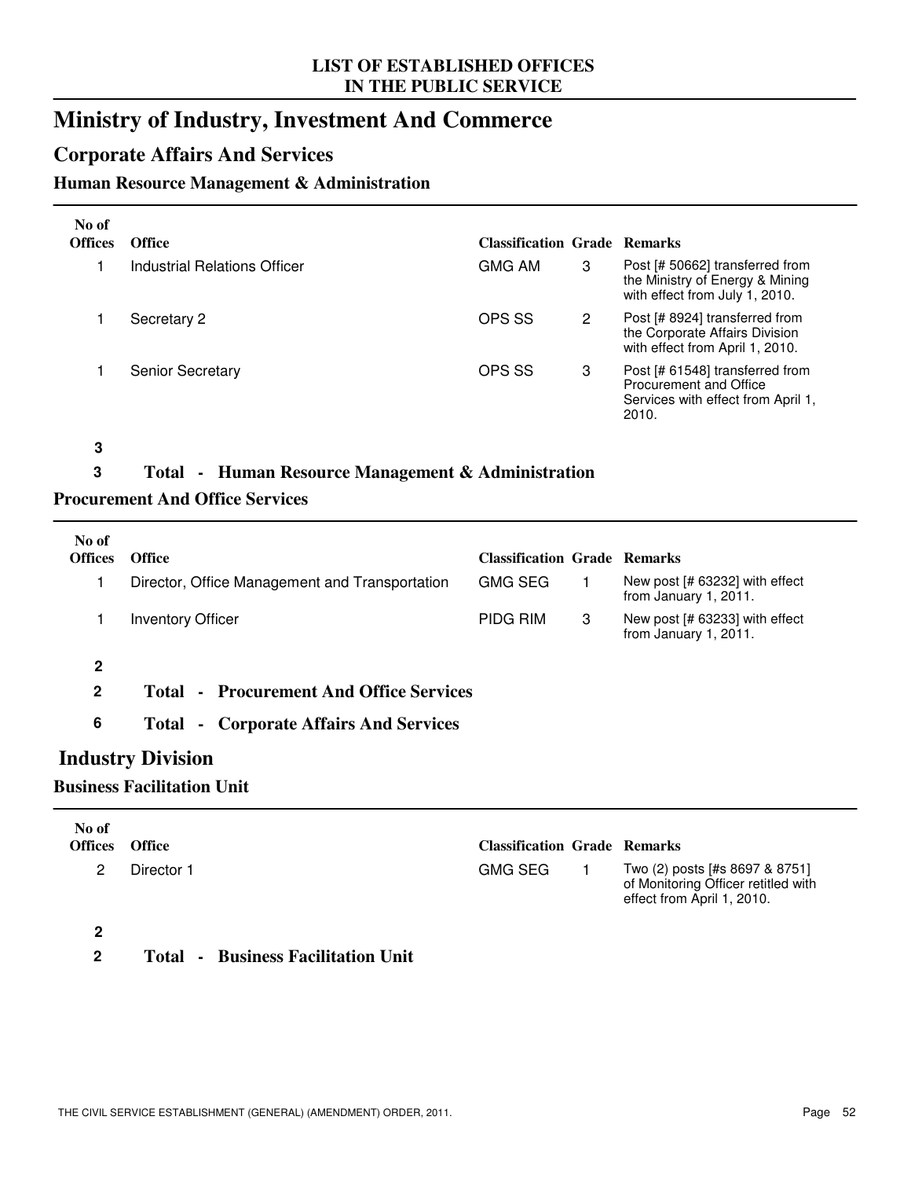# Ministry of Industry, Investment And Commerce

## Corporate Affairs And Services

### Human Resource Management & Administration

| No of Offices | Office | Classification | Grade | Remarks |
|---|---|---|---|---|
| 1 | Industrial Relations Officer | GMG AM | 3 | Post [# 50662] transferred from the Ministry of Energy & Mining with effect from July 1, 2010. |
| 1 | Secretary 2 | OPS SS | 2 | Post [# 8924] transferred from the Corporate Affairs Division with effect from April 1, 2010. |
| 1 | Senior Secretary | OPS SS | 3 | Post [# 61548] transferred from Procurement and Office Services with effect from April 1, 2010. |
| **3** | | | | |

**3 Total - Human Resource Management & Administration**

### Procurement And Office Services

| No of Offices | Office | Classification | Grade | Remarks |
|---|---|---|---|---|
| 1 | Director, Office Management and Transportation | GMG SEG | 1 | New post [# 63232] with effect from January 1, 2011. |
| 1 | Inventory Officer | PIDG RIM | 3 | New post [# 63233] with effect from January 1, 2011. |
| **2** | | | | |

**2 Total - Procurement And Office Services**

**6 Total - Corporate Affairs And Services**

## Industry Division

### Business Facilitation Unit

| No of Offices | Office | Classification | Grade | Remarks |
|---|---|---|---|---|
| 2 | Director 1 | GMG SEG | 1 | Two (2) posts [#s 8697 & 8751] of Monitoring Officer retitled with effect from April 1, 2010. |
| **2** | | | | |

**2 Total - Business Facilitation Unit**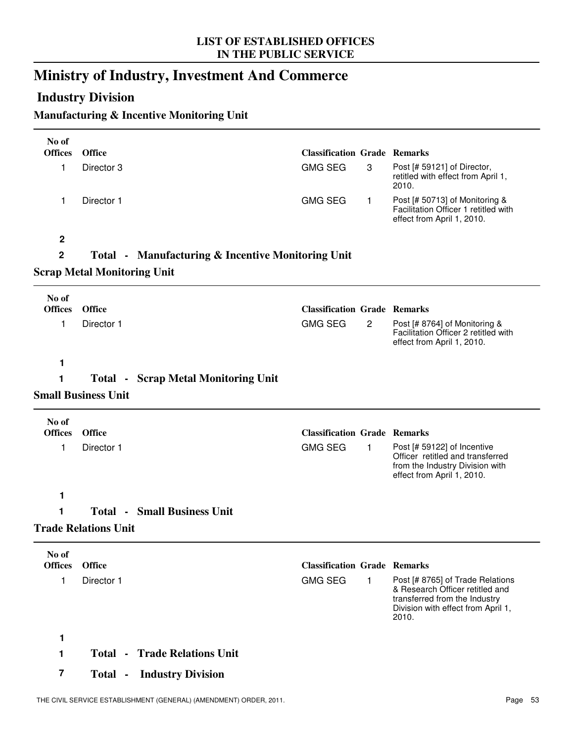# Ministry of Industry, Investment And Commerce

## Industry Division

### Manufacturing & Incentive Monitoring Unit

| No of Offices | Office | Classification | Grade | Remarks |
|---|---|---|---|---|
| 1 | Director 3 | GMG SEG | 3 | Post [# 59121] of Director, retitled with effect from April 1, 2010. |
| 1 | Director 1 | GMG SEG | 1 | Post [# 50713] of Monitoring & Facilitation Officer 1 retitled with effect from April 1, 2010. |
| **2** | | | | |

**2 Total - Manufacturing & Incentive Monitoring Unit**

### Scrap Metal Monitoring Unit

| No of Offices | Office | Classification | Grade | Remarks |
|---|---|---|---|---|
| 1 | Director 1 | GMG SEG | 2 | Post [# 8764] of Monitoring & Facilitation Officer 2 retitled with effect from April 1, 2010. |
| **1** | | | | |

**1 Total - Scrap Metal Monitoring Unit**

### Small Business Unit

| No of Offices | Office | Classification | Grade | Remarks |
|---|---|---|---|---|
| 1 | Director 1 | GMG SEG | 1 | Post [# 59122] of Incentive Officer retitled and transferred from the Industry Division with effect from April 1, 2010. |
| **1** | | | | |

**1 Total - Small Business Unit**

### Trade Relations Unit

| No of Offices | Office | Classification | Grade | Remarks |
|---|---|---|---|---|
| 1 | Director 1 | GMG SEG | 1 | Post [# 8765] of Trade Relations & Research Officer retitled and transferred from the Industry Division with effect from April 1, 2010. |
| **1** | | | | |

**1 Total - Trade Relations Unit**

**7 Total - Industry Division**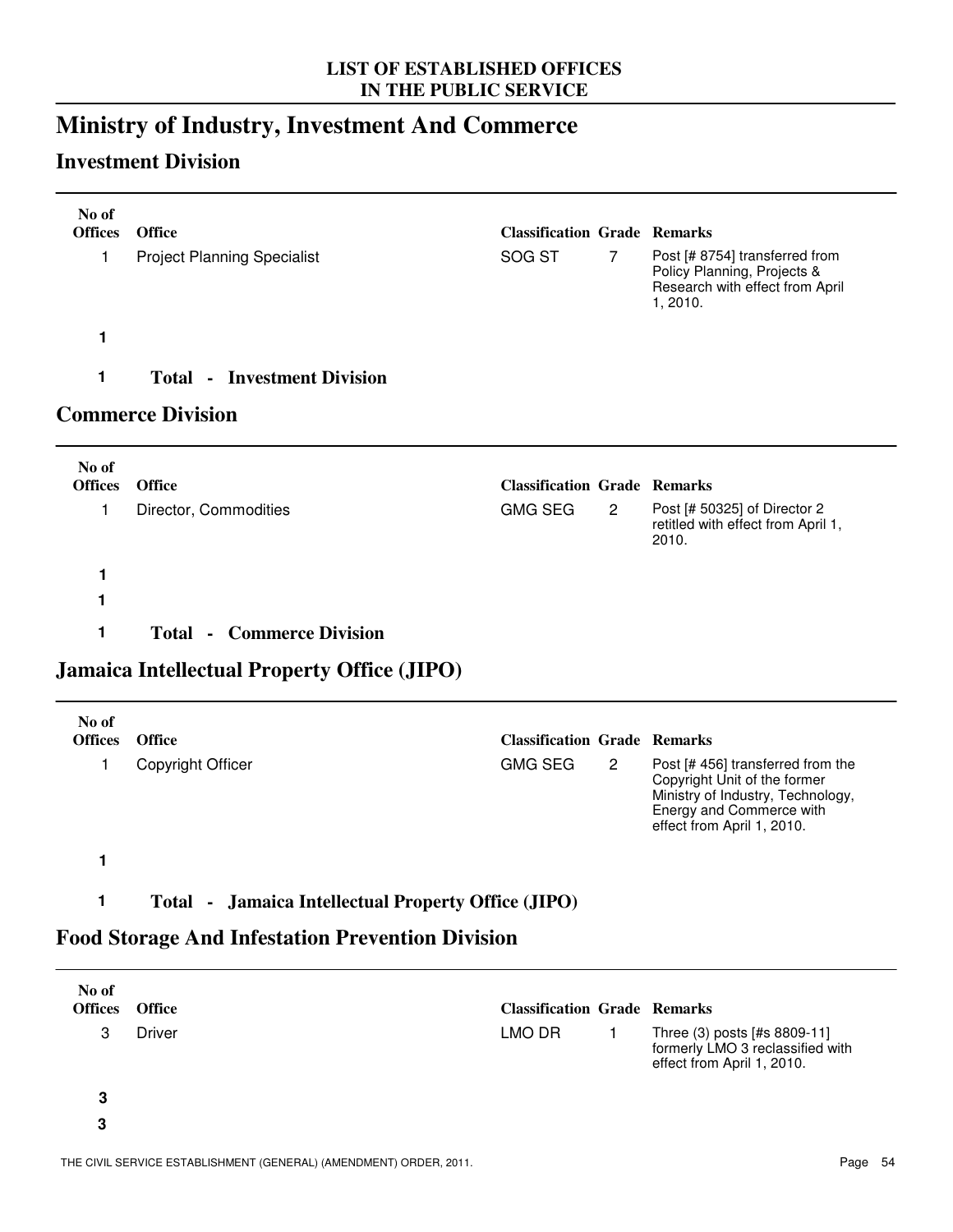LIST OF ESTABLISHED OFFICES
IN THE PUBLIC SERVICE

# Ministry of Industry, Investment And Commerce

## Investment Division

| No of Offices | Office | Classification | Grade | Remarks |
|---|---|---|---|---|
| 1 | Project Planning Specialist | SOG ST | 7 | Post [# 8754] transferred from Policy Planning, Projects & Research with effect from April 1, 2010. |
| **1** | | | | |
| **1** | **Total - Investment Division** | | | |

## Commerce Division

| No of Offices | Office | Classification | Grade | Remarks |
|---|---|---|---|---|
| 1 | Director, Commodities | GMG SEG | 2 | Post [# 50325] of Director 2 retitled with effect from April 1, 2010. |
| **1** | | | | |
| **1** | | | | |
| **1** | **Total - Commerce Division** | | | |

## Jamaica Intellectual Property Office (JIPO)

| No of Offices | Office | Classification | Grade | Remarks |
|---|---|---|---|---|
| 1 | Copyright Officer | GMG SEG | 2 | Post [# 456] transferred from the Copyright Unit of the former Ministry of Industry, Technology, Energy and Commerce with effect from April 1, 2010. |
| **1** | | | | |
| **1** | **Total - Jamaica Intellectual Property Office (JIPO)** | | | |

## Food Storage And Infestation Prevention Division

| No of Offices | Office | Classification | Grade | Remarks |
|---|---|---|---|---|
| 3 | Driver | LMO DR | 1 | Three (3) posts [#s 8809-11] formerly LMO 3 reclassified with effect from April 1, 2010. |
| **3** | | | | |
| **3** | | | | |

THE CIVIL SERVICE ESTABLISHMENT (GENERAL) (AMENDMENT) ORDER, 2011.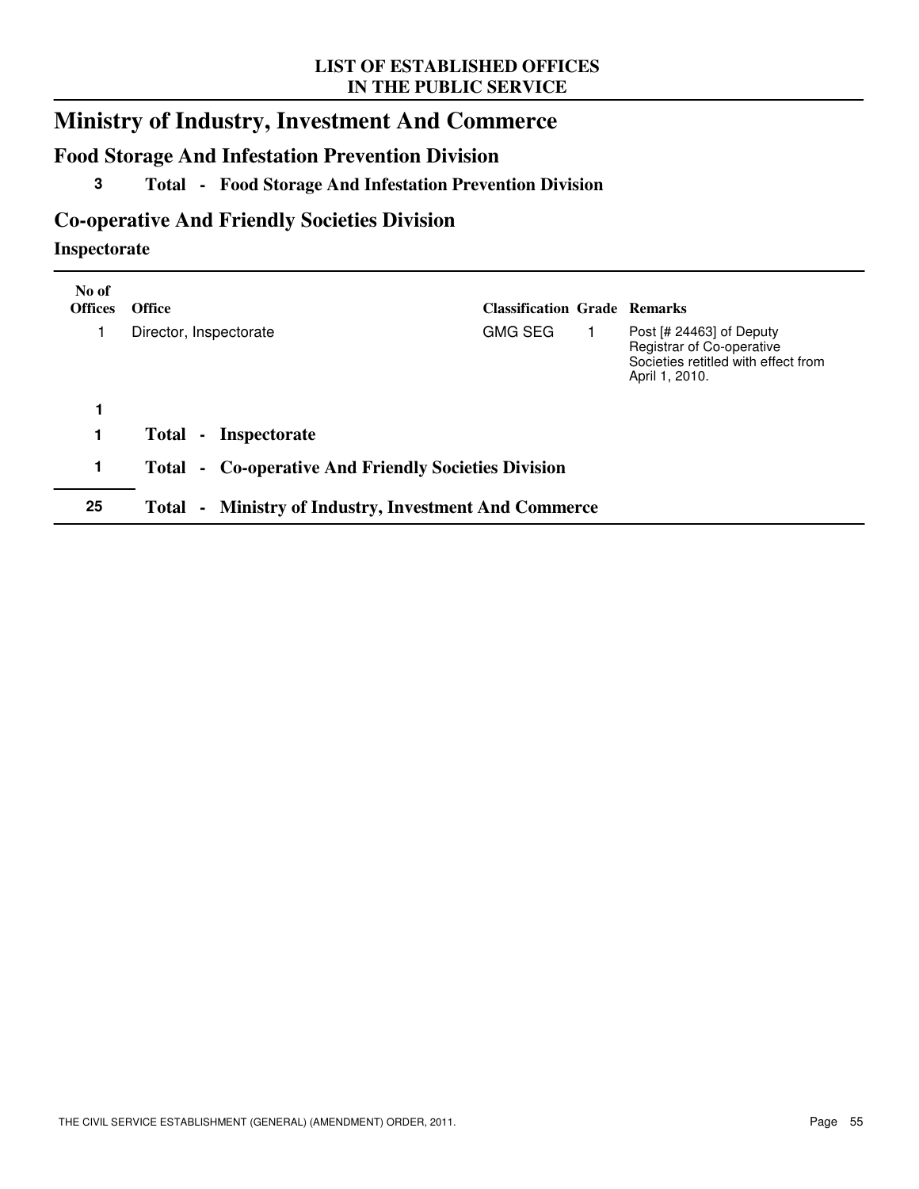## Ministry of Industry, Investment And Commerce

### Food Storage And Infestation Prevention Division

**3 Total - Food Storage And Infestation Prevention Division**

### Co-operative And Friendly Societies Division

#### Inspectorate

| No of Offices | Office | Classification | Grade | Remarks |
|---|---|---|---|---|
| 1 | Director, Inspectorate | GMG SEG | 1 | Post [# 24463] of Deputy Registrar of Co-operative Societies retitled with effect from April 1, 2010. |
| **1** | | | | |
| **1** | **Total - Inspectorate** | | | |
| **1** | **Total - Co-operative And Friendly Societies Division** | | | |
| **25** | **Total - Ministry of Industry, Investment And Commerce** | | | |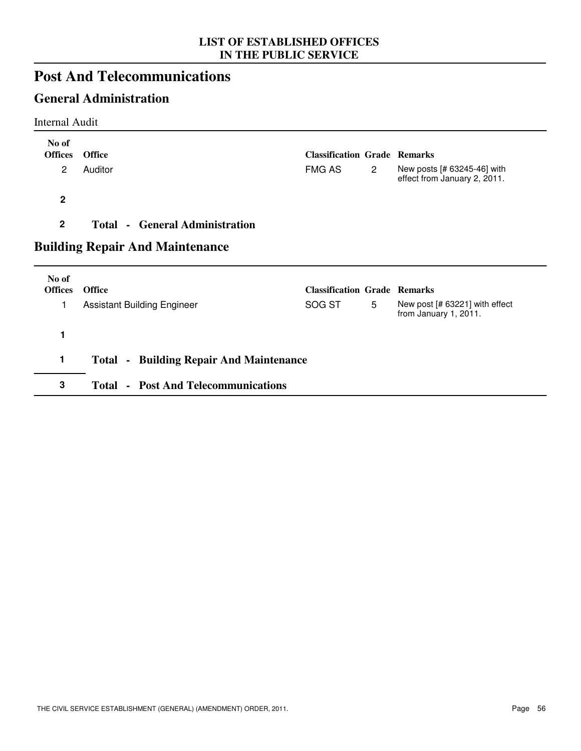# Post And Telecommunications

## General Administration

Internal Audit

| No of Offices | Office | Classification | Grade | Remarks |
|---|---|---|---|---|
| 2 | Auditor | FMG AS | 2 | New posts [# 63245-46] with effect from January 2, 2011. |
| **2** | | | | |
| **2** | **Total - General Administration** | | | |

## Building Repair And Maintenance

| No of Offices | Office | Classification | Grade | Remarks |
|---|---|---|---|---|
| 1 | Assistant Building Engineer | SOG ST | 5 | New post [# 63221] with effect from January 1, 2011. |
| **1** | | | | |
| **1** | **Total - Building Repair And Maintenance** | | | |
| **3** | **Total - Post And Telecommunications** | | | |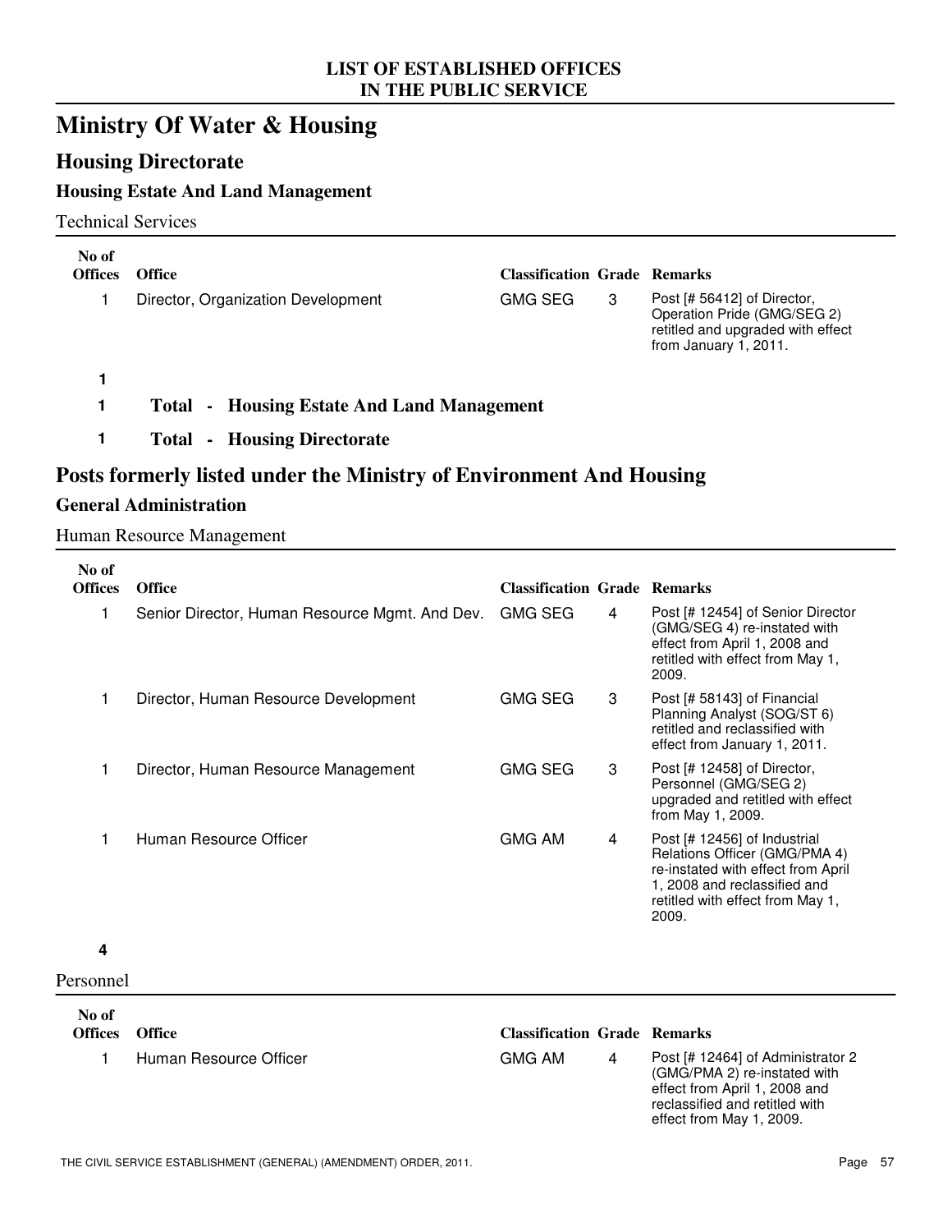# Ministry Of Water & Housing

## Housing Directorate

### Housing Estate And Land Management

Technical Services

| No of Offices | Office | Classification | Grade | Remarks |
|---|---|---|---|---|
| 1 | Director, Organization Development | GMG SEG | 3 | Post [# 56412] of Director, Operation Pride (GMG/SEG 2) retitled and upgraded with effect from January 1, 2011. |

**1**

**1 Total - Housing Estate And Land Management**

**1 Total - Housing Directorate**

## Posts formerly listed under the Ministry of Environment And Housing

### General Administration

Human Resource Management

| No of Offices | Office | Classification | Grade | Remarks |
|---|---|---|---|---|
| 1 | Senior Director, Human Resource Mgmt. And Dev. | GMG SEG | 4 | Post [# 12454] of Senior Director (GMG/SEG 4) re-instated with effect from April 1, 2008 and retitled with effect from May 1, 2009. |
| 1 | Director, Human Resource Development | GMG SEG | 3 | Post [# 58143] of Financial Planning Analyst (SOG/ST 6) retitled and reclassified with effect from January 1, 2011. |
| 1 | Director, Human Resource Management | GMG SEG | 3 | Post [# 12458] of Director, Personnel (GMG/SEG 2) upgraded and retitled with effect from May 1, 2009. |
| 1 | Human Resource Officer | GMG AM | 4 | Post [# 12456] of Industrial Relations Officer (GMG/PMA 4) re-instated with effect from April 1, 2008 and reclassified and retitled with effect from May 1, 2009. |

**4**

Personnel

| No of Offices | Office | Classification | Grade | Remarks |
|---|---|---|---|---|
| 1 | Human Resource Officer | GMG AM | 4 | Post [# 12464] of Administrator 2 (GMG/PMA 2) re-instated with effect from April 1, 2008 and reclassified and retitled with effect from May 1, 2009. |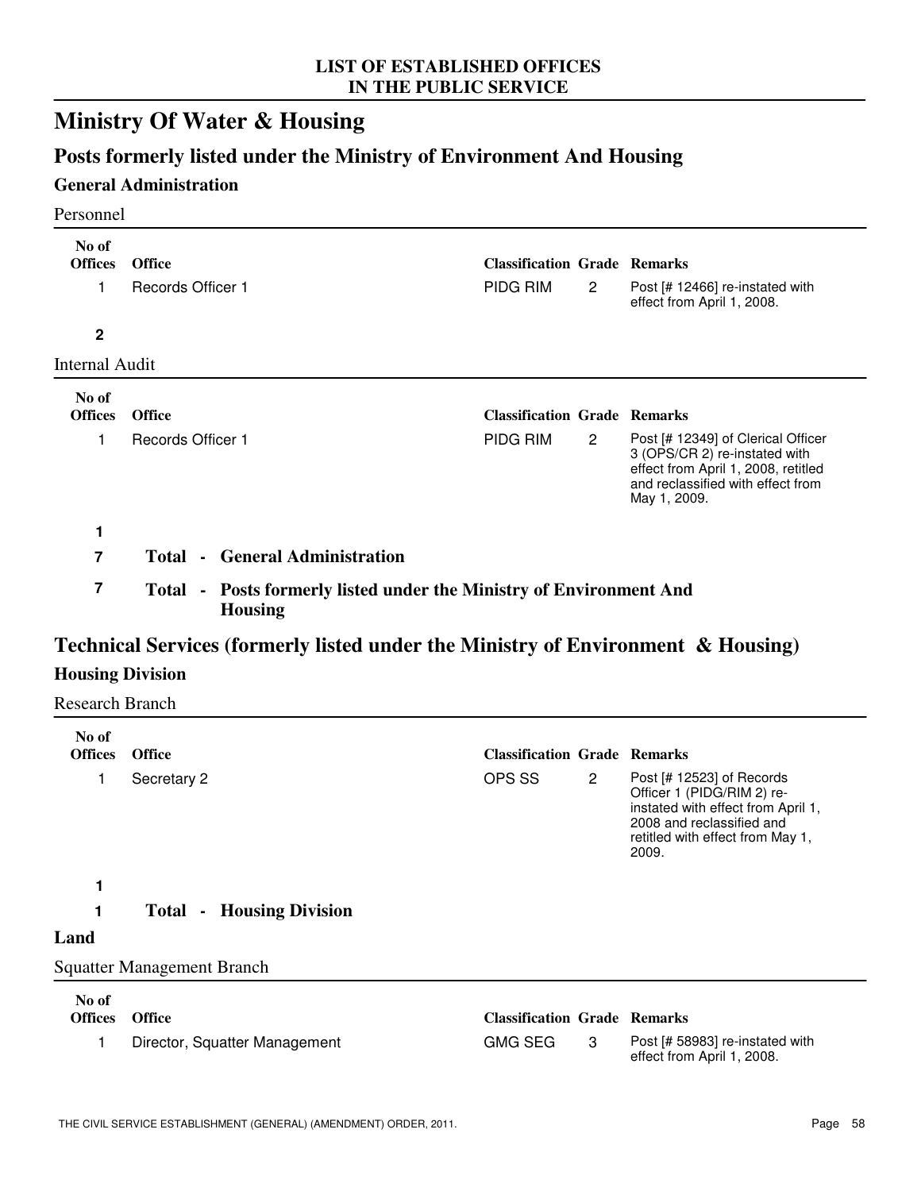LIST OF ESTABLISHED OFFICES
IN THE PUBLIC SERVICE

# Ministry Of Water & Housing

## Posts formerly listed under the Ministry of Environment And Housing

### General Administration

Personnel

| No of Offices | Office | Classification | Grade | Remarks |
|---|---|---|---|---|
| 1 | Records Officer 1 | PIDG RIM | 2 | Post [# 12466] re-instated with effect from April 1, 2008. |
| **2** | | | | |

Internal Audit

| No of Offices | Office | Classification | Grade | Remarks |
|---|---|---|---|---|
| 1 | Records Officer 1 | PIDG RIM | 2 | Post [# 12349] of Clerical Officer 3 (OPS/CR 2) re-instated with effect from April 1, 2008, retitled and reclassified with effect from May 1, 2009. |
| **1** | | | | |

**7 Total - General Administration**

**7 Total - Posts formerly listed under the Ministry of Environment And Housing**

## Technical Services (formerly listed under the Ministry of Environment & Housing)

### Housing Division

Research Branch

| No of Offices | Office | Classification | Grade | Remarks |
|---|---|---|---|---|
| 1 | Secretary 2 | OPS SS | 2 | Post [# 12523] of Records Officer 1 (PIDG/RIM 2) re-instated with effect from April 1, 2008 and reclassified and retitled with effect from May 1, 2009. |
| **1** | | | | |

**1 Total - Housing Division**

### Land

Squatter Management Branch

| No of Offices | Office | Classification | Grade | Remarks |
|---|---|---|---|---|
| 1 | Director, Squatter Management | GMG SEG | 3 | Post [# 58983] re-instated with effect from April 1, 2008. |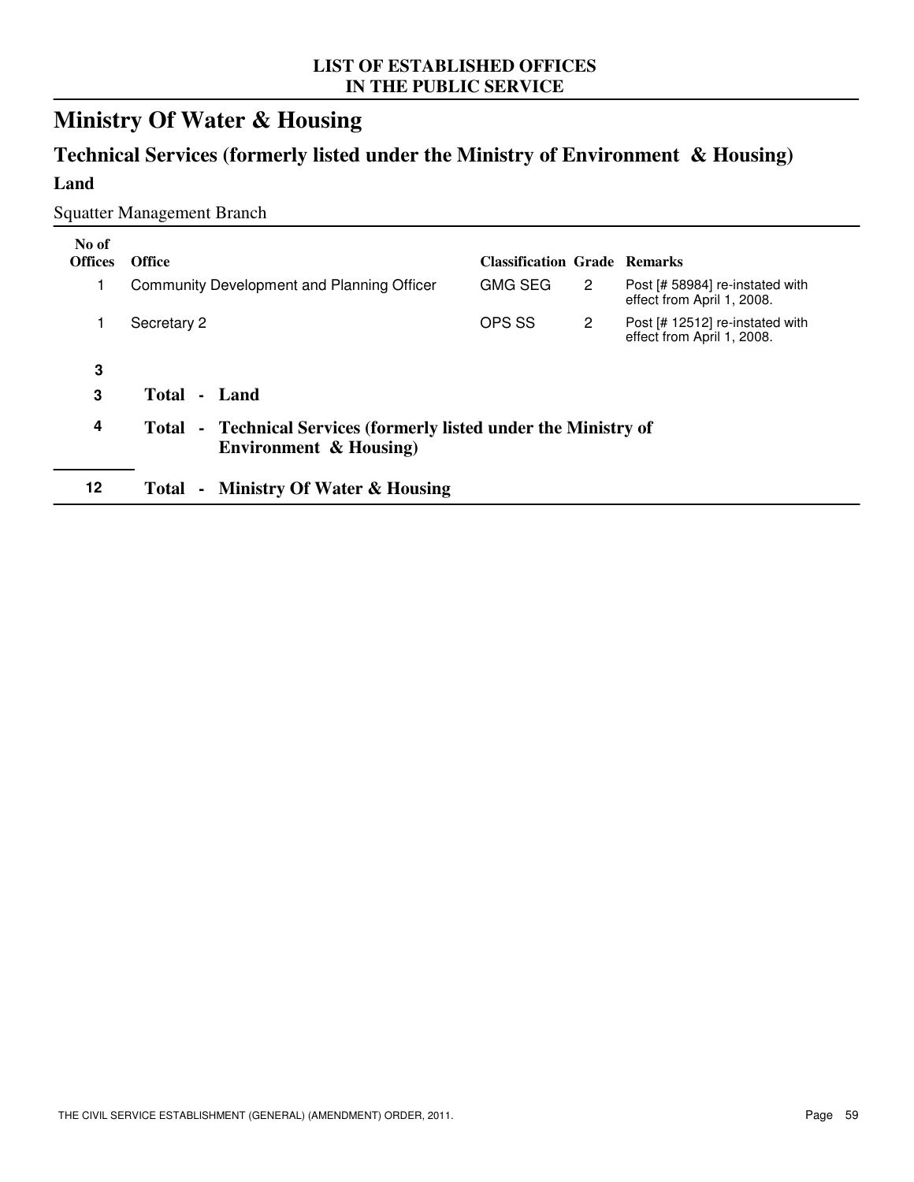# LIST OF ESTABLISHED OFFICES IN THE PUBLIC SERVICE

## Ministry Of Water & Housing

### Technical Services (formerly listed under the Ministry of Environment & Housing)

**Land**

Squatter Management Branch

| No of Offices | Office | Classification | Grade | Remarks |
|---|---|---|---|---|
| 1 | Community Development and Planning Officer | GMG SEG | 2 | Post [# 58984] re-instated with effect from April 1, 2008. |
| 1 | Secretary 2 | OPS SS | 2 | Post [# 12512] re-instated with effect from April 1, 2008. |
| **3** | | | | |
| **3** | **Total - Land** | | | |
| **4** | **Total - Technical Services (formerly listed under the Ministry of Environment & Housing)** | | | |
| **12** | **Total - Ministry Of Water & Housing** | | | |

THE CIVIL SERVICE ESTABLISHMENT (GENERAL) (AMENDMENT) ORDER, 2011.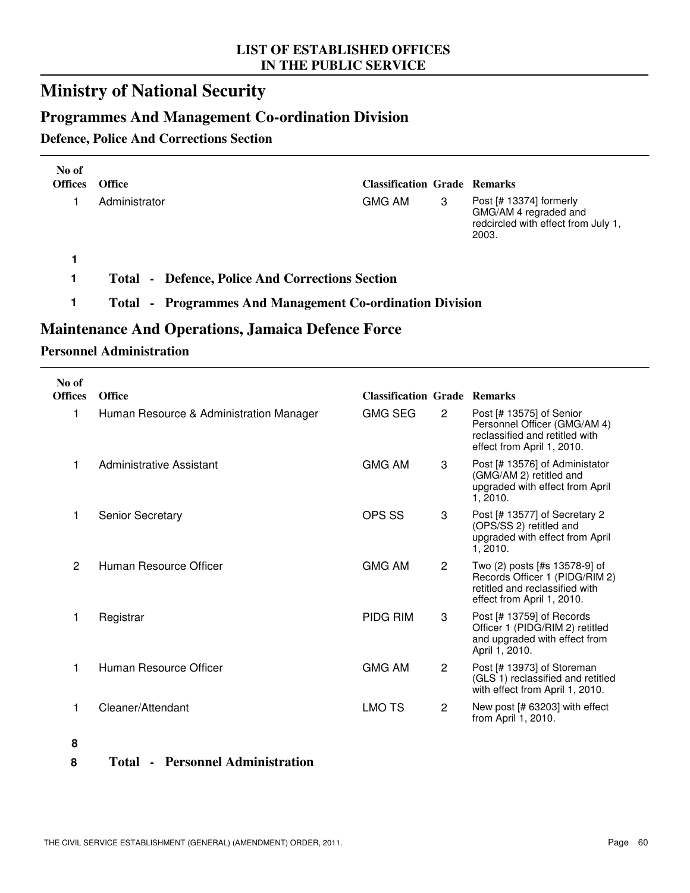**LIST OF ESTABLISHED OFFICES IN THE PUBLIC SERVICE**

# Ministry of National Security

## Programmes And Management Co-ordination Division

### Defence, Police And Corrections Section

| No of Offices | Office | Classification | Grade | Remarks |
|---|---|---|---|---|
| 1 | Administrator | GMG AM | 3 | Post [# 13374] formerly GMG/AM 4 regraded and redcircled with effect from July 1, 2003. |
| **1** | | | | |
| **1** | **Total - Defence, Police And Corrections Section** | | | |
| **1** | **Total - Programmes And Management Co-ordination Division** | | | |

## Maintenance And Operations, Jamaica Defence Force

### Personnel Administration

| No of Offices | Office | Classification | Grade | Remarks |
|---|---|---|---|---|
| 1 | Human Resource & Administration Manager | GMG SEG | 2 | Post [# 13575] of Senior Personnel Officer (GMG/AM 4) reclassified and retitled with effect from April 1, 2010. |
| 1 | Administrative Assistant | GMG AM | 3 | Post [# 13576] of Administator (GMG/AM 2) retitled and upgraded with effect from April 1, 2010. |
| 1 | Senior Secretary | OPS SS | 3 | Post [# 13577] of Secretary 2 (OPS/SS 2) retitled and upgraded with effect from April 1, 2010. |
| 2 | Human Resource Officer | GMG AM | 2 | Two (2) posts [#s 13578-9] of Records Officer 1 (PIDG/RIM 2) retitled and reclassified with effect from April 1, 2010. |
| 1 | Registrar | PIDG RIM | 3 | Post [# 13759] of Records Officer 1 (PIDG/RIM 2) retitled and upgraded with effect from April 1, 2010. |
| 1 | Human Resource Officer | GMG AM | 2 | Post [# 13973] of Storeman (GLS 1) reclassified and retitled with effect from April 1, 2010. |
| 1 | Cleaner/Attendant | LMO TS | 2 | New post [# 63203] with effect from April 1, 2010. |
| **8** | | | | |
| **8** | **Total - Personnel Administration** | | | |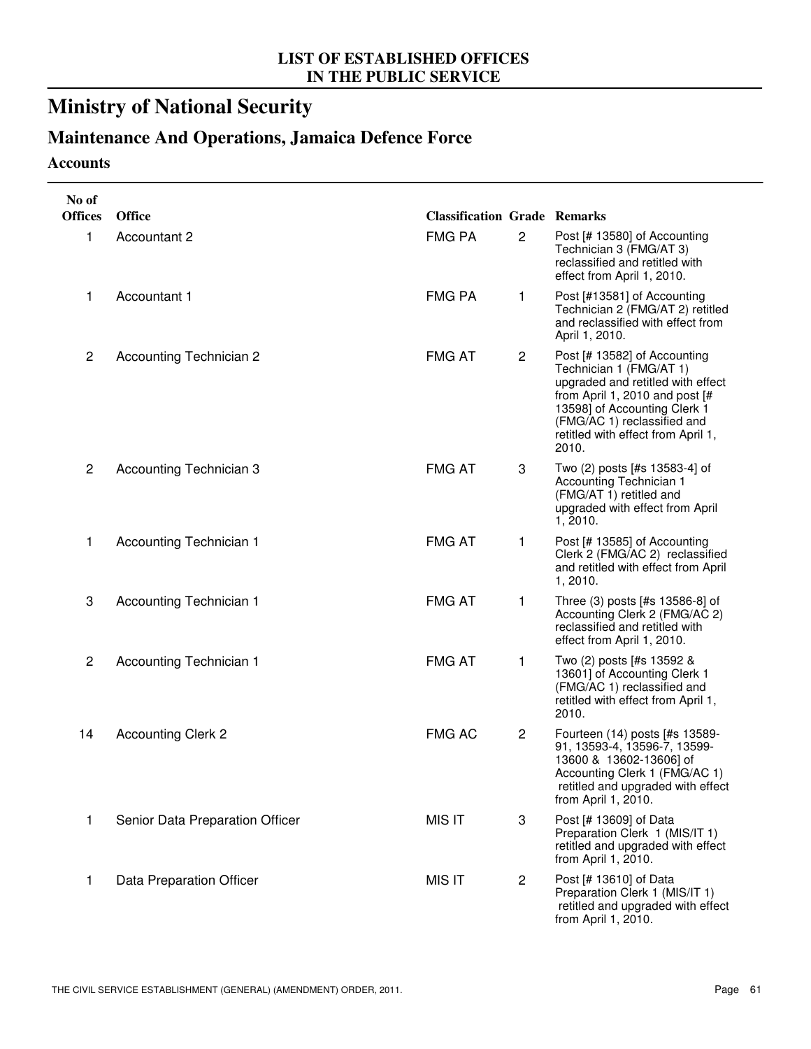**LIST OF ESTABLISHED OFFICES IN THE PUBLIC SERVICE**

# Ministry of National Security

## Maintenance And Operations, Jamaica Defence Force

### Accounts

| No of Offices | Office | Classification | Grade | Remarks |
|---|---|---|---|---|
| 1 | Accountant 2 | FMG PA | 2 | Post [# 13580] of Accounting Technician 3 (FMG/AT 3) reclassified and retitled with effect from April 1, 2010. |
| 1 | Accountant 1 | FMG PA | 1 | Post [#13581] of Accounting Technician 2 (FMG/AT 2) retitled and reclassified with effect from April 1, 2010. |
| 2 | Accounting Technician 2 | FMG AT | 2 | Post [# 13582] of Accounting Technician 1 (FMG/AT 1) upgraded and retitled with effect from April 1, 2010 and post [# 13598] of Accounting Clerk 1 (FMG/AC 1) reclassified and retitled with effect from April 1, 2010. |
| 2 | Accounting Technician 3 | FMG AT | 3 | Two (2) posts [#s 13583-4] of Accounting Technician 1 (FMG/AT 1) retitled and upgraded with effect from April 1, 2010. |
| 1 | Accounting Technician 1 | FMG AT | 1 | Post [# 13585] of Accounting Clerk 2 (FMG/AC 2) reclassified and retitled with effect from April 1, 2010. |
| 3 | Accounting Technician 1 | FMG AT | 1 | Three (3) posts [#s 13586-8] of Accounting Clerk 2 (FMG/AC 2) reclassified and retitled with effect from April 1, 2010. |
| 2 | Accounting Technician 1 | FMG AT | 1 | Two (2) posts [#s 13592 & 13601] of Accounting Clerk 1 (FMG/AC 1) reclassified and retitled with effect from April 1, 2010. |
| 14 | Accounting Clerk 2 | FMG AC | 2 | Fourteen (14) posts [#s 13589-91, 13593-4, 13596-7, 13599-13600 & 13602-13606] of Accounting Clerk 1 (FMG/AC 1) retitled and upgraded with effect from April 1, 2010. |
| 1 | Senior Data Preparation Officer | MIS IT | 3 | Post [# 13609] of Data Preparation Clerk 1 (MIS/IT 1) retitled and upgraded with effect from April 1, 2010. |
| 1 | Data Preparation Officer | MIS IT | 2 | Post [# 13610] of Data Preparation Clerk 1 (MIS/IT 1) retitled and upgraded with effect from April 1, 2010. |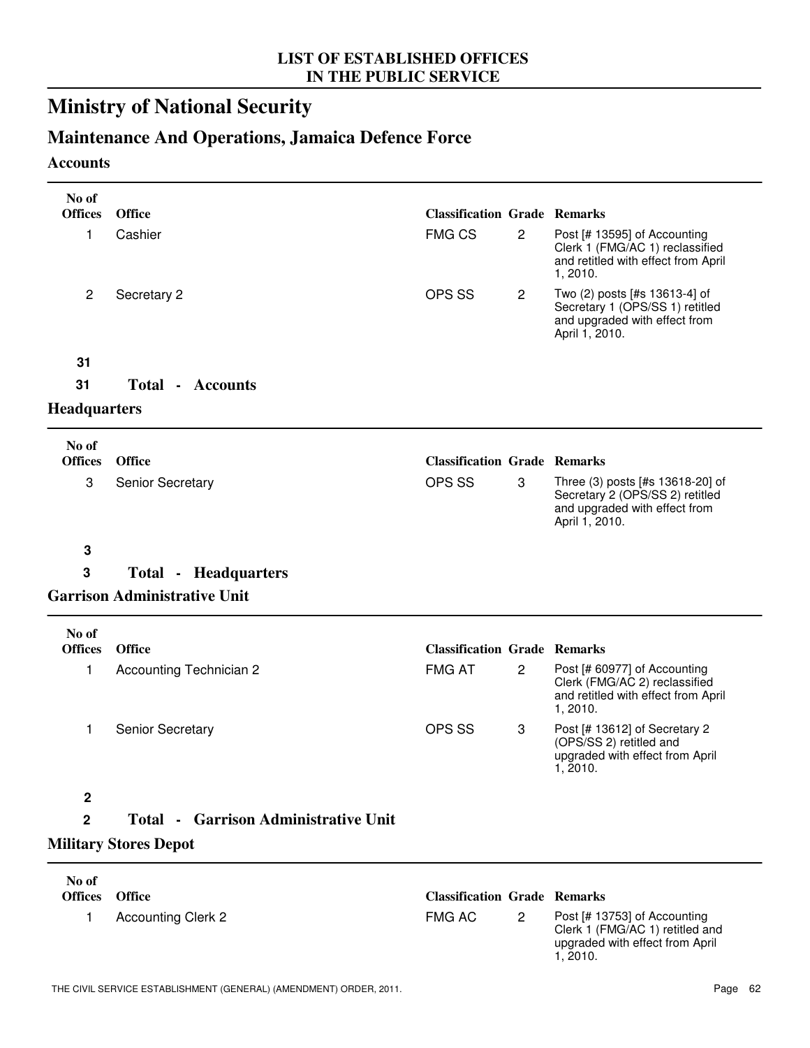## LIST OF ESTABLISHED OFFICES IN THE PUBLIC SERVICE

# Ministry of National Security

## Maintenance And Operations, Jamaica Defence Force

### Accounts

| No of Offices | Office | Classification | Grade | Remarks |
|---|---|---|---|---|
| 1 | Cashier | FMG CS | 2 | Post [# 13595] of Accounting Clerk 1 (FMG/AC 1) reclassified and retitled with effect from April 1, 2010. |
| 2 | Secretary 2 | OPS SS | 2 | Two (2) posts [#s 13613-4] of Secretary 1 (OPS/SS 1) retitled and upgraded with effect from April 1, 2010. |

**31**

**31 Total - Accounts**

### Headquarters

| No of Offices | Office | Classification | Grade | Remarks |
|---|---|---|---|---|
| 3 | Senior Secretary | OPS SS | 3 | Three (3) posts [#s 13618-20] of Secretary 2 (OPS/SS 2) retitled and upgraded with effect from April 1, 2010. |

**3**

**3 Total - Headquarters**

### Garrison Administrative Unit

| No of Offices | Office | Classification | Grade | Remarks |
|---|---|---|---|---|
| 1 | Accounting Technician 2 | FMG AT | 2 | Post [# 60977] of Accounting Clerk (FMG/AC 2) reclassified and retitled with effect from April 1, 2010. |
| 1 | Senior Secretary | OPS SS | 3 | Post [# 13612] of Secretary 2 (OPS/SS 2) retitled and upgraded with effect from April 1, 2010. |

**2**

**2 Total - Garrison Administrative Unit**

### Military Stores Depot

| No of Offices | Office | Classification | Grade | Remarks |
|---|---|---|---|---|
| 1 | Accounting Clerk 2 | FMG AC | 2 | Post [# 13753] of Accounting Clerk 1 (FMG/AC 1) retitled and upgraded with effect from April 1, 2010. |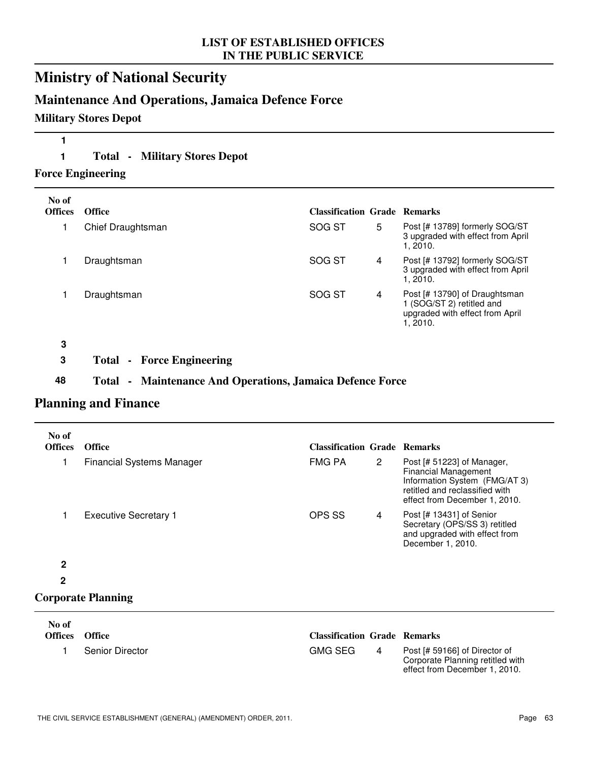LIST OF ESTABLISHED OFFICES
IN THE PUBLIC SERVICE

# Ministry of National Security

## Maintenance And Operations, Jamaica Defence Force

### Military Stores Depot

**1**

**1 Total - Military Stores Depot**

### Force Engineering

| No of Offices | Office | Classification | Grade | Remarks |
|---|---|---|---|---|
| 1 | Chief Draughtsman | SOG ST | 5 | Post [# 13789] formerly SOG/ST 3 upgraded with effect from April 1, 2010. |
| 1 | Draughtsman | SOG ST | 4 | Post [# 13792] formerly SOG/ST 3 upgraded with effect from April 1, 2010. |
| 1 | Draughtsman | SOG ST | 4 | Post [# 13790] of Draughtsman 1 (SOG/ST 2) retitled and upgraded with effect from April 1, 2010. |

**3**

**3 Total - Force Engineering**

**48 Total - Maintenance And Operations, Jamaica Defence Force**

## Planning and Finance

| No of Offices | Office | Classification | Grade | Remarks |
|---|---|---|---|---|
| 1 | Financial Systems Manager | FMG PA | 2 | Post [# 51223] of Manager, Financial Management Information System (FMG/AT 3) retitled and reclassified with effect from December 1, 2010. |
| 1 | Executive Secretary 1 | OPS SS | 4 | Post [# 13431] of Senior Secretary (OPS/SS 3) retitled and upgraded with effect from December 1, 2010. |

**2**

**2**

### Corporate Planning

| No of Offices | Office | Classification | Grade | Remarks |
|---|---|---|---|---|
| 1 | Senior Director | GMG SEG | 4 | Post [# 59166] of Director of Corporate Planning retitled with effect from December 1, 2010. |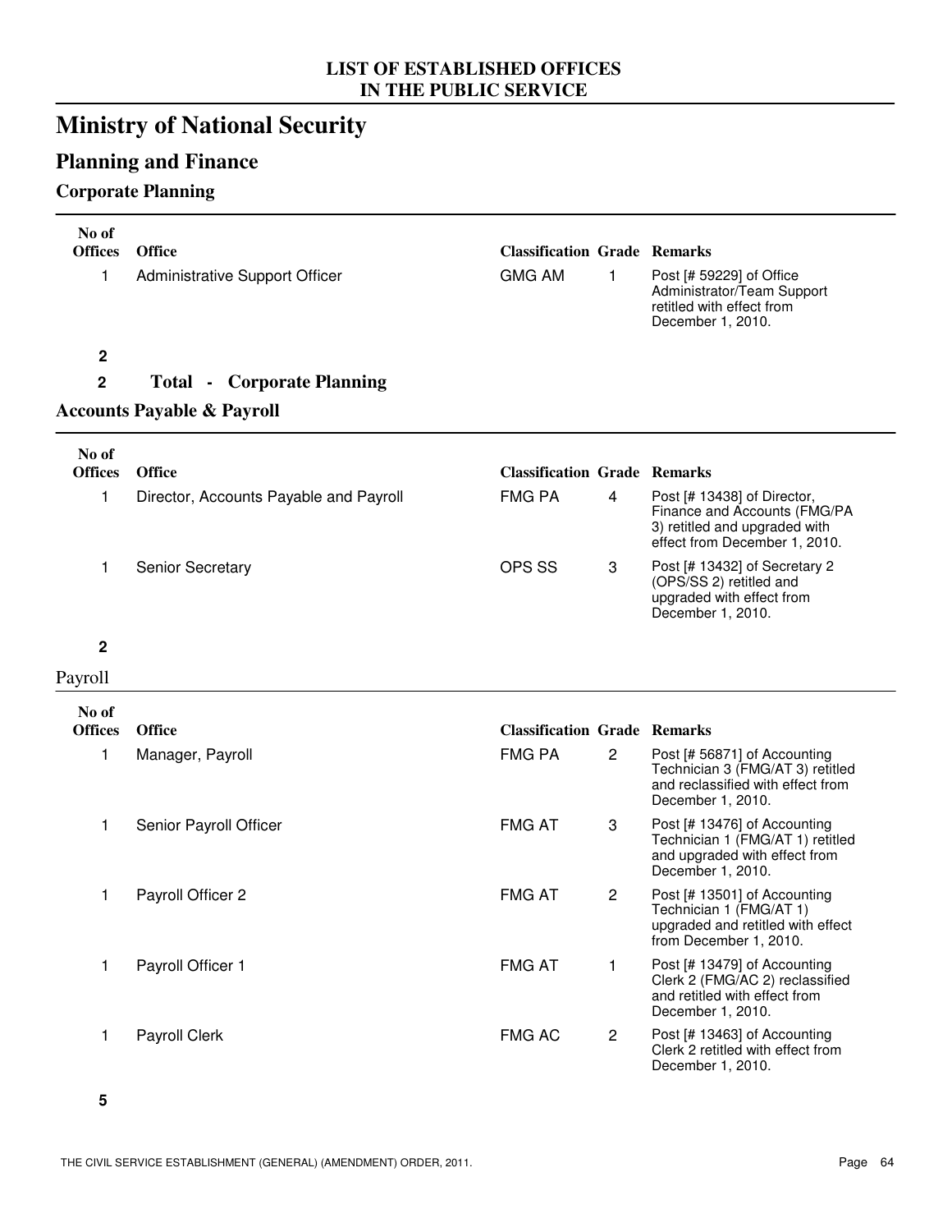**LIST OF ESTABLISHED OFFICES IN THE PUBLIC SERVICE**

# Ministry of National Security

## Planning and Finance

### Corporate Planning

| No of Offices | Office | Classification | Grade | Remarks |
|---|---|---|---|---|
| 1 | Administrative Support Officer | GMG AM | 1 | Post [# 59229] of Office Administrator/Team Support retitled with effect from December 1, 2010. |
| **2** | | | | |

**2 Total - Corporate Planning**

### Accounts Payable & Payroll

| No of Offices | Office | Classification | Grade | Remarks |
|---|---|---|---|---|
| 1 | Director, Accounts Payable and Payroll | FMG PA | 4 | Post [# 13438] of Director, Finance and Accounts (FMG/PA 3) retitled and upgraded with effect from December 1, 2010. |
| 1 | Senior Secretary | OPS SS | 3 | Post [# 13432] of Secretary 2 (OPS/SS 2) retitled and upgraded with effect from December 1, 2010. |
| **2** | | | | |

Payroll

| No of Offices | Office | Classification | Grade | Remarks |
|---|---|---|---|---|
| 1 | Manager, Payroll | FMG PA | 2 | Post [# 56871] of Accounting Technician 3 (FMG/AT 3) retitled and reclassified with effect from December 1, 2010. |
| 1 | Senior Payroll Officer | FMG AT | 3 | Post [# 13476] of Accounting Technician 1 (FMG/AT 1) retitled and upgraded with effect from December 1, 2010. |
| 1 | Payroll Officer 2 | FMG AT | 2 | Post [# 13501] of Accounting Technician 1 (FMG/AT 1) upgraded and retitled with effect from December 1, 2010. |
| 1 | Payroll Officer 1 | FMG AT | 1 | Post [# 13479] of Accounting Clerk 2 (FMG/AC 2) reclassified and retitled with effect from December 1, 2010. |
| 1 | Payroll Clerk | FMG AC | 2 | Post [# 13463] of Accounting Clerk 2 retitled with effect from December 1, 2010. |
| **5** | | | | |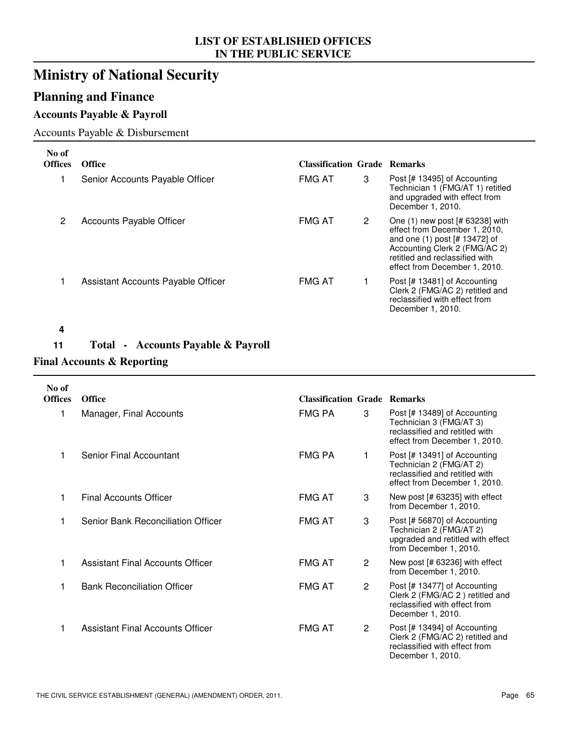# LIST OF ESTABLISHED OFFICES IN THE PUBLIC SERVICE

# Ministry of National Security

## Planning and Finance

### Accounts Payable & Payroll

Accounts Payable & Disbursement

| No of Offices | Office | Classification | Grade | Remarks |
|---|---|---|---|---|
| 1 | Senior Accounts Payable Officer | FMG AT | 3 | Post [# 13495] of Accounting Technician 1 (FMG/AT 1) retitled and upgraded with effect from December 1, 2010. |
| 2 | Accounts Payable Officer | FMG AT | 2 | One (1) new post [# 63238] with effect from December 1, 2010, and one (1) post [# 13472] of Accounting Clerk 2 (FMG/AC 2) retitled and reclassified with effect from December 1, 2010. |
| 1 | Assistant Accounts Payable Officer | FMG AT | 1 | Post [# 13481] of Accounting Clerk 2 (FMG/AC 2) retitled and reclassified with effect from December 1, 2010. |
| **4** | | | | |

**11 Total - Accounts Payable & Payroll**

### Final Accounts & Reporting

| No of Offices | Office | Classification | Grade | Remarks |
|---|---|---|---|---|
| 1 | Manager, Final Accounts | FMG PA | 3 | Post [# 13489] of Accounting Technician 3 (FMG/AT 3) reclassified and retitled with effect from December 1, 2010. |
| 1 | Senior Final Accountant | FMG PA | 1 | Post [# 13491] of Accounting Technician 2 (FMG/AT 2) reclassified and retitled with effect from December 1, 2010. |
| 1 | Final Accounts Officer | FMG AT | 3 | New post [# 63235] with effect from December 1, 2010. |
| 1 | Senior Bank Reconciliation Officer | FMG AT | 3 | Post [# 56870] of Accounting Technician 2 (FMG/AT 2) upgraded and retitled with effect from December 1, 2010. |
| 1 | Assistant Final Accounts Officer | FMG AT | 2 | New post [# 63236] with effect from December 1, 2010. |
| 1 | Bank Reconciliation Officer | FMG AT | 2 | Post [# 13477] of Accounting Clerk 2 (FMG/AC 2 ) retitled and reclassified with effect from December 1, 2010. |
| 1 | Assistant Final Accounts Officer | FMG AT | 2 | Post [# 13494] of Accounting Clerk 2 (FMG/AC 2) retitled and reclassified with effect from December 1, 2010. |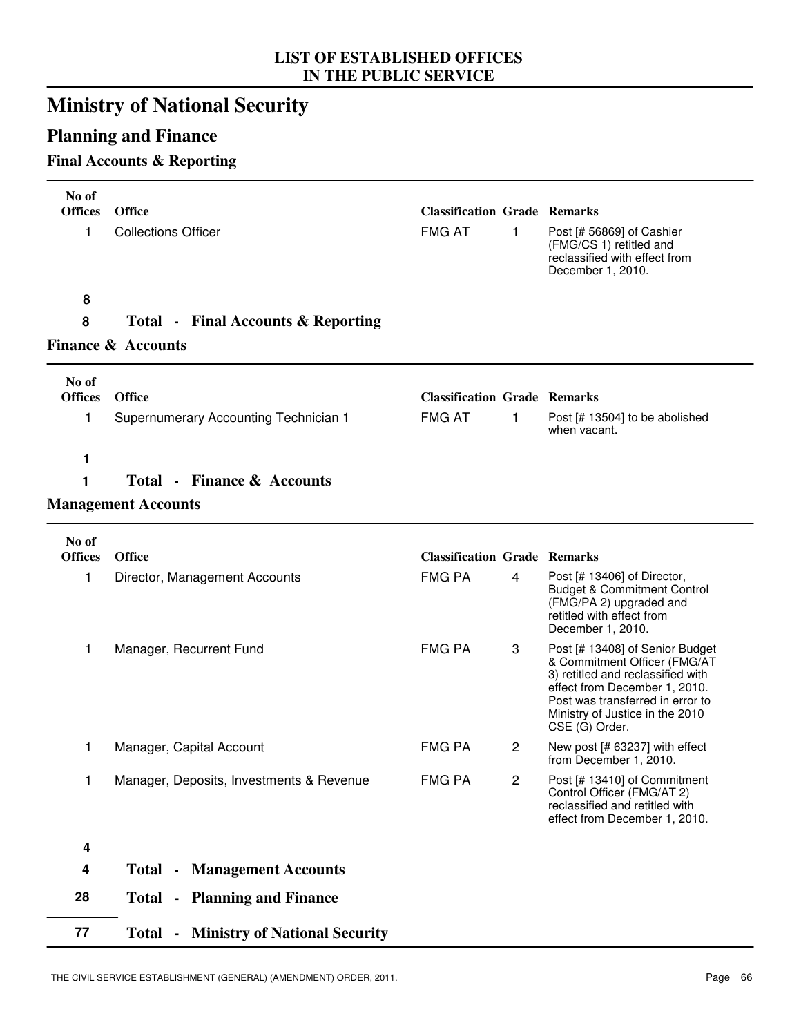**LIST OF ESTABLISHED OFFICES IN THE PUBLIC SERVICE**

# Ministry of National Security

## Planning and Finance

### Final Accounts & Reporting

| No of Offices | Office | Classification | Grade | Remarks |
|---|---|---|---|---|
| 1 | Collections Officer | FMG AT | 1 | Post [# 56869] of Cashier (FMG/CS 1) retitled and reclassified with effect from December 1, 2010. |
| **8** | | | | |
| **8** | **Total - Final Accounts & Reporting** | | | |

### Finance & Accounts

| No of Offices | Office | Classification | Grade | Remarks |
|---|---|---|---|---|
| 1 | Supernumerary Accounting Technician 1 | FMG AT | 1 | Post [# 13504] to be abolished when vacant. |
| **1** | | | | |
| **1** | **Total - Finance & Accounts** | | | |

### Management Accounts

| No of Offices | Office | Classification | Grade | Remarks |
|---|---|---|---|---|
| 1 | Director, Management Accounts | FMG PA | 4 | Post [# 13406] of Director, Budget & Commitment Control (FMG/PA 2) upgraded and retitled with effect from December 1, 2010. |
| 1 | Manager, Recurrent Fund | FMG PA | 3 | Post [# 13408] of Senior Budget & Commitment Officer (FMG/AT 3) retitled and reclassified with effect from December 1, 2010. Post was transferred in error to Ministry of Justice in the 2010 CSE (G) Order. |
| 1 | Manager, Capital Account | FMG PA | 2 | New post [# 63237] with effect from December 1, 2010. |
| 1 | Manager, Deposits, Investments & Revenue | FMG PA | 2 | Post [# 13410] of Commitment Control Officer (FMG/AT 2) reclassified and retitled with effect from December 1, 2010. |
| **4** | | | | |
| **4** | **Total - Management Accounts** | | | |
| **28** | **Total - Planning and Finance** | | | |
| **77** | **Total - Ministry of National Security** | | | |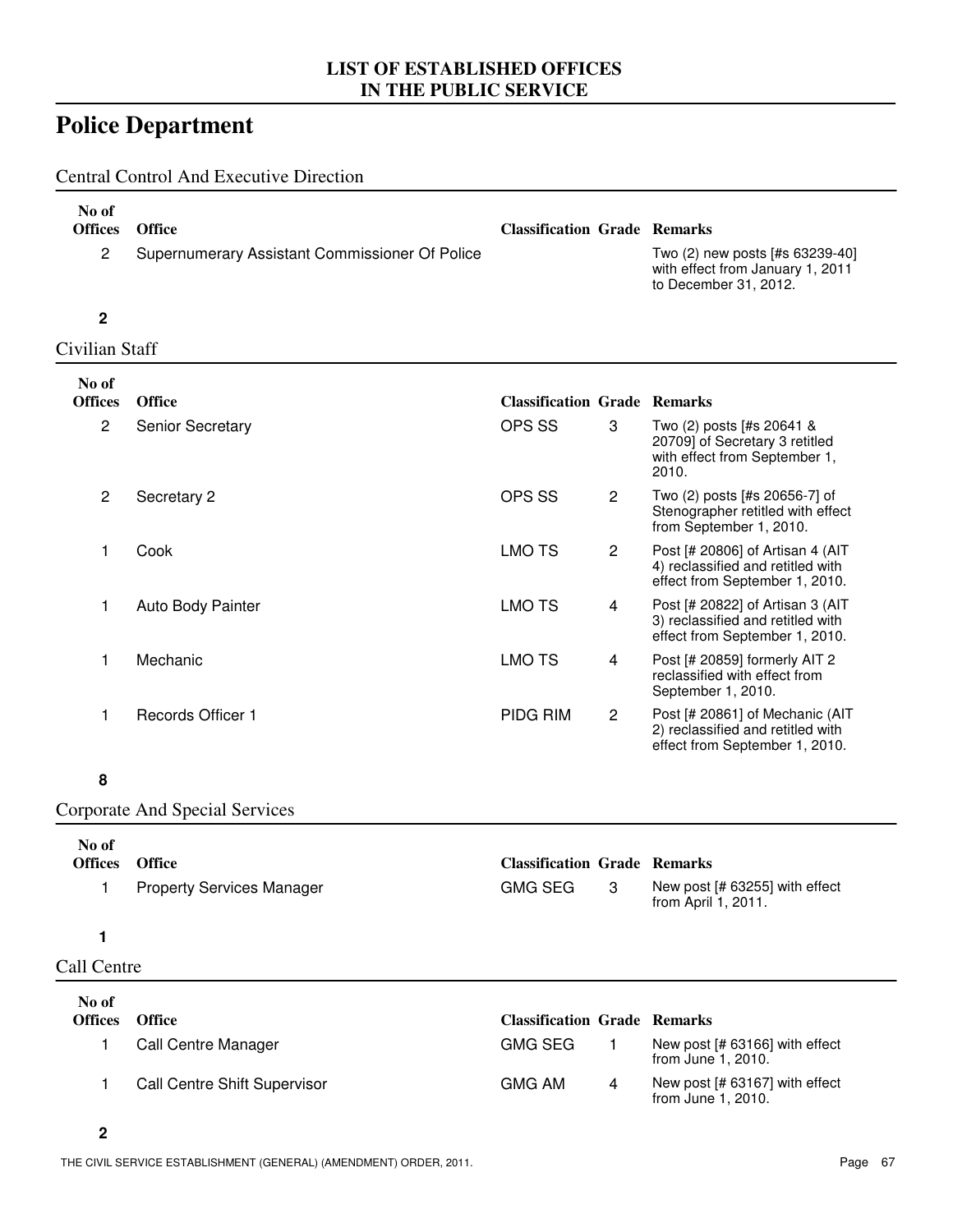## LIST OF ESTABLISHED OFFICES IN THE PUBLIC SERVICE

# Police Department

### Central Control And Executive Direction

| No of Offices | Office | Classification | Grade | Remarks |
|---|---|---|---|---|
| 2 | Supernumerary Assistant Commissioner Of Police | | | Two (2) new posts [#s 63239-40] with effect from January 1, 2011 to December 31, 2012. |
| **2** | | | | |

### Civilian Staff

| No of Offices | Office | Classification | Grade | Remarks |
|---|---|---|---|---|
| 2 | Senior Secretary | OPS SS | 3 | Two (2) posts [#s 20641 & 20709] of Secretary 3 retitled with effect from September 1, 2010. |
| 2 | Secretary 2 | OPS SS | 2 | Two (2) posts [#s 20656-7] of Stenographer retitled with effect from September 1, 2010. |
| 1 | Cook | LMO TS | 2 | Post [# 20806] of Artisan 4 (AIT 4) reclassified and retitled with effect from September 1, 2010. |
| 1 | Auto Body Painter | LMO TS | 4 | Post [# 20822] of Artisan 3 (AIT 3) reclassified and retitled with effect from September 1, 2010. |
| 1 | Mechanic | LMO TS | 4 | Post [# 20859] formerly AIT 2 reclassified with effect from September 1, 2010. |
| 1 | Records Officer 1 | PIDG RIM | 2 | Post [# 20861] of Mechanic (AIT 2) reclassified and retitled with effect from September 1, 2010. |
| **8** | | | | |

### Corporate And Special Services

| No of Offices | Office | Classification | Grade | Remarks |
|---|---|---|---|---|
| 1 | Property Services Manager | GMG SEG | 3 | New post [# 63255] with effect from April 1, 2011. |
| **1** | | | | |

### Call Centre

| No of Offices | Office | Classification | Grade | Remarks |
|---|---|---|---|---|
| 1 | Call Centre Manager | GMG SEG | 1 | New post [# 63166] with effect from June 1, 2010. |
| 1 | Call Centre Shift Supervisor | GMG AM | 4 | New post [# 63167] with effect from June 1, 2010. |
| **2** | | | | |

THE CIVIL SERVICE ESTABLISHMENT (GENERAL) (AMENDMENT) ORDER, 2011.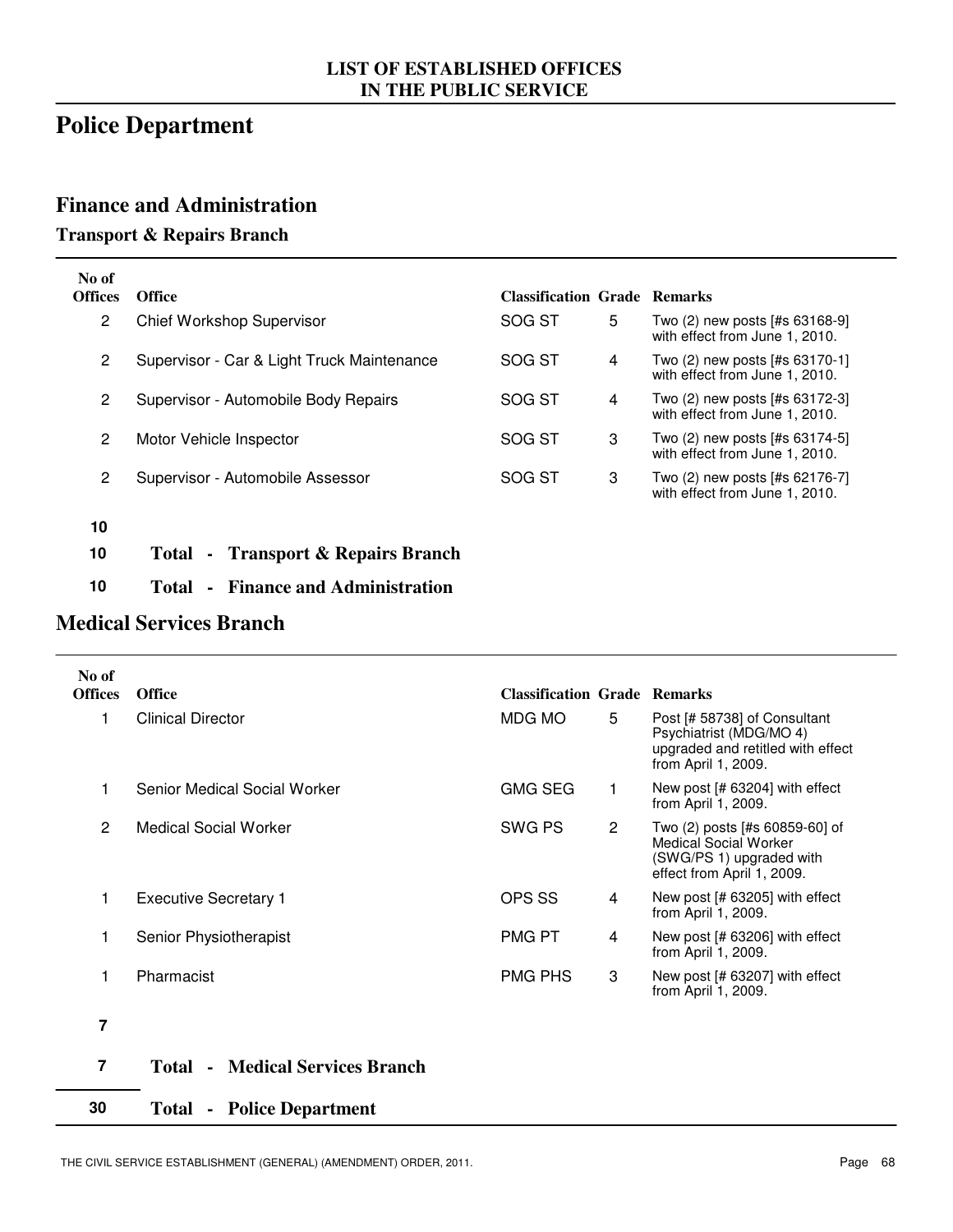**LIST OF ESTABLISHED OFFICES IN THE PUBLIC SERVICE**

# Police Department

## Finance and Administration

### Transport & Repairs Branch

| No of Offices | Office | Classification | Grade | Remarks |
|---|---|---|---|---|
| 2 | Chief Workshop Supervisor | SOG ST | 5 | Two (2) new posts [#s 63168-9] with effect from June 1, 2010. |
| 2 | Supervisor - Car & Light Truck Maintenance | SOG ST | 4 | Two (2) new posts [#s 63170-1] with effect from June 1, 2010. |
| 2 | Supervisor - Automobile Body Repairs | SOG ST | 4 | Two (2) new posts [#s 63172-3] with effect from June 1, 2010. |
| 2 | Motor Vehicle Inspector | SOG ST | 3 | Two (2) new posts [#s 63174-5] with effect from June 1, 2010. |
| 2 | Supervisor - Automobile Assessor | SOG ST | 3 | Two (2) new posts [#s 62176-7] with effect from June 1, 2010. |
| **10** | | | | |
| **10** | **Total - Transport & Repairs Branch** | | | |
| **10** | **Total - Finance and Administration** | | | |

## Medical Services Branch

| No of Offices | Office | Classification | Grade | Remarks |
|---|---|---|---|---|
| 1 | Clinical Director | MDG MO | 5 | Post [# 58738] of Consultant Psychiatrist (MDG/MO 4) upgraded and retitled with effect from April 1, 2009. |
| 1 | Senior Medical Social Worker | GMG SEG | 1 | New post [# 63204] with effect from April 1, 2009. |
| 2 | Medical Social Worker | SWG PS | 2 | Two (2) posts [#s 60859-60] of Medical Social Worker (SWG/PS 1) upgraded with effect from April 1, 2009. |
| 1 | Executive Secretary 1 | OPS SS | 4 | New post [# 63205] with effect from April 1, 2009. |
| 1 | Senior Physiotherapist | PMG PT | 4 | New post [# 63206] with effect from April 1, 2009. |
| 1 | Pharmacist | PMG PHS | 3 | New post [# 63207] with effect from April 1, 2009. |
| **7** | | | | |
| **7** | **Total - Medical Services Branch** | | | |
| **30** | **Total - Police Department** | | | |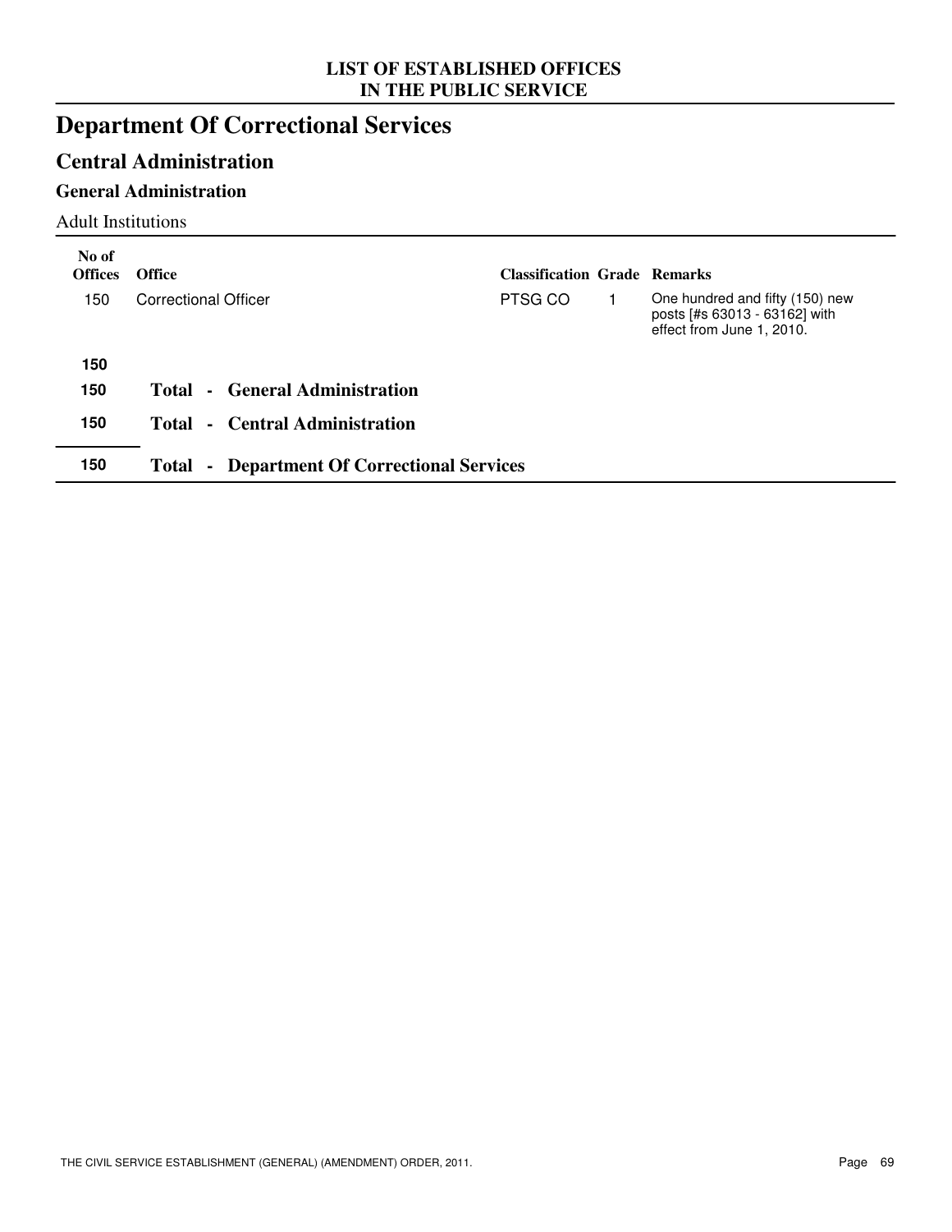# Department Of Correctional Services

## Central Administration

### General Administration

Adult Institutions

| No of Offices | Office | Classification | Grade | Remarks |
|---|---|---|---|---|
| 150 | Correctional Officer | PTSG CO | 1 | One hundred and fifty (150) new posts [#s 63013 - 63162] with effect from June 1, 2010. |
| **150** | | | | |
| **150** | **Total - General Administration** | | | |
| **150** | **Total - Central Administration** | | | |
| **150** | **Total - Department Of Correctional Services** | | | |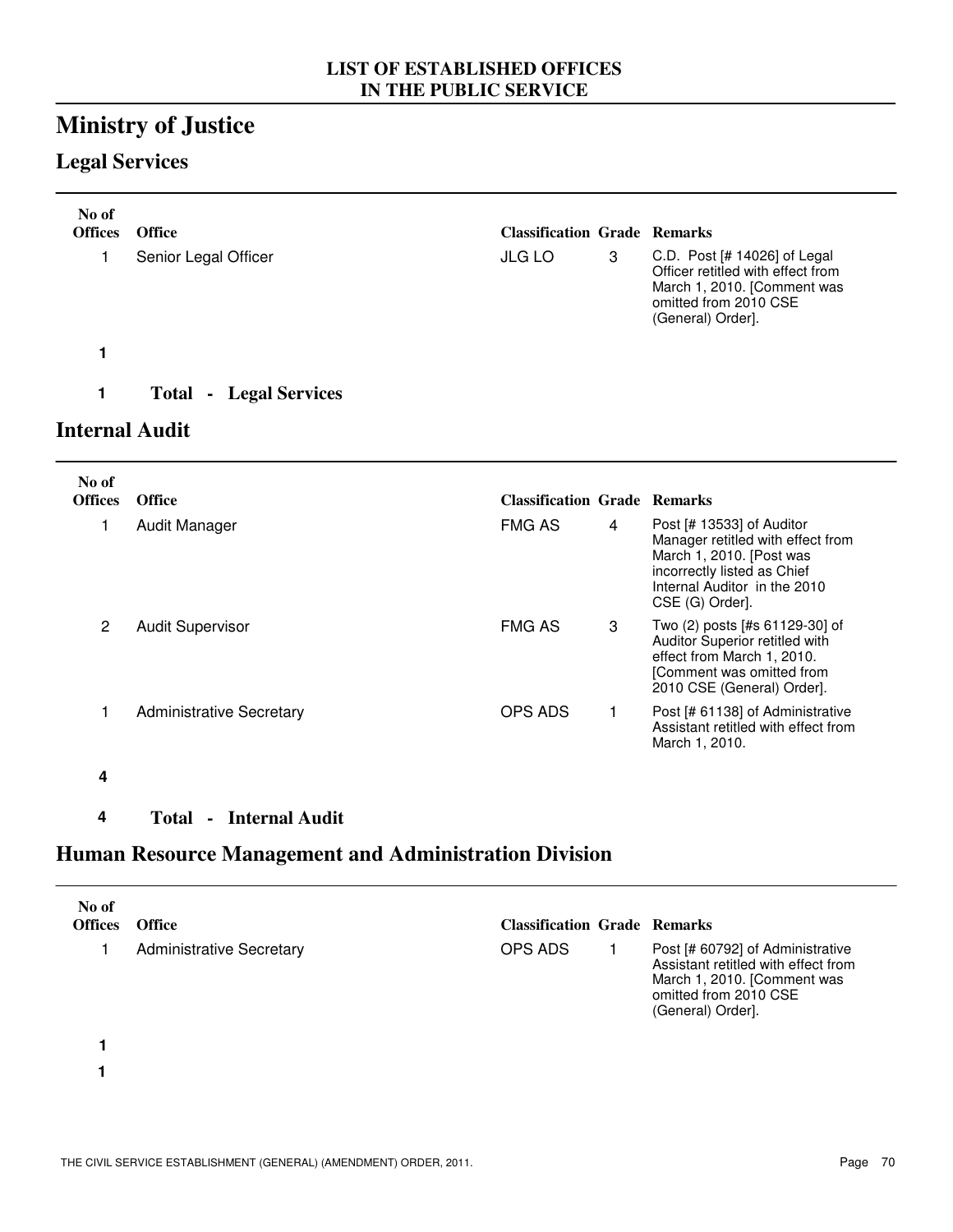LIST OF ESTABLISHED OFFICES
IN THE PUBLIC SERVICE

# Ministry of Justice

## Legal Services

| No of Offices | Office | Classification | Grade | Remarks |
|---|---|---|---|---|
| 1 | Senior Legal Officer | JLG LO | 3 | C.D. Post [# 14026] of Legal Officer retitled with effect from March 1, 2010. [Comment was omitted from 2010 CSE (General) Order]. |

**1**

**1 Total - Legal Services**

## Internal Audit

| No of Offices | Office | Classification | Grade | Remarks |
|---|---|---|---|---|
| 1 | Audit Manager | FMG AS | 4 | Post [# 13533] of Auditor Manager retitled with effect from March 1, 2010. [Post was incorrectly listed as Chief Internal Auditor in the 2010 CSE (G) Order]. |
| 2 | Audit Supervisor | FMG AS | 3 | Two (2) posts [#s 61129-30] of Auditor Superior retitled with effect from March 1, 2010. [Comment was omitted from 2010 CSE (General) Order]. |
| 1 | Administrative Secretary | OPS ADS | 1 | Post [# 61138] of Administrative Assistant retitled with effect from March 1, 2010. |

**4**

**4 Total - Internal Audit**

## Human Resource Management and Administration Division

| No of Offices | Office | Classification | Grade | Remarks |
|---|---|---|---|---|
| 1 | Administrative Secretary | OPS ADS | 1 | Post [# 60792] of Administrative Assistant retitled with effect from March 1, 2010. [Comment was omitted from 2010 CSE (General) Order]. |

**1**

**1**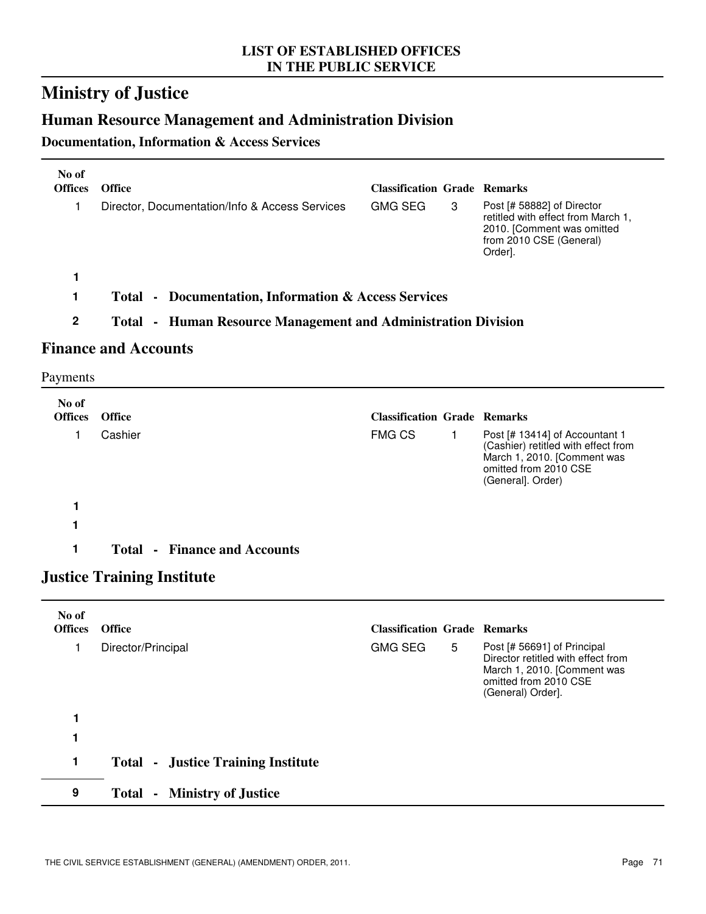**LIST OF ESTABLISHED OFFICES IN THE PUBLIC SERVICE**

# Ministry of Justice

## Human Resource Management and Administration Division

### Documentation, Information & Access Services

| No of Offices | Office | Classification | Grade | Remarks |
|---|---|---|---|---|
| 1 | Director, Documentation/Info & Access Services | GMG SEG | 3 | Post [# 58882] of Director retitled with effect from March 1, 2010. [Comment was omitted from 2010 CSE (General) Order]. |
| **1** | | | | |
| **1** | **Total - Documentation, Information & Access Services** | | | |
| **2** | **Total - Human Resource Management and Administration Division** | | | |

## Finance and Accounts

Payments

| No of Offices | Office | Classification | Grade | Remarks |
|---|---|---|---|---|
| 1 | Cashier | FMG CS | 1 | Post [# 13414] of Accountant 1 (Cashier) retitled with effect from March 1, 2010. [Comment was omitted from 2010 CSE (General]. Order) |
| **1** | | | | |
| **1** | | | | |
| **1** | **Total - Finance and Accounts** | | | |

## Justice Training Institute

| No of Offices | Office | Classification | Grade | Remarks |
|---|---|---|---|---|
| 1 | Director/Principal | GMG SEG | 5 | Post [# 56691] of Principal Director retitled with effect from March 1, 2010. [Comment was omitted from 2010 CSE (General) Order]. |
| **1** | | | | |
| **1** | | | | |
| **1** | **Total - Justice Training Institute** | | | |
| **9** | **Total - Ministry of Justice** | | | |

THE CIVIL SERVICE ESTABLISHMENT (GENERAL) (AMENDMENT) ORDER, 2011.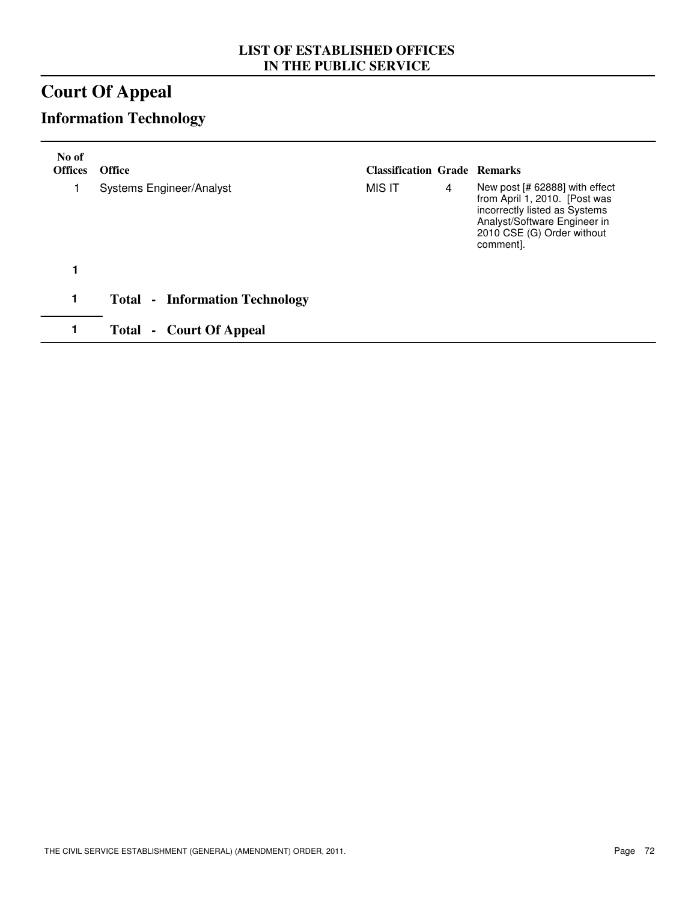LIST OF ESTABLISHED OFFICES
IN THE PUBLIC SERVICE

# Court Of Appeal

## Information Technology

| No of Offices | Office | Classification | Grade | Remarks |
|---|---|---|---|---|
| 1 | Systems Engineer/Analyst | MIS IT | 4 | New post [# 62888] with effect from April 1, 2010. [Post was incorrectly listed as Systems Analyst/Software Engineer in 2010 CSE (G) Order without comment]. |
| **1** | | | | |
| **1** | **Total - Information Technology** | | | |
| **1** | **Total - Court Of Appeal** | | | |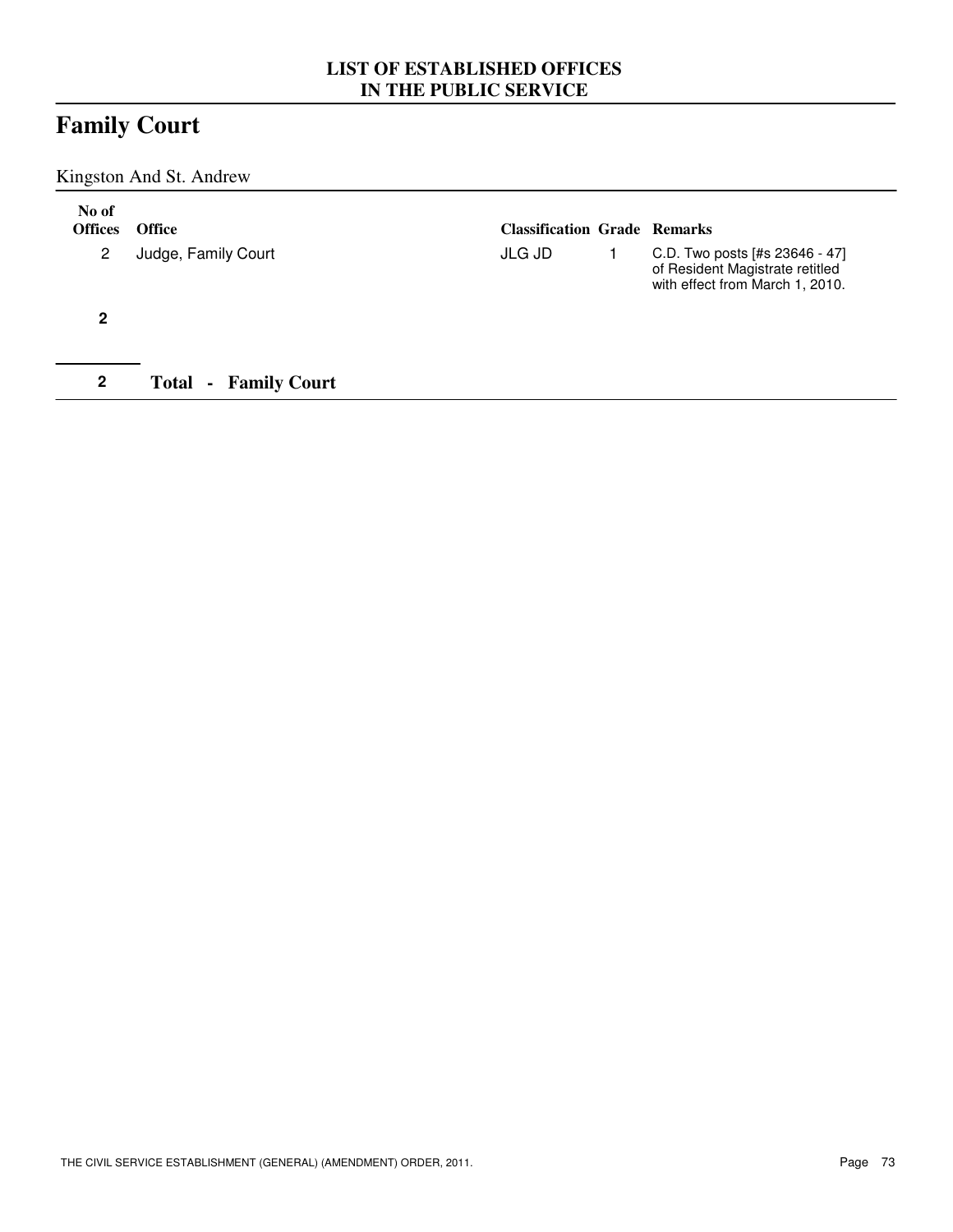LIST OF ESTABLISHED OFFICES
IN THE PUBLIC SERVICE

# Family Court

## Kingston And St. Andrew

| No of Offices | Office | Classification | Grade | Remarks |
|---|---|---|---|---|
| 2 | Judge, Family Court | JLG JD | 1 | C.D. Two posts [#s 23646 - 47] of Resident Magistrate retitled with effect from March 1, 2010. |
| **2** | | | | |
| **2** | **Total - Family Court** | | | |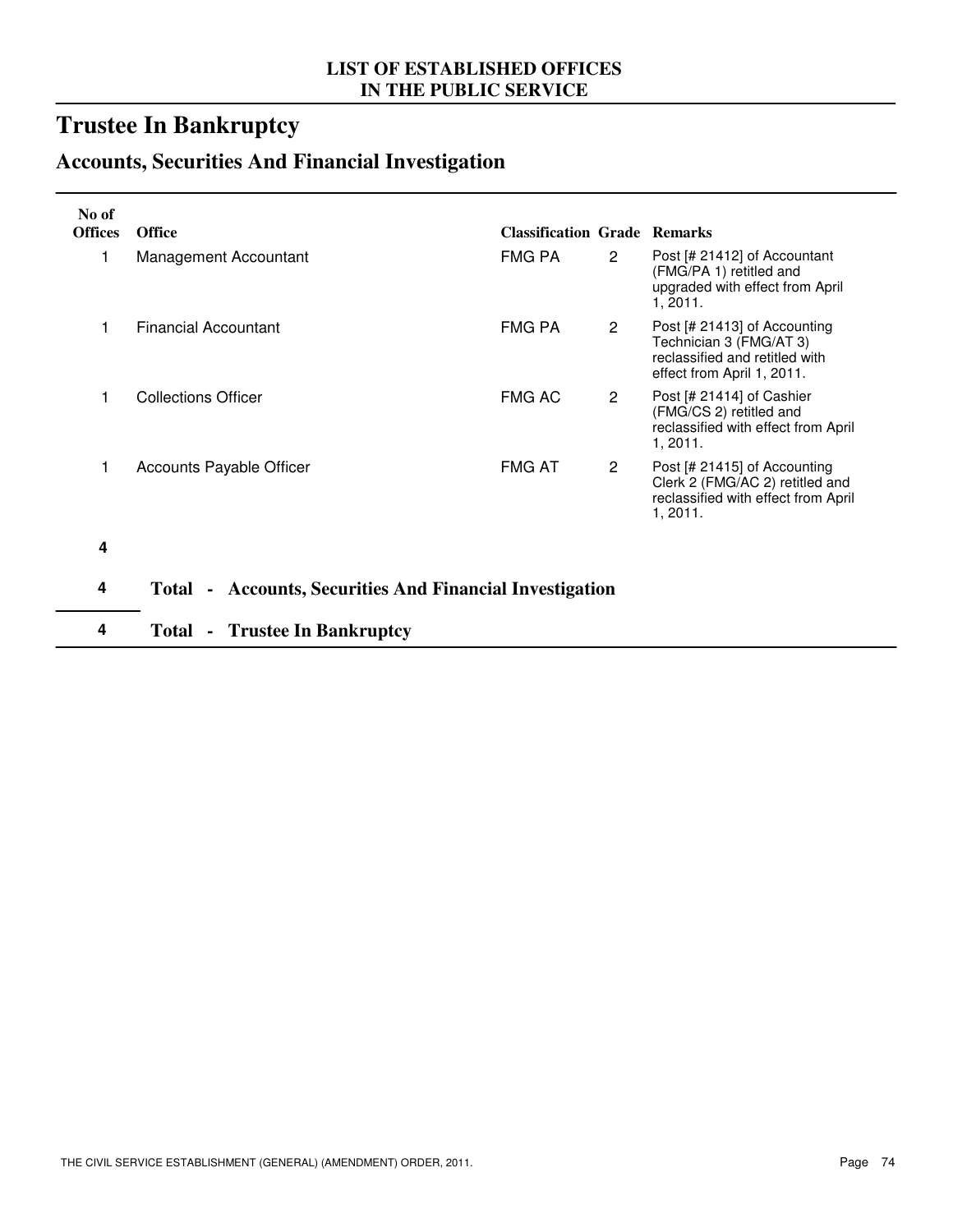LIST OF ESTABLISHED OFFICES
IN THE PUBLIC SERVICE

# Trustee In Bankruptcy

## Accounts, Securities And Financial Investigation

| No of Offices | Office | Classification | Grade | Remarks |
|---|---|---|---|---|
| 1 | Management Accountant | FMG PA | 2 | Post [# 21412] of Accountant (FMG/PA 1) retitled and upgraded with effect from April 1, 2011. |
| 1 | Financial Accountant | FMG PA | 2 | Post [# 21413] of Accounting Technician 3 (FMG/AT 3) reclassified and retitled with effect from April 1, 2011. |
| 1 | Collections Officer | FMG AC | 2 | Post [# 21414] of Cashier (FMG/CS 2) retitled and reclassified with effect from April 1, 2011. |
| 1 | Accounts Payable Officer | FMG AT | 2 | Post [# 21415] of Accounting Clerk 2 (FMG/AC 2) retitled and reclassified with effect from April 1, 2011. |
| **4** | | | | |
| **4** | **Total - Accounts, Securities And Financial Investigation** | | | |
| **4** | **Total - Trustee In Bankruptcy** | | | |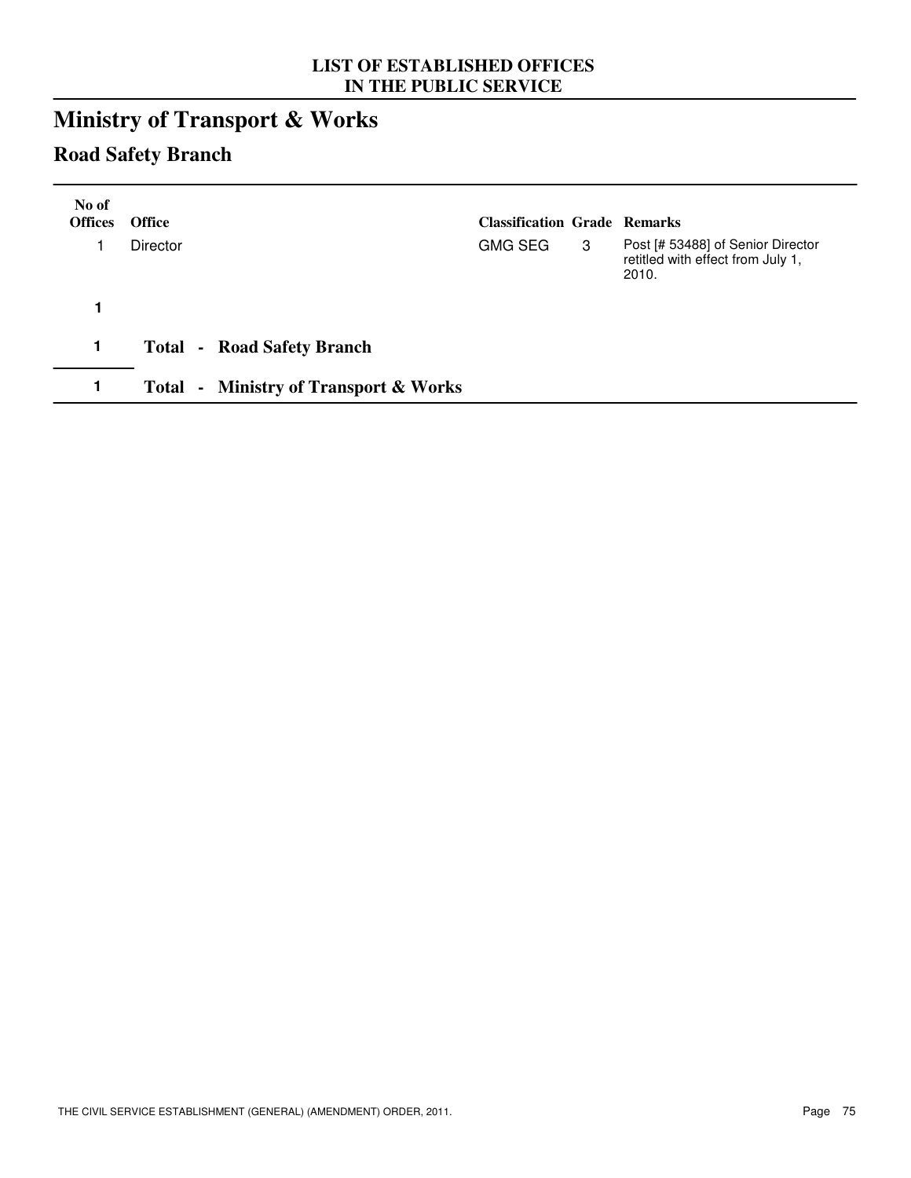**LIST OF ESTABLISHED OFFICES IN THE PUBLIC SERVICE**

# Ministry of Transport & Works

## Road Safety Branch

| No of Offices | Office | Classification | Grade | Remarks |
|---|---|---|---|---|
| 1 | Director | GMG SEG | 3 | Post [# 53488] of Senior Director retitled with effect from July 1, 2010. |
| **1** | | | | |
| **1** | **Total - Road Safety Branch** | | | |
| **1** | **Total - Ministry of Transport & Works** | | | |

THE CIVIL SERVICE ESTABLISHMENT (GENERAL) (AMENDMENT) ORDER, 2011.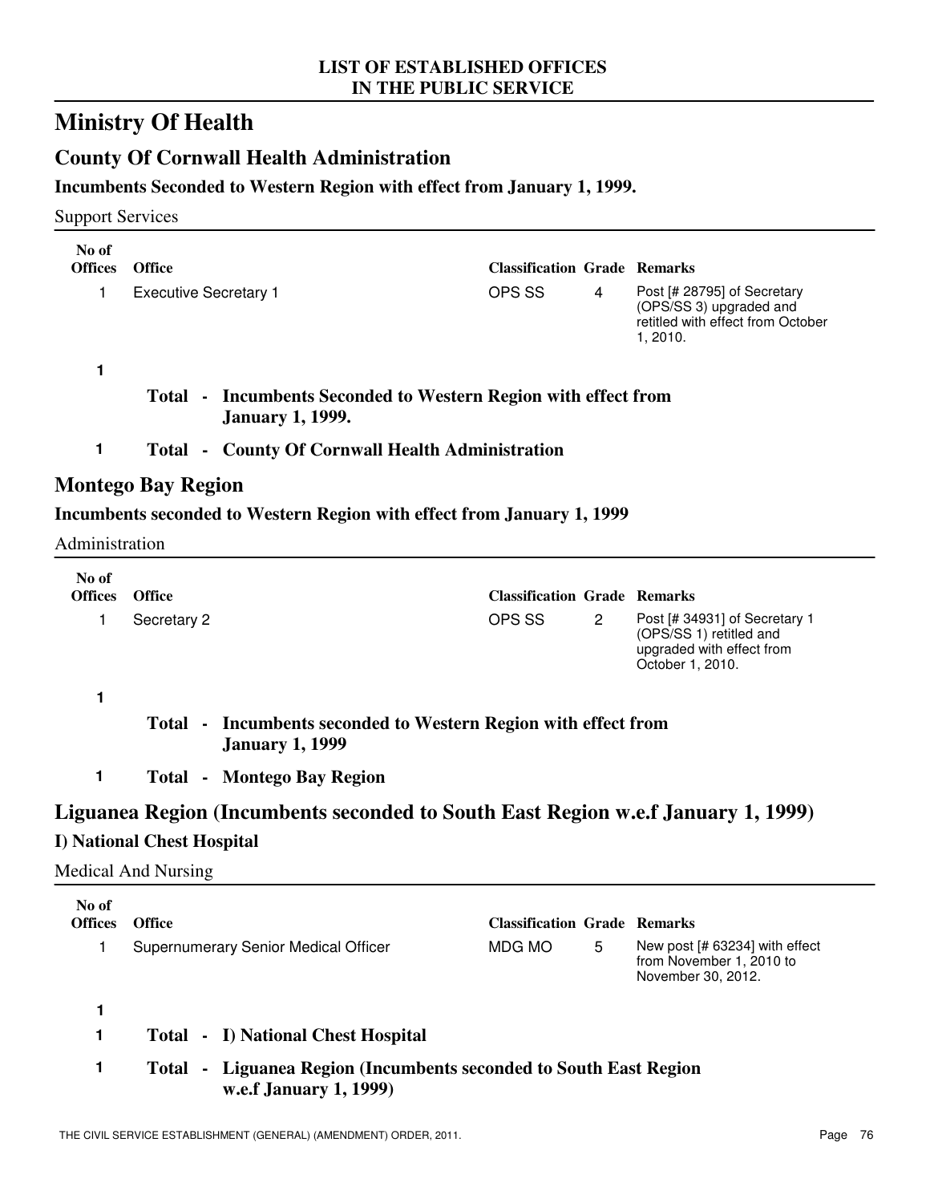# Ministry Of Health

## County Of Cornwall Health Administration

### Incumbents Seconded to Western Region with effect from January 1, 1999.

Support Services

| No of Offices | Office | Classification | Grade | Remarks |
|---|---|---|---|---|
| 1 | Executive Secretary 1 | OPS SS | 4 | Post [# 28795] of Secretary (OPS/SS 3) upgraded and retitled with effect from October 1, 2010. |
| **1** | | | | |

**Total - Incumbents Seconded to Western Region with effect from January 1, 1999.**

**1 Total - County Of Cornwall Health Administration**

## Montego Bay Region

### Incumbents seconded to Western Region with effect from January 1, 1999

Administration

| No of Offices | Office | Classification | Grade | Remarks |
|---|---|---|---|---|
| 1 | Secretary 2 | OPS SS | 2 | Post [# 34931] of Secretary 1 (OPS/SS 1) retitled and upgraded with effect from October 1, 2010. |
| **1** | | | | |

**Total - Incumbents seconded to Western Region with effect from January 1, 1999**

**1 Total - Montego Bay Region**

## Liguanea Region (Incumbents seconded to South East Region w.e.f January 1, 1999)

### I) National Chest Hospital

Medical And Nursing

| No of Offices | Office | Classification | Grade | Remarks |
|---|---|---|---|---|
| 1 | Supernumerary Senior Medical Officer | MDG MO | 5 | New post [# 63234] with effect from November 1, 2010 to November 30, 2012. |
| **1** | | | | |

**1 Total - I) National Chest Hospital**

**1 Total - Liguanea Region (Incumbents seconded to South East Region w.e.f January 1, 1999)**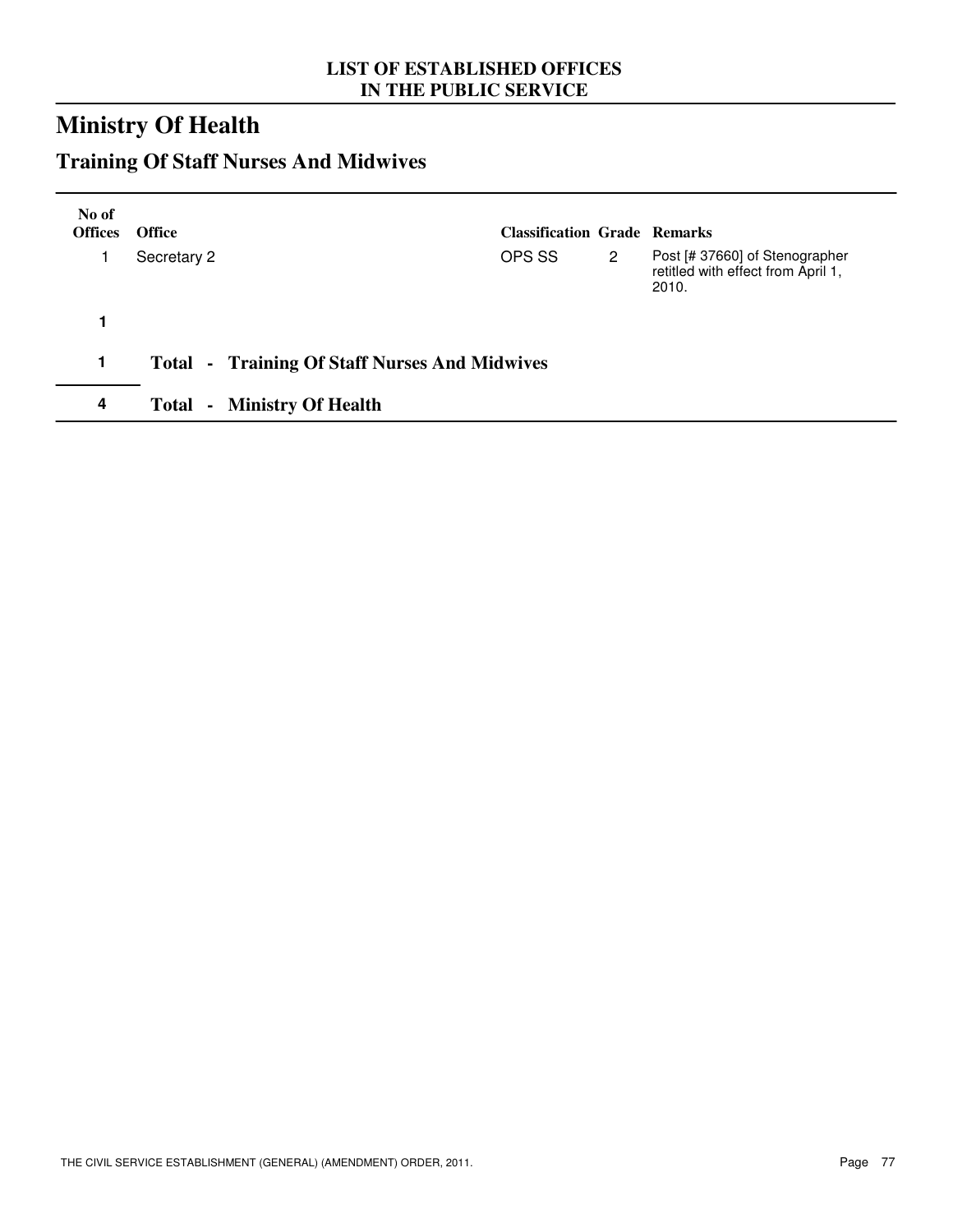LIST OF ESTABLISHED OFFICES
IN THE PUBLIC SERVICE

# Ministry Of Health

## Training Of Staff Nurses And Midwives

| No of Offices | Office | Classification | Grade | Remarks |
|---|---|---|---|---|
| 1 | Secretary 2 | OPS SS | 2 | Post [# 37660] of Stenographer retitled with effect from April 1, 2010. |
| **1** | | | | |
| **1** | **Total - Training Of Staff Nurses And Midwives** | | | |
| **4** | **Total - Ministry Of Health** | | | |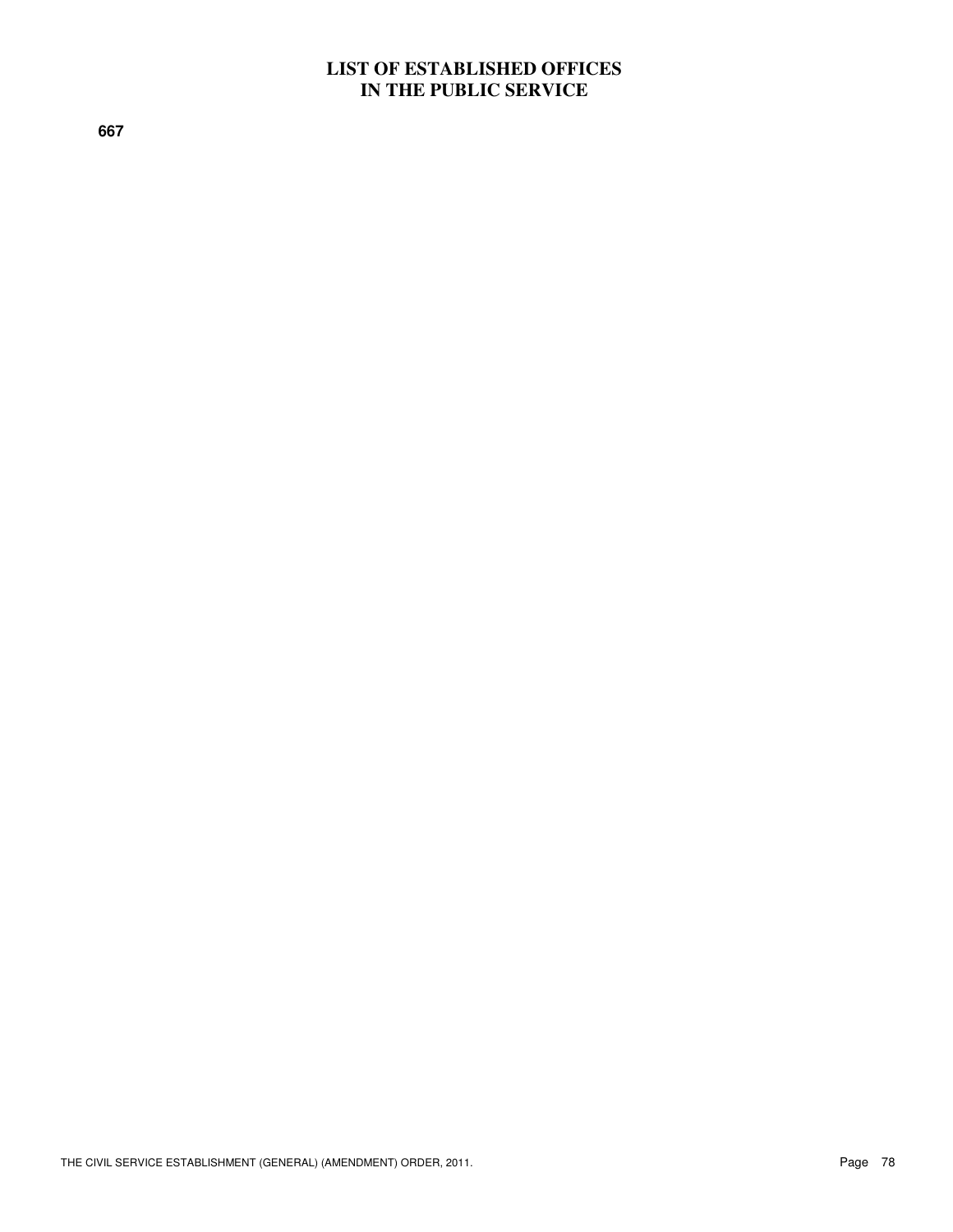# LIST OF ESTABLISHED OFFICES IN THE PUBLIC SERVICE

**667**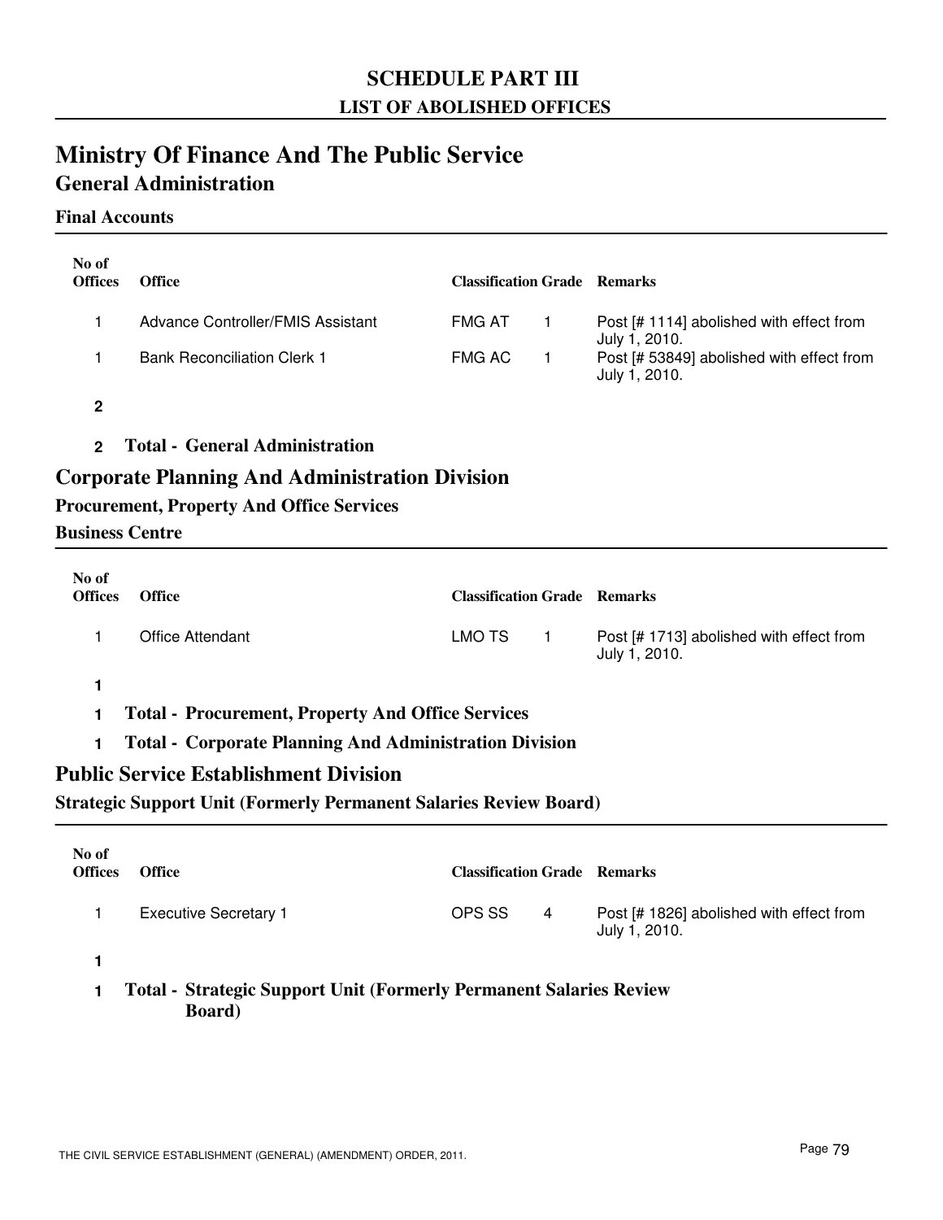# SCHEDULE PART III

## LIST OF ABOLISHED OFFICES

# Ministry Of Finance And The Public Service

## General Administration

### Final Accounts

| No of Offices | Office | Classification | Grade | Remarks |
|---|---|---|---|---|
| 1 | Advance Controller/FMIS Assistant | FMG AT | 1 | Post [# 1114] abolished with effect from July 1, 2010. |
| 1 | Bank Reconciliation Clerk 1 | FMG AC | 1 | Post [# 53849] abolished with effect from July 1, 2010. |
| **2** | | | | |

**2 Total - General Administration**

## Corporate Planning And Administration Division

### Procurement, Property And Office Services

### Business Centre

| No of Offices | Office | Classification | Grade | Remarks |
|---|---|---|---|---|
| 1 | Office Attendant | LMO TS | 1 | Post [# 1713] abolished with effect from July 1, 2010. |
| **1** | | | | |

**1 Total - Procurement, Property And Office Services**

**1 Total - Corporate Planning And Administration Division**

## Public Service Establishment Division

### Strategic Support Unit (Formerly Permanent Salaries Review Board)

| No of Offices | Office | Classification | Grade | Remarks |
|---|---|---|---|---|
| 1 | Executive Secretary 1 | OPS SS | 4 | Post [# 1826] abolished with effect from July 1, 2010. |
| **1** | | | | |

**1 Total - Strategic Support Unit (Formerly Permanent Salaries Review Board)**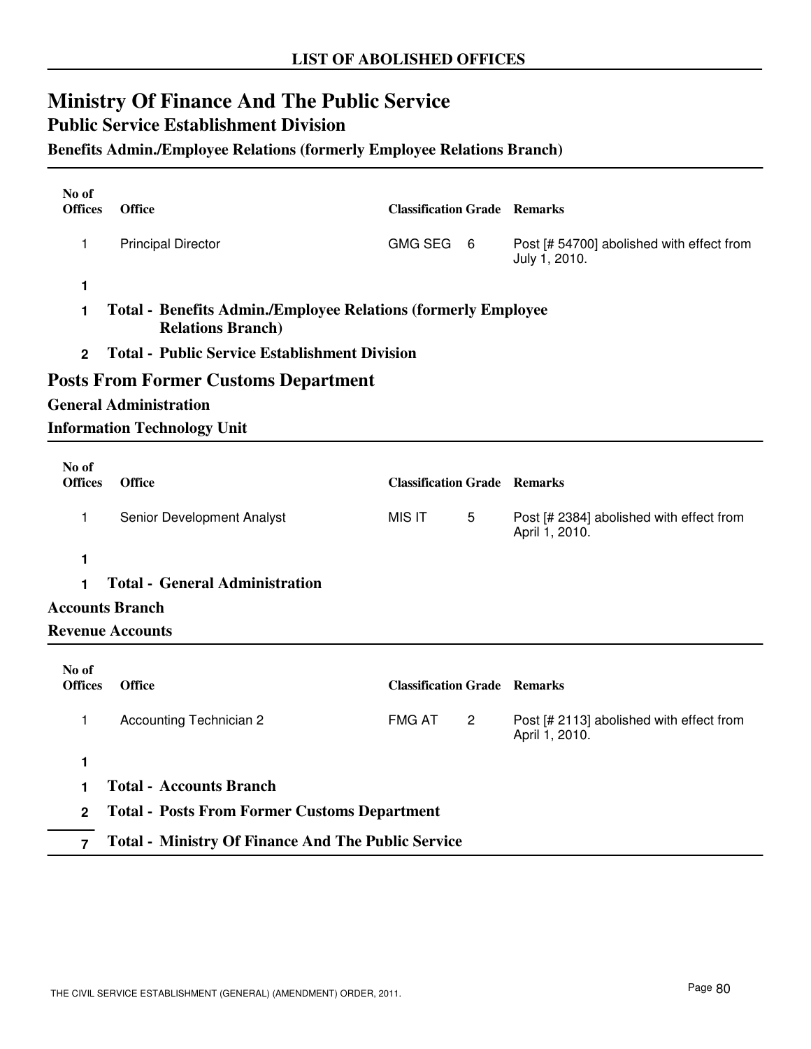LIST OF ABOLISHED OFFICES

# Ministry Of Finance And The Public Service

## Public Service Establishment Division

### Benefits Admin./Employee Relations (formerly Employee Relations Branch)

| No of Offices | Office | Classification | Grade | Remarks |
|---|---|---|---|---|
| 1 | Principal Director | GMG SEG | 6 | Post [# 54700] abolished with effect from July 1, 2010. |
| **1** | | | | |

**1 Total - Benefits Admin./Employee Relations (formerly Employee Relations Branch)**

**2 Total - Public Service Establishment Division**

## Posts From Former Customs Department

### General Administration

### Information Technology Unit

| No of Offices | Office | Classification | Grade | Remarks |
|---|---|---|---|---|
| 1 | Senior Development Analyst | MIS IT | 5 | Post [# 2384] abolished with effect from April 1, 2010. |
| **1** | | | | |

**1 Total - General Administration**

### Accounts Branch

### Revenue Accounts

| No of Offices | Office | Classification | Grade | Remarks |
|---|---|---|---|---|
| 1 | Accounting Technician 2 | FMG AT | 2 | Post [# 2113] abolished with effect from April 1, 2010. |
| **1** | | | | |

**1 Total - Accounts Branch**

**2 Total - Posts From Former Customs Department**

**7 Total - Ministry Of Finance And The Public Service**

THE CIVIL SERVICE ESTABLISHMENT (GENERAL) (AMENDMENT) ORDER, 2011.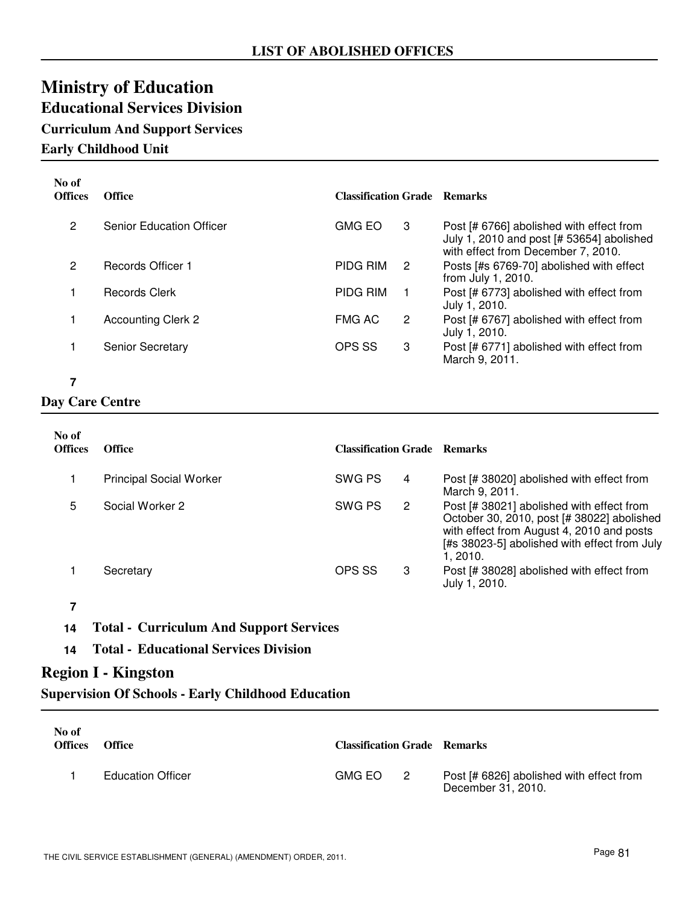# LIST OF ABOLISHED OFFICES

## Ministry of Education

### Educational Services Division

#### Curriculum And Support Services

#### Early Childhood Unit

| No of Offices | Office | Classification | Grade | Remarks |
|---|---|---|---|---|
| 2 | Senior Education Officer | GMG EO | 3 | Post [# 6766] abolished with effect from July 1, 2010 and post [# 53654] abolished with effect from December 7, 2010. |
| 2 | Records Officer 1 | PIDG RIM | 2 | Posts [#s 6769-70] abolished with effect from July 1, 2010. |
| 1 | Records Clerk | PIDG RIM | 1 | Post [# 6773] abolished with effect from July 1, 2010. |
| 1 | Accounting Clerk 2 | FMG AC | 2 | Post [# 6767] abolished with effect from July 1, 2010. |
| 1 | Senior Secretary | OPS SS | 3 | Post [# 6771] abolished with effect from March 9, 2011. |
| **7** | | | | |

#### Day Care Centre

| No of Offices | Office | Classification | Grade | Remarks |
|---|---|---|---|---|
| 1 | Principal Social Worker | SWG PS | 4 | Post [# 38020] abolished with effect from March 9, 2011. |
| 5 | Social Worker 2 | SWG PS | 2 | Post [# 38021] abolished with effect from October 30, 2010, post [# 38022] abolished with effect from August 4, 2010 and posts [#s 38023-5] abolished with effect from July 1, 2010. |
| 1 | Secretary | OPS SS | 3 | Post [# 38028] abolished with effect from July 1, 2010. |
| **7** | | | | |

**14 Total - Curriculum And Support Services**

**14 Total - Educational Services Division**

### Region I - Kingston

#### Supervision Of Schools - Early Childhood Education

| No of Offices | Office | Classification | Grade | Remarks |
|---|---|---|---|---|
| 1 | Education Officer | GMG EO | 2 | Post [# 6826] abolished with effect from December 31, 2010. |

THE CIVIL SERVICE ESTABLISHMENT (GENERAL) (AMENDMENT) ORDER, 2011.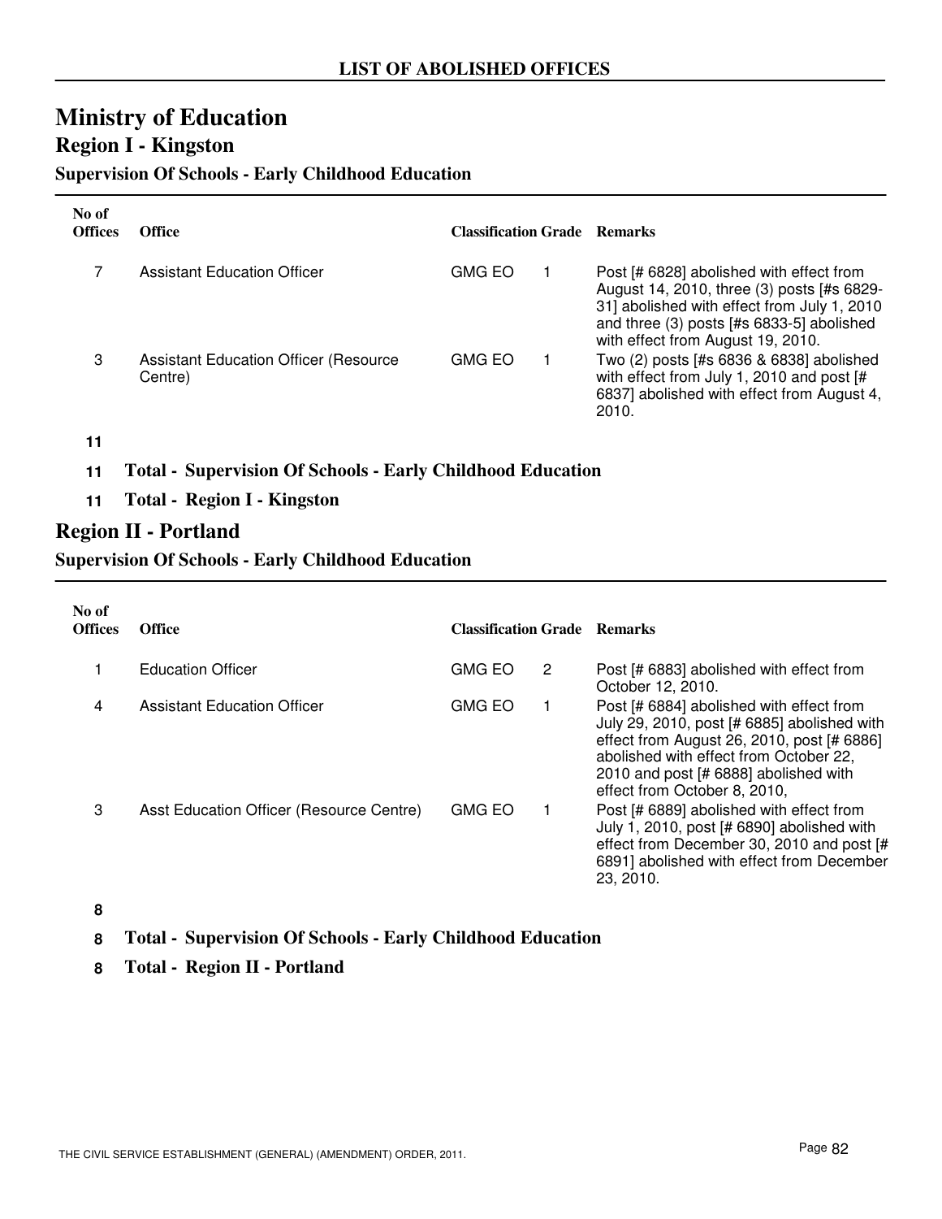## LIST OF ABOLISHED OFFICES

# Ministry of Education

## Region I - Kingston

### Supervision Of Schools - Early Childhood Education

| No of Offices | Office | Classification | Grade | Remarks |
|---|---|---|---|---|
| 7 | Assistant Education Officer | GMG EO | 1 | Post [# 6828] abolished with effect from August 14, 2010, three (3) posts [#s 6829-31] abolished with effect from July 1, 2010 and three (3) posts [#s 6833-5] abolished with effect from August 19, 2010. |
| 3 | Assistant Education Officer (Resource Centre) | GMG EO | 1 | Two (2) posts [#s 6836 & 6838] abolished with effect from July 1, 2010 and post [# 6837] abolished with effect from August 4, 2010. |

**11**

**11 Total - Supervision Of Schools - Early Childhood Education**

**11 Total - Region I - Kingston**

## Region II - Portland

### Supervision Of Schools - Early Childhood Education

| No of Offices | Office | Classification | Grade | Remarks |
|---|---|---|---|---|
| 1 | Education Officer | GMG EO | 2 | Post [# 6883] abolished with effect from October 12, 2010. |
| 4 | Assistant Education Officer | GMG EO | 1 | Post [# 6884] abolished with effect from July 29, 2010, post [# 6885] abolished with effect from August 26, 2010, post [# 6886] abolished with effect from October 22, 2010 and post [# 6888] abolished with effect from October 8, 2010, |
| 3 | Asst Education Officer (Resource Centre) | GMG EO | 1 | Post [# 6889] abolished with effect from July 1, 2010, post [# 6890] abolished with effect from December 30, 2010 and post [# 6891] abolished with effect from December 23, 2010. |

**8**

**8 Total - Supervision Of Schools - Early Childhood Education**

**8 Total - Region II - Portland**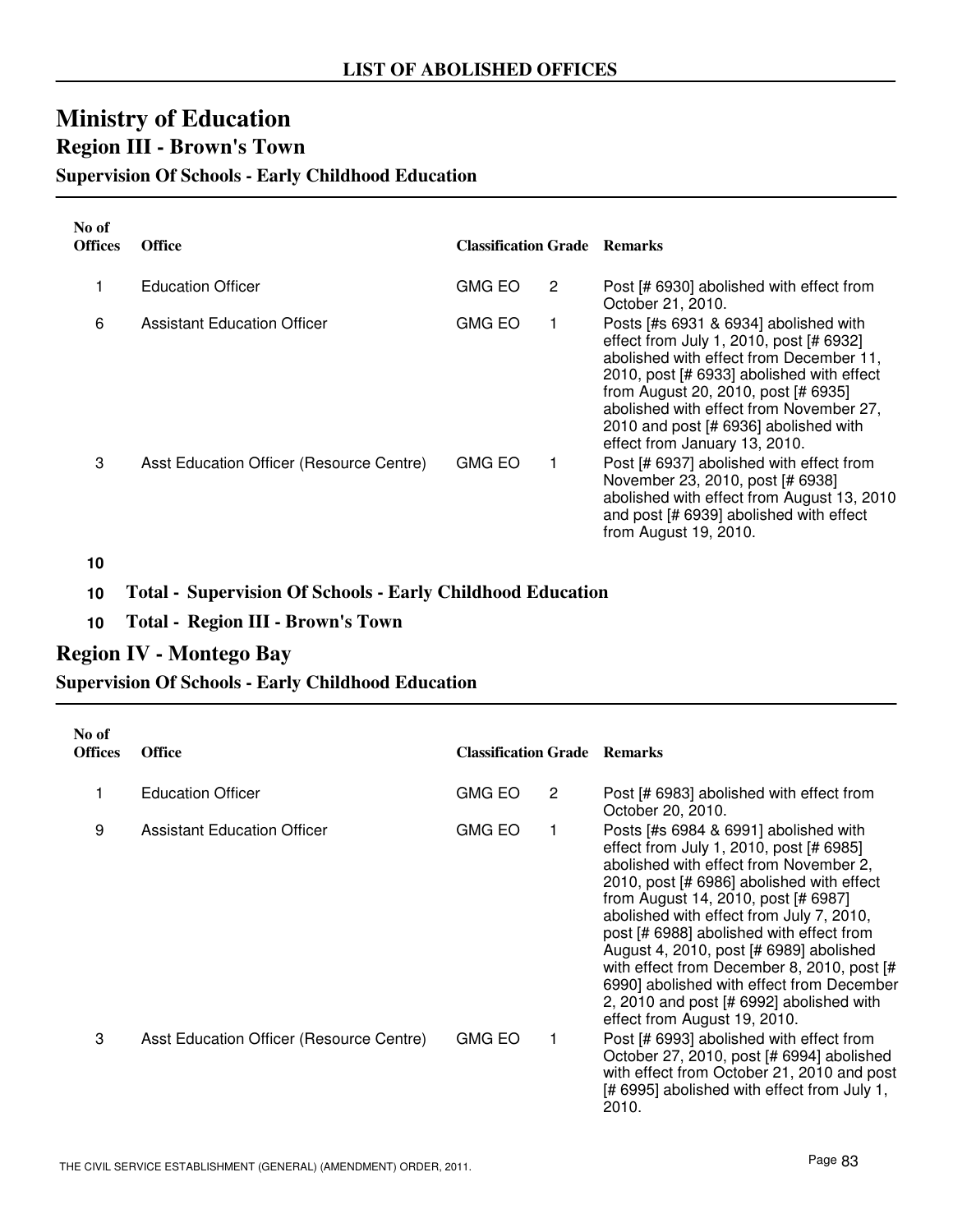## LIST OF ABOLISHED OFFICES

# Ministry of Education

## Region III - Brown's Town

### Supervision Of Schools - Early Childhood Education

| No of Offices | Office | Classification | Grade | Remarks |
|---|---|---|---|---|
| 1 | Education Officer | GMG EO | 2 | Post [# 6930] abolished with effect from October 21, 2010. |
| 6 | Assistant Education Officer | GMG EO | 1 | Posts [#s 6931 & 6934] abolished with effect from July 1, 2010, post [# 6932] abolished with effect from December 11, 2010, post [# 6933] abolished with effect from August 20, 2010, post [# 6935] abolished with effect from November 27, 2010 and post [# 6936] abolished with effect from January 13, 2010. |
| 3 | Asst Education Officer (Resource Centre) | GMG EO | 1 | Post [# 6937] abolished with effect from November 23, 2010, post [# 6938] abolished with effect from August 13, 2010 and post [# 6939] abolished with effect from August 19, 2010. |
| **10** | | | | |

**10 Total - Supervision Of Schools - Early Childhood Education**

**10 Total - Region III - Brown's Town**

## Region IV - Montego Bay

### Supervision Of Schools - Early Childhood Education

| No of Offices | Office | Classification | Grade | Remarks |
|---|---|---|---|---|
| 1 | Education Officer | GMG EO | 2 | Post [# 6983] abolished with effect from October 20, 2010. |
| 9 | Assistant Education Officer | GMG EO | 1 | Posts [#s 6984 & 6991] abolished with effect from July 1, 2010, post [# 6985] abolished with effect from November 2, 2010, post [# 6986] abolished with effect from August 14, 2010, post [# 6987] abolished with effect from July 7, 2010, post [# 6988] abolished with effect from August 4, 2010, post [# 6989] abolished with effect from December 8, 2010, post [# 6990] abolished with effect from December 2, 2010 and post [# 6992] abolished with effect from August 19, 2010. |
| 3 | Asst Education Officer (Resource Centre) | GMG EO | 1 | Post [# 6993] abolished with effect from October 27, 2010, post [# 6994] abolished with effect from October 21, 2010 and post [# 6995] abolished with effect from July 1, 2010. |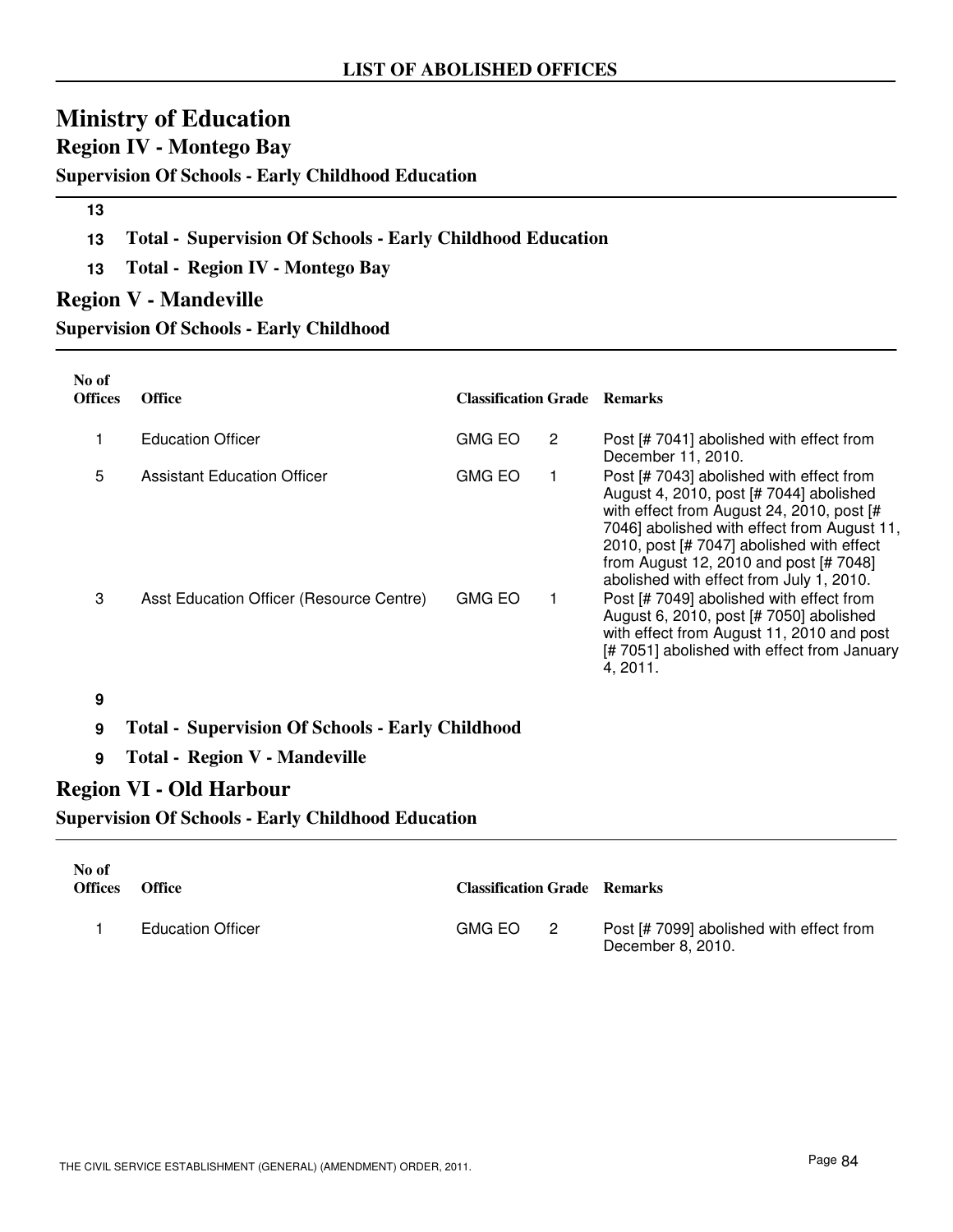**LIST OF ABOLISHED OFFICES**

# Ministry of Education

## Region IV - Montego Bay

### Supervision Of Schools - Early Childhood Education

**13**

**13 Total - Supervision Of Schools - Early Childhood Education**

**13 Total - Region IV - Montego Bay**

## Region V - Mandeville

### Supervision Of Schools - Early Childhood

| No of Offices | Office | Classification | Grade | Remarks |
|---|---|---|---|---|
| 1 | Education Officer | GMG EO | 2 | Post [# 7041] abolished with effect from December 11, 2010. |
| 5 | Assistant Education Officer | GMG EO | 1 | Post [# 7043] abolished with effect from August 4, 2010, post [# 7044] abolished with effect from August 24, 2010, post [# 7046] abolished with effect from August 11, 2010, post [# 7047] abolished with effect from August 12, 2010 and post [# 7048] abolished with effect from July 1, 2010. |
| 3 | Asst Education Officer (Resource Centre) | GMG EO | 1 | Post [# 7049] abolished with effect from August 6, 2010, post [# 7050] abolished with effect from August 11, 2010 and post [# 7051] abolished with effect from January 4, 2011. |

**9**

**9 Total - Supervision Of Schools - Early Childhood**

**9 Total - Region V - Mandeville**

## Region VI - Old Harbour

### Supervision Of Schools - Early Childhood Education

| No of Offices | Office | Classification | Grade | Remarks |
|---|---|---|---|---|
| 1 | Education Officer | GMG EO | 2 | Post [# 7099] abolished with effect from December 8, 2010. |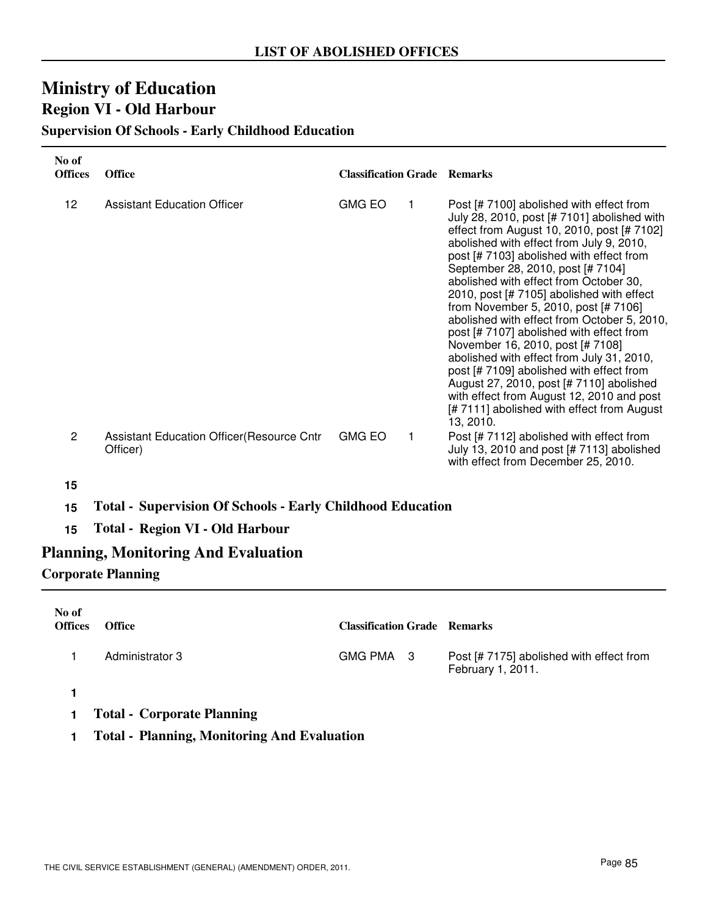## LIST OF ABOLISHED OFFICES

# Ministry of Education

## Region VI - Old Harbour

### Supervision Of Schools - Early Childhood Education

| No of Offices | Office | Classification | Grade | Remarks |
|---|---|---|---|---|
| 12 | Assistant Education Officer | GMG EO | 1 | Post [# 7100] abolished with effect from July 28, 2010, post [# 7101] abolished with effect from August 10, 2010, post [# 7102] abolished with effect from July 9, 2010, post [# 7103] abolished with effect from September 28, 2010, post [# 7104] abolished with effect from October 30, 2010, post [# 7105] abolished with effect from November 5, 2010, post [# 7106] abolished with effect from October 5, 2010, post [# 7107] abolished with effect from November 16, 2010, post [# 7108] abolished with effect from July 31, 2010, post [# 7109] abolished with effect from August 27, 2010, post [# 7110] abolished with effect from August 12, 2010 and post [# 7111] abolished with effect from August 13, 2010. |
| 2 | Assistant Education Officer(Resource Cntr Officer) | GMG EO | 1 | Post [# 7112] abolished with effect from July 13, 2010 and post [# 7113] abolished with effect from December 25, 2010. |
| **15** | | | | |

**15** **Total - Supervision Of Schools - Early Childhood Education**

**15** **Total - Region VI - Old Harbour**

## Planning, Monitoring And Evaluation

### Corporate Planning

| No of Offices | Office | Classification | Grade | Remarks |
|---|---|---|---|---|
| 1 | Administrator 3 | GMG PMA | 3 | Post [# 7175] abolished with effect from February 1, 2011. |
| **1** | | | | |

**1** **Total - Corporate Planning**

**1** **Total - Planning, Monitoring And Evaluation**

THE CIVIL SERVICE ESTABLISHMENT (GENERAL) (AMENDMENT) ORDER, 2011.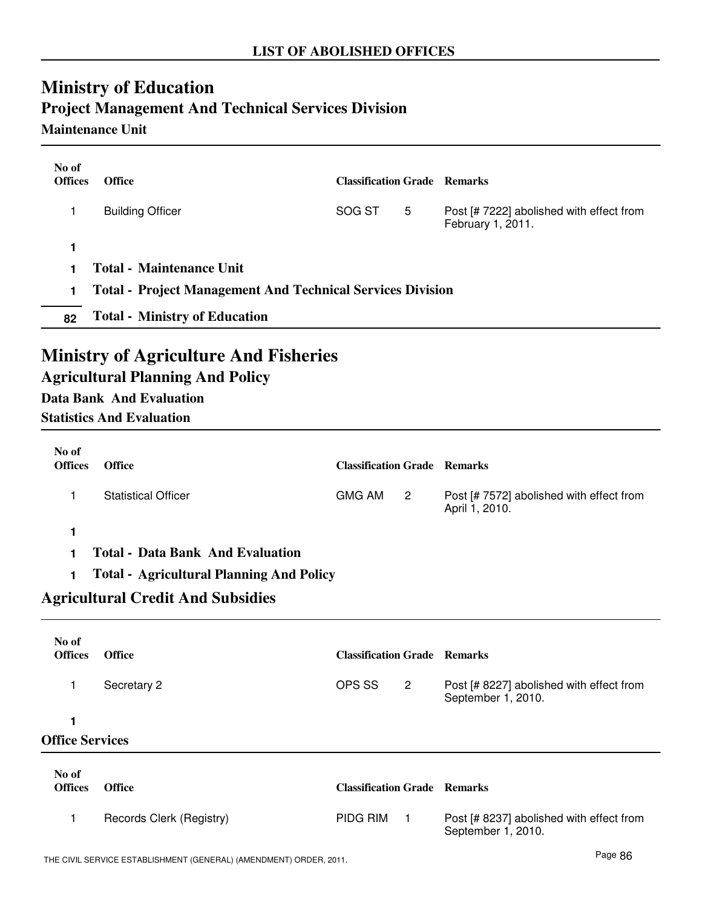# LIST OF ABOLISHED OFFICES

## Ministry of Education

### Project Management And Technical Services Division

#### Maintenance Unit

| No of Offices | Office | Classification | Grade | Remarks |
|---|---|---|---|---|
| 1 | Building Officer | SOG ST | 5 | Post [# 7222] abolished with effect from February 1, 2011. |
| **1** | | | | |

**1 Total - Maintenance Unit**

**1 Total - Project Management And Technical Services Division**

**82 Total - Ministry of Education**

## Ministry of Agriculture And Fisheries

### Agricultural Planning And Policy

#### Data Bank And Evaluation

#### Statistics And Evaluation

| No of Offices | Office | Classification | Grade | Remarks |
|---|---|---|---|---|
| 1 | Statistical Officer | GMG AM | 2 | Post [# 7572] abolished with effect from April 1, 2010. |
| **1** | | | | |

**1 Total - Data Bank And Evaluation**

**1 Total - Agricultural Planning And Policy**

### Agricultural Credit And Subsidies

| No of Offices | Office | Classification | Grade | Remarks |
|---|---|---|---|---|
| 1 | Secretary 2 | OPS SS | 2 | Post [# 8227] abolished with effect from September 1, 2010. |
| **1** | | | | |

#### Office Services

| No of Offices | Office | Classification | Grade | Remarks |
|---|---|---|---|---|
| 1 | Records Clerk (Registry) | PIDG RIM | 1 | Post [# 8237] abolished with effect from September 1, 2010. |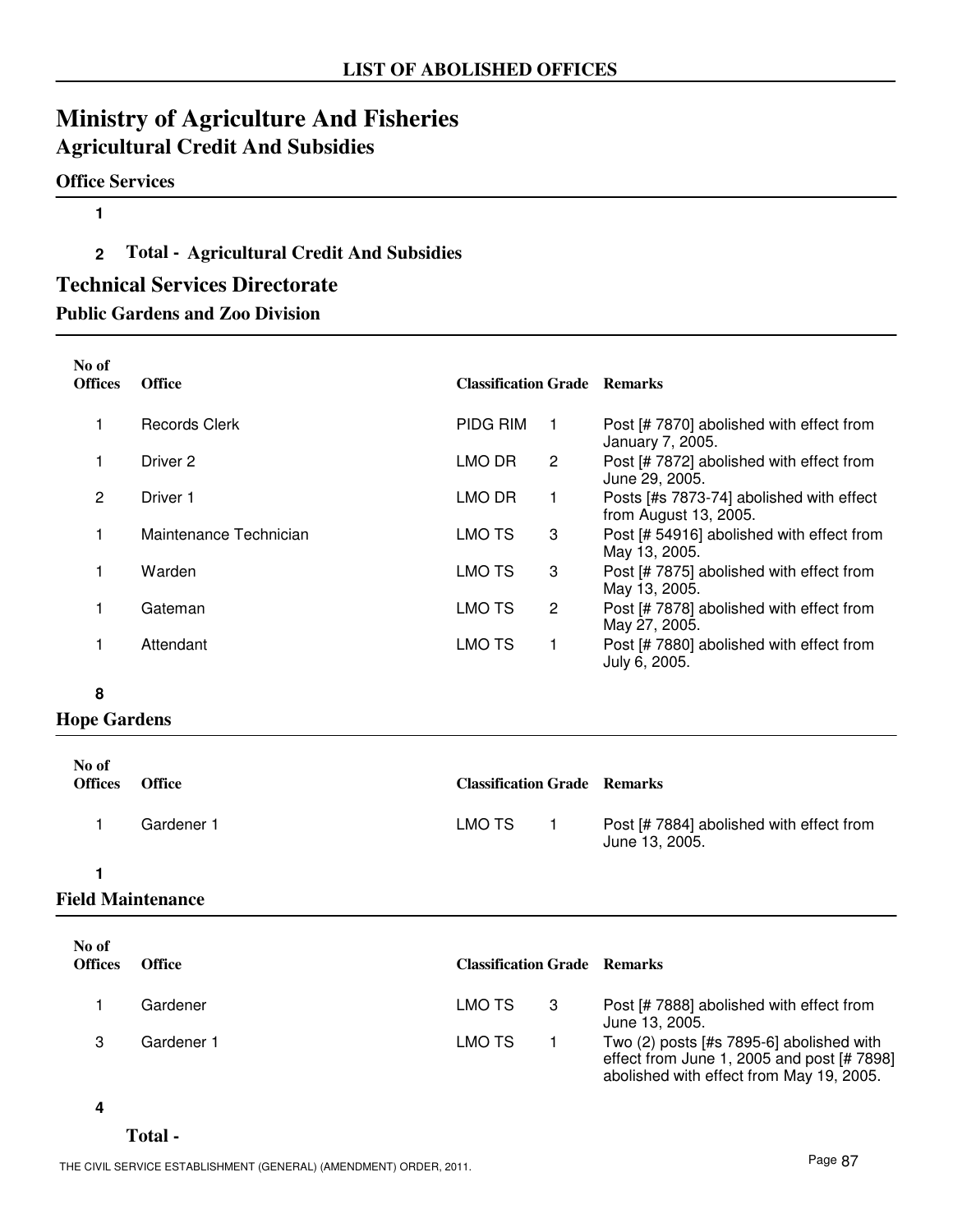## LIST OF ABOLISHED OFFICES

# Ministry of Agriculture And Fisheries

## Agricultural Credit And Subsidies

### Office Services

**1**

**2 Total - Agricultural Credit And Subsidies**

## Technical Services Directorate

### Public Gardens and Zoo Division

| No of Offices | Office | Classification | Grade | Remarks |
|---|---|---|---|---|
| 1 | Records Clerk | PIDG RIM | 1 | Post [# 7870] abolished with effect from January 7, 2005. |
| 1 | Driver 2 | LMO DR | 2 | Post [# 7872] abolished with effect from June 29, 2005. |
| 2 | Driver 1 | LMO DR | 1 | Posts [#s 7873-74] abolished with effect from August 13, 2005. |
| 1 | Maintenance Technician | LMO TS | 3 | Post [# 54916] abolished with effect from May 13, 2005. |
| 1 | Warden | LMO TS | 3 | Post [# 7875] abolished with effect from May 13, 2005. |
| 1 | Gateman | LMO TS | 2 | Post [# 7878] abolished with effect from May 27, 2005. |
| 1 | Attendant | LMO TS | 1 | Post [# 7880] abolished with effect from July 6, 2005. |

**8**

### Hope Gardens

| No of Offices | Office | Classification | Grade | Remarks |
|---|---|---|---|---|
| 1 | Gardener 1 | LMO TS | 1 | Post [# 7884] abolished with effect from June 13, 2005. |

**1**

### Field Maintenance

| No of Offices | Office | Classification | Grade | Remarks |
|---|---|---|---|---|
| 1 | Gardener | LMO TS | 3 | Post [# 7888] abolished with effect from June 13, 2005. |
| 3 | Gardener 1 | LMO TS | 1 | Two (2) posts [#s 7895-6] abolished with effect from June 1, 2005 and post [# 7898] abolished with effect from May 19, 2005. |

**4**

**Total -**

THE CIVIL SERVICE ESTABLISHMENT (GENERAL) (AMENDMENT) ORDER, 2011.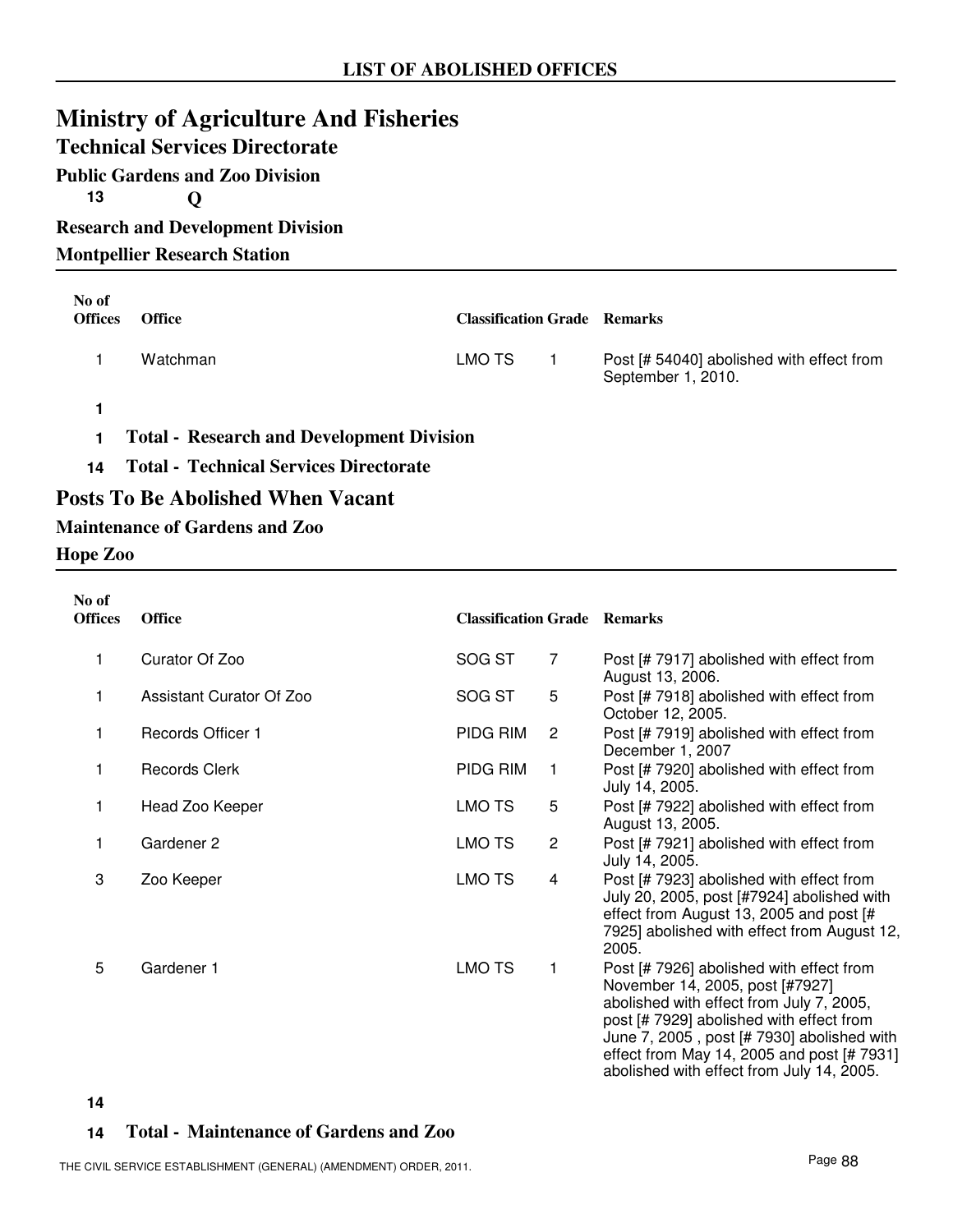## LIST OF ABOLISHED OFFICES

# Ministry of Agriculture And Fisheries

## Technical Services Directorate

### Public Gardens and Zoo Division

**13** **Q**

### Research and Development Division

### Montpellier Research Station

| No of Offices | Office | Classification | Grade | Remarks |
|---|---|---|---|---|
| 1 | Watchman | LMO TS | 1 | Post [# 54040] abolished with effect from September 1, 2010. |

**1**

**1** **Total - Research and Development Division**

**14** **Total - Technical Services Directorate**

## Posts To Be Abolished When Vacant

### Maintenance of Gardens and Zoo

### Hope Zoo

| No of Offices | Office | Classification | Grade | Remarks |
|---|---|---|---|---|
| 1 | Curator Of Zoo | SOG ST | 7 | Post [# 7917] abolished with effect from August 13, 2006. |
| 1 | Assistant Curator Of Zoo | SOG ST | 5 | Post [# 7918] abolished with effect from October 12, 2005. |
| 1 | Records Officer 1 | PIDG RIM | 2 | Post [# 7919] abolished with effect from December 1, 2007 |
| 1 | Records Clerk | PIDG RIM | 1 | Post [# 7920] abolished with effect from July 14, 2005. |
| 1 | Head Zoo Keeper | LMO TS | 5 | Post [# 7922] abolished with effect from August 13, 2005. |
| 1 | Gardener 2 | LMO TS | 2 | Post [# 7921] abolished with effect from July 14, 2005. |
| 3 | Zoo Keeper | LMO TS | 4 | Post [# 7923] abolished with effect from July 20, 2005, post [#7924] abolished with effect from August 13, 2005 and post [# 7925] abolished with effect from August 12, 2005. |
| 5 | Gardener 1 | LMO TS | 1 | Post [# 7926] abolished with effect from November 14, 2005, post [#7927] abolished with effect from July 7, 2005, post [# 7929] abolished with effect from June 7, 2005 , post [# 7930] abolished with effect from May 14, 2005 and post [# 7931] abolished with effect from July 14, 2005. |

**14**

**14** **Total - Maintenance of Gardens and Zoo**

THE CIVIL SERVICE ESTABLISHMENT (GENERAL) (AMENDMENT) ORDER, 2011.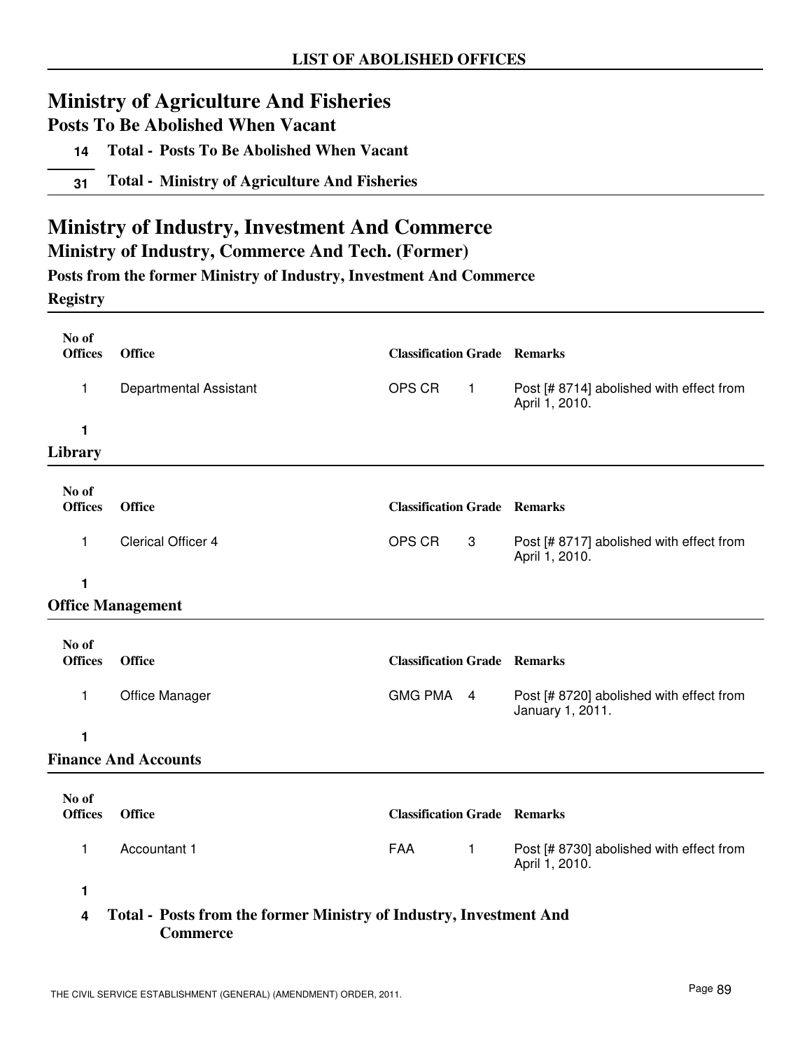**LIST OF ABOLISHED OFFICES**

# Ministry of Agriculture And Fisheries

## Posts To Be Abolished When Vacant

**14 Total - Posts To Be Abolished When Vacant**

**31 Total - Ministry of Agriculture And Fisheries**

# Ministry of Industry, Investment And Commerce

## Ministry of Industry, Commerce And Tech. (Former)

### Posts from the former Ministry of Industry, Investment And Commerce

#### Registry

| No of Offices | Office | Classification | Grade | Remarks |
|---|---|---|---|---|
| 1 | Departmental Assistant | OPS CR | 1 | Post [# 8714] abolished with effect from April 1, 2010. |
| **1** | | | | |

#### Library

| No of Offices | Office | Classification | Grade | Remarks |
|---|---|---|---|---|
| 1 | Clerical Officer 4 | OPS CR | 3 | Post [# 8717] abolished with effect from April 1, 2010. |
| **1** | | | | |

#### Office Management

| No of Offices | Office | Classification | Grade | Remarks |
|---|---|---|---|---|
| 1 | Office Manager | GMG PMA | 4 | Post [# 8720] abolished with effect from January 1, 2011. |
| **1** | | | | |

#### Finance And Accounts

| No of Offices | Office | Classification | Grade | Remarks |
|---|---|---|---|---|
| 1 | Accountant 1 | FAA | 1 | Post [# 8730] abolished with effect from April 1, 2010. |
| **1** | | | | |

**4 Total - Posts from the former Ministry of Industry, Investment And Commerce**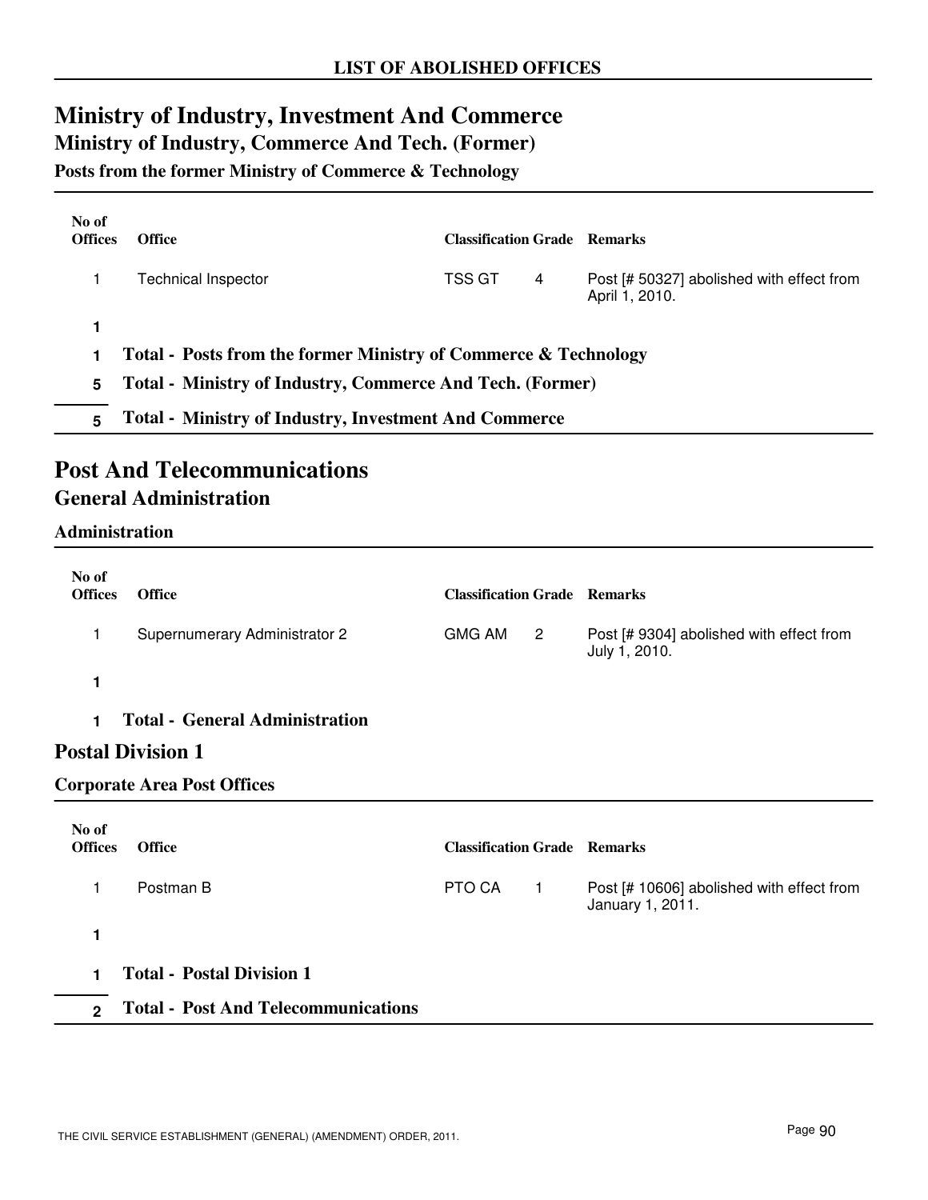## LIST OF ABOLISHED OFFICES

# Ministry of Industry, Investment And Commerce

## Ministry of Industry, Commerce And Tech. (Former)

### Posts from the former Ministry of Commerce & Technology

| No of Offices | Office | Classification | Grade | Remarks |
|---|---|---|---|---|
| 1 | Technical Inspector | TSS GT | 4 | Post [# 50327] abolished with effect from April 1, 2010. |
| **1** | | | | |
| **1** | **Total - Posts from the former Ministry of Commerce & Technology** | | | |
| **5** | **Total - Ministry of Industry, Commerce And Tech. (Former)** | | | |
| **5** | **Total - Ministry of Industry, Investment And Commerce** | | | |

# Post And Telecommunications

## General Administration

### Administration

| No of Offices | Office | Classification | Grade | Remarks |
|---|---|---|---|---|
| 1 | Supernumerary Administrator 2 | GMG AM | 2 | Post [# 9304] abolished with effect from July 1, 2010. |
| **1** | | | | |
| **1** | **Total - General Administration** | | | |

## Postal Division 1

### Corporate Area Post Offices

| No of Offices | Office | Classification | Grade | Remarks |
|---|---|---|---|---|
| 1 | Postman B | PTO CA | 1 | Post [# 10606] abolished with effect from January 1, 2011. |
| **1** | | | | |
| **1** | **Total - Postal Division 1** | | | |
| **2** | **Total - Post And Telecommunications** | | | |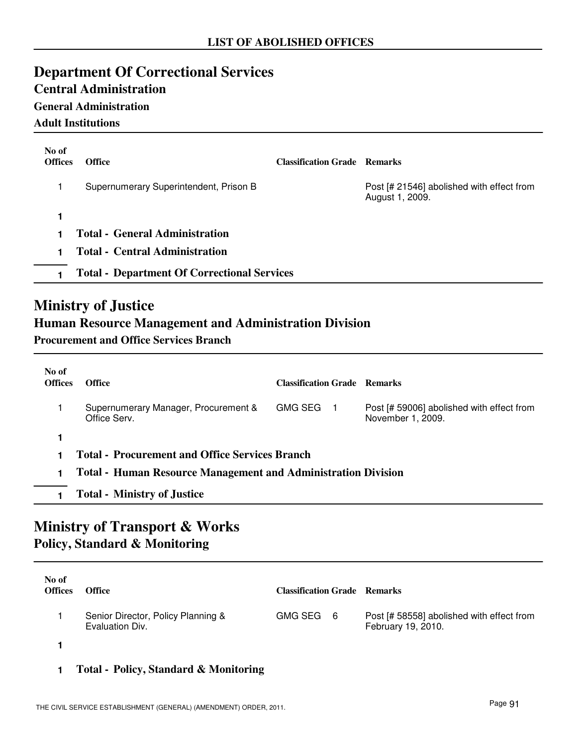**LIST OF ABOLISHED OFFICES**

# Department Of Correctional Services

## Central Administration

### General Administration

### Adult Institutions

| No of Offices | Office | Classification Grade | Remarks |
|---|---|---|---|
| 1 | Supernumerary Superintendent, Prison B | | Post [# 21546] abolished with effect from August 1, 2009. |
| 1 | | | |
| 1 | **Total - General Administration** | | |
| 1 | **Total - Central Administration** | | |
| 1 | **Total - Department Of Correctional Services** | | |

# Ministry of Justice

## Human Resource Management and Administration Division

### Procurement and Office Services Branch

| No of Offices | Office | Classification Grade | Remarks |
|---|---|---|---|
| 1 | Supernumerary Manager, Procurement & Office Serv. | GMG SEG 1 | Post [# 59006] abolished with effect from November 1, 2009. |
| 1 | | | |
| 1 | **Total - Procurement and Office Services Branch** | | |
| 1 | **Total - Human Resource Management and Administration Division** | | |
| 1 | **Total - Ministry of Justice** | | |

# Ministry of Transport & Works

## Policy, Standard & Monitoring

| No of Offices | Office | Classification Grade | Remarks |
|---|---|---|---|
| 1 | Senior Director, Policy Planning & Evaluation Div. | GMG SEG 6 | Post [# 58558] abolished with effect from February 19, 2010. |
| 1 | | | |
| 1 | **Total - Policy, Standard & Monitoring** | | |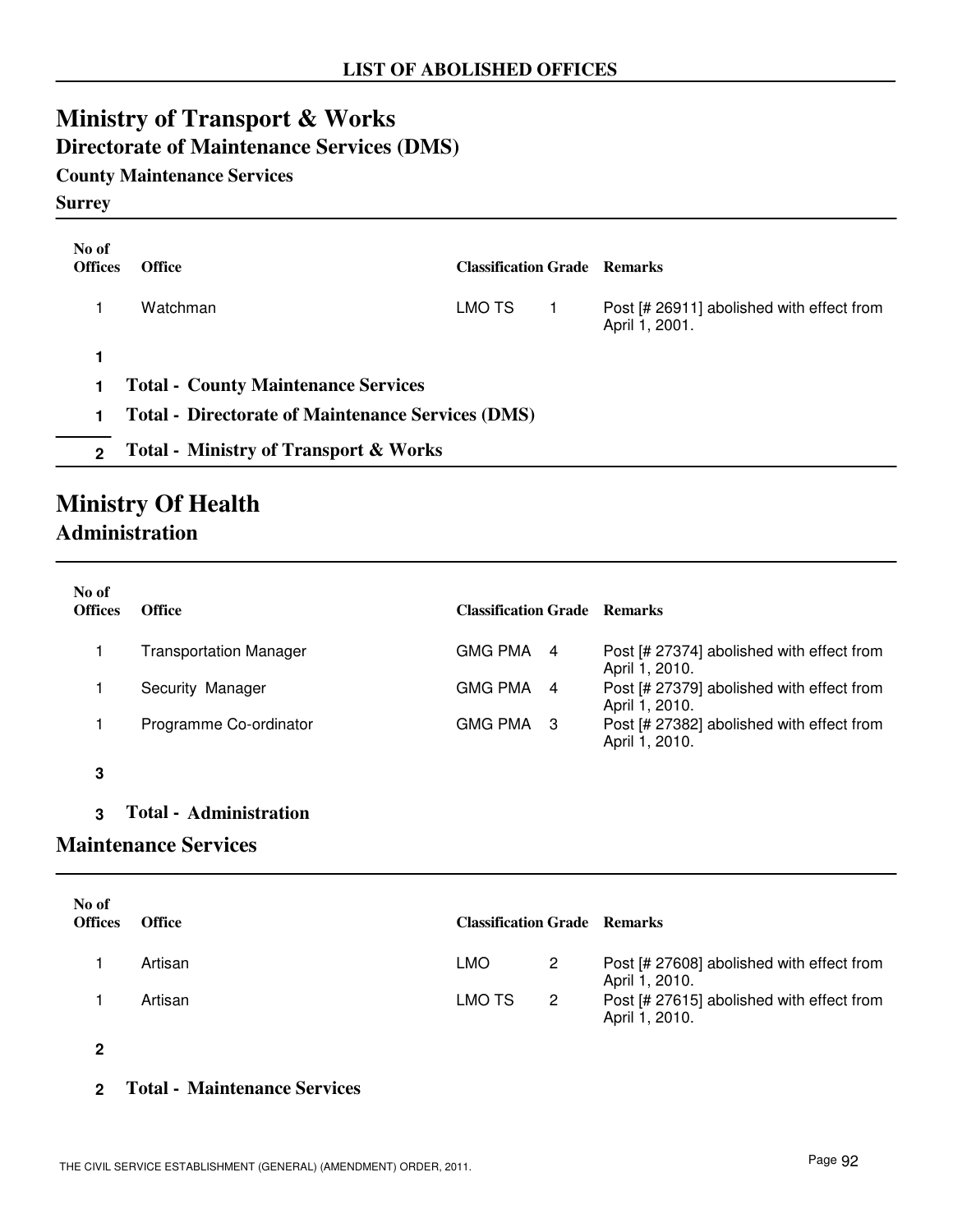## LIST OF ABOLISHED OFFICES

# Ministry of Transport & Works

## Directorate of Maintenance Services (DMS)

### County Maintenance Services

**Surrey**

| No of Offices | Office | Classification | Grade | Remarks |
|---|---|---|---|---|
| 1 | Watchman | LMO TS | 1 | Post [# 26911] abolished with effect from April 1, 2001. |
| **1** | | | | |
| **1** | **Total - County Maintenance Services** | | | |
| **1** | **Total - Directorate of Maintenance Services (DMS)** | | | |
| **2** | **Total - Ministry of Transport & Works** | | | |

# Ministry Of Health

## Administration

| No of Offices | Office | Classification | Grade | Remarks |
|---|---|---|---|---|
| 1 | Transportation Manager | GMG PMA | 4 | Post [# 27374] abolished with effect from April 1, 2010. |
| 1 | Security Manager | GMG PMA | 4 | Post [# 27379] abolished with effect from April 1, 2010. |
| 1 | Programme Co-ordinator | GMG PMA | 3 | Post [# 27382] abolished with effect from April 1, 2010. |
| **3** | | | | |
| **3** | **Total - Administration** | | | |

## Maintenance Services

| No of Offices | Office | Classification | Grade | Remarks |
|---|---|---|---|---|
| 1 | Artisan | LMO | 2 | Post [# 27608] abolished with effect from April 1, 2010. |
| 1 | Artisan | LMO TS | 2 | Post [# 27615] abolished with effect from April 1, 2010. |
| **2** | | | | |
| **2** | **Total - Maintenance Services** | | | |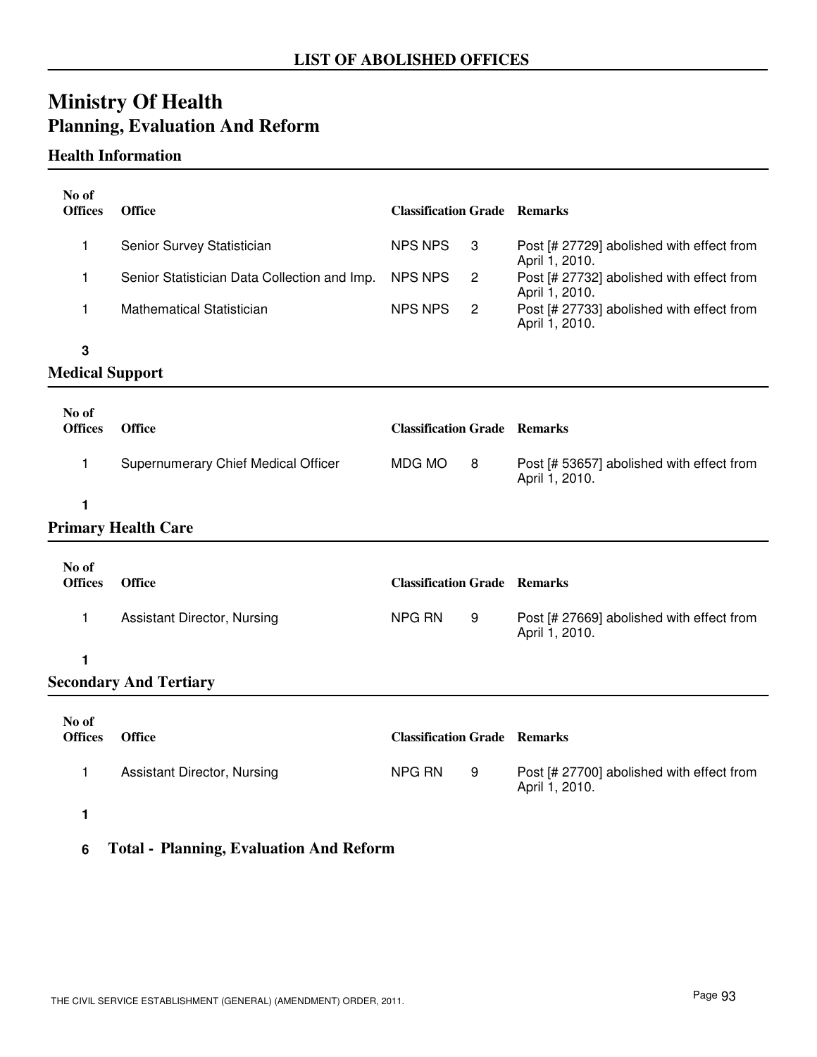## LIST OF ABOLISHED OFFICES

# Ministry Of Health

## Planning, Evaluation And Reform

### Health Information

| No of Offices | Office | Classification | Grade | Remarks |
|---|---|---|---|---|
| 1 | Senior Survey Statistician | NPS NPS | 3 | Post [# 27729] abolished with effect from April 1, 2010. |
| 1 | Senior Statistician Data Collection and Imp. | NPS NPS | 2 | Post [# 27732] abolished with effect from April 1, 2010. |
| 1 | Mathematical Statistician | NPS NPS | 2 | Post [# 27733] abolished with effect from April 1, 2010. |
| **3** | | | | |

### Medical Support

| No of Offices | Office | Classification | Grade | Remarks |
|---|---|---|---|---|
| 1 | Supernumerary Chief Medical Officer | MDG MO | 8 | Post [# 53657] abolished with effect from April 1, 2010. |
| **1** | | | | |

### Primary Health Care

| No of Offices | Office | Classification | Grade | Remarks |
|---|---|---|---|---|
| 1 | Assistant Director, Nursing | NPG RN | 9 | Post [# 27669] abolished with effect from April 1, 2010. |
| **1** | | | | |

### Secondary And Tertiary

| No of Offices | Office | Classification | Grade | Remarks |
|---|---|---|---|---|
| 1 | Assistant Director, Nursing | NPG RN | 9 | Post [# 27700] abolished with effect from April 1, 2010. |
| **1** | | | | |

**6 Total - Planning, Evaluation And Reform**

THE CIVIL SERVICE ESTABLISHMENT (GENERAL) (AMENDMENT) ORDER, 2011.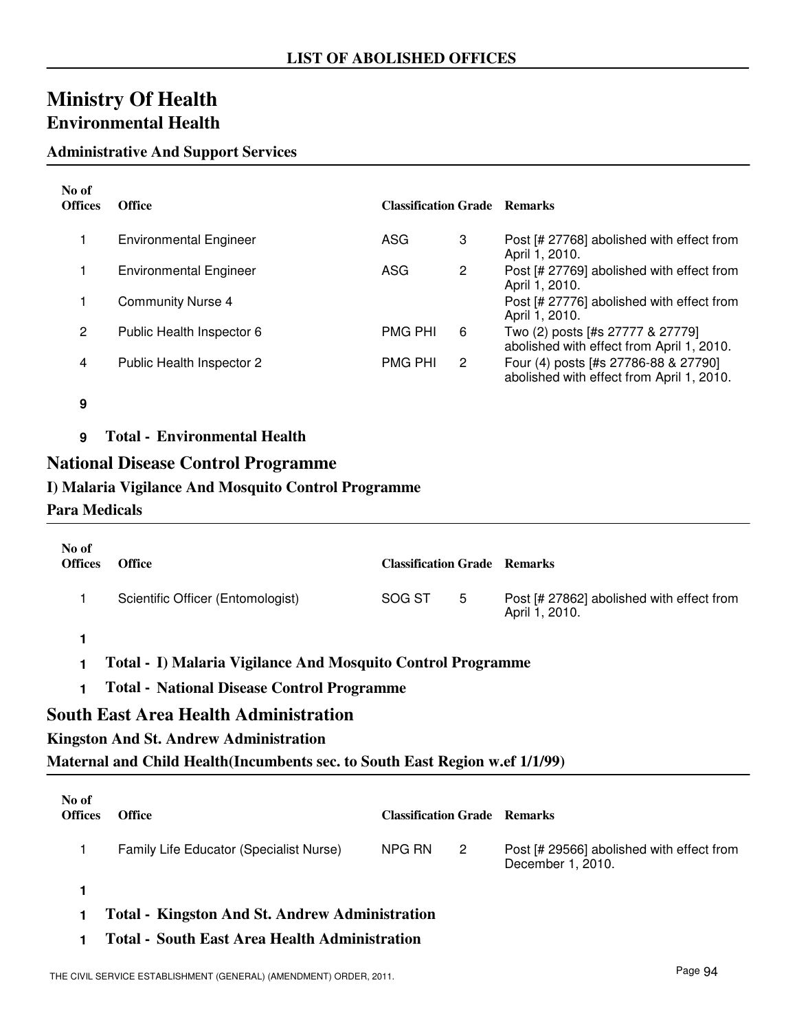**LIST OF ABOLISHED OFFICES**

# Ministry Of Health

## Environmental Health

### Administrative And Support Services

| No of Offices | Office | Classification | Grade | Remarks |
|---|---|---|---|---|
| 1 | Environmental Engineer | ASG | 3 | Post [# 27768] abolished with effect from April 1, 2010. |
| 1 | Environmental Engineer | ASG | 2 | Post [# 27769] abolished with effect from April 1, 2010. |
| 1 | Community Nurse 4 | | | Post [# 27776] abolished with effect from April 1, 2010. |
| 2 | Public Health Inspector 6 | PMG PHI | 6 | Two (2) posts [#s 27777 & 27779] abolished with effect from April 1, 2010. |
| 4 | Public Health Inspector 2 | PMG PHI | 2 | Four (4) posts [#s 27786-88 & 27790] abolished with effect from April 1, 2010. |
| **9** | | | | |

**9 Total - Environmental Health**

## National Disease Control Programme

### I) Malaria Vigilance And Mosquito Control Programme

### Para Medicals

| No of Offices | Office | Classification | Grade | Remarks |
|---|---|---|---|---|
| 1 | Scientific Officer (Entomologist) | SOG ST | 5 | Post [# 27862] abolished with effect from April 1, 2010. |
| **1** | | | | |

**1 Total - I) Malaria Vigilance And Mosquito Control Programme**

**1 Total - National Disease Control Programme**

## South East Area Health Administration

### Kingston And St. Andrew Administration

### Maternal and Child Health(Incumbents sec. to South East Region w.ef 1/1/99)

| No of Offices | Office | Classification | Grade | Remarks |
|---|---|---|---|---|
| 1 | Family Life Educator (Specialist Nurse) | NPG RN | 2 | Post [# 29566] abolished with effect from December 1, 2010. |
| **1** | | | | |

**1 Total - Kingston And St. Andrew Administration**

**1 Total - South East Area Health Administration**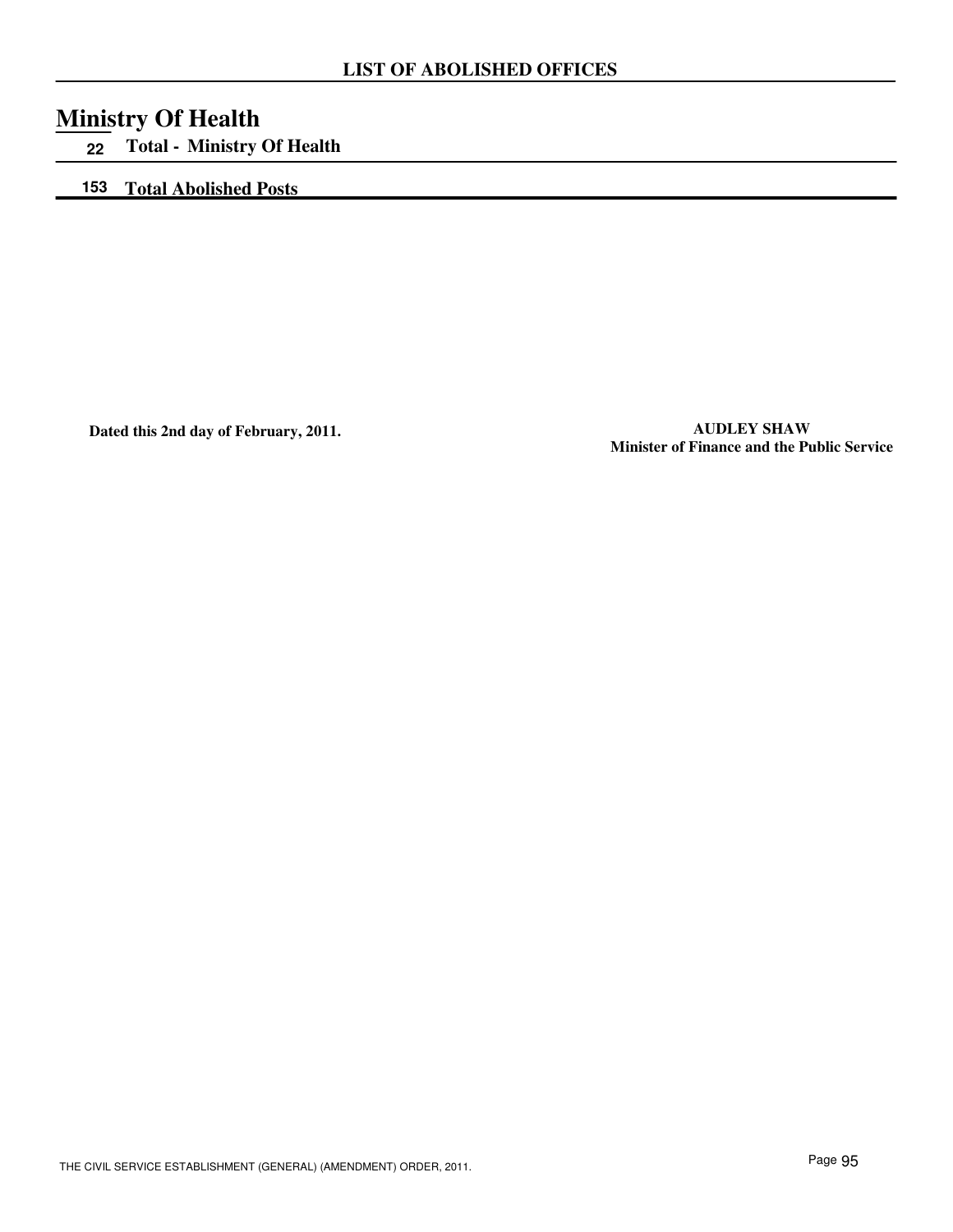**LIST OF ABOLISHED OFFICES**

## Ministry Of Health

**22 Total - Ministry Of Health**

**153 Total Abolished Posts**

**Dated this 2nd day of February, 2011.**

**AUDLEY SHAW**
**Minister of Finance and the Public Service**